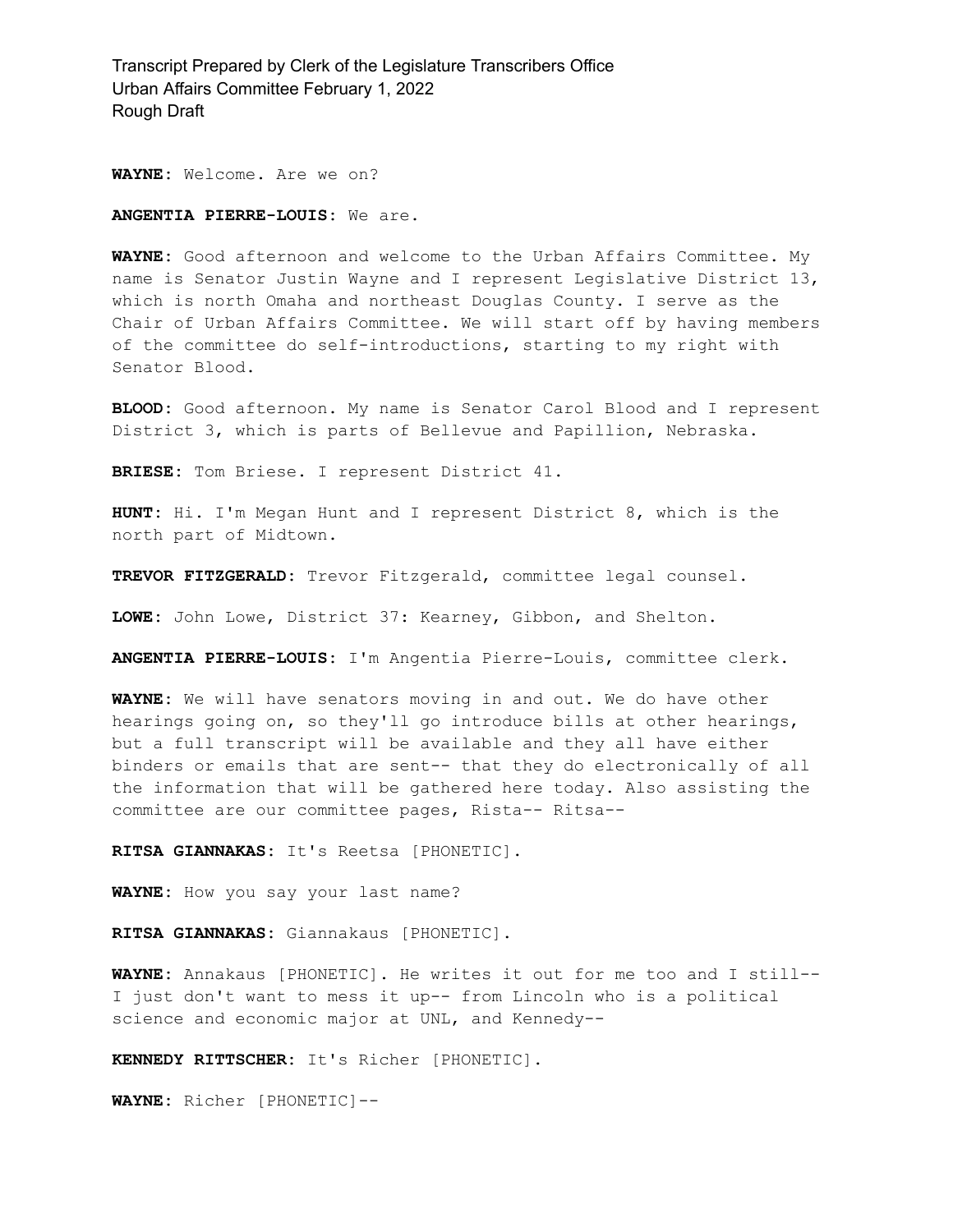**WAYNE:** Welcome. Are we on?

**ANGENTIA PIERRE-LOUIS:** We are.

**WAYNE:** Good afternoon and welcome to the Urban Affairs Committee. My name is Senator Justin Wayne and I represent Legislative District 13, which is north Omaha and northeast Douglas County. I serve as the Chair of Urban Affairs Committee. We will start off by having members of the committee do self-introductions, starting to my right with Senator Blood.

**BLOOD:** Good afternoon. My name is Senator Carol Blood and I represent District 3, which is parts of Bellevue and Papillion, Nebraska.

**BRIESE:** Tom Briese. I represent District 41.

**HUNT:** Hi. I'm Megan Hunt and I represent District 8, which is the north part of Midtown.

**TREVOR FITZGERALD:** Trevor Fitzgerald, committee legal counsel.

**LOWE:** John Lowe, District 37: Kearney, Gibbon, and Shelton.

**ANGENTIA PIERRE-LOUIS:** I'm Angentia Pierre-Louis, committee clerk.

**WAYNE:** We will have senators moving in and out. We do have other hearings going on, so they'll go introduce bills at other hearings, but a full transcript will be available and they all have either binders or emails that are sent-- that they do electronically of all the information that will be gathered here today. Also assisting the committee are our committee pages, Rista-- Ritsa--

**RITSA GIANNAKAS:** It's Reetsa [PHONETIC].

**WAYNE:** How you say your last name?

**RITSA GIANNAKAS:** Giannakaus [PHONETIC].

**WAYNE:** Annakaus [PHONETIC]. He writes it out for me too and I still-- I just don't want to mess it up-- from Lincoln who is a political science and economic major at UNL, and Kennedy--

**KENNEDY RITTSCHER:** It's Richer [PHONETIC].

**WAYNE:** Richer [PHONETIC]--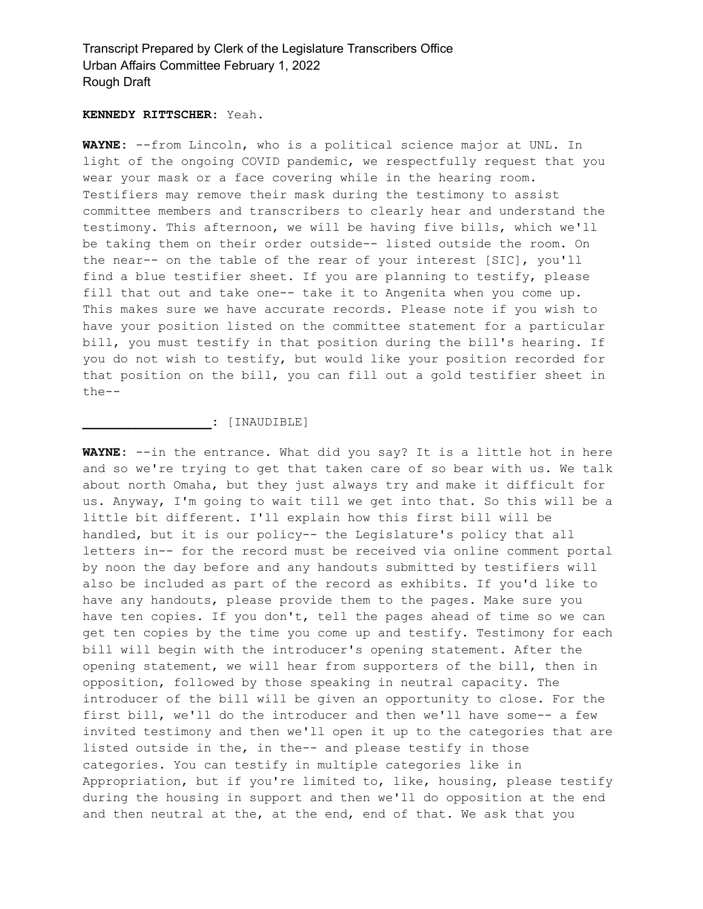**KENNEDY RITTSCHER:** Yeah.

**WAYNE:** --from Lincoln, who is a political science major at UNL. In light of the ongoing COVID pandemic, we respectfully request that you wear your mask or a face covering while in the hearing room. Testifiers may remove their mask during the testimony to assist committee members and transcribers to clearly hear and understand the testimony. This afternoon, we will be having five bills, which we'll be taking them on their order outside-- listed outside the room. On the near-- on the table of the rear of your interest [SIC], you'll find a blue testifier sheet. If you are planning to testify, please fill that out and take one-- take it to Angenita when you come up. This makes sure we have accurate records. Please note if you wish to have your position listed on the committee statement for a particular bill, you must testify in that position during the bill's hearing. If you do not wish to testify, but would like your position recorded for that position on the bill, you can fill out a gold testifier sheet in the--

**________________:** [INAUDIBLE]

**WAYNE:** --in the entrance. What did you say? It is a little hot in here and so we're trying to get that taken care of so bear with us. We talk about north Omaha, but they just always try and make it difficult for us. Anyway, I'm going to wait till we get into that. So this will be a little bit different. I'll explain how this first bill will be handled, but it is our policy-- the Legislature's policy that all letters in-- for the record must be received via online comment portal by noon the day before and any handouts submitted by testifiers will also be included as part of the record as exhibits. If you'd like to have any handouts, please provide them to the pages. Make sure you have ten copies. If you don't, tell the pages ahead of time so we can get ten copies by the time you come up and testify. Testimony for each bill will begin with the introducer's opening statement. After the opening statement, we will hear from supporters of the bill, then in opposition, followed by those speaking in neutral capacity. The introducer of the bill will be given an opportunity to close. For the first bill, we'll do the introducer and then we'll have some-- a few invited testimony and then we'll open it up to the categories that are listed outside in the, in the-- and please testify in those categories. You can testify in multiple categories like in Appropriation, but if you're limited to, like, housing, please testify during the housing in support and then we'll do opposition at the end and then neutral at the, at the end, end of that. We ask that you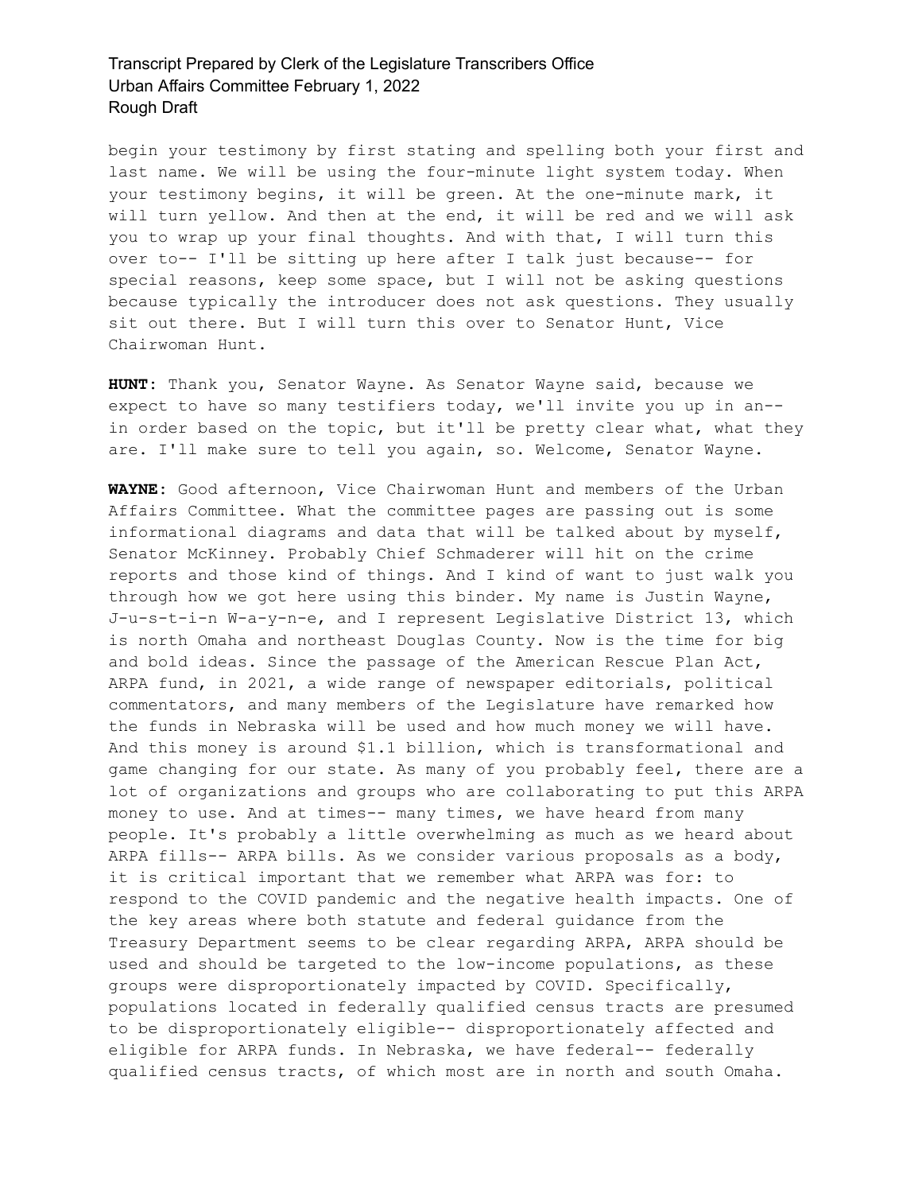begin your testimony by first stating and spelling both your first and last name. We will be using the four-minute light system today. When your testimony begins, it will be green. At the one-minute mark, it will turn yellow. And then at the end, it will be red and we will ask you to wrap up your final thoughts. And with that, I will turn this over to-- I'll be sitting up here after I talk just because-- for special reasons, keep some space, but I will not be asking questions because typically the introducer does not ask questions. They usually sit out there. But I will turn this over to Senator Hunt, Vice Chairwoman Hunt.

**HUNT:** Thank you, Senator Wayne. As Senator Wayne said, because we expect to have so many testifiers today, we'll invite you up in an-- in order based on the topic, but it'll be pretty clear what, what they are. I'll make sure to tell you again, so. Welcome, Senator Wayne.

**WAYNE:** Good afternoon, Vice Chairwoman Hunt and members of the Urban Affairs Committee. What the committee pages are passing out is some informational diagrams and data that will be talked about by myself, Senator McKinney. Probably Chief Schmaderer will hit on the crime reports and those kind of things. And I kind of want to just walk you through how we got here using this binder. My name is Justin Wayne, J-u-s-t-i-n W-a-y-n-e, and I represent Legislative District 13, which is north Omaha and northeast Douglas County. Now is the time for big and bold ideas. Since the passage of the American Rescue Plan Act, ARPA fund, in 2021, a wide range of newspaper editorials, political commentators, and many members of the Legislature have remarked how the funds in Nebraska will be used and how much money we will have. And this money is around $1.1 billion, which is transformational and game changing for our state. As many of you probably feel, there are a lot of organizations and groups who are collaborating to put this ARPA money to use. And at times-- many times, we have heard from many people. It's probably a little overwhelming as much as we heard about ARPA fills-- ARPA bills. As we consider various proposals as a body, it is critical important that we remember what ARPA was for: to respond to the COVID pandemic and the negative health impacts. One of the key areas where both statute and federal guidance from the Treasury Department seems to be clear regarding ARPA, ARPA should be used and should be targeted to the low-income populations, as these groups were disproportionately impacted by COVID. Specifically, populations located in federally qualified census tracts are presumed to be disproportionately eligible-- disproportionately affected and eligible for ARPA funds. In Nebraska, we have federal-- federally qualified census tracts, of which most are in north and south Omaha.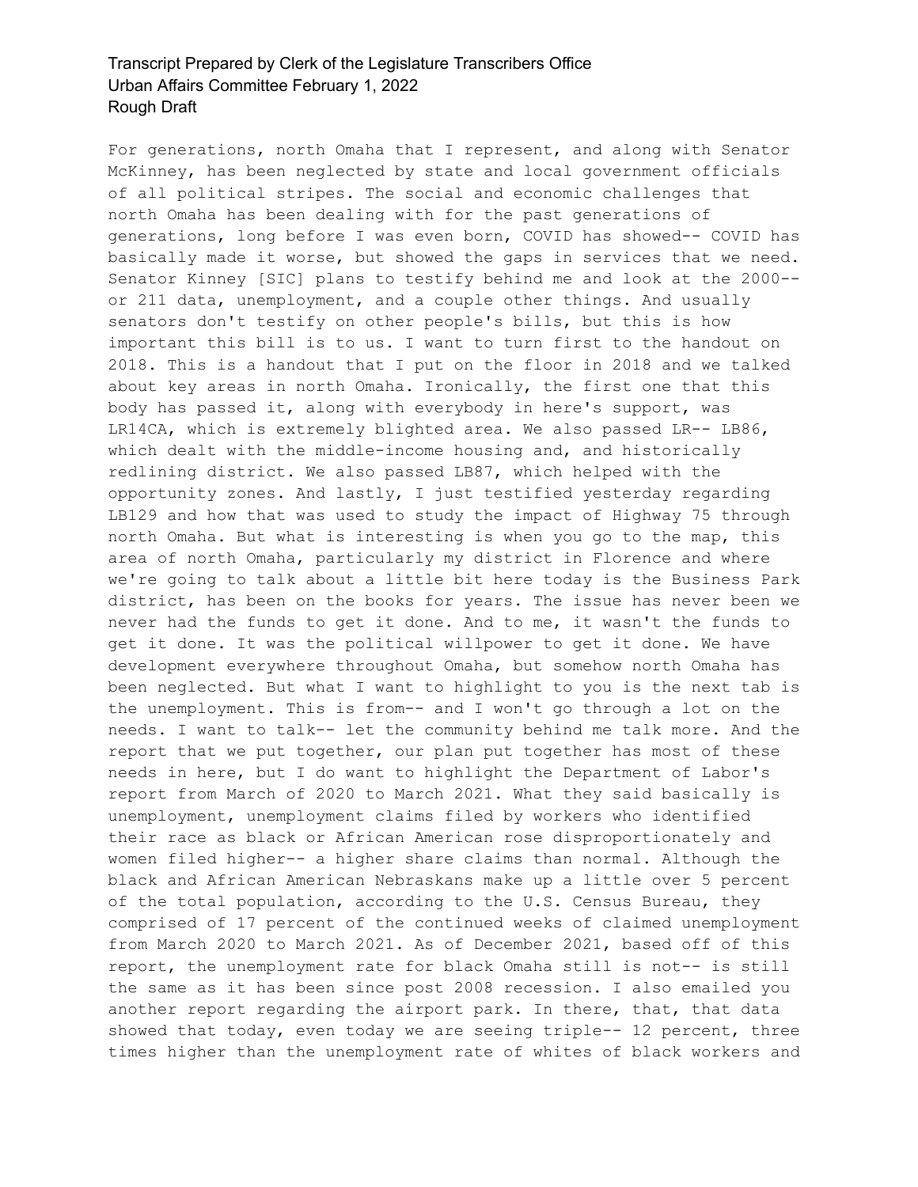For generations, north Omaha that I represent, and along with Senator McKinney, has been neglected by state and local government officials of all political stripes. The social and economic challenges that north Omaha has been dealing with for the past generations of generations, long before I was even born, COVID has showed-- COVID has basically made it worse, but showed the gaps in services that we need. Senator Kinney [SIC] plans to testify behind me and look at the 2000-- or 211 data, unemployment, and a couple other things. And usually senators don't testify on other people's bills, but this is how important this bill is to us. I want to turn first to the handout on 2018. This is a handout that I put on the floor in 2018 and we talked about key areas in north Omaha. Ironically, the first one that this body has passed it, along with everybody in here's support, was LR14CA, which is extremely blighted area. We also passed LR-- LB86, which dealt with the middle-income housing and, and historically redlining district. We also passed LB87, which helped with the opportunity zones. And lastly, I just testified yesterday regarding LB129 and how that was used to study the impact of Highway 75 through north Omaha. But what is interesting is when you go to the map, this area of north Omaha, particularly my district in Florence and where we're going to talk about a little bit here today is the Business Park district, has been on the books for years. The issue has never been we never had the funds to get it done. And to me, it wasn't the funds to get it done. It was the political willpower to get it done. We have development everywhere throughout Omaha, but somehow north Omaha has been neglected. But what I want to highlight to you is the next tab is the unemployment. This is from-- and I won't go through a lot on the needs. I want to talk-- let the community behind me talk more. And the report that we put together, our plan put together has most of these needs in here, but I do want to highlight the Department of Labor's report from March of 2020 to March 2021. What they said basically is unemployment, unemployment claims filed by workers who identified their race as black or African American rose disproportionately and women filed higher-- a higher share claims than normal. Although the black and African American Nebraskans make up a little over 5 percent of the total population, according to the U.S. Census Bureau, they comprised of 17 percent of the continued weeks of claimed unemployment from March 2020 to March 2021. As of December 2021, based off of this report, the unemployment rate for black Omaha still is not-- is still the same as it has been since post 2008 recession. I also emailed you another report regarding the airport park. In there, that, that data showed that today, even today we are seeing triple-- 12 percent, three times higher than the unemployment rate of whites of black workers and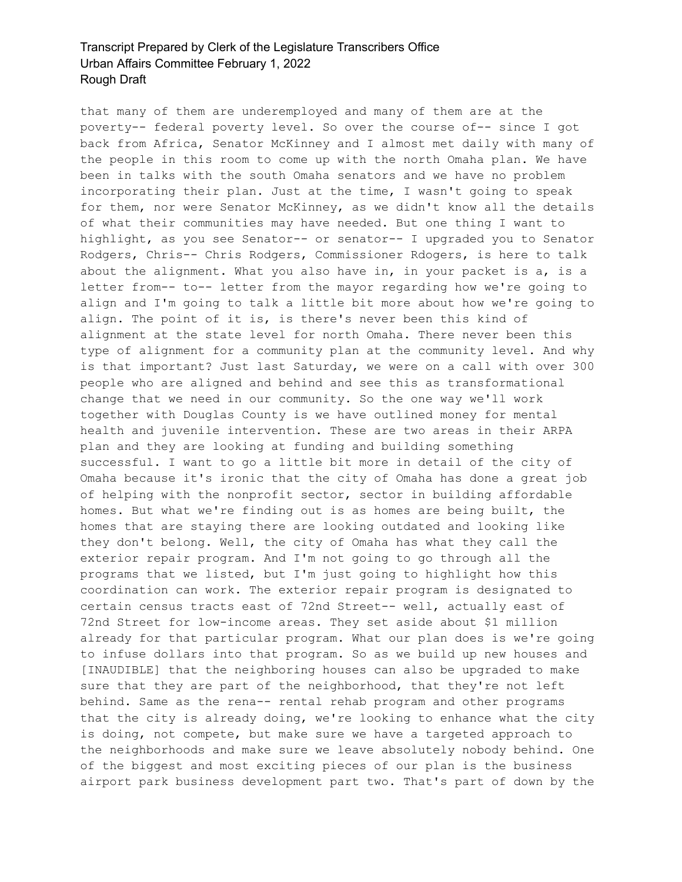that many of them are underemployed and many of them are at the poverty-- federal poverty level. So over the course of-- since I got back from Africa, Senator McKinney and I almost met daily with many of the people in this room to come up with the north Omaha plan. We have been in talks with the south Omaha senators and we have no problem incorporating their plan. Just at the time, I wasn't going to speak for them, nor were Senator McKinney, as we didn't know all the details of what their communities may have needed. But one thing I want to highlight, as you see Senator-- or senator-- I upgraded you to Senator Rodgers, Chris-- Chris Rodgers, Commissioner Rdogers, is here to talk about the alignment. What you also have in, in your packet is a, is a letter from-- to-- letter from the mayor regarding how we're going to align and I'm going to talk a little bit more about how we're going to align. The point of it is, is there's never been this kind of alignment at the state level for north Omaha. There never been this type of alignment for a community plan at the community level. And why is that important? Just last Saturday, we were on a call with over 300 people who are aligned and behind and see this as transformational change that we need in our community. So the one way we'll work together with Douglas County is we have outlined money for mental health and juvenile intervention. These are two areas in their ARPA plan and they are looking at funding and building something successful. I want to go a little bit more in detail of the city of Omaha because it's ironic that the city of Omaha has done a great job of helping with the nonprofit sector, sector in building affordable homes. But what we're finding out is as homes are being built, the homes that are staying there are looking outdated and looking like they don't belong. Well, the city of Omaha has what they call the exterior repair program. And I'm not going to go through all the programs that we listed, but I'm just going to highlight how this coordination can work. The exterior repair program is designated to certain census tracts east of 72nd Street-- well, actually east of 72nd Street for low-income areas. They set aside about $1 million already for that particular program. What our plan does is we're going to infuse dollars into that program. So as we build up new houses and [INAUDIBLE] that the neighboring houses can also be upgraded to make sure that they are part of the neighborhood, that they're not left behind. Same as the rena-- rental rehab program and other programs that the city is already doing, we're looking to enhance what the city is doing, not compete, but make sure we have a targeted approach to the neighborhoods and make sure we leave absolutely nobody behind. One of the biggest and most exciting pieces of our plan is the business airport park business development part two. That's part of down by the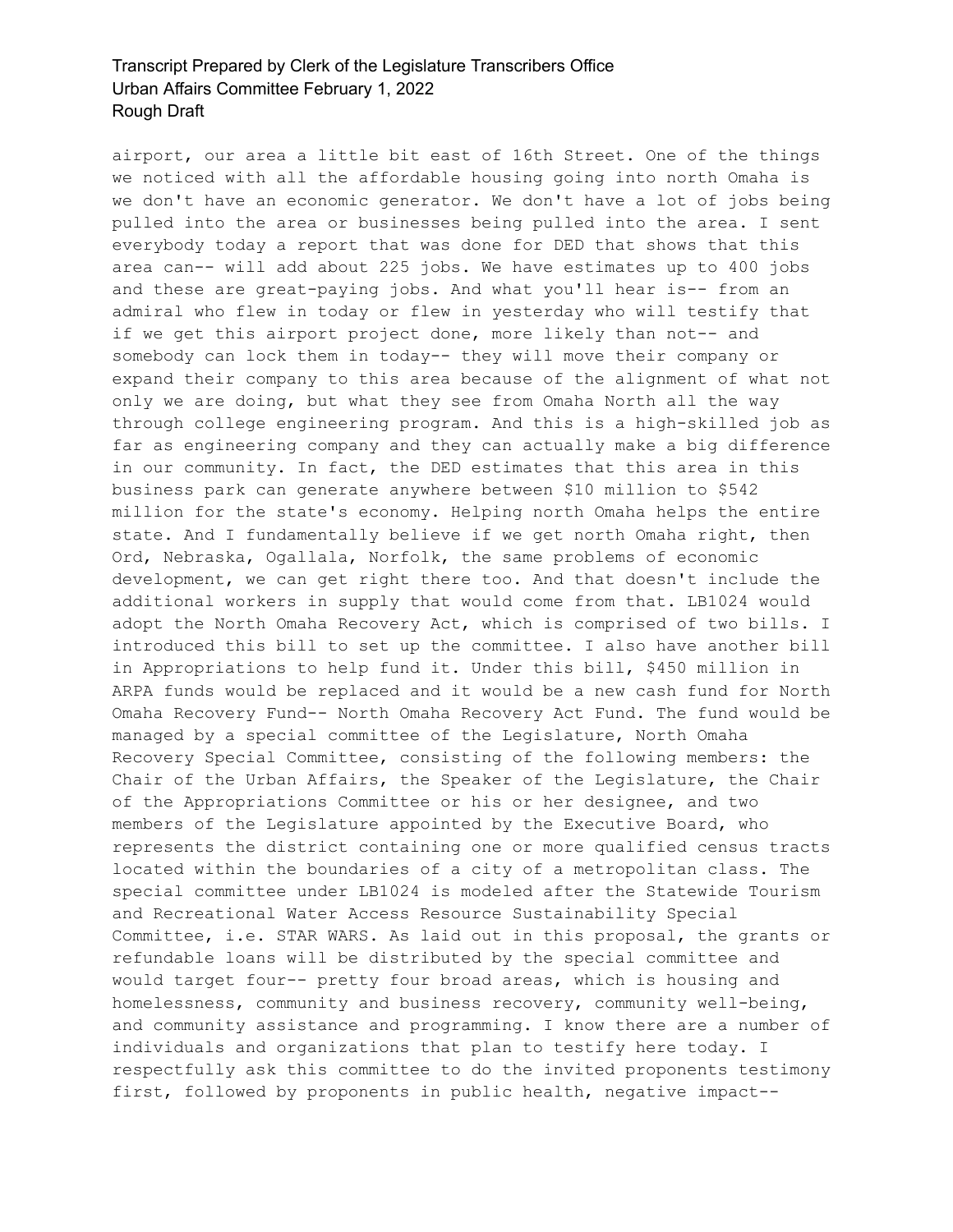airport, our area a little bit east of 16th Street. One of the things we noticed with all the affordable housing going into north Omaha is we don't have an economic generator. We don't have a lot of jobs being pulled into the area or businesses being pulled into the area. I sent everybody today a report that was done for DED that shows that this area can-- will add about 225 jobs. We have estimates up to 400 jobs and these are great-paying jobs. And what you'll hear is-- from an admiral who flew in today or flew in yesterday who will testify that if we get this airport project done, more likely than not-- and somebody can lock them in today-- they will move their company or expand their company to this area because of the alignment of what not only we are doing, but what they see from Omaha North all the way through college engineering program. And this is a high-skilled job as far as engineering company and they can actually make a big difference in our community. In fact, the DED estimates that this area in this business park can generate anywhere between $10 million to $542 million for the state's economy. Helping north Omaha helps the entire state. And I fundamentally believe if we get north Omaha right, then Ord, Nebraska, Ogallala, Norfolk, the same problems of economic development, we can get right there too. And that doesn't include the additional workers in supply that would come from that. LB1024 would adopt the North Omaha Recovery Act, which is comprised of two bills. I introduced this bill to set up the committee. I also have another bill in Appropriations to help fund it. Under this bill, $450 million in ARPA funds would be replaced and it would be a new cash fund for North Omaha Recovery Fund-- North Omaha Recovery Act Fund. The fund would be managed by a special committee of the Legislature, North Omaha Recovery Special Committee, consisting of the following members: the Chair of the Urban Affairs, the Speaker of the Legislature, the Chair of the Appropriations Committee or his or her designee, and two members of the Legislature appointed by the Executive Board, who represents the district containing one or more qualified census tracts located within the boundaries of a city of a metropolitan class. The special committee under LB1024 is modeled after the Statewide Tourism and Recreational Water Access Resource Sustainability Special Committee, i.e. STAR WARS. As laid out in this proposal, the grants or refundable loans will be distributed by the special committee and would target four-- pretty four broad areas, which is housing and homelessness, community and business recovery, community well-being, and community assistance and programming. I know there are a number of individuals and organizations that plan to testify here today. I respectfully ask this committee to do the invited proponents testimony first, followed by proponents in public health, negative impact--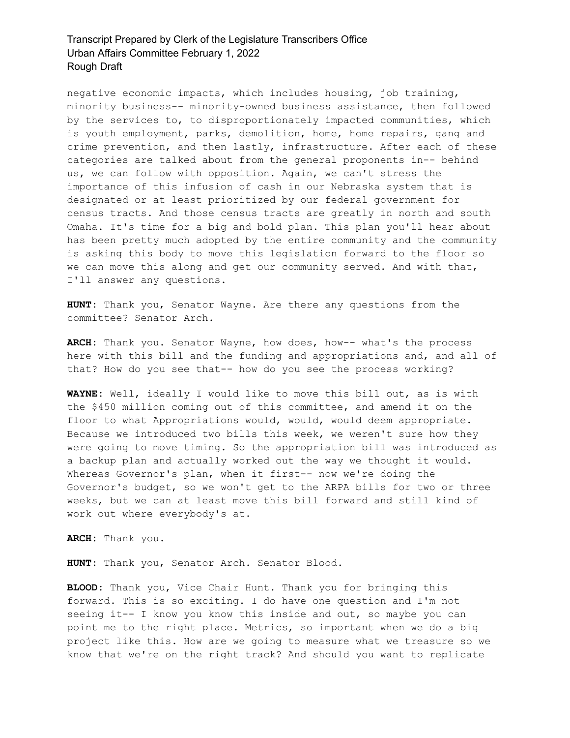negative economic impacts, which includes housing, job training, minority business-- minority-owned business assistance, then followed by the services to, to disproportionately impacted communities, which is youth employment, parks, demolition, home, home repairs, gang and crime prevention, and then lastly, infrastructure. After each of these categories are talked about from the general proponents in-- behind us, we can follow with opposition. Again, we can't stress the importance of this infusion of cash in our Nebraska system that is designated or at least prioritized by our federal government for census tracts. And those census tracts are greatly in north and south Omaha. It's time for a big and bold plan. This plan you'll hear about has been pretty much adopted by the entire community and the community is asking this body to move this legislation forward to the floor so we can move this along and get our community served. And with that, I'll answer any questions.

**HUNT:** Thank you, Senator Wayne. Are there any questions from the committee? Senator Arch.

**ARCH:** Thank you. Senator Wayne, how does, how-- what's the process here with this bill and the funding and appropriations and, and all of that? How do you see that-- how do you see the process working?

**WAYNE:** Well, ideally I would like to move this bill out, as is with the $450 million coming out of this committee, and amend it on the floor to what Appropriations would, would, would deem appropriate. Because we introduced two bills this week, we weren't sure how they were going to move timing. So the appropriation bill was introduced as a backup plan and actually worked out the way we thought it would. Whereas Governor's plan, when it first-- now we're doing the Governor's budget, so we won't get to the ARPA bills for two or three weeks, but we can at least move this bill forward and still kind of work out where everybody's at.

**ARCH:** Thank you.

**HUNT:** Thank you, Senator Arch. Senator Blood.

**BLOOD:** Thank you, Vice Chair Hunt. Thank you for bringing this forward. This is so exciting. I do have one question and I'm not seeing it-- I know you know this inside and out, so maybe you can point me to the right place. Metrics, so important when we do a big project like this. How are we going to measure what we treasure so we know that we're on the right track? And should you want to replicate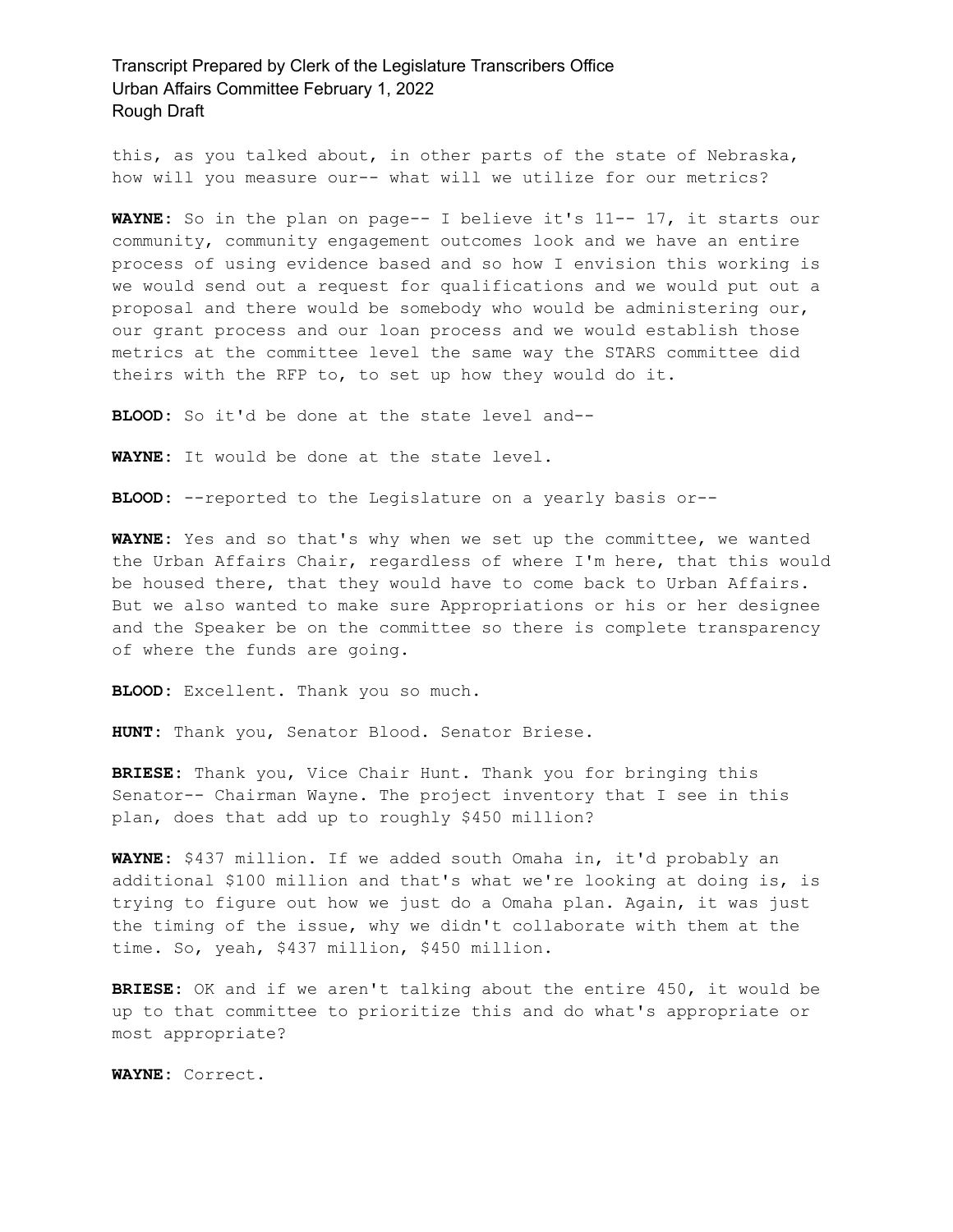this, as you talked about, in other parts of the state of Nebraska, how will you measure our-- what will we utilize for our metrics?

**WAYNE:** So in the plan on page-- I believe it's 11-- 17, it starts our community, community engagement outcomes look and we have an entire process of using evidence based and so how I envision this working is we would send out a request for qualifications and we would put out a proposal and there would be somebody who would be administering our, our grant process and our loan process and we would establish those metrics at the committee level the same way the STARS committee did theirs with the RFP to, to set up how they would do it.

**BLOOD:** So it'd be done at the state level and--

**WAYNE:** It would be done at the state level.

**BLOOD:** --reported to the Legislature on a yearly basis or--

**WAYNE:** Yes and so that's why when we set up the committee, we wanted the Urban Affairs Chair, regardless of where I'm here, that this would be housed there, that they would have to come back to Urban Affairs. But we also wanted to make sure Appropriations or his or her designee and the Speaker be on the committee so there is complete transparency of where the funds are going.

**BLOOD:** Excellent. Thank you so much.

**HUNT:** Thank you, Senator Blood. Senator Briese.

**BRIESE:** Thank you, Vice Chair Hunt. Thank you for bringing this Senator-- Chairman Wayne. The project inventory that I see in this plan, does that add up to roughly $450 million?

**WAYNE:** $437 million. If we added south Omaha in, it'd probably an additional $100 million and that's what we're looking at doing is, is trying to figure out how we just do a Omaha plan. Again, it was just the timing of the issue, why we didn't collaborate with them at the time. So, yeah, $437 million, $450 million.

**BRIESE:** OK and if we aren't talking about the entire 450, it would be up to that committee to prioritize this and do what's appropriate or most appropriate?

**WAYNE:** Correct.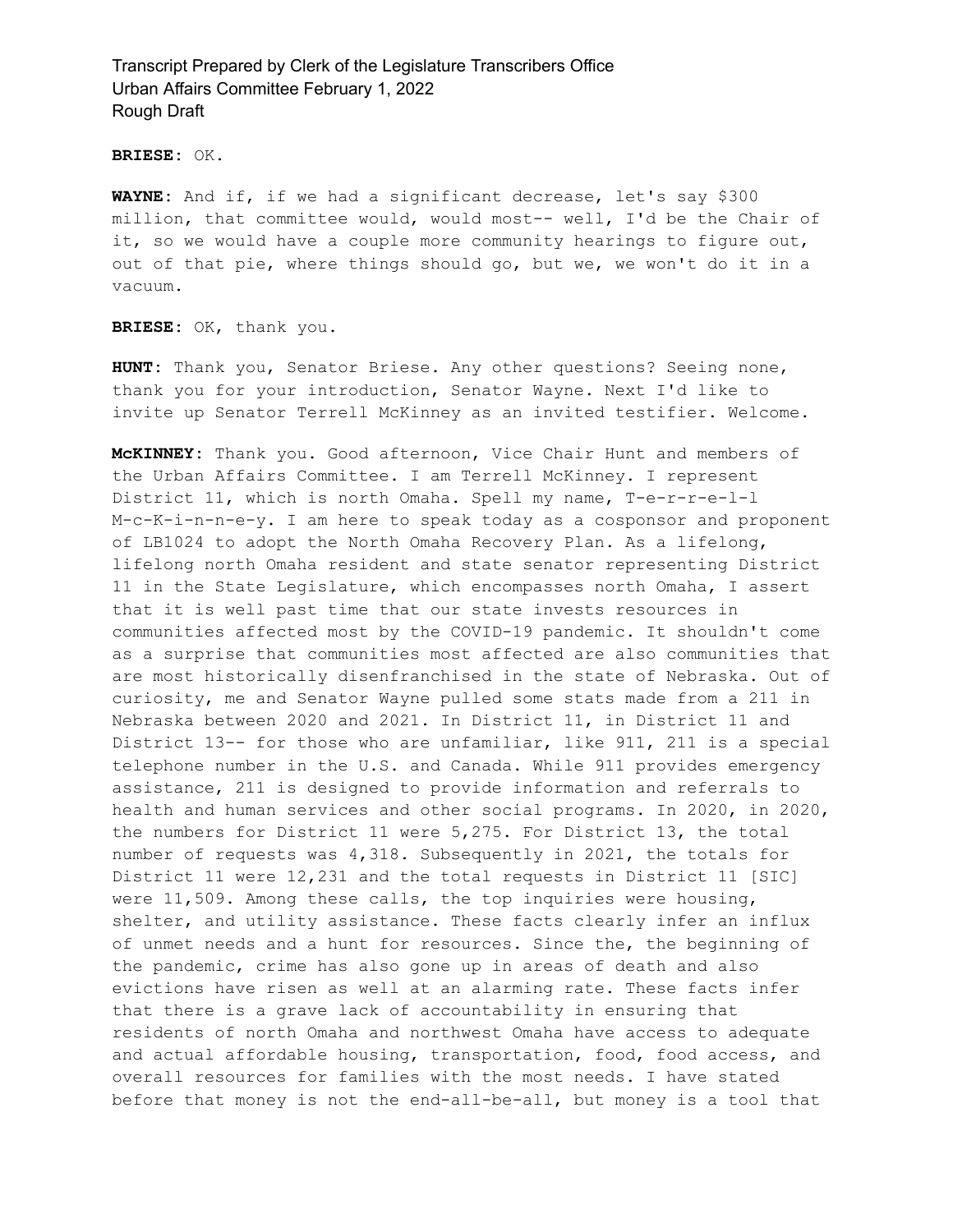**BRIESE:** OK.

**WAYNE:** And if, if we had a significant decrease, let's say $300 million, that committee would, would most-- well, I'd be the Chair of it, so we would have a couple more community hearings to figure out, out of that pie, where things should go, but we, we won't do it in a vacuum.

**BRIESE:** OK, thank you.

**HUNT:** Thank you, Senator Briese. Any other questions? Seeing none, thank you for your introduction, Senator Wayne. Next I'd like to invite up Senator Terrell McKinney as an invited testifier. Welcome.

**McKINNEY:** Thank you. Good afternoon, Vice Chair Hunt and members of the Urban Affairs Committee. I am Terrell McKinney. I represent District 11, which is north Omaha. Spell my name, T-e-r-r-e-l-l M-c-K-i-n-n-e-y. I am here to speak today as a cosponsor and proponent of LB1024 to adopt the North Omaha Recovery Plan. As a lifelong, lifelong north Omaha resident and state senator representing District 11 in the State Legislature, which encompasses north Omaha, I assert that it is well past time that our state invests resources in communities affected most by the COVID-19 pandemic. It shouldn't come as a surprise that communities most affected are also communities that are most historically disenfranchised in the state of Nebraska. Out of curiosity, me and Senator Wayne pulled some stats made from a 211 in Nebraska between 2020 and 2021. In District 11, in District 11 and District 13-- for those who are unfamiliar, like 911, 211 is a special telephone number in the U.S. and Canada. While 911 provides emergency assistance, 211 is designed to provide information and referrals to health and human services and other social programs. In 2020, in 2020, the numbers for District 11 were 5,275. For District 13, the total number of requests was 4,318. Subsequently in 2021, the totals for District 11 were 12,231 and the total requests in District 11 [SIC] were 11,509. Among these calls, the top inquiries were housing, shelter, and utility assistance. These facts clearly infer an influx of unmet needs and a hunt for resources. Since the, the beginning of the pandemic, crime has also gone up in areas of death and also evictions have risen as well at an alarming rate. These facts infer that there is a grave lack of accountability in ensuring that residents of north Omaha and northwest Omaha have access to adequate and actual affordable housing, transportation, food, food access, and overall resources for families with the most needs. I have stated before that money is not the end-all-be-all, but money is a tool that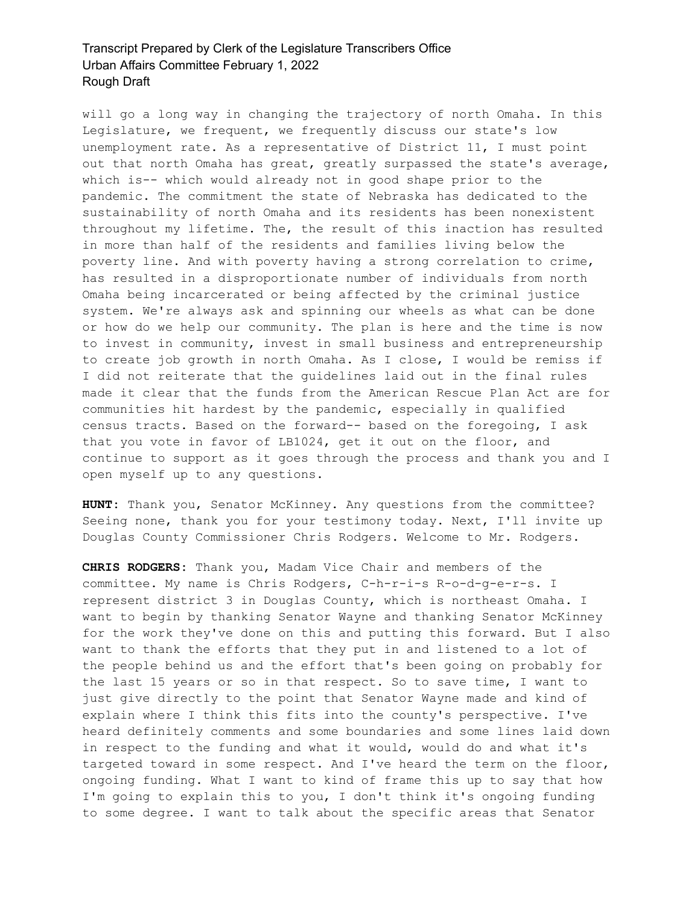will go a long way in changing the trajectory of north Omaha. In this Legislature, we frequent, we frequently discuss our state's low unemployment rate. As a representative of District 11, I must point out that north Omaha has great, greatly surpassed the state's average, which is-- which would already not in good shape prior to the pandemic. The commitment the state of Nebraska has dedicated to the sustainability of north Omaha and its residents has been nonexistent throughout my lifetime. The, the result of this inaction has resulted in more than half of the residents and families living below the poverty line. And with poverty having a strong correlation to crime, has resulted in a disproportionate number of individuals from north Omaha being incarcerated or being affected by the criminal justice system. We're always ask and spinning our wheels as what can be done or how do we help our community. The plan is here and the time is now to invest in community, invest in small business and entrepreneurship to create job growth in north Omaha. As I close, I would be remiss if I did not reiterate that the guidelines laid out in the final rules made it clear that the funds from the American Rescue Plan Act are for communities hit hardest by the pandemic, especially in qualified census tracts. Based on the forward-- based on the foregoing, I ask that you vote in favor of LB1024, get it out on the floor, and continue to support as it goes through the process and thank you and I open myself up to any questions.

**HUNT:** Thank you, Senator McKinney. Any questions from the committee? Seeing none, thank you for your testimony today. Next, I'll invite up Douglas County Commissioner Chris Rodgers. Welcome to Mr. Rodgers.

**CHRIS RODGERS:** Thank you, Madam Vice Chair and members of the committee. My name is Chris Rodgers, C-h-r-i-s R-o-d-g-e-r-s. I represent district 3 in Douglas County, which is northeast Omaha. I want to begin by thanking Senator Wayne and thanking Senator McKinney for the work they've done on this and putting this forward. But I also want to thank the efforts that they put in and listened to a lot of the people behind us and the effort that's been going on probably for the last 15 years or so in that respect. So to save time, I want to just give directly to the point that Senator Wayne made and kind of explain where I think this fits into the county's perspective. I've heard definitely comments and some boundaries and some lines laid down in respect to the funding and what it would, would do and what it's targeted toward in some respect. And I've heard the term on the floor, ongoing funding. What I want to kind of frame this up to say that how I'm going to explain this to you, I don't think it's ongoing funding to some degree. I want to talk about the specific areas that Senator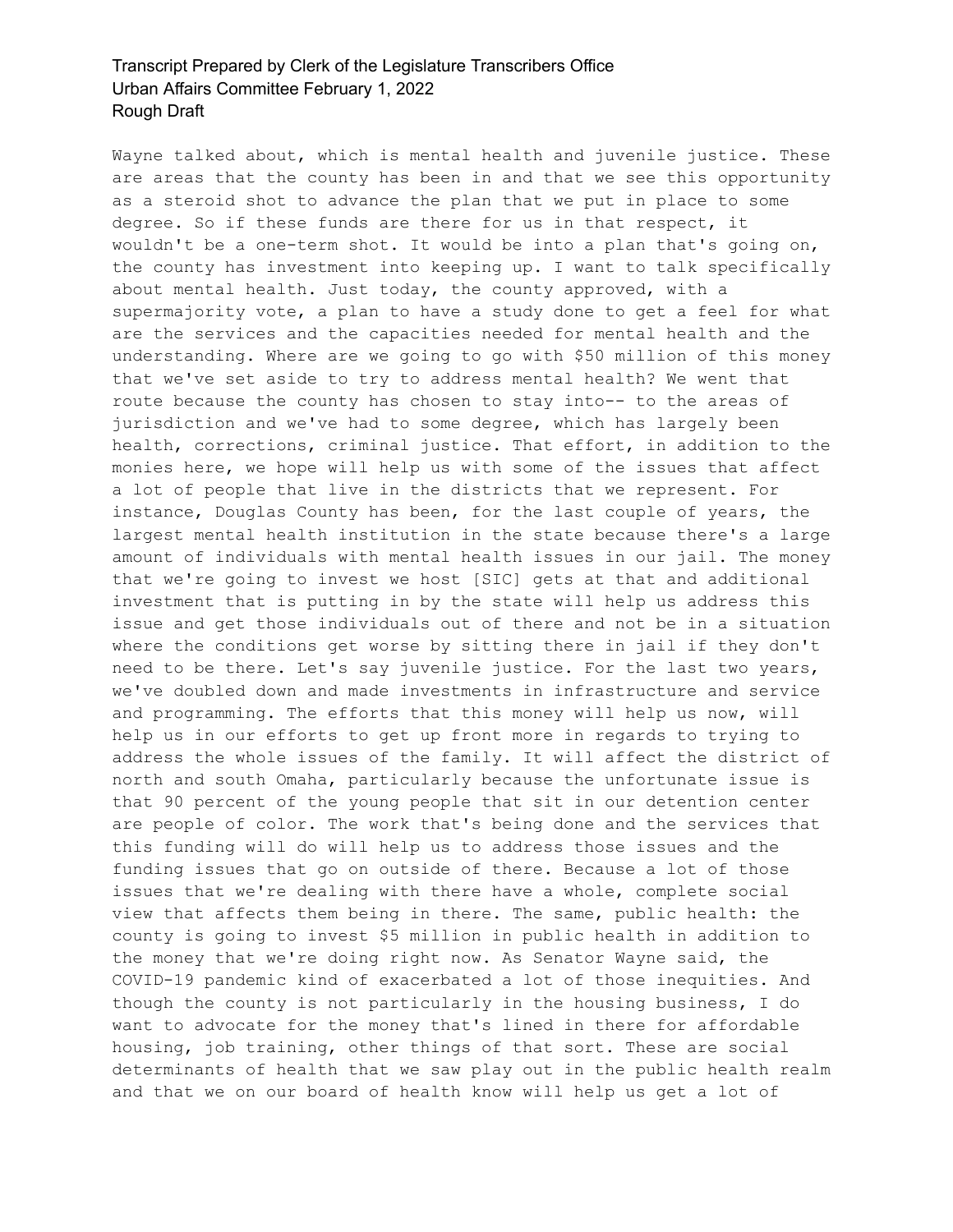Wayne talked about, which is mental health and juvenile justice. These are areas that the county has been in and that we see this opportunity as a steroid shot to advance the plan that we put in place to some degree. So if these funds are there for us in that respect, it wouldn't be a one-term shot. It would be into a plan that's going on, the county has investment into keeping up. I want to talk specifically about mental health. Just today, the county approved, with a supermajority vote, a plan to have a study done to get a feel for what are the services and the capacities needed for mental health and the understanding. Where are we going to go with $50 million of this money that we've set aside to try to address mental health? We went that route because the county has chosen to stay into-- to the areas of jurisdiction and we've had to some degree, which has largely been health, corrections, criminal justice. That effort, in addition to the monies here, we hope will help us with some of the issues that affect a lot of people that live in the districts that we represent. For instance, Douglas County has been, for the last couple of years, the largest mental health institution in the state because there's a large amount of individuals with mental health issues in our jail. The money that we're going to invest we host [SIC] gets at that and additional investment that is putting in by the state will help us address this issue and get those individuals out of there and not be in a situation where the conditions get worse by sitting there in jail if they don't need to be there. Let's say juvenile justice. For the last two years, we've doubled down and made investments in infrastructure and service and programming. The efforts that this money will help us now, will help us in our efforts to get up front more in regards to trying to address the whole issues of the family. It will affect the district of north and south Omaha, particularly because the unfortunate issue is that 90 percent of the young people that sit in our detention center are people of color. The work that's being done and the services that this funding will do will help us to address those issues and the funding issues that go on outside of there. Because a lot of those issues that we're dealing with there have a whole, complete social view that affects them being in there. The same, public health: the county is going to invest $5 million in public health in addition to the money that we're doing right now. As Senator Wayne said, the COVID-19 pandemic kind of exacerbated a lot of those inequities. And though the county is not particularly in the housing business, I do want to advocate for the money that's lined in there for affordable housing, job training, other things of that sort. These are social determinants of health that we saw play out in the public health realm and that we on our board of health know will help us get a lot of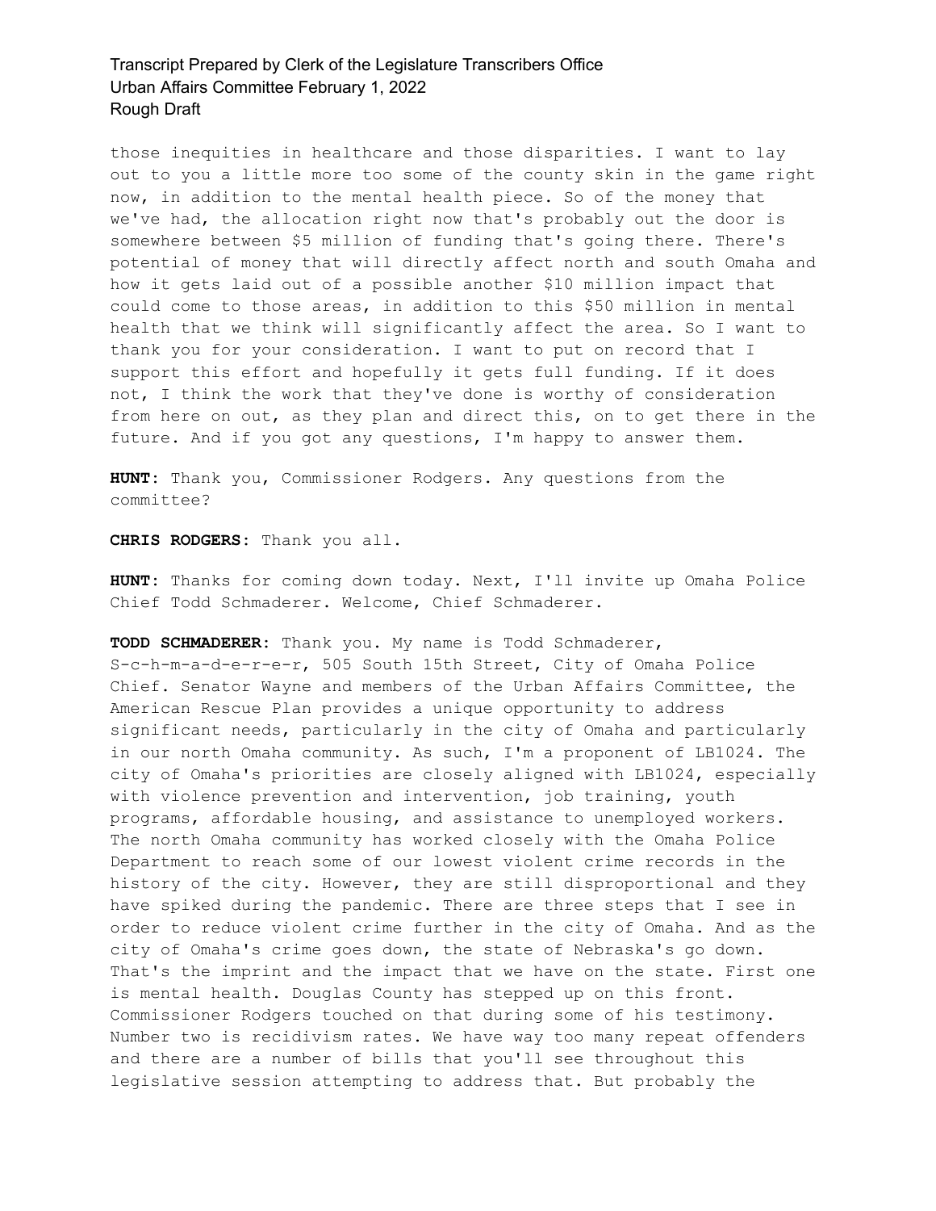those inequities in healthcare and those disparities. I want to lay out to you a little more too some of the county skin in the game right now, in addition to the mental health piece. So of the money that we've had, the allocation right now that's probably out the door is somewhere between $5 million of funding that's going there. There's potential of money that will directly affect north and south Omaha and how it gets laid out of a possible another $10 million impact that could come to those areas, in addition to this $50 million in mental health that we think will significantly affect the area. So I want to thank you for your consideration. I want to put on record that I support this effort and hopefully it gets full funding. If it does not, I think the work that they've done is worthy of consideration from here on out, as they plan and direct this, on to get there in the future. And if you got any questions, I'm happy to answer them.

**HUNT:** Thank you, Commissioner Rodgers. Any questions from the committee?

**CHRIS RODGERS:** Thank you all.

**HUNT:** Thanks for coming down today. Next, I'll invite up Omaha Police Chief Todd Schmaderer. Welcome, Chief Schmaderer.

**TODD SCHMADERER:** Thank you. My name is Todd Schmaderer, S-c-h-m-a-d-e-r-e-r, 505 South 15th Street, City of Omaha Police Chief. Senator Wayne and members of the Urban Affairs Committee, the American Rescue Plan provides a unique opportunity to address significant needs, particularly in the city of Omaha and particularly in our north Omaha community. As such, I'm a proponent of LB1024. The city of Omaha's priorities are closely aligned with LB1024, especially with violence prevention and intervention, job training, youth programs, affordable housing, and assistance to unemployed workers. The north Omaha community has worked closely with the Omaha Police Department to reach some of our lowest violent crime records in the history of the city. However, they are still disproportional and they have spiked during the pandemic. There are three steps that I see in order to reduce violent crime further in the city of Omaha. And as the city of Omaha's crime goes down, the state of Nebraska's go down. That's the imprint and the impact that we have on the state. First one is mental health. Douglas County has stepped up on this front. Commissioner Rodgers touched on that during some of his testimony. Number two is recidivism rates. We have way too many repeat offenders and there are a number of bills that you'll see throughout this legislative session attempting to address that. But probably the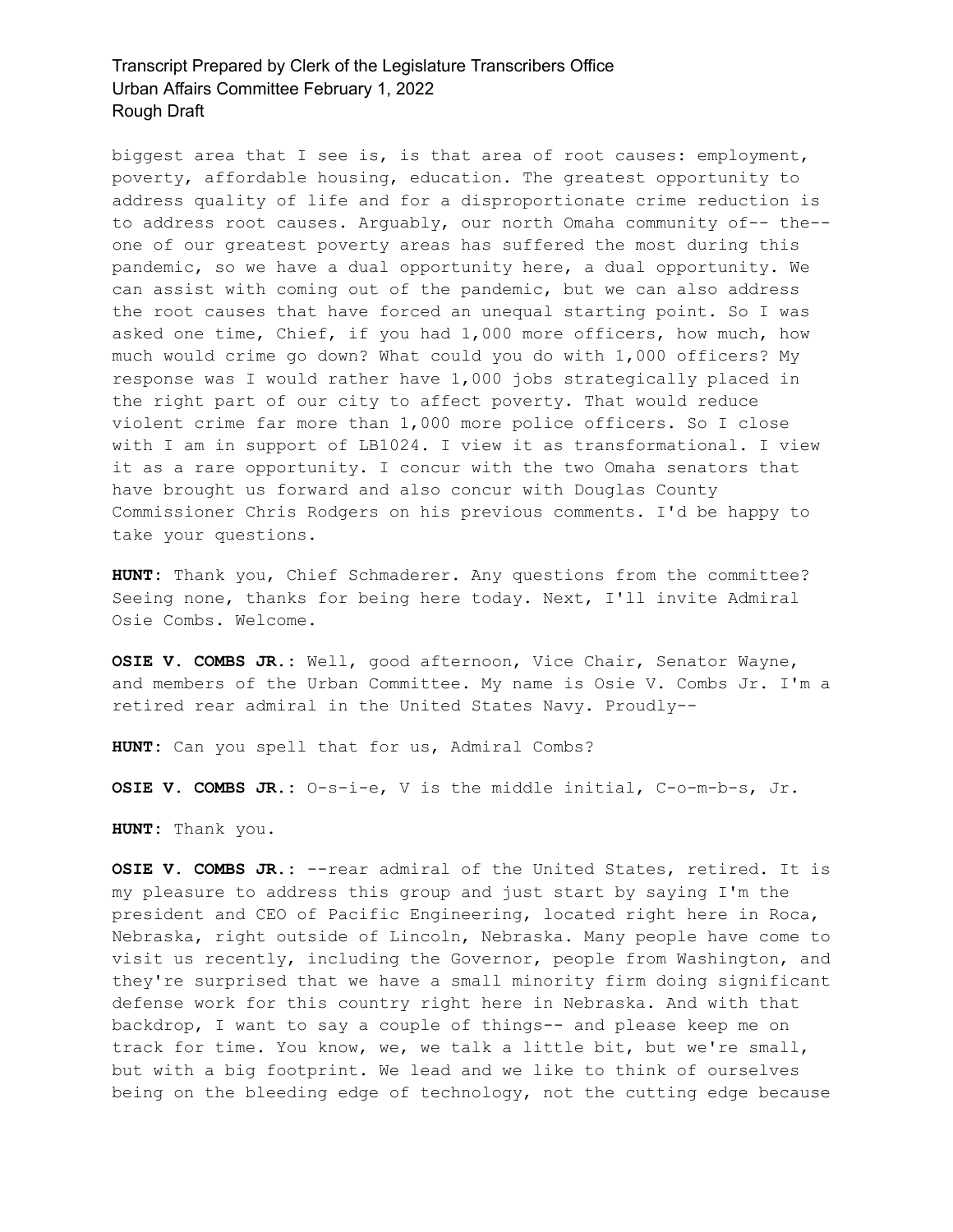biggest area that I see is, is that area of root causes: employment, poverty, affordable housing, education. The greatest opportunity to address quality of life and for a disproportionate crime reduction is to address root causes. Arguably, our north Omaha community of-- the-- one of our greatest poverty areas has suffered the most during this pandemic, so we have a dual opportunity here, a dual opportunity. We can assist with coming out of the pandemic, but we can also address the root causes that have forced an unequal starting point. So I was asked one time, Chief, if you had 1,000 more officers, how much, how much would crime go down? What could you do with 1,000 officers? My response was I would rather have 1,000 jobs strategically placed in the right part of our city to affect poverty. That would reduce violent crime far more than 1,000 more police officers. So I close with I am in support of LB1024. I view it as transformational. I view it as a rare opportunity. I concur with the two Omaha senators that have brought us forward and also concur with Douglas County Commissioner Chris Rodgers on his previous comments. I'd be happy to take your questions.

**HUNT:** Thank you, Chief Schmaderer. Any questions from the committee? Seeing none, thanks for being here today. Next, I'll invite Admiral Osie Combs. Welcome.

**OSIE V. COMBS JR.:** Well, good afternoon, Vice Chair, Senator Wayne, and members of the Urban Committee. My name is Osie V. Combs Jr. I'm a retired rear admiral in the United States Navy. Proudly--

**HUNT:** Can you spell that for us, Admiral Combs?

**OSIE V. COMBS JR.:** O-s-i-e, V is the middle initial, C-o-m-b-s, Jr.

**HUNT:** Thank you.

**OSIE V. COMBS JR.:** --rear admiral of the United States, retired. It is my pleasure to address this group and just start by saying I'm the president and CEO of Pacific Engineering, located right here in Roca, Nebraska, right outside of Lincoln, Nebraska. Many people have come to visit us recently, including the Governor, people from Washington, and they're surprised that we have a small minority firm doing significant defense work for this country right here in Nebraska. And with that backdrop, I want to say a couple of things-- and please keep me on track for time. You know, we, we talk a little bit, but we're small, but with a big footprint. We lead and we like to think of ourselves being on the bleeding edge of technology, not the cutting edge because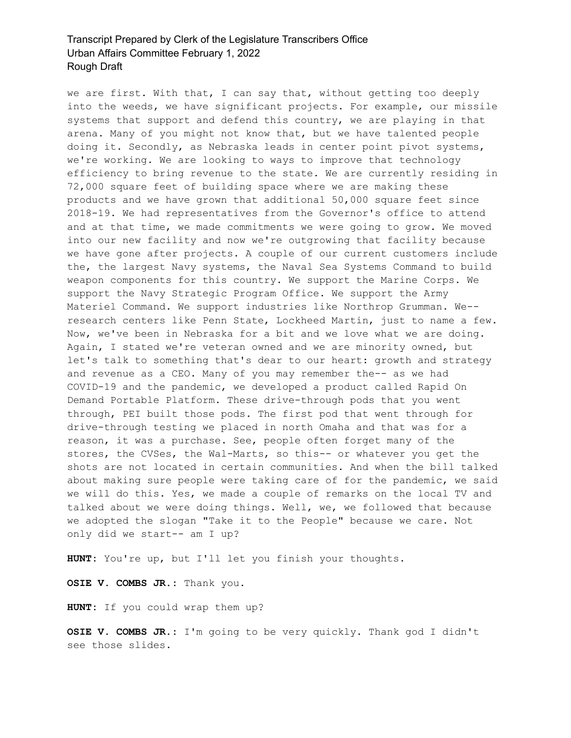we are first. With that, I can say that, without getting too deeply into the weeds, we have significant projects. For example, our missile systems that support and defend this country, we are playing in that arena. Many of you might not know that, but we have talented people doing it. Secondly, as Nebraska leads in center point pivot systems, we're working. We are looking to ways to improve that technology efficiency to bring revenue to the state. We are currently residing in 72,000 square feet of building space where we are making these products and we have grown that additional 50,000 square feet since 2018-19. We had representatives from the Governor's office to attend and at that time, we made commitments we were going to grow. We moved into our new facility and now we're outgrowing that facility because we have gone after projects. A couple of our current customers include the, the largest Navy systems, the Naval Sea Systems Command to build weapon components for this country. We support the Marine Corps. We support the Navy Strategic Program Office. We support the Army Materiel Command. We support industries like Northrop Grumman. We-- research centers like Penn State, Lockheed Martin, just to name a few. Now, we've been in Nebraska for a bit and we love what we are doing. Again, I stated we're veteran owned and we are minority owned, but let's talk to something that's dear to our heart: growth and strategy and revenue as a CEO. Many of you may remember the-- as we had COVID-19 and the pandemic, we developed a product called Rapid On Demand Portable Platform. These drive-through pods that you went through, PEI built those pods. The first pod that went through for drive-through testing we placed in north Omaha and that was for a reason, it was a purchase. See, people often forget many of the stores, the CVSes, the Wal-Marts, so this-- or whatever you get the shots are not located in certain communities. And when the bill talked about making sure people were taking care of for the pandemic, we said we will do this. Yes, we made a couple of remarks on the local TV and talked about we were doing things. Well, we, we followed that because we adopted the slogan "Take it to the People" because we care. Not only did we start-- am I up?

**HUNT:** You're up, but I'll let you finish your thoughts.

**OSIE V. COMBS JR.:** Thank you.

**HUNT:** If you could wrap them up?

**OSIE V. COMBS JR.:** I'm going to be very quickly. Thank god I didn't see those slides.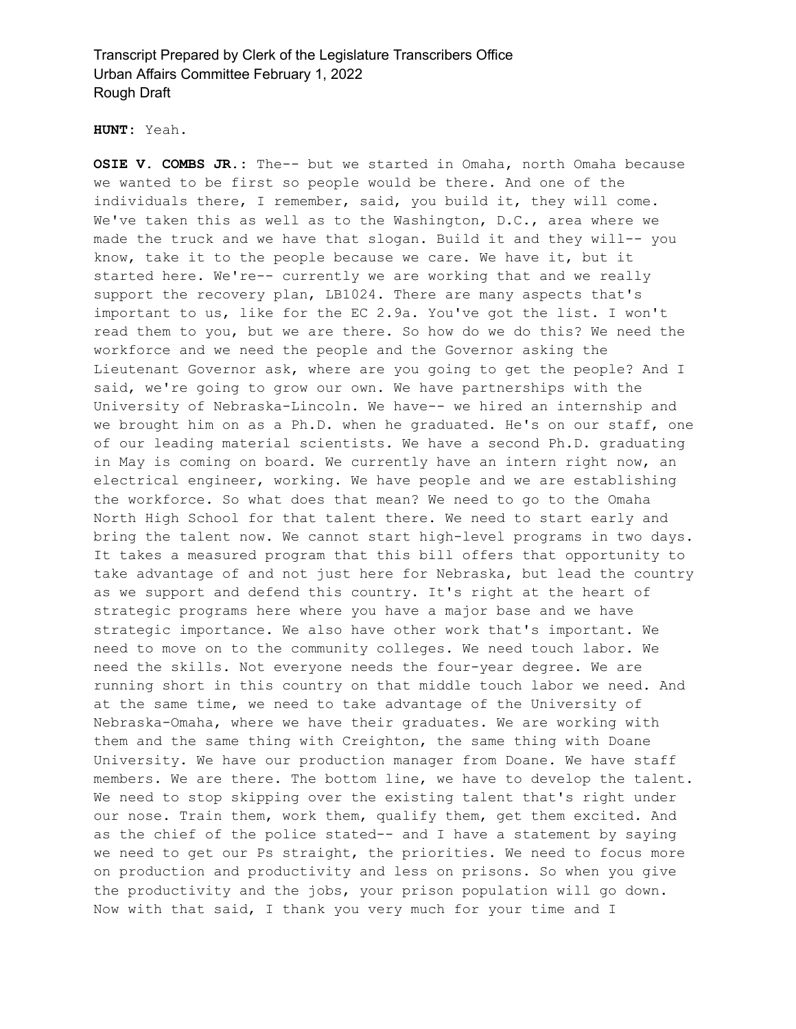**HUNT:** Yeah.

**OSIE V. COMBS JR.:** The-- but we started in Omaha, north Omaha because we wanted to be first so people would be there. And one of the individuals there, I remember, said, you build it, they will come. We've taken this as well as to the Washington, D.C., area where we made the truck and we have that slogan. Build it and they will-- you know, take it to the people because we care. We have it, but it started here. We're-- currently we are working that and we really support the recovery plan, LB1024. There are many aspects that's important to us, like for the EC 2.9a. You've got the list. I won't read them to you, but we are there. So how do we do this? We need the workforce and we need the people and the Governor asking the Lieutenant Governor ask, where are you going to get the people? And I said, we're going to grow our own. We have partnerships with the University of Nebraska-Lincoln. We have-- we hired an internship and we brought him on as a Ph.D. when he graduated. He's on our staff, one of our leading material scientists. We have a second Ph.D. graduating in May is coming on board. We currently have an intern right now, an electrical engineer, working. We have people and we are establishing the workforce. So what does that mean? We need to go to the Omaha North High School for that talent there. We need to start early and bring the talent now. We cannot start high-level programs in two days. It takes a measured program that this bill offers that opportunity to take advantage of and not just here for Nebraska, but lead the country as we support and defend this country. It's right at the heart of strategic programs here where you have a major base and we have strategic importance. We also have other work that's important. We need to move on to the community colleges. We need touch labor. We need the skills. Not everyone needs the four-year degree. We are running short in this country on that middle touch labor we need. And at the same time, we need to take advantage of the University of Nebraska-Omaha, where we have their graduates. We are working with them and the same thing with Creighton, the same thing with Doane University. We have our production manager from Doane. We have staff members. We are there. The bottom line, we have to develop the talent. We need to stop skipping over the existing talent that's right under our nose. Train them, work them, qualify them, get them excited. And as the chief of the police stated-- and I have a statement by saying we need to get our Ps straight, the priorities. We need to focus more on production and productivity and less on prisons. So when you give the productivity and the jobs, your prison population will go down. Now with that said, I thank you very much for your time and I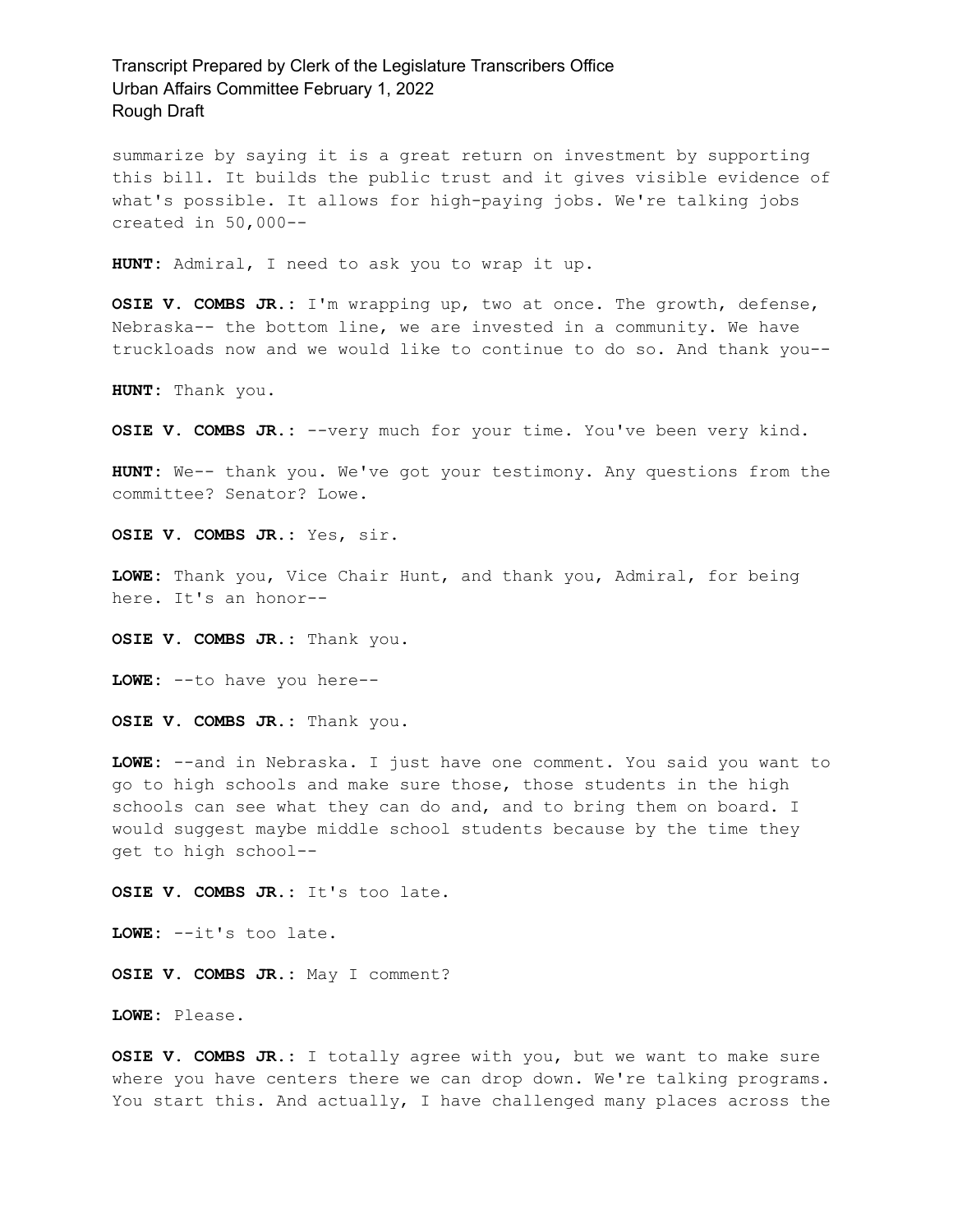summarize by saying it is a great return on investment by supporting this bill. It builds the public trust and it gives visible evidence of what's possible. It allows for high-paying jobs. We're talking jobs created in 50,000--

**HUNT:** Admiral, I need to ask you to wrap it up.

**OSIE V. COMBS JR.:** I'm wrapping up, two at once. The growth, defense, Nebraska-- the bottom line, we are invested in a community. We have truckloads now and we would like to continue to do so. And thank you--

**HUNT:** Thank you.

**OSIE V. COMBS JR.:** --very much for your time. You've been very kind.

**HUNT:** We-- thank you. We've got your testimony. Any questions from the committee? Senator? Lowe.

**OSIE V. COMBS JR.:** Yes, sir.

**LOWE:** Thank you, Vice Chair Hunt, and thank you, Admiral, for being here. It's an honor--

**OSIE V. COMBS JR.:** Thank you.

**LOWE:** --to have you here--

**OSIE V. COMBS JR.:** Thank you.

**LOWE:** --and in Nebraska. I just have one comment. You said you want to go to high schools and make sure those, those students in the high schools can see what they can do and, and to bring them on board. I would suggest maybe middle school students because by the time they get to high school--

**OSIE V. COMBS JR.:** It's too late.

**LOWE:** --it's too late.

**OSIE V. COMBS JR.:** May I comment?

**LOWE:** Please.

**OSIE V. COMBS JR.:** I totally agree with you, but we want to make sure where you have centers there we can drop down. We're talking programs. You start this. And actually, I have challenged many places across the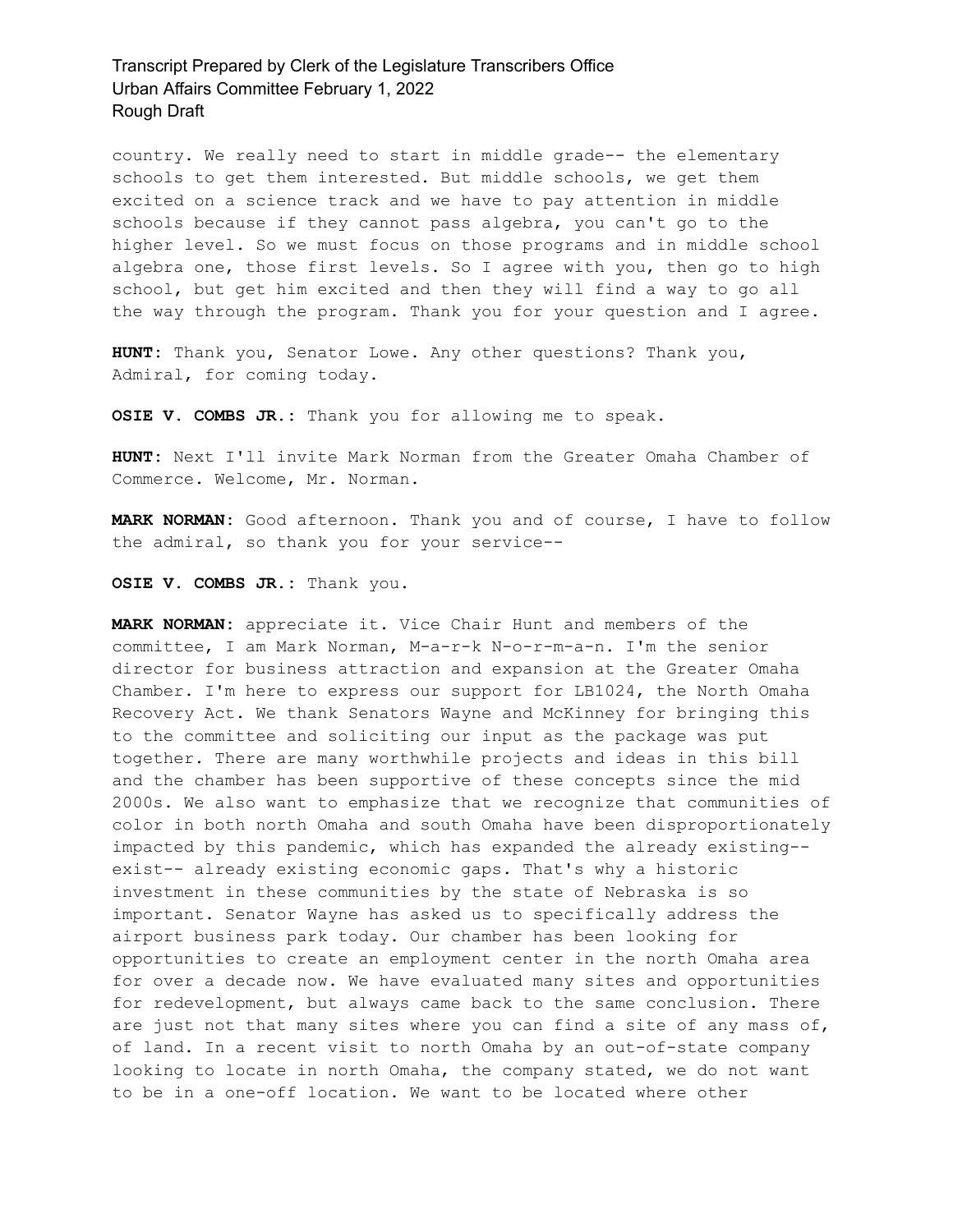country. We really need to start in middle grade-- the elementary schools to get them interested. But middle schools, we get them excited on a science track and we have to pay attention in middle schools because if they cannot pass algebra, you can't go to the higher level. So we must focus on those programs and in middle school algebra one, those first levels. So I agree with you, then go to high school, but get him excited and then they will find a way to go all the way through the program. Thank you for your question and I agree.

**HUNT:** Thank you, Senator Lowe. Any other questions? Thank you, Admiral, for coming today.

**OSIE V. COMBS JR.:** Thank you for allowing me to speak.

**HUNT:** Next I'll invite Mark Norman from the Greater Omaha Chamber of Commerce. Welcome, Mr. Norman.

**MARK NORMAN:** Good afternoon. Thank you and of course, I have to follow the admiral, so thank you for your service--

**OSIE V. COMBS JR.:** Thank you.

**MARK NORMAN:** appreciate it. Vice Chair Hunt and members of the committee, I am Mark Norman, M-a-r-k N-o-r-m-a-n. I'm the senior director for business attraction and expansion at the Greater Omaha Chamber. I'm here to express our support for LB1024, the North Omaha Recovery Act. We thank Senators Wayne and McKinney for bringing this to the committee and soliciting our input as the package was put together. There are many worthwhile projects and ideas in this bill and the chamber has been supportive of these concepts since the mid 2000s. We also want to emphasize that we recognize that communities of color in both north Omaha and south Omaha have been disproportionately impacted by this pandemic, which has expanded the already existing-- exist-- already existing economic gaps. That's why a historic investment in these communities by the state of Nebraska is so important. Senator Wayne has asked us to specifically address the airport business park today. Our chamber has been looking for opportunities to create an employment center in the north Omaha area for over a decade now. We have evaluated many sites and opportunities for redevelopment, but always came back to the same conclusion. There are just not that many sites where you can find a site of any mass of, of land. In a recent visit to north Omaha by an out-of-state company looking to locate in north Omaha, the company stated, we do not want to be in a one-off location. We want to be located where other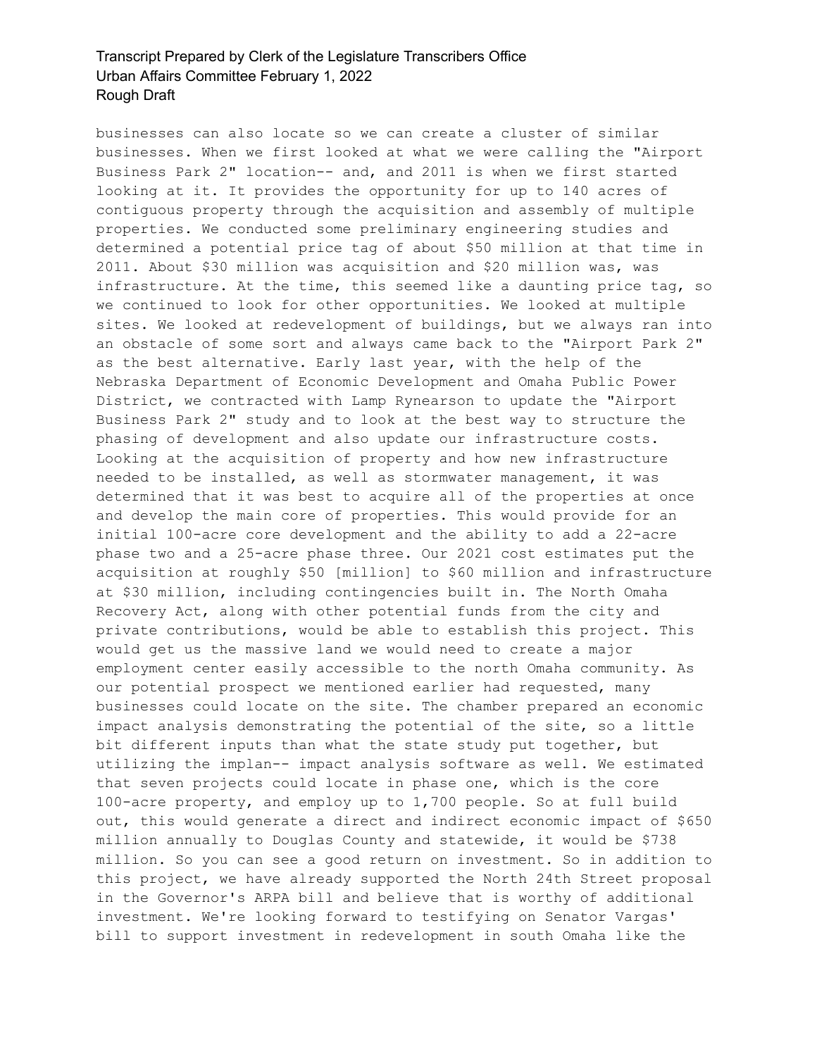businesses can also locate so we can create a cluster of similar businesses. When we first looked at what we were calling the "Airport Business Park 2" location-- and, and 2011 is when we first started looking at it. It provides the opportunity for up to 140 acres of contiguous property through the acquisition and assembly of multiple properties. We conducted some preliminary engineering studies and determined a potential price tag of about $50 million at that time in 2011. About $30 million was acquisition and $20 million was, was infrastructure. At the time, this seemed like a daunting price tag, so we continued to look for other opportunities. We looked at multiple sites. We looked at redevelopment of buildings, but we always ran into an obstacle of some sort and always came back to the "Airport Park 2" as the best alternative. Early last year, with the help of the Nebraska Department of Economic Development and Omaha Public Power District, we contracted with Lamp Rynearson to update the "Airport Business Park 2" study and to look at the best way to structure the phasing of development and also update our infrastructure costs. Looking at the acquisition of property and how new infrastructure needed to be installed, as well as stormwater management, it was determined that it was best to acquire all of the properties at once and develop the main core of properties. This would provide for an initial 100-acre core development and the ability to add a 22-acre phase two and a 25-acre phase three. Our 2021 cost estimates put the acquisition at roughly $50 [million] to $60 million and infrastructure at $30 million, including contingencies built in. The North Omaha Recovery Act, along with other potential funds from the city and private contributions, would be able to establish this project. This would get us the massive land we would need to create a major employment center easily accessible to the north Omaha community. As our potential prospect we mentioned earlier had requested, many businesses could locate on the site. The chamber prepared an economic impact analysis demonstrating the potential of the site, so a little bit different inputs than what the state study put together, but utilizing the implan-- impact analysis software as well. We estimated that seven projects could locate in phase one, which is the core 100-acre property, and employ up to 1,700 people. So at full build out, this would generate a direct and indirect economic impact of $650 million annually to Douglas County and statewide, it would be $738 million. So you can see a good return on investment. So in addition to this project, we have already supported the North 24th Street proposal in the Governor's ARPA bill and believe that is worthy of additional investment. We're looking forward to testifying on Senator Vargas' bill to support investment in redevelopment in south Omaha like the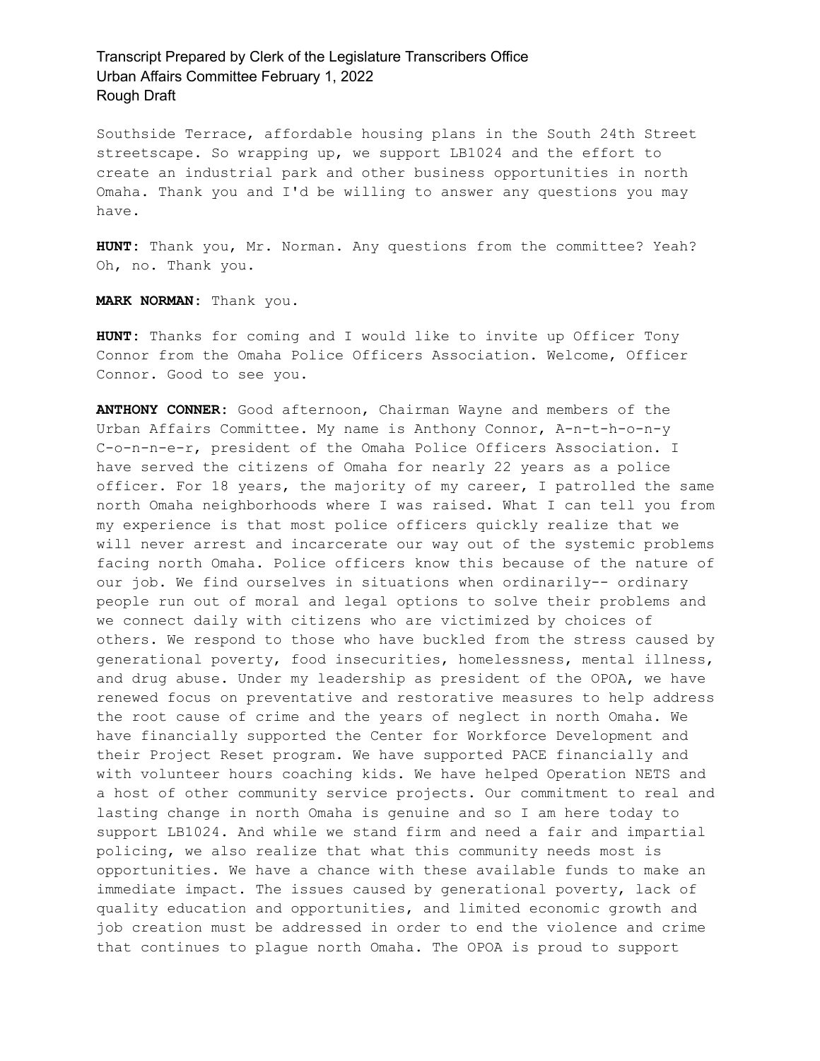Southside Terrace, affordable housing plans in the South 24th Street streetscape. So wrapping up, we support LB1024 and the effort to create an industrial park and other business opportunities in north Omaha. Thank you and I'd be willing to answer any questions you may have.

**HUNT:** Thank you, Mr. Norman. Any questions from the committee? Yeah? Oh, no. Thank you.

**MARK NORMAN:** Thank you.

**HUNT:** Thanks for coming and I would like to invite up Officer Tony Connor from the Omaha Police Officers Association. Welcome, Officer Connor. Good to see you.

**ANTHONY CONNER:** Good afternoon, Chairman Wayne and members of the Urban Affairs Committee. My name is Anthony Connor, A-n-t-h-o-n-y C-o-n-n-e-r, president of the Omaha Police Officers Association. I have served the citizens of Omaha for nearly 22 years as a police officer. For 18 years, the majority of my career, I patrolled the same north Omaha neighborhoods where I was raised. What I can tell you from my experience is that most police officers quickly realize that we will never arrest and incarcerate our way out of the systemic problems facing north Omaha. Police officers know this because of the nature of our job. We find ourselves in situations when ordinarily-- ordinary people run out of moral and legal options to solve their problems and we connect daily with citizens who are victimized by choices of others. We respond to those who have buckled from the stress caused by generational poverty, food insecurities, homelessness, mental illness, and drug abuse. Under my leadership as president of the OPOA, we have renewed focus on preventative and restorative measures to help address the root cause of crime and the years of neglect in north Omaha. We have financially supported the Center for Workforce Development and their Project Reset program. We have supported PACE financially and with volunteer hours coaching kids. We have helped Operation NETS and a host of other community service projects. Our commitment to real and lasting change in north Omaha is genuine and so I am here today to support LB1024. And while we stand firm and need a fair and impartial policing, we also realize that what this community needs most is opportunities. We have a chance with these available funds to make an immediate impact. The issues caused by generational poverty, lack of quality education and opportunities, and limited economic growth and job creation must be addressed in order to end the violence and crime that continues to plague north Omaha. The OPOA is proud to support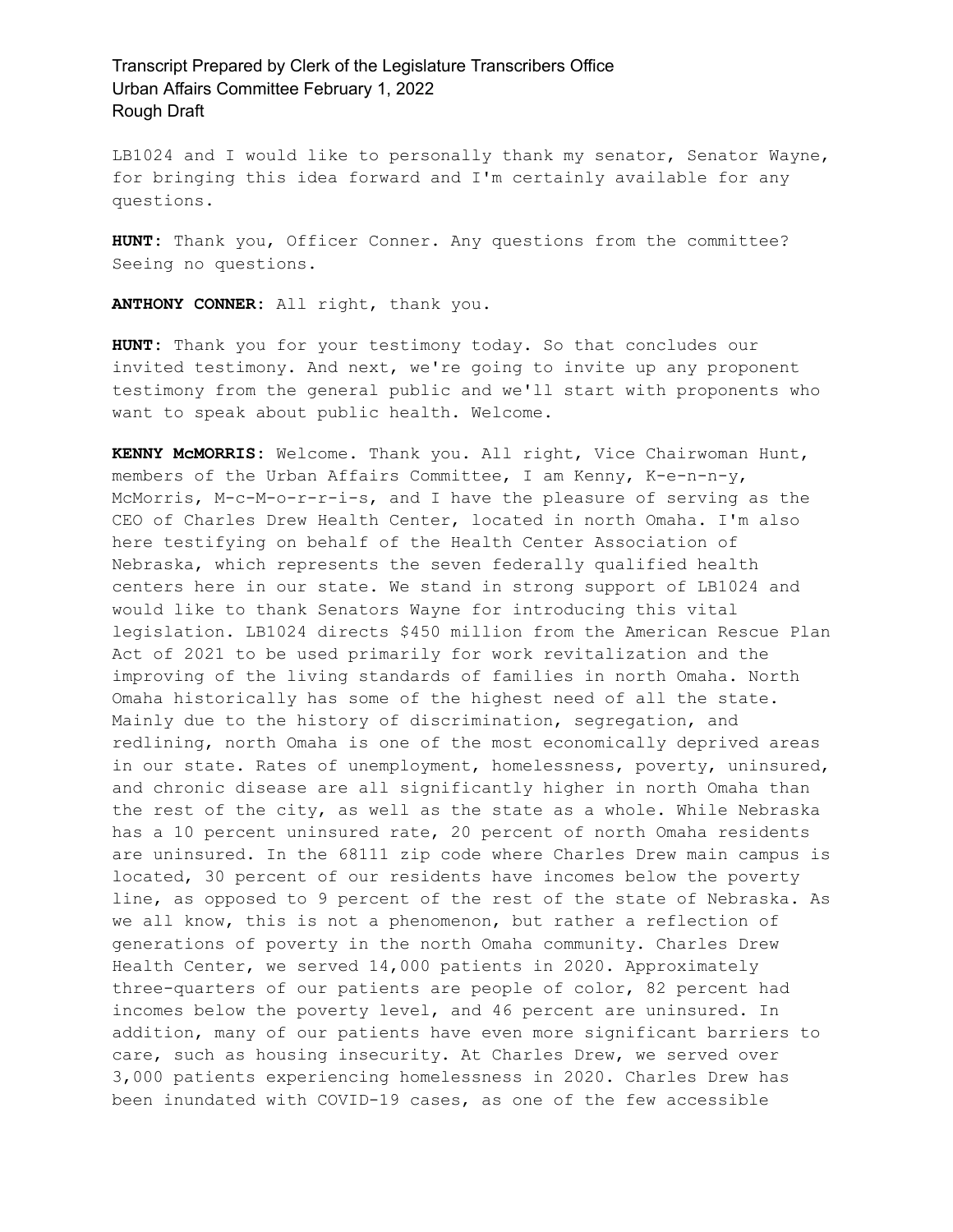LB1024 and I would like to personally thank my senator, Senator Wayne, for bringing this idea forward and I'm certainly available for any questions.

**HUNT:** Thank you, Officer Conner. Any questions from the committee? Seeing no questions.

**ANTHONY CONNER:** All right, thank you.

**HUNT:** Thank you for your testimony today. So that concludes our invited testimony. And next, we're going to invite up any proponent testimony from the general public and we'll start with proponents who want to speak about public health. Welcome.

**KENNY McMORRIS:** Welcome. Thank you. All right, Vice Chairwoman Hunt, members of the Urban Affairs Committee, I am Kenny, K-e-n-n-y, McMorris, M-c-M-o-r-r-i-s, and I have the pleasure of serving as the CEO of Charles Drew Health Center, located in north Omaha. I'm also here testifying on behalf of the Health Center Association of Nebraska, which represents the seven federally qualified health centers here in our state. We stand in strong support of LB1024 and would like to thank Senators Wayne for introducing this vital legislation. LB1024 directs $450 million from the American Rescue Plan Act of 2021 to be used primarily for work revitalization and the improving of the living standards of families in north Omaha. North Omaha historically has some of the highest need of all the state. Mainly due to the history of discrimination, segregation, and redlining, north Omaha is one of the most economically deprived areas in our state. Rates of unemployment, homelessness, poverty, uninsured, and chronic disease are all significantly higher in north Omaha than the rest of the city, as well as the state as a whole. While Nebraska has a 10 percent uninsured rate, 20 percent of north Omaha residents are uninsured. In the 68111 zip code where Charles Drew main campus is located, 30 percent of our residents have incomes below the poverty line, as opposed to 9 percent of the rest of the state of Nebraska. As we all know, this is not a phenomenon, but rather a reflection of generations of poverty in the north Omaha community. Charles Drew Health Center, we served 14,000 patients in 2020. Approximately three-quarters of our patients are people of color, 82 percent had incomes below the poverty level, and 46 percent are uninsured. In addition, many of our patients have even more significant barriers to care, such as housing insecurity. At Charles Drew, we served over 3,000 patients experiencing homelessness in 2020. Charles Drew has been inundated with COVID-19 cases, as one of the few accessible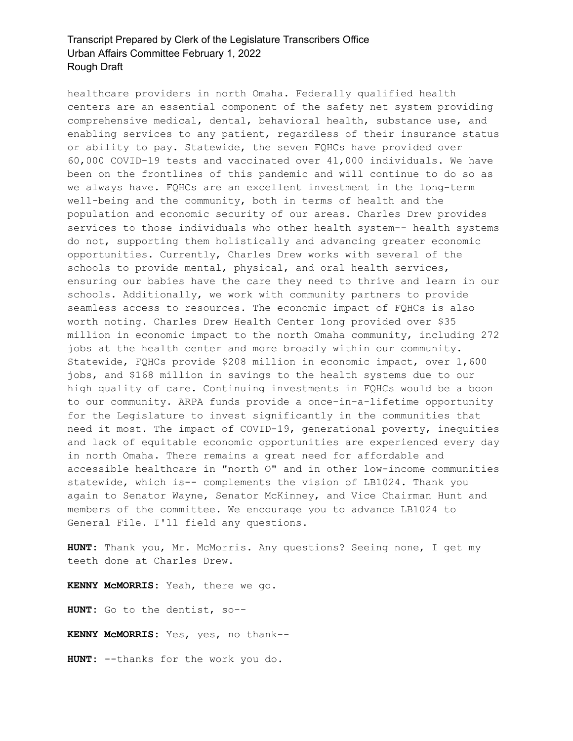healthcare providers in north Omaha. Federally qualified health centers are an essential component of the safety net system providing comprehensive medical, dental, behavioral health, substance use, and enabling services to any patient, regardless of their insurance status or ability to pay. Statewide, the seven FQHCs have provided over 60,000 COVID-19 tests and vaccinated over 41,000 individuals. We have been on the frontlines of this pandemic and will continue to do so as we always have. FQHCs are an excellent investment in the long-term well-being and the community, both in terms of health and the population and economic security of our areas. Charles Drew provides services to those individuals who other health system-- health systems do not, supporting them holistically and advancing greater economic opportunities. Currently, Charles Drew works with several of the schools to provide mental, physical, and oral health services, ensuring our babies have the care they need to thrive and learn in our schools. Additionally, we work with community partners to provide seamless access to resources. The economic impact of FQHCs is also worth noting. Charles Drew Health Center long provided over $35 million in economic impact to the north Omaha community, including 272 jobs at the health center and more broadly within our community. Statewide, FQHCs provide $208 million in economic impact, over 1,600 jobs, and $168 million in savings to the health systems due to our high quality of care. Continuing investments in FQHCs would be a boon to our community. ARPA funds provide a once-in-a-lifetime opportunity for the Legislature to invest significantly in the communities that need it most. The impact of COVID-19, generational poverty, inequities and lack of equitable economic opportunities are experienced every day in north Omaha. There remains a great need for affordable and accessible healthcare in "north O" and in other low-income communities statewide, which is-- complements the vision of LB1024. Thank you again to Senator Wayne, Senator McKinney, and Vice Chairman Hunt and members of the committee. We encourage you to advance LB1024 to General File. I'll field any questions.

**HUNT:** Thank you, Mr. McMorris. Any questions? Seeing none, I get my teeth done at Charles Drew.

**KENNY McMORRIS:** Yeah, there we go.

**HUNT:** Go to the dentist, so--

**KENNY McMORRIS:** Yes, yes, no thank--

**HUNT:** --thanks for the work you do.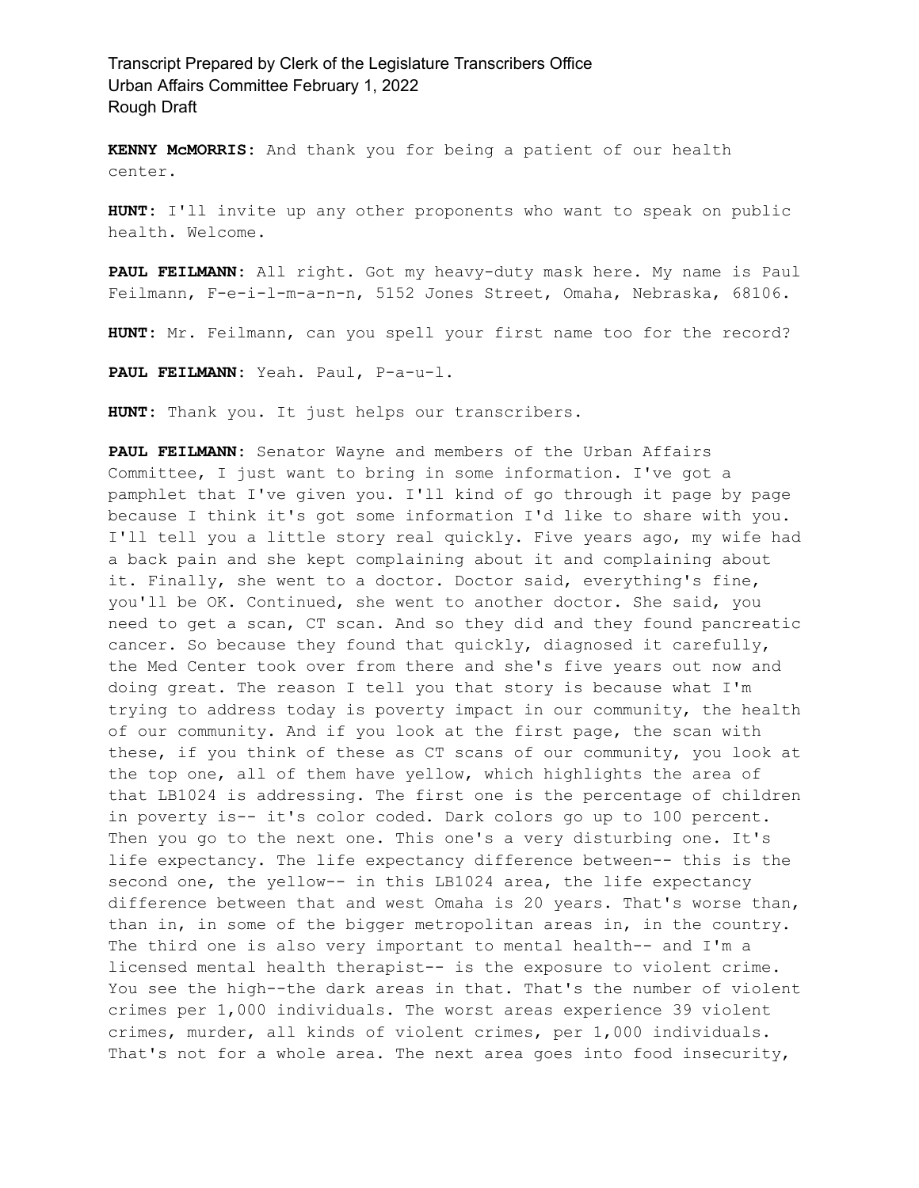**KENNY McMORRIS:** And thank you for being a patient of our health center.

**HUNT:** I'll invite up any other proponents who want to speak on public health. Welcome.

**PAUL FEILMANN:** All right. Got my heavy-duty mask here. My name is Paul Feilmann, F-e-i-l-m-a-n-n, 5152 Jones Street, Omaha, Nebraska, 68106.

**HUNT:** Mr. Feilmann, can you spell your first name too for the record?

**PAUL FEILMANN:** Yeah. Paul, P-a-u-l.

**HUNT:** Thank you. It just helps our transcribers.

**PAUL FEILMANN:** Senator Wayne and members of the Urban Affairs Committee, I just want to bring in some information. I've got a pamphlet that I've given you. I'll kind of go through it page by page because I think it's got some information I'd like to share with you. I'll tell you a little story real quickly. Five years ago, my wife had a back pain and she kept complaining about it and complaining about it. Finally, she went to a doctor. Doctor said, everything's fine, you'll be OK. Continued, she went to another doctor. She said, you need to get a scan, CT scan. And so they did and they found pancreatic cancer. So because they found that quickly, diagnosed it carefully, the Med Center took over from there and she's five years out now and doing great. The reason I tell you that story is because what I'm trying to address today is poverty impact in our community, the health of our community. And if you look at the first page, the scan with these, if you think of these as CT scans of our community, you look at the top one, all of them have yellow, which highlights the area of that LB1024 is addressing. The first one is the percentage of children in poverty is-- it's color coded. Dark colors go up to 100 percent. Then you go to the next one. This one's a very disturbing one. It's life expectancy. The life expectancy difference between-- this is the second one, the yellow-- in this LB1024 area, the life expectancy difference between that and west Omaha is 20 years. That's worse than, than in, in some of the bigger metropolitan areas in, in the country. The third one is also very important to mental health-- and I'm a licensed mental health therapist-- is the exposure to violent crime. You see the high--the dark areas in that. That's the number of violent crimes per 1,000 individuals. The worst areas experience 39 violent crimes, murder, all kinds of violent crimes, per 1,000 individuals. That's not for a whole area. The next area goes into food insecurity,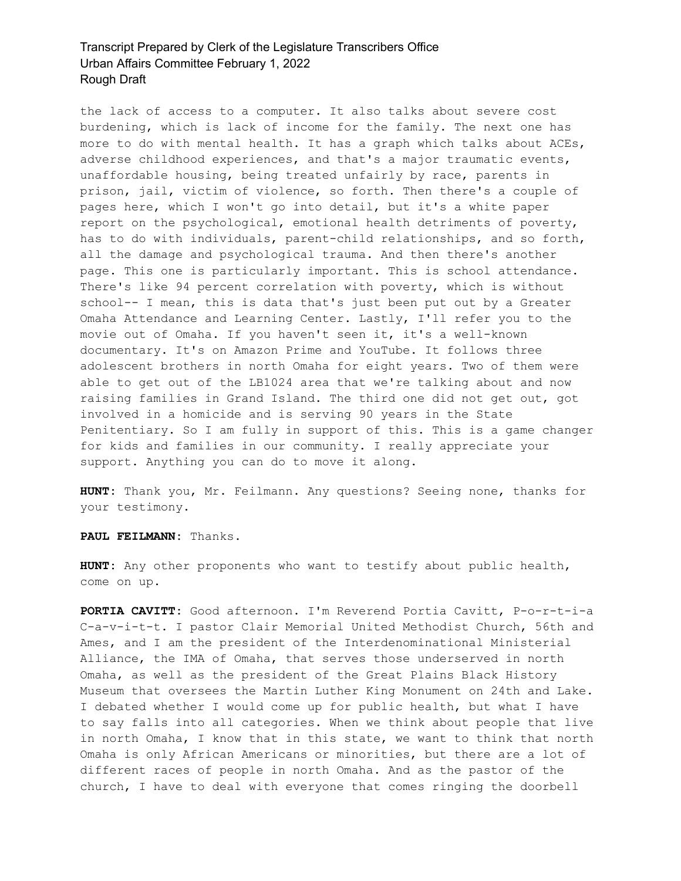the lack of access to a computer. It also talks about severe cost burdening, which is lack of income for the family. The next one has more to do with mental health. It has a graph which talks about ACEs, adverse childhood experiences, and that's a major traumatic events, unaffordable housing, being treated unfairly by race, parents in prison, jail, victim of violence, so forth. Then there's a couple of pages here, which I won't go into detail, but it's a white paper report on the psychological, emotional health detriments of poverty, has to do with individuals, parent-child relationships, and so forth, all the damage and psychological trauma. And then there's another page. This one is particularly important. This is school attendance. There's like 94 percent correlation with poverty, which is without school-- I mean, this is data that's just been put out by a Greater Omaha Attendance and Learning Center. Lastly, I'll refer you to the movie out of Omaha. If you haven't seen it, it's a well-known documentary. It's on Amazon Prime and YouTube. It follows three adolescent brothers in north Omaha for eight years. Two of them were able to get out of the LB1024 area that we're talking about and now raising families in Grand Island. The third one did not get out, got involved in a homicide and is serving 90 years in the State Penitentiary. So I am fully in support of this. This is a game changer for kids and families in our community. I really appreciate your support. Anything you can do to move it along.

**HUNT:** Thank you, Mr. Feilmann. Any questions? Seeing none, thanks for your testimony.

**PAUL FEILMANN:** Thanks.

**HUNT:** Any other proponents who want to testify about public health, come on up.

**PORTIA CAVITT:** Good afternoon. I'm Reverend Portia Cavitt, P-o-r-t-i-a C-a-v-i-t-t. I pastor Clair Memorial United Methodist Church, 56th and Ames, and I am the president of the Interdenominational Ministerial Alliance, the IMA of Omaha, that serves those underserved in north Omaha, as well as the president of the Great Plains Black History Museum that oversees the Martin Luther King Monument on 24th and Lake. I debated whether I would come up for public health, but what I have to say falls into all categories. When we think about people that live in north Omaha, I know that in this state, we want to think that north Omaha is only African Americans or minorities, but there are a lot of different races of people in north Omaha. And as the pastor of the church, I have to deal with everyone that comes ringing the doorbell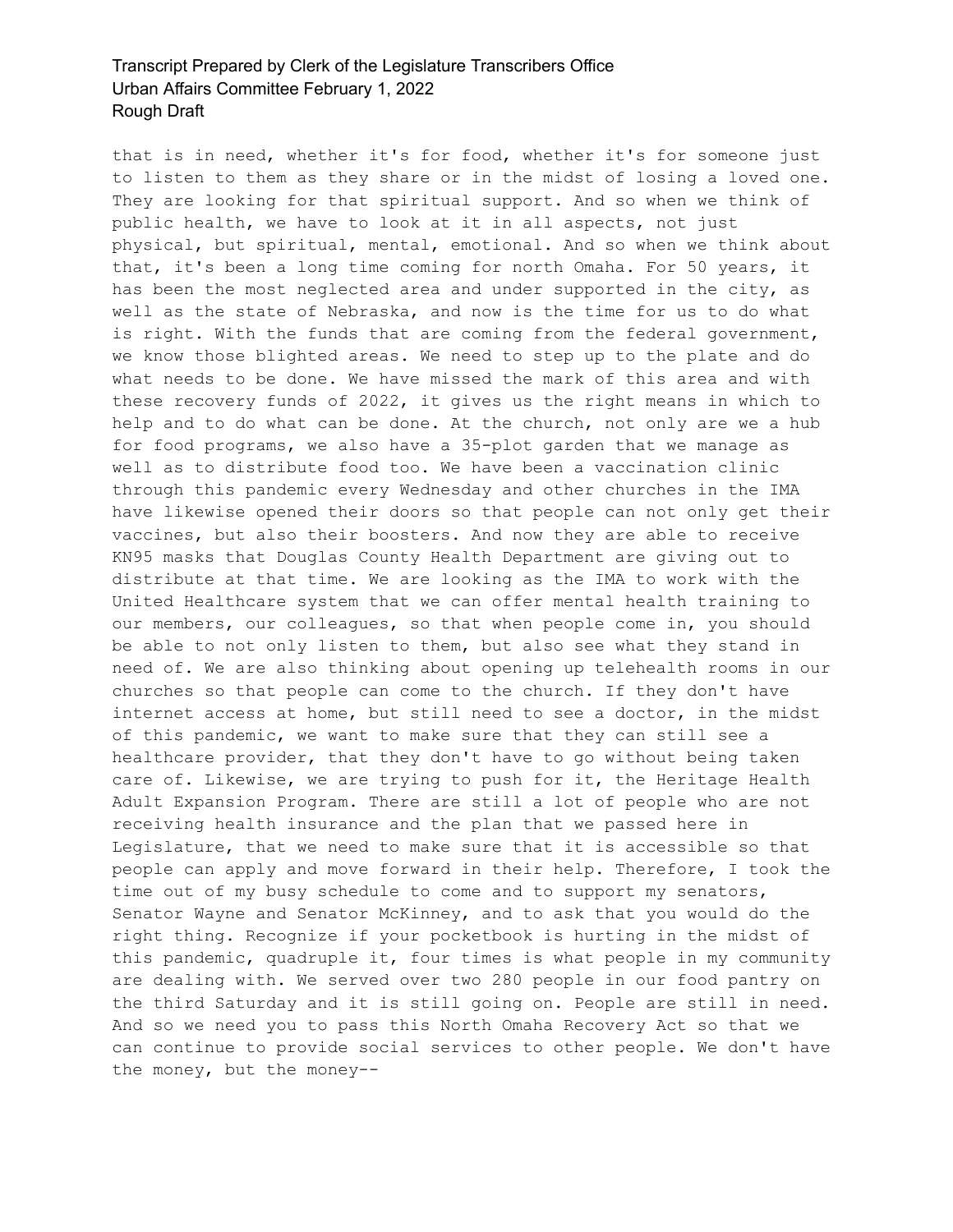that is in need, whether it's for food, whether it's for someone just to listen to them as they share or in the midst of losing a loved one. They are looking for that spiritual support. And so when we think of public health, we have to look at it in all aspects, not just physical, but spiritual, mental, emotional. And so when we think about that, it's been a long time coming for north Omaha. For 50 years, it has been the most neglected area and under supported in the city, as well as the state of Nebraska, and now is the time for us to do what is right. With the funds that are coming from the federal government, we know those blighted areas. We need to step up to the plate and do what needs to be done. We have missed the mark of this area and with these recovery funds of 2022, it gives us the right means in which to help and to do what can be done. At the church, not only are we a hub for food programs, we also have a 35-plot garden that we manage as well as to distribute food too. We have been a vaccination clinic through this pandemic every Wednesday and other churches in the IMA have likewise opened their doors so that people can not only get their vaccines, but also their boosters. And now they are able to receive KN95 masks that Douglas County Health Department are giving out to distribute at that time. We are looking as the IMA to work with the United Healthcare system that we can offer mental health training to our members, our colleagues, so that when people come in, you should be able to not only listen to them, but also see what they stand in need of. We are also thinking about opening up telehealth rooms in our churches so that people can come to the church. If they don't have internet access at home, but still need to see a doctor, in the midst of this pandemic, we want to make sure that they can still see a healthcare provider, that they don't have to go without being taken care of. Likewise, we are trying to push for it, the Heritage Health Adult Expansion Program. There are still a lot of people who are not receiving health insurance and the plan that we passed here in Legislature, that we need to make sure that it is accessible so that people can apply and move forward in their help. Therefore, I took the time out of my busy schedule to come and to support my senators, Senator Wayne and Senator McKinney, and to ask that you would do the right thing. Recognize if your pocketbook is hurting in the midst of this pandemic, quadruple it, four times is what people in my community are dealing with. We served over two 280 people in our food pantry on the third Saturday and it is still going on. People are still in need. And so we need you to pass this North Omaha Recovery Act so that we can continue to provide social services to other people. We don't have the money, but the money--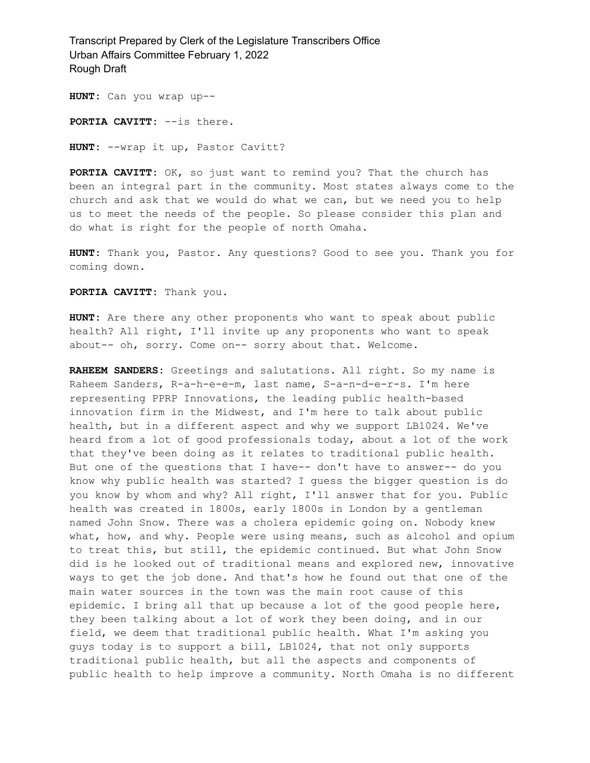**HUNT:** Can you wrap up--

**PORTIA CAVITT:** --is there.

**HUNT:** --wrap it up, Pastor Cavitt?

**PORTIA CAVITT:** OK, so just want to remind you? That the church has been an integral part in the community. Most states always come to the church and ask that we would do what we can, but we need you to help us to meet the needs of the people. So please consider this plan and do what is right for the people of north Omaha.

**HUNT:** Thank you, Pastor. Any questions? Good to see you. Thank you for coming down.

**PORTIA CAVITT:** Thank you.

**HUNT:** Are there any other proponents who want to speak about public health? All right, I'll invite up any proponents who want to speak about-- oh, sorry. Come on-- sorry about that. Welcome.

**RAHEEM SANDERS:** Greetings and salutations. All right. So my name is Raheem Sanders, R-a-h-e-e-m, last name, S-a-n-d-e-r-s. I'm here representing PPRP Innovations, the leading public health-based innovation firm in the Midwest, and I'm here to talk about public health, but in a different aspect and why we support LB1024. We've heard from a lot of good professionals today, about a lot of the work that they've been doing as it relates to traditional public health. But one of the questions that I have-- don't have to answer-- do you know why public health was started? I guess the bigger question is do you know by whom and why? All right, I'll answer that for you. Public health was created in 1800s, early 1800s in London by a gentleman named John Snow. There was a cholera epidemic going on. Nobody knew what, how, and why. People were using means, such as alcohol and opium to treat this, but still, the epidemic continued. But what John Snow did is he looked out of traditional means and explored new, innovative ways to get the job done. And that's how he found out that one of the main water sources in the town was the main root cause of this epidemic. I bring all that up because a lot of the good people here, they been talking about a lot of work they been doing, and in our field, we deem that traditional public health. What I'm asking you guys today is to support a bill, LB1024, that not only supports traditional public health, but all the aspects and components of public health to help improve a community. North Omaha is no different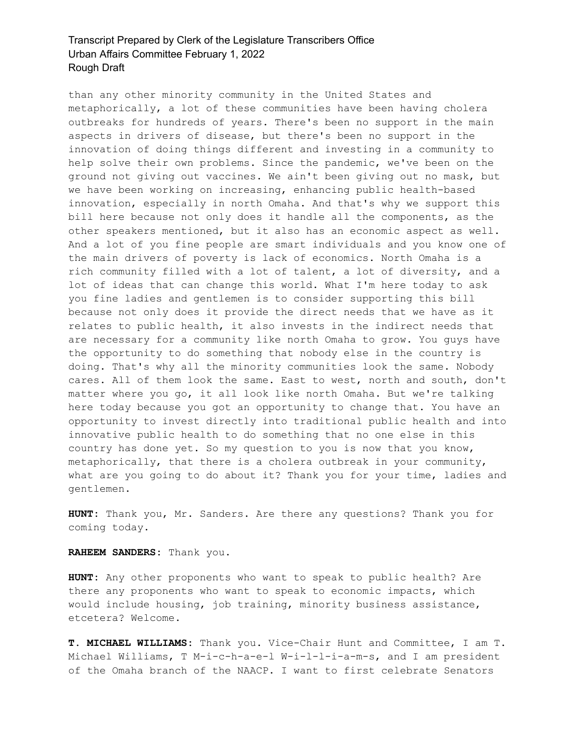than any other minority community in the United States and metaphorically, a lot of these communities have been having cholera outbreaks for hundreds of years. There's been no support in the main aspects in drivers of disease, but there's been no support in the innovation of doing things different and investing in a community to help solve their own problems. Since the pandemic, we've been on the ground not giving out vaccines. We ain't been giving out no mask, but we have been working on increasing, enhancing public health-based innovation, especially in north Omaha. And that's why we support this bill here because not only does it handle all the components, as the other speakers mentioned, but it also has an economic aspect as well. And a lot of you fine people are smart individuals and you know one of the main drivers of poverty is lack of economics. North Omaha is a rich community filled with a lot of talent, a lot of diversity, and a lot of ideas that can change this world. What I'm here today to ask you fine ladies and gentlemen is to consider supporting this bill because not only does it provide the direct needs that we have as it relates to public health, it also invests in the indirect needs that are necessary for a community like north Omaha to grow. You guys have the opportunity to do something that nobody else in the country is doing. That's why all the minority communities look the same. Nobody cares. All of them look the same. East to west, north and south, don't matter where you go, it all look like north Omaha. But we're talking here today because you got an opportunity to change that. You have an opportunity to invest directly into traditional public health and into innovative public health to do something that no one else in this country has done yet. So my question to you is now that you know, metaphorically, that there is a cholera outbreak in your community, what are you going to do about it? Thank you for your time, ladies and gentlemen.

**HUNT:** Thank you, Mr. Sanders. Are there any questions? Thank you for coming today.

**RAHEEM SANDERS:** Thank you.

**HUNT:** Any other proponents who want to speak to public health? Are there any proponents who want to speak to economic impacts, which would include housing, job training, minority business assistance, etcetera? Welcome.

**T. MICHAEL WILLIAMS:** Thank you. Vice-Chair Hunt and Committee, I am T. Michael Williams, T M-i-c-h-a-e-l W-i-l-l-i-a-m-s, and I am president of the Omaha branch of the NAACP. I want to first celebrate Senators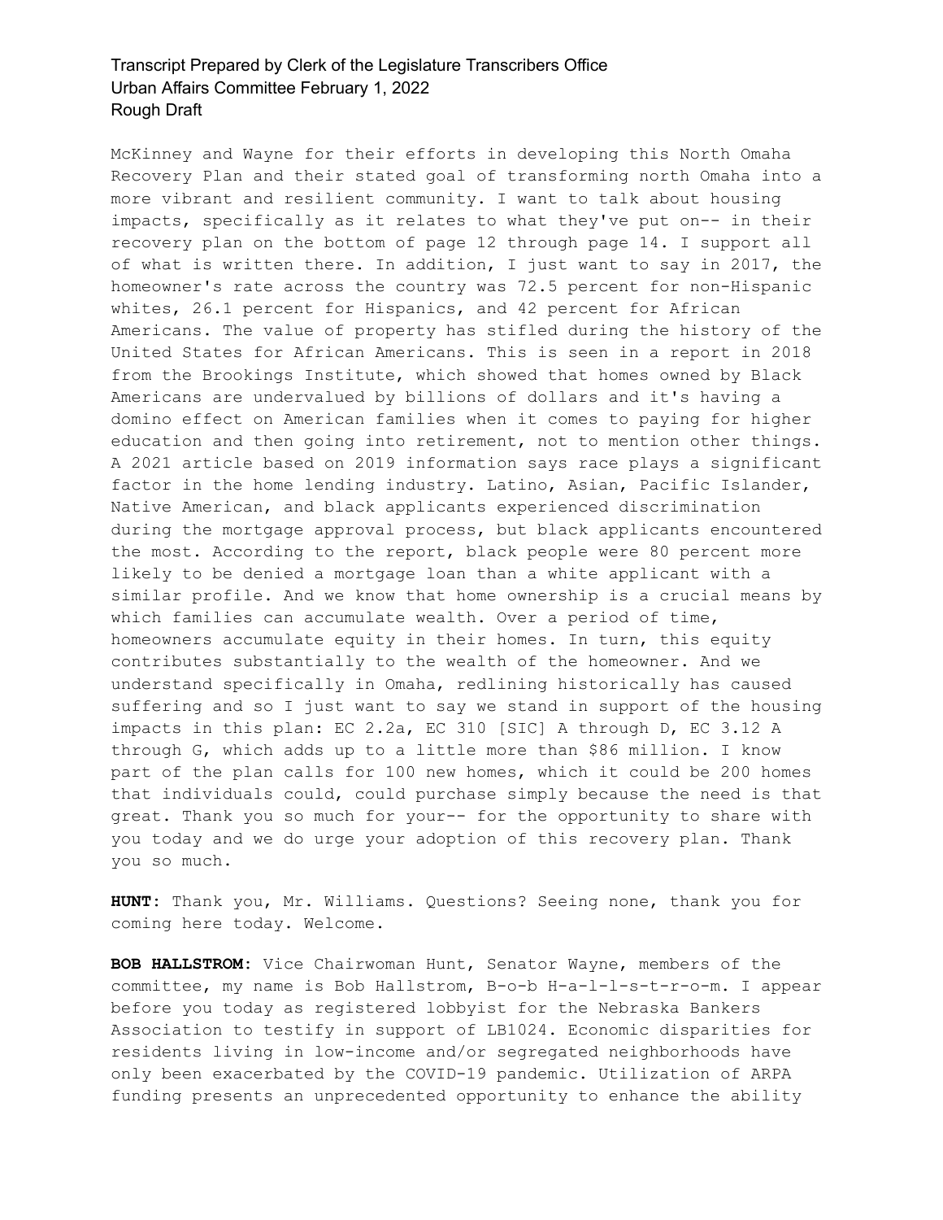McKinney and Wayne for their efforts in developing this North Omaha Recovery Plan and their stated goal of transforming north Omaha into a more vibrant and resilient community. I want to talk about housing impacts, specifically as it relates to what they've put on-- in their recovery plan on the bottom of page 12 through page 14. I support all of what is written there. In addition, I just want to say in 2017, the homeowner's rate across the country was 72.5 percent for non-Hispanic whites, 26.1 percent for Hispanics, and 42 percent for African Americans. The value of property has stifled during the history of the United States for African Americans. This is seen in a report in 2018 from the Brookings Institute, which showed that homes owned by Black Americans are undervalued by billions of dollars and it's having a domino effect on American families when it comes to paying for higher education and then going into retirement, not to mention other things. A 2021 article based on 2019 information says race plays a significant factor in the home lending industry. Latino, Asian, Pacific Islander, Native American, and black applicants experienced discrimination during the mortgage approval process, but black applicants encountered the most. According to the report, black people were 80 percent more likely to be denied a mortgage loan than a white applicant with a similar profile. And we know that home ownership is a crucial means by which families can accumulate wealth. Over a period of time, homeowners accumulate equity in their homes. In turn, this equity contributes substantially to the wealth of the homeowner. And we understand specifically in Omaha, redlining historically has caused suffering and so I just want to say we stand in support of the housing impacts in this plan: EC 2.2a, EC 310 [SIC] A through D, EC 3.12 A through G, which adds up to a little more than $86 million. I know part of the plan calls for 100 new homes, which it could be 200 homes that individuals could, could purchase simply because the need is that great. Thank you so much for your-- for the opportunity to share with you today and we do urge your adoption of this recovery plan. Thank you so much.

**HUNT:** Thank you, Mr. Williams. Questions? Seeing none, thank you for coming here today. Welcome.

**BOB HALLSTROM:** Vice Chairwoman Hunt, Senator Wayne, members of the committee, my name is Bob Hallstrom, B-o-b H-a-l-l-s-t-r-o-m. I appear before you today as registered lobbyist for the Nebraska Bankers Association to testify in support of LB1024. Economic disparities for residents living in low-income and/or segregated neighborhoods have only been exacerbated by the COVID-19 pandemic. Utilization of ARPA funding presents an unprecedented opportunity to enhance the ability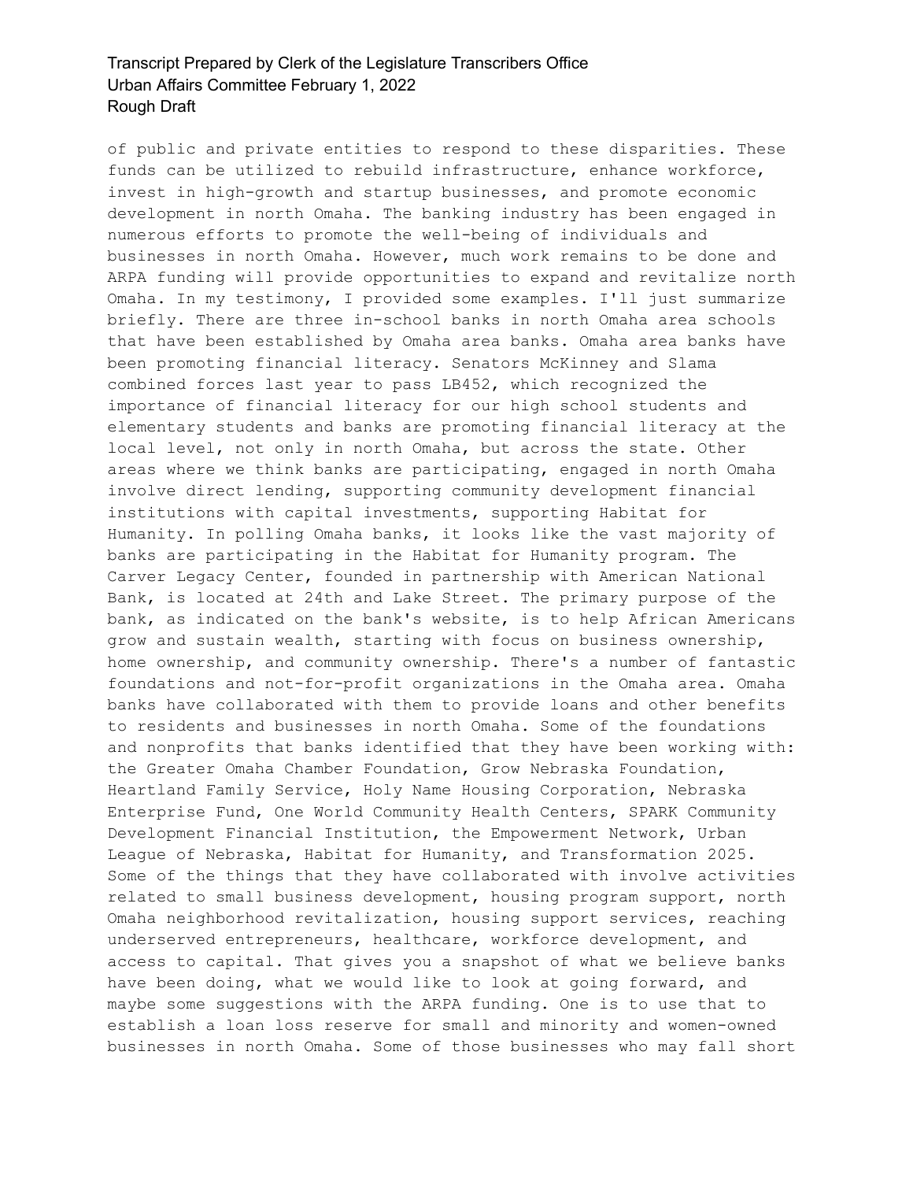of public and private entities to respond to these disparities. These funds can be utilized to rebuild infrastructure, enhance workforce, invest in high-growth and startup businesses, and promote economic development in north Omaha. The banking industry has been engaged in numerous efforts to promote the well-being of individuals and businesses in north Omaha. However, much work remains to be done and ARPA funding will provide opportunities to expand and revitalize north Omaha. In my testimony, I provided some examples. I'll just summarize briefly. There are three in-school banks in north Omaha area schools that have been established by Omaha area banks. Omaha area banks have been promoting financial literacy. Senators McKinney and Slama combined forces last year to pass LB452, which recognized the importance of financial literacy for our high school students and elementary students and banks are promoting financial literacy at the local level, not only in north Omaha, but across the state. Other areas where we think banks are participating, engaged in north Omaha involve direct lending, supporting community development financial institutions with capital investments, supporting Habitat for Humanity. In polling Omaha banks, it looks like the vast majority of banks are participating in the Habitat for Humanity program. The Carver Legacy Center, founded in partnership with American National Bank, is located at 24th and Lake Street. The primary purpose of the bank, as indicated on the bank's website, is to help African Americans grow and sustain wealth, starting with focus on business ownership, home ownership, and community ownership. There's a number of fantastic foundations and not-for-profit organizations in the Omaha area. Omaha banks have collaborated with them to provide loans and other benefits to residents and businesses in north Omaha. Some of the foundations and nonprofits that banks identified that they have been working with: the Greater Omaha Chamber Foundation, Grow Nebraska Foundation, Heartland Family Service, Holy Name Housing Corporation, Nebraska Enterprise Fund, One World Community Health Centers, SPARK Community Development Financial Institution, the Empowerment Network, Urban League of Nebraska, Habitat for Humanity, and Transformation 2025. Some of the things that they have collaborated with involve activities related to small business development, housing program support, north Omaha neighborhood revitalization, housing support services, reaching underserved entrepreneurs, healthcare, workforce development, and access to capital. That gives you a snapshot of what we believe banks have been doing, what we would like to look at going forward, and maybe some suggestions with the ARPA funding. One is to use that to establish a loan loss reserve for small and minority and women-owned businesses in north Omaha. Some of those businesses who may fall short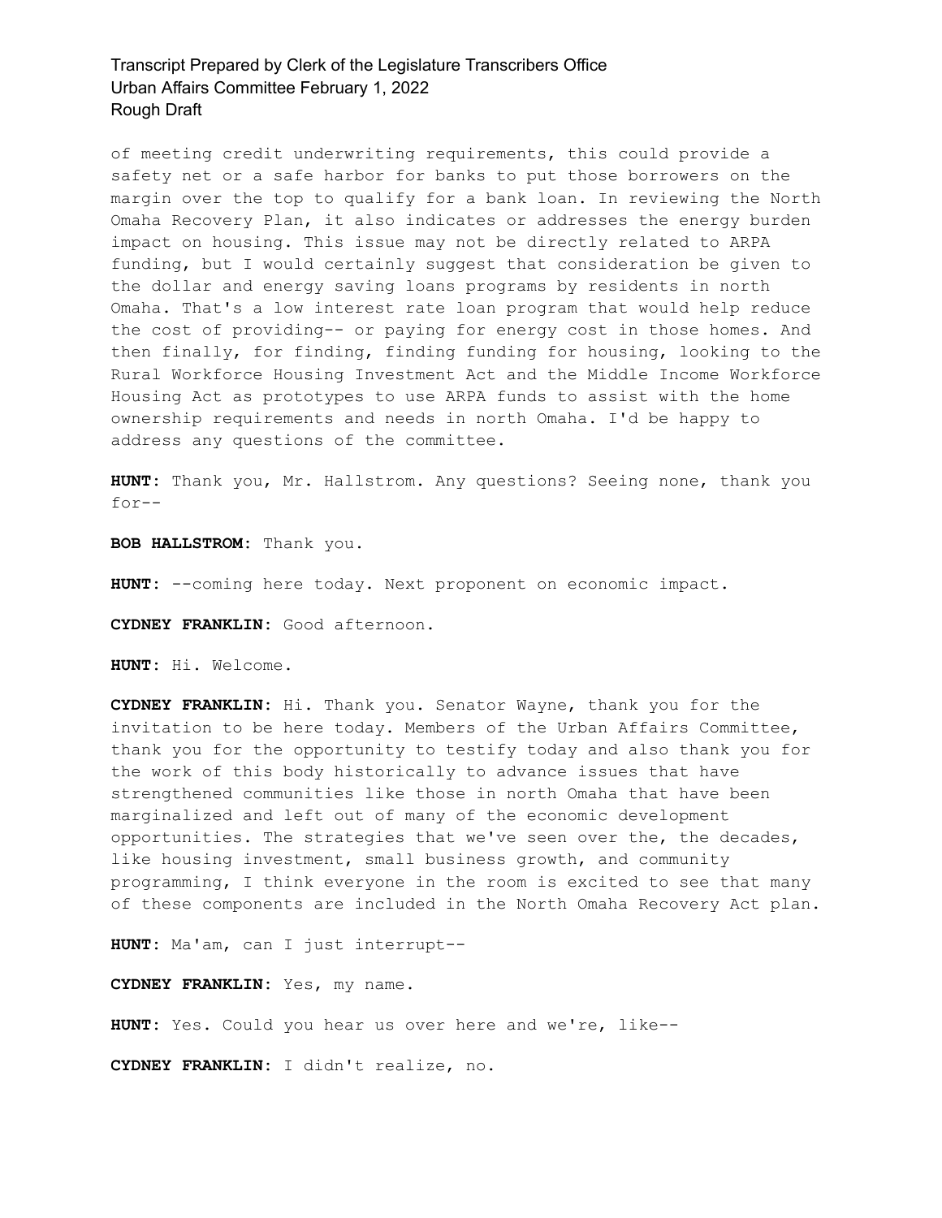of meeting credit underwriting requirements, this could provide a safety net or a safe harbor for banks to put those borrowers on the margin over the top to qualify for a bank loan. In reviewing the North Omaha Recovery Plan, it also indicates or addresses the energy burden impact on housing. This issue may not be directly related to ARPA funding, but I would certainly suggest that consideration be given to the dollar and energy saving loans programs by residents in north Omaha. That's a low interest rate loan program that would help reduce the cost of providing-- or paying for energy cost in those homes. And then finally, for finding, finding funding for housing, looking to the Rural Workforce Housing Investment Act and the Middle Income Workforce Housing Act as prototypes to use ARPA funds to assist with the home ownership requirements and needs in north Omaha. I'd be happy to address any questions of the committee.

**HUNT:** Thank you, Mr. Hallstrom. Any questions? Seeing none, thank you for--

**BOB HALLSTROM:** Thank you.

**HUNT:** --coming here today. Next proponent on economic impact.

**CYDNEY FRANKLIN:** Good afternoon.

**HUNT:** Hi. Welcome.

**CYDNEY FRANKLIN:** Hi. Thank you. Senator Wayne, thank you for the invitation to be here today. Members of the Urban Affairs Committee, thank you for the opportunity to testify today and also thank you for the work of this body historically to advance issues that have strengthened communities like those in north Omaha that have been marginalized and left out of many of the economic development opportunities. The strategies that we've seen over the, the decades, like housing investment, small business growth, and community programming, I think everyone in the room is excited to see that many of these components are included in the North Omaha Recovery Act plan.

**HUNT:** Ma'am, can I just interrupt--

**CYDNEY FRANKLIN:** Yes, my name.

**HUNT:** Yes. Could you hear us over here and we're, like--

**CYDNEY FRANKLIN:** I didn't realize, no.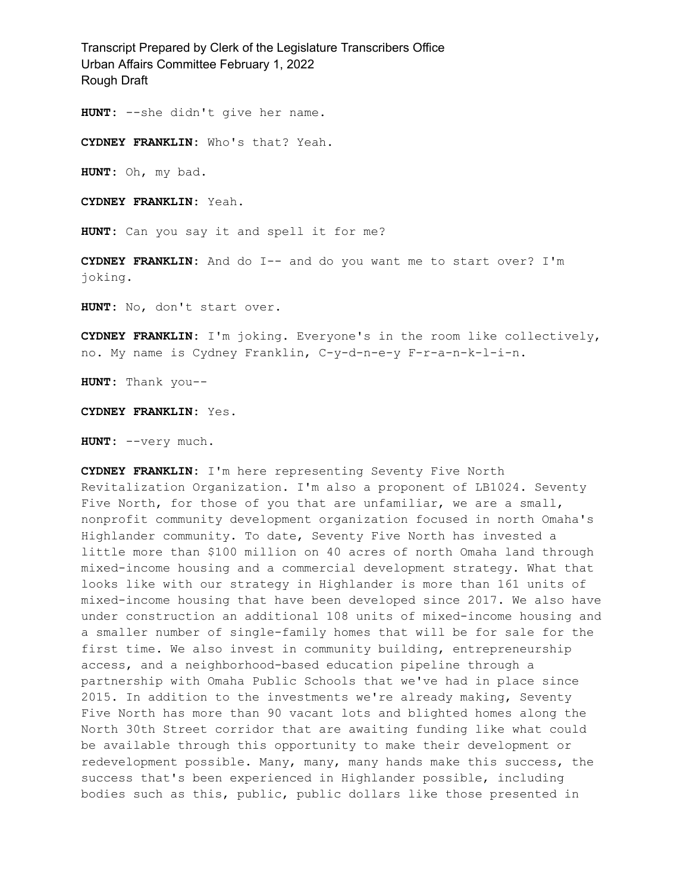**HUNT:** --she didn't give her name.

**CYDNEY FRANKLIN:** Who's that? Yeah.

**HUNT:** Oh, my bad.

**CYDNEY FRANKLIN:** Yeah.

**HUNT:** Can you say it and spell it for me?

**CYDNEY FRANKLIN:** And do I-- and do you want me to start over? I'm joking.

**HUNT:** No, don't start over.

**CYDNEY FRANKLIN:** I'm joking. Everyone's in the room like collectively, no. My name is Cydney Franklin, C-y-d-n-e-y F-r-a-n-k-l-i-n.

**HUNT:** Thank you--

**CYDNEY FRANKLIN:** Yes.

**HUNT:** --very much.

**CYDNEY FRANKLIN:** I'm here representing Seventy Five North Revitalization Organization. I'm also a proponent of LB1024. Seventy Five North, for those of you that are unfamiliar, we are a small, nonprofit community development organization focused in north Omaha's Highlander community. To date, Seventy Five North has invested a little more than $100 million on 40 acres of north Omaha land through mixed-income housing and a commercial development strategy. What that looks like with our strategy in Highlander is more than 161 units of mixed-income housing that have been developed since 2017. We also have under construction an additional 108 units of mixed-income housing and a smaller number of single-family homes that will be for sale for the first time. We also invest in community building, entrepreneurship access, and a neighborhood-based education pipeline through a partnership with Omaha Public Schools that we've had in place since 2015. In addition to the investments we're already making, Seventy Five North has more than 90 vacant lots and blighted homes along the North 30th Street corridor that are awaiting funding like what could be available through this opportunity to make their development or redevelopment possible. Many, many, many hands make this success, the success that's been experienced in Highlander possible, including bodies such as this, public, public dollars like those presented in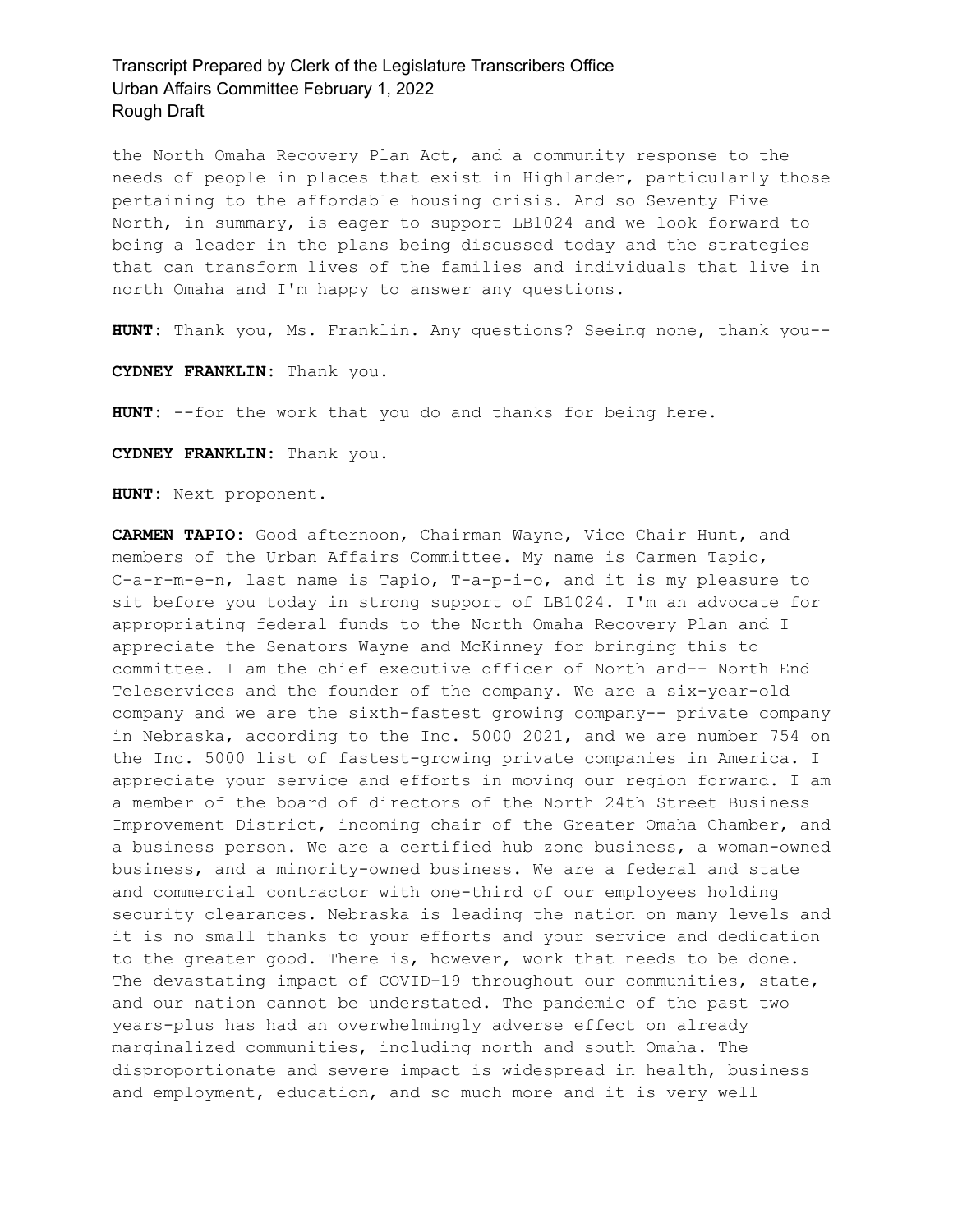the North Omaha Recovery Plan Act, and a community response to the needs of people in places that exist in Highlander, particularly those pertaining to the affordable housing crisis. And so Seventy Five North, in summary, is eager to support LB1024 and we look forward to being a leader in the plans being discussed today and the strategies that can transform lives of the families and individuals that live in north Omaha and I'm happy to answer any questions.

**HUNT:** Thank you, Ms. Franklin. Any questions? Seeing none, thank you--

**CYDNEY FRANKLIN:** Thank you.

**HUNT:** --for the work that you do and thanks for being here.

**CYDNEY FRANKLIN:** Thank you.

**HUNT:** Next proponent.

**CARMEN TAPIO:** Good afternoon, Chairman Wayne, Vice Chair Hunt, and members of the Urban Affairs Committee. My name is Carmen Tapio, C-a-r-m-e-n, last name is Tapio, T-a-p-i-o, and it is my pleasure to sit before you today in strong support of LB1024. I'm an advocate for appropriating federal funds to the North Omaha Recovery Plan and I appreciate the Senators Wayne and McKinney for bringing this to committee. I am the chief executive officer of North and-- North End Teleservices and the founder of the company. We are a six-year-old company and we are the sixth-fastest growing company-- private company in Nebraska, according to the Inc. 5000 2021, and we are number 754 on the Inc. 5000 list of fastest-growing private companies in America. I appreciate your service and efforts in moving our region forward. I am a member of the board of directors of the North 24th Street Business Improvement District, incoming chair of the Greater Omaha Chamber, and a business person. We are a certified hub zone business, a woman-owned business, and a minority-owned business. We are a federal and state and commercial contractor with one-third of our employees holding security clearances. Nebraska is leading the nation on many levels and it is no small thanks to your efforts and your service and dedication to the greater good. There is, however, work that needs to be done. The devastating impact of COVID-19 throughout our communities, state, and our nation cannot be understated. The pandemic of the past two years-plus has had an overwhelmingly adverse effect on already marginalized communities, including north and south Omaha. The disproportionate and severe impact is widespread in health, business and employment, education, and so much more and it is very well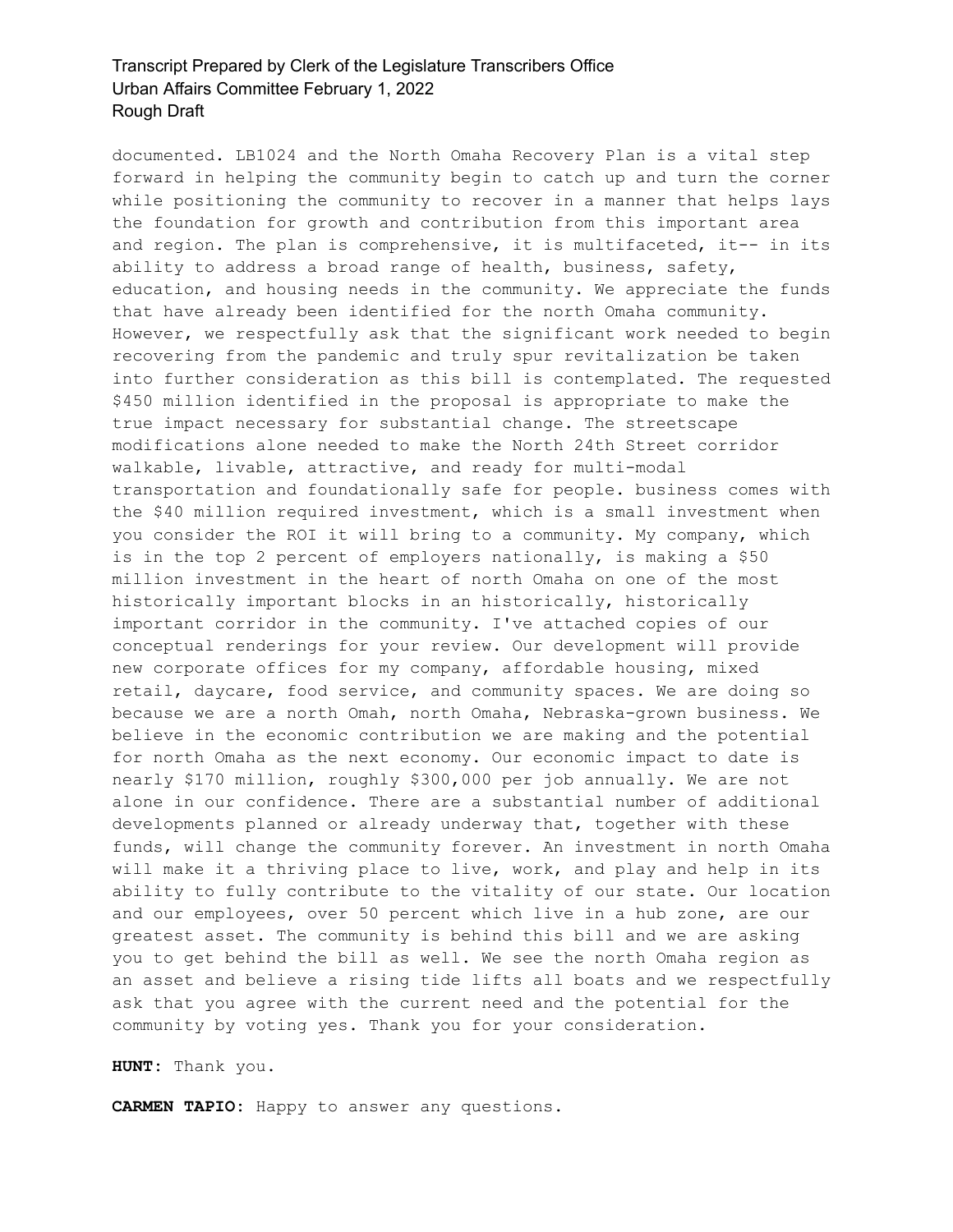documented. LB1024 and the North Omaha Recovery Plan is a vital step forward in helping the community begin to catch up and turn the corner while positioning the community to recover in a manner that helps lays the foundation for growth and contribution from this important area and region. The plan is comprehensive, it is multifaceted, it-- in its ability to address a broad range of health, business, safety, education, and housing needs in the community. We appreciate the funds that have already been identified for the north Omaha community. However, we respectfully ask that the significant work needed to begin recovering from the pandemic and truly spur revitalization be taken into further consideration as this bill is contemplated. The requested $450 million identified in the proposal is appropriate to make the true impact necessary for substantial change. The streetscape modifications alone needed to make the North 24th Street corridor walkable, livable, attractive, and ready for multi-modal transportation and foundationally safe for people. business comes with the $40 million required investment, which is a small investment when you consider the ROI it will bring to a community. My company, which is in the top 2 percent of employers nationally, is making a $50 million investment in the heart of north Omaha on one of the most historically important blocks in an historically, historically important corridor in the community. I've attached copies of our conceptual renderings for your review. Our development will provide new corporate offices for my company, affordable housing, mixed retail, daycare, food service, and community spaces. We are doing so because we are a north Omah, north Omaha, Nebraska-grown business. We believe in the economic contribution we are making and the potential for north Omaha as the next economy. Our economic impact to date is nearly $170 million, roughly $300,000 per job annually. We are not alone in our confidence. There are a substantial number of additional developments planned or already underway that, together with these funds, will change the community forever. An investment in north Omaha will make it a thriving place to live, work, and play and help in its ability to fully contribute to the vitality of our state. Our location and our employees, over 50 percent which live in a hub zone, are our greatest asset. The community is behind this bill and we are asking you to get behind the bill as well. We see the north Omaha region as an asset and believe a rising tide lifts all boats and we respectfully ask that you agree with the current need and the potential for the community by voting yes. Thank you for your consideration.

**HUNT:** Thank you.

**CARMEN TAPIO:** Happy to answer any questions.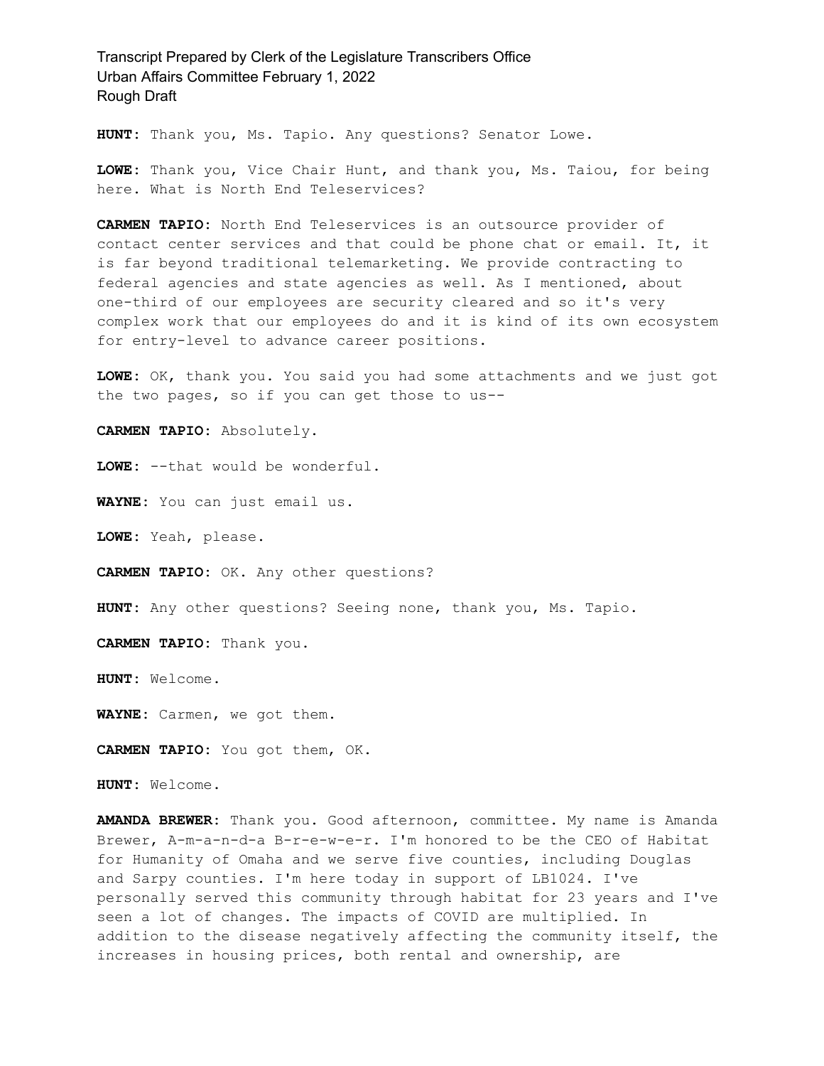**HUNT:** Thank you, Ms. Tapio. Any questions? Senator Lowe.

**LOWE:** Thank you, Vice Chair Hunt, and thank you, Ms. Taiou, for being here. What is North End Teleservices?

**CARMEN TAPIO:** North End Teleservices is an outsource provider of contact center services and that could be phone chat or email. It, it is far beyond traditional telemarketing. We provide contracting to federal agencies and state agencies as well. As I mentioned, about one-third of our employees are security cleared and so it's very complex work that our employees do and it is kind of its own ecosystem for entry-level to advance career positions.

**LOWE:** OK, thank you. You said you had some attachments and we just got the two pages, so if you can get those to us--

**CARMEN TAPIO:** Absolutely.

**LOWE:** --that would be wonderful.

**WAYNE:** You can just email us.

**LOWE:** Yeah, please.

**CARMEN TAPIO:** OK. Any other questions?

**HUNT:** Any other questions? Seeing none, thank you, Ms. Tapio.

**CARMEN TAPIO:** Thank you.

**HUNT:** Welcome.

**WAYNE:** Carmen, we got them.

**CARMEN TAPIO:** You got them, OK.

**HUNT:** Welcome.

**AMANDA BREWER:** Thank you. Good afternoon, committee. My name is Amanda Brewer, A-m-a-n-d-a B-r-e-w-e-r. I'm honored to be the CEO of Habitat for Humanity of Omaha and we serve five counties, including Douglas and Sarpy counties. I'm here today in support of LB1024. I've personally served this community through habitat for 23 years and I've seen a lot of changes. The impacts of COVID are multiplied. In addition to the disease negatively affecting the community itself, the increases in housing prices, both rental and ownership, are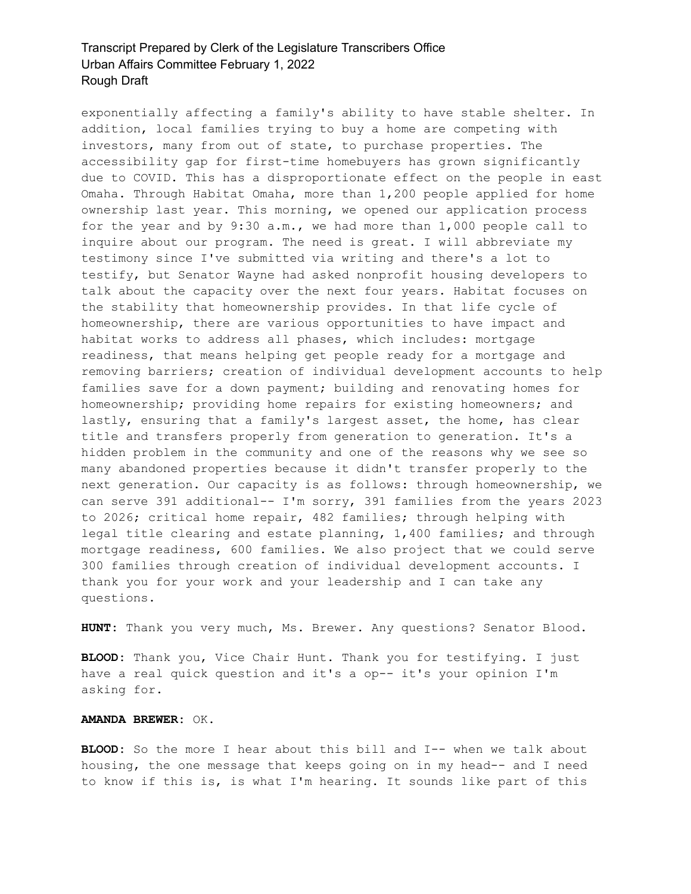exponentially affecting a family's ability to have stable shelter. In addition, local families trying to buy a home are competing with investors, many from out of state, to purchase properties. The accessibility gap for first-time homebuyers has grown significantly due to COVID. This has a disproportionate effect on the people in east Omaha. Through Habitat Omaha, more than 1,200 people applied for home ownership last year. This morning, we opened our application process for the year and by 9:30 a.m., we had more than 1,000 people call to inquire about our program. The need is great. I will abbreviate my testimony since I've submitted via writing and there's a lot to testify, but Senator Wayne had asked nonprofit housing developers to talk about the capacity over the next four years. Habitat focuses on the stability that homeownership provides. In that life cycle of homeownership, there are various opportunities to have impact and habitat works to address all phases, which includes: mortgage readiness, that means helping get people ready for a mortgage and removing barriers; creation of individual development accounts to help families save for a down payment; building and renovating homes for homeownership; providing home repairs for existing homeowners; and lastly, ensuring that a family's largest asset, the home, has clear title and transfers properly from generation to generation. It's a hidden problem in the community and one of the reasons why we see so many abandoned properties because it didn't transfer properly to the next generation. Our capacity is as follows: through homeownership, we can serve 391 additional-- I'm sorry, 391 families from the years 2023 to 2026; critical home repair, 482 families; through helping with legal title clearing and estate planning, 1,400 families; and through mortgage readiness, 600 families. We also project that we could serve 300 families through creation of individual development accounts. I thank you for your work and your leadership and I can take any questions.

**HUNT:** Thank you very much, Ms. Brewer. Any questions? Senator Blood.

**BLOOD:** Thank you, Vice Chair Hunt. Thank you for testifying. I just have a real quick question and it's a op-- it's your opinion I'm asking for.

**AMANDA BREWER:** OK.

**BLOOD:** So the more I hear about this bill and I-- when we talk about housing, the one message that keeps going on in my head-- and I need to know if this is, is what I'm hearing. It sounds like part of this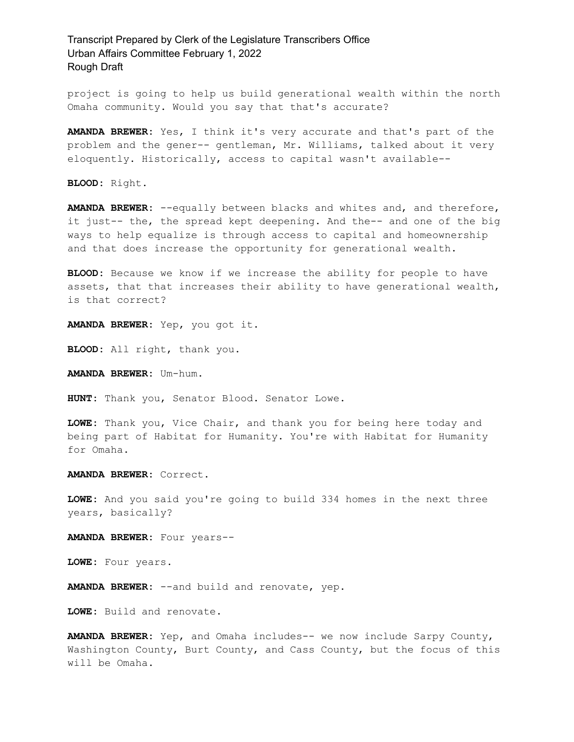project is going to help us build generational wealth within the north Omaha community. Would you say that that's accurate?

**AMANDA BREWER:** Yes, I think it's very accurate and that's part of the problem and the gener-- gentleman, Mr. Williams, talked about it very eloquently. Historically, access to capital wasn't available--

**BLOOD:** Right.

**AMANDA BREWER:** --equally between blacks and whites and, and therefore, it just-- the, the spread kept deepening. And the-- and one of the big ways to help equalize is through access to capital and homeownership and that does increase the opportunity for generational wealth.

**BLOOD:** Because we know if we increase the ability for people to have assets, that that increases their ability to have generational wealth, is that correct?

**AMANDA BREWER:** Yep, you got it.

**BLOOD:** All right, thank you.

**AMANDA BREWER:** Um-hum.

**HUNT:** Thank you, Senator Blood. Senator Lowe.

**LOWE:** Thank you, Vice Chair, and thank you for being here today and being part of Habitat for Humanity. You're with Habitat for Humanity for Omaha.

**AMANDA BREWER:** Correct.

**LOWE:** And you said you're going to build 334 homes in the next three years, basically?

**AMANDA BREWER:** Four years--

**LOWE:** Four years.

**AMANDA BREWER:** --and build and renovate, yep.

**LOWE:** Build and renovate.

**AMANDA BREWER:** Yep, and Omaha includes-- we now include Sarpy County, Washington County, Burt County, and Cass County, but the focus of this will be Omaha.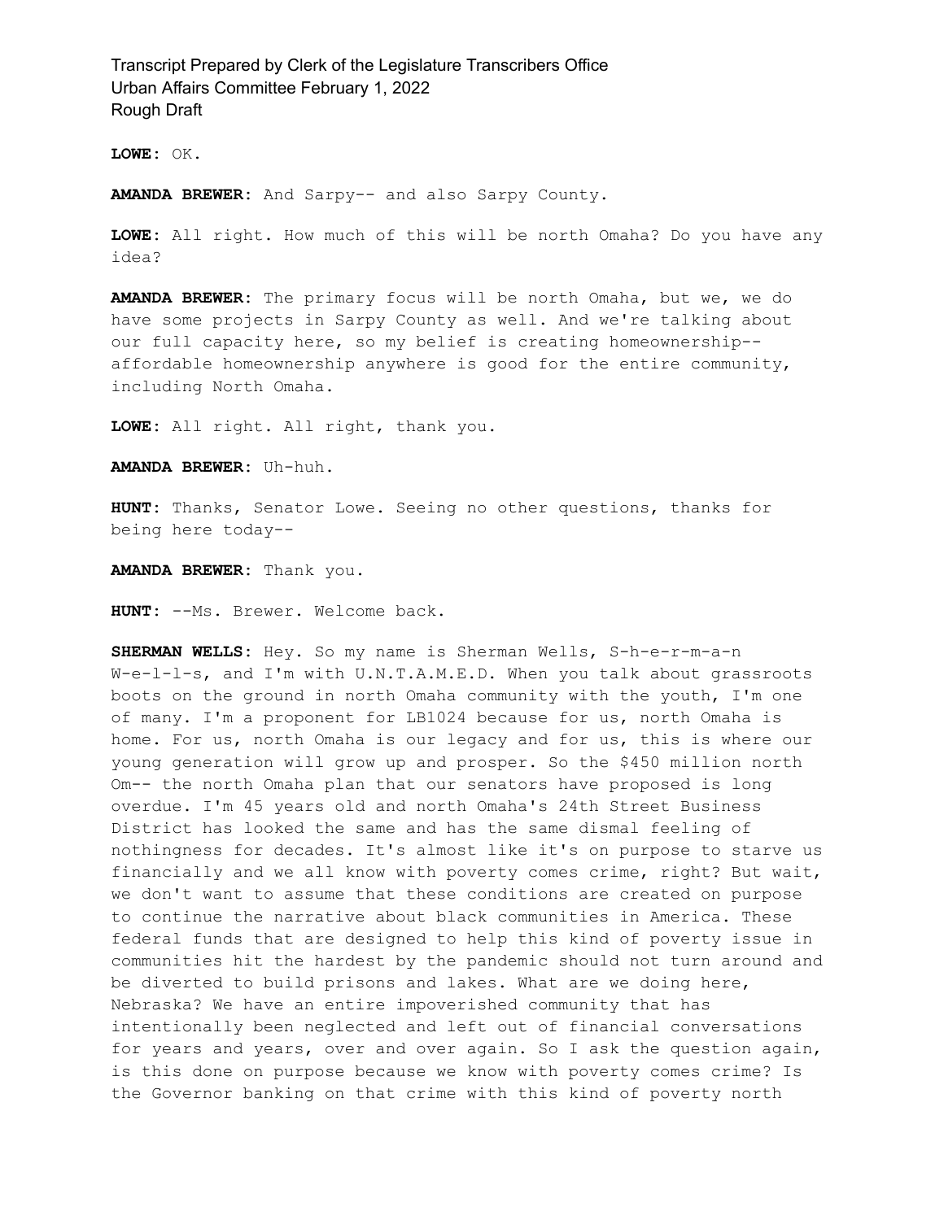**LOWE:** OK.

**AMANDA BREWER:** And Sarpy-- and also Sarpy County.

**LOWE:** All right. How much of this will be north Omaha? Do you have any idea?

**AMANDA BREWER:** The primary focus will be north Omaha, but we, we do have some projects in Sarpy County as well. And we're talking about our full capacity here, so my belief is creating homeownership-- affordable homeownership anywhere is good for the entire community, including North Omaha.

**LOWE:** All right. All right, thank you.

**AMANDA BREWER:** Uh-huh.

**HUNT:** Thanks, Senator Lowe. Seeing no other questions, thanks for being here today--

**AMANDA BREWER:** Thank you.

**HUNT:** --Ms. Brewer. Welcome back.

**SHERMAN WELLS:** Hey. So my name is Sherman Wells, S-h-e-r-m-a-n W-e-l-l-s, and I'm with U.N.T.A.M.E.D. When you talk about grassroots boots on the ground in north Omaha community with the youth, I'm one of many. I'm a proponent for LB1024 because for us, north Omaha is home. For us, north Omaha is our legacy and for us, this is where our young generation will grow up and prosper. So the $450 million north Om-- the north Omaha plan that our senators have proposed is long overdue. I'm 45 years old and north Omaha's 24th Street Business District has looked the same and has the same dismal feeling of nothingness for decades. It's almost like it's on purpose to starve us financially and we all know with poverty comes crime, right? But wait, we don't want to assume that these conditions are created on purpose to continue the narrative about black communities in America. These federal funds that are designed to help this kind of poverty issue in communities hit the hardest by the pandemic should not turn around and be diverted to build prisons and lakes. What are we doing here, Nebraska? We have an entire impoverished community that has intentionally been neglected and left out of financial conversations for years and years, over and over again. So I ask the question again, is this done on purpose because we know with poverty comes crime? Is the Governor banking on that crime with this kind of poverty north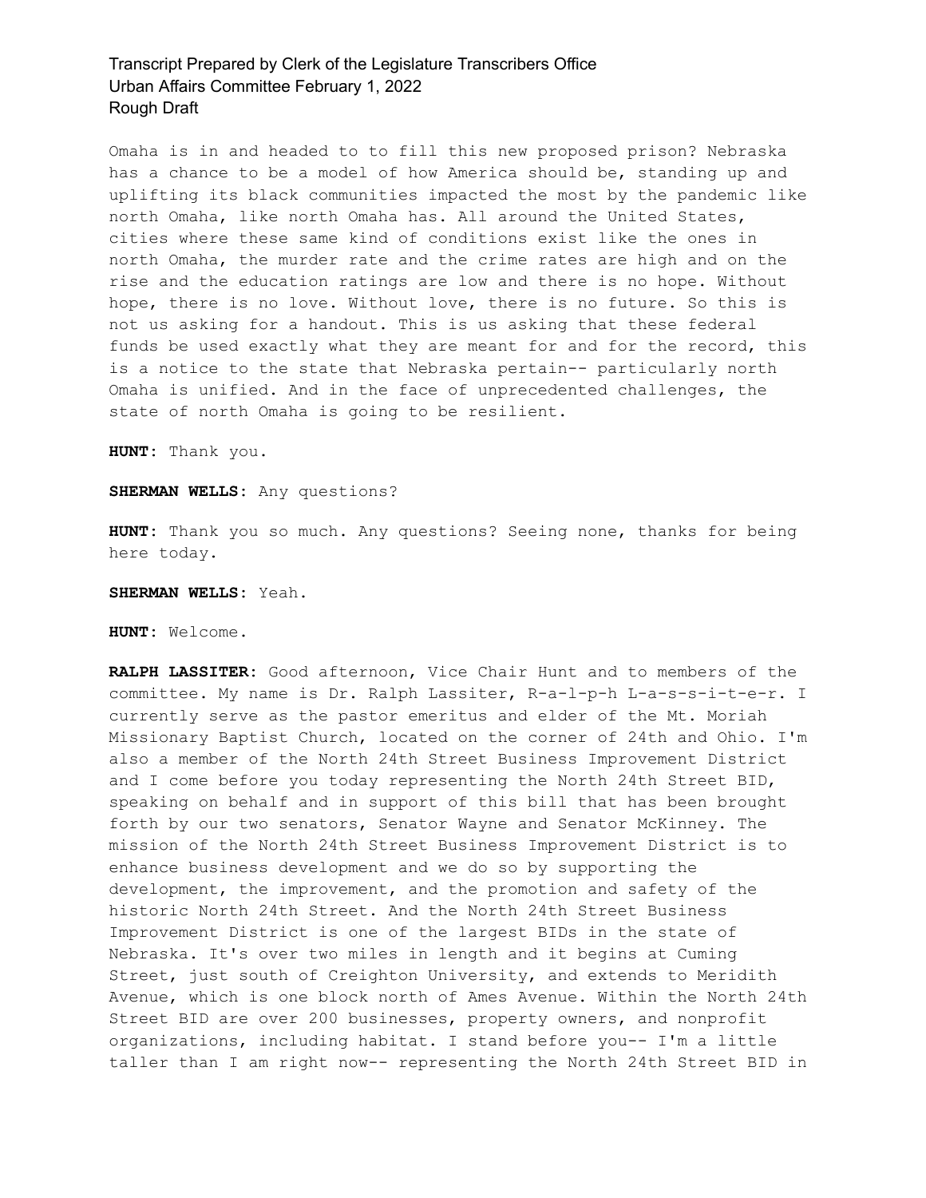Omaha is in and headed to to fill this new proposed prison? Nebraska has a chance to be a model of how America should be, standing up and uplifting its black communities impacted the most by the pandemic like north Omaha, like north Omaha has. All around the United States, cities where these same kind of conditions exist like the ones in north Omaha, the murder rate and the crime rates are high and on the rise and the education ratings are low and there is no hope. Without hope, there is no love. Without love, there is no future. So this is not us asking for a handout. This is us asking that these federal funds be used exactly what they are meant for and for the record, this is a notice to the state that Nebraska pertain-- particularly north Omaha is unified. And in the face of unprecedented challenges, the state of north Omaha is going to be resilient.

**HUNT:** Thank you.

**SHERMAN WELLS:** Any questions?

**HUNT:** Thank you so much. Any questions? Seeing none, thanks for being here today.

**SHERMAN WELLS:** Yeah.

**HUNT:** Welcome.

**RALPH LASSITER:** Good afternoon, Vice Chair Hunt and to members of the committee. My name is Dr. Ralph Lassiter, R-a-l-p-h L-a-s-s-i-t-e-r. I currently serve as the pastor emeritus and elder of the Mt. Moriah Missionary Baptist Church, located on the corner of 24th and Ohio. I'm also a member of the North 24th Street Business Improvement District and I come before you today representing the North 24th Street BID, speaking on behalf and in support of this bill that has been brought forth by our two senators, Senator Wayne and Senator McKinney. The mission of the North 24th Street Business Improvement District is to enhance business development and we do so by supporting the development, the improvement, and the promotion and safety of the historic North 24th Street. And the North 24th Street Business Improvement District is one of the largest BIDs in the state of Nebraska. It's over two miles in length and it begins at Cuming Street, just south of Creighton University, and extends to Meridith Avenue, which is one block north of Ames Avenue. Within the North 24th Street BID are over 200 businesses, property owners, and nonprofit organizations, including habitat. I stand before you-- I'm a little taller than I am right now-- representing the North 24th Street BID in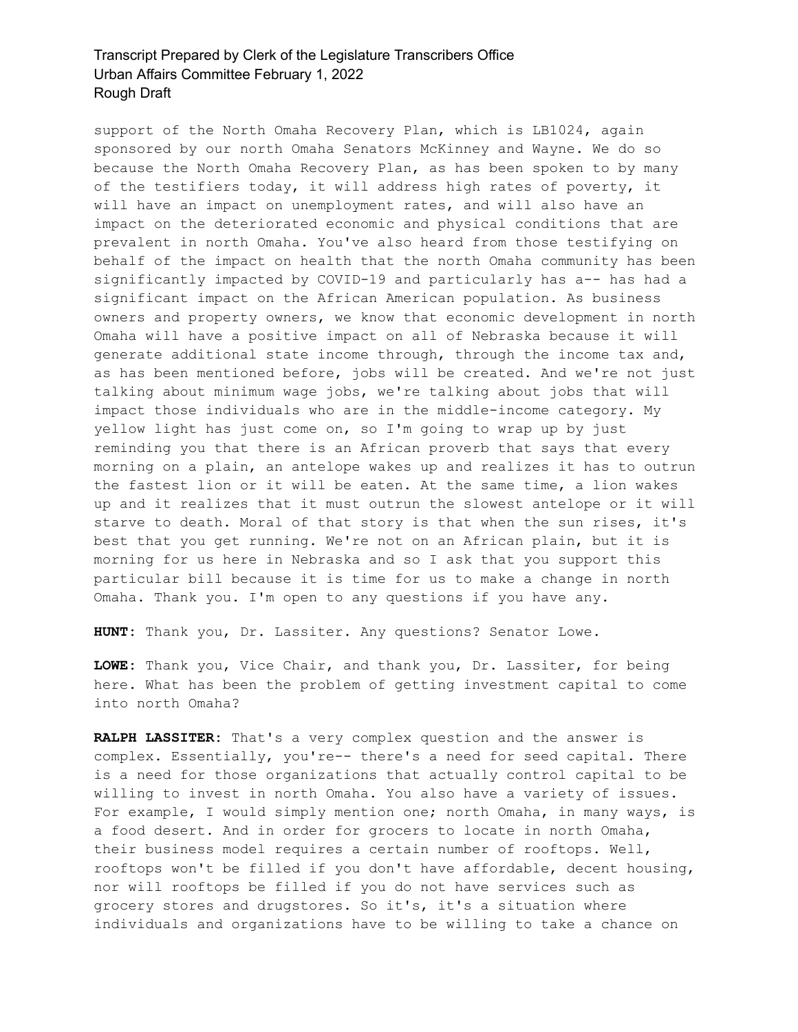support of the North Omaha Recovery Plan, which is LB1024, again sponsored by our north Omaha Senators McKinney and Wayne. We do so because the North Omaha Recovery Plan, as has been spoken to by many of the testifiers today, it will address high rates of poverty, it will have an impact on unemployment rates, and will also have an impact on the deteriorated economic and physical conditions that are prevalent in north Omaha. You've also heard from those testifying on behalf of the impact on health that the north Omaha community has been significantly impacted by COVID-19 and particularly has a-- has had a significant impact on the African American population. As business owners and property owners, we know that economic development in north Omaha will have a positive impact on all of Nebraska because it will generate additional state income through, through the income tax and, as has been mentioned before, jobs will be created. And we're not just talking about minimum wage jobs, we're talking about jobs that will impact those individuals who are in the middle-income category. My yellow light has just come on, so I'm going to wrap up by just reminding you that there is an African proverb that says that every morning on a plain, an antelope wakes up and realizes it has to outrun the fastest lion or it will be eaten. At the same time, a lion wakes up and it realizes that it must outrun the slowest antelope or it will starve to death. Moral of that story is that when the sun rises, it's best that you get running. We're not on an African plain, but it is morning for us here in Nebraska and so I ask that you support this particular bill because it is time for us to make a change in north Omaha. Thank you. I'm open to any questions if you have any.

**HUNT:** Thank you, Dr. Lassiter. Any questions? Senator Lowe.

**LOWE:** Thank you, Vice Chair, and thank you, Dr. Lassiter, for being here. What has been the problem of getting investment capital to come into north Omaha?

**RALPH LASSITER:** That's a very complex question and the answer is complex. Essentially, you're-- there's a need for seed capital. There is a need for those organizations that actually control capital to be willing to invest in north Omaha. You also have a variety of issues. For example, I would simply mention one; north Omaha, in many ways, is a food desert. And in order for grocers to locate in north Omaha, their business model requires a certain number of rooftops. Well, rooftops won't be filled if you don't have affordable, decent housing, nor will rooftops be filled if you do not have services such as grocery stores and drugstores. So it's, it's a situation where individuals and organizations have to be willing to take a chance on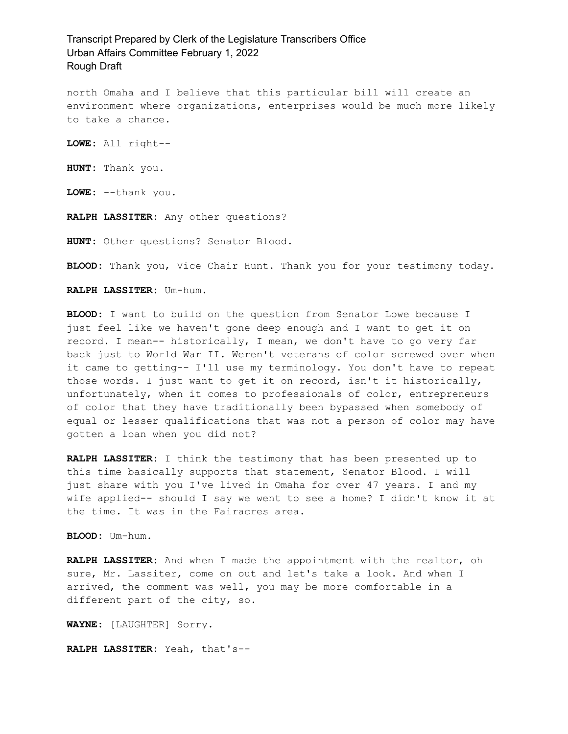north Omaha and I believe that this particular bill will create an environment where organizations, enterprises would be much more likely to take a chance.

**LOWE:** All right--

**HUNT:** Thank you.

**LOWE:** --thank you.

**RALPH LASSITER:** Any other questions?

**HUNT:** Other questions? Senator Blood.

**BLOOD:** Thank you, Vice Chair Hunt. Thank you for your testimony today.

**RALPH LASSITER:** Um-hum.

**BLOOD:** I want to build on the question from Senator Lowe because I just feel like we haven't gone deep enough and I want to get it on record. I mean-- historically, I mean, we don't have to go very far back just to World War II. Weren't veterans of color screwed over when it came to getting-- I'll use my terminology. You don't have to repeat those words. I just want to get it on record, isn't it historically, unfortunately, when it comes to professionals of color, entrepreneurs of color that they have traditionally been bypassed when somebody of equal or lesser qualifications that was not a person of color may have gotten a loan when you did not?

**RALPH LASSITER:** I think the testimony that has been presented up to this time basically supports that statement, Senator Blood. I will just share with you I've lived in Omaha for over 47 years. I and my wife applied-- should I say we went to see a home? I didn't know it at the time. It was in the Fairacres area.

**BLOOD:** Um-hum.

**RALPH LASSITER:** And when I made the appointment with the realtor, oh sure, Mr. Lassiter, come on out and let's take a look. And when I arrived, the comment was well, you may be more comfortable in a different part of the city, so.

**WAYNE:** [LAUGHTER] Sorry.

**RALPH LASSITER:** Yeah, that's--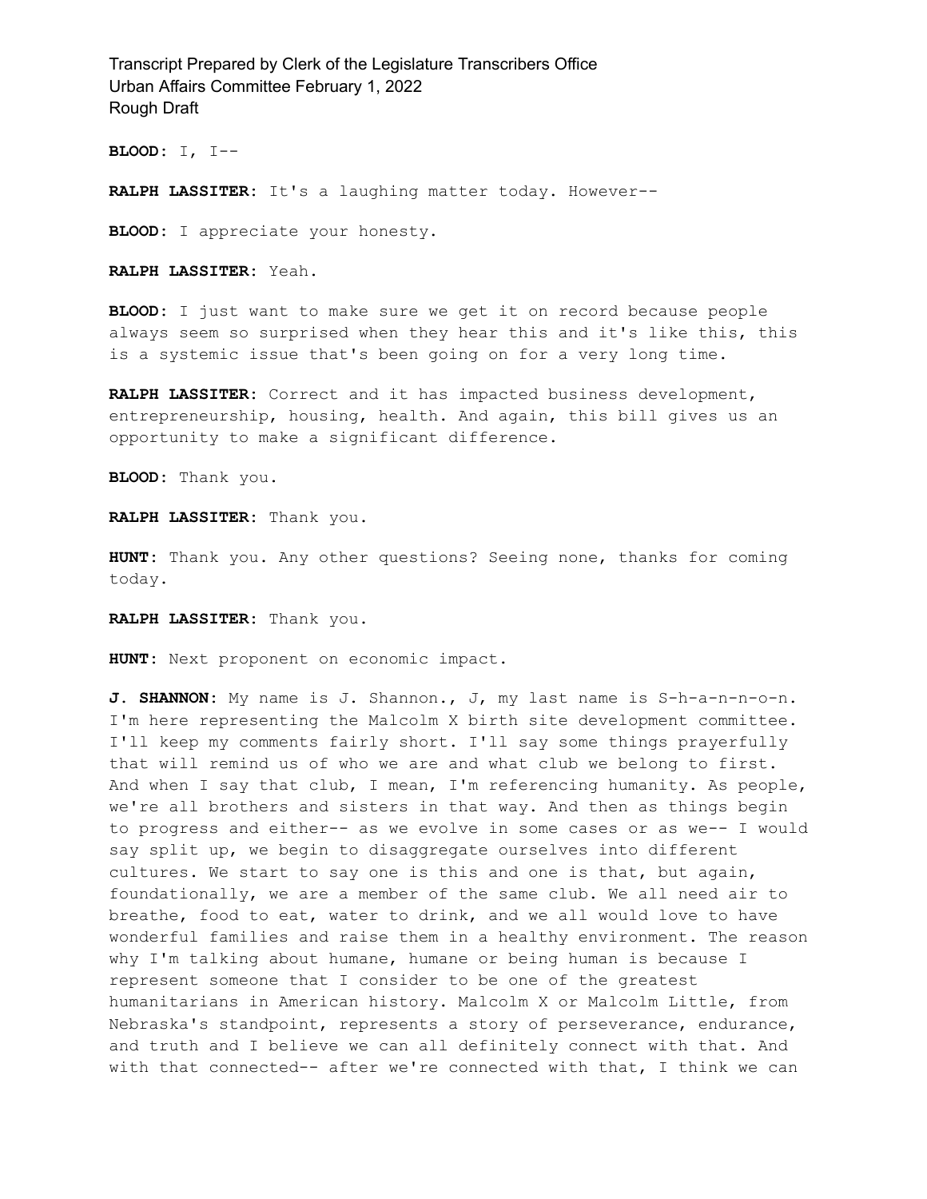**BLOOD:** I, I--

**RALPH LASSITER:** It's a laughing matter today. However--

**BLOOD:** I appreciate your honesty.

**RALPH LASSITER:** Yeah.

**BLOOD:** I just want to make sure we get it on record because people always seem so surprised when they hear this and it's like this, this is a systemic issue that's been going on for a very long time.

**RALPH LASSITER:** Correct and it has impacted business development, entrepreneurship, housing, health. And again, this bill gives us an opportunity to make a significant difference.

**BLOOD:** Thank you.

**RALPH LASSITER:** Thank you.

**HUNT:** Thank you. Any other questions? Seeing none, thanks for coming today.

**RALPH LASSITER:** Thank you.

**HUNT:** Next proponent on economic impact.

**J. SHANNON:** My name is J. Shannon., J, my last name is S-h-a-n-n-o-n. I'm here representing the Malcolm X birth site development committee. I'll keep my comments fairly short. I'll say some things prayerfully that will remind us of who we are and what club we belong to first. And when I say that club, I mean, I'm referencing humanity. As people, we're all brothers and sisters in that way. And then as things begin to progress and either-- as we evolve in some cases or as we-- I would say split up, we begin to disaggregate ourselves into different cultures. We start to say one is this and one is that, but again, foundationally, we are a member of the same club. We all need air to breathe, food to eat, water to drink, and we all would love to have wonderful families and raise them in a healthy environment. The reason why I'm talking about humane, humane or being human is because I represent someone that I consider to be one of the greatest humanitarians in American history. Malcolm X or Malcolm Little, from Nebraska's standpoint, represents a story of perseverance, endurance, and truth and I believe we can all definitely connect with that. And with that connected-- after we're connected with that, I think we can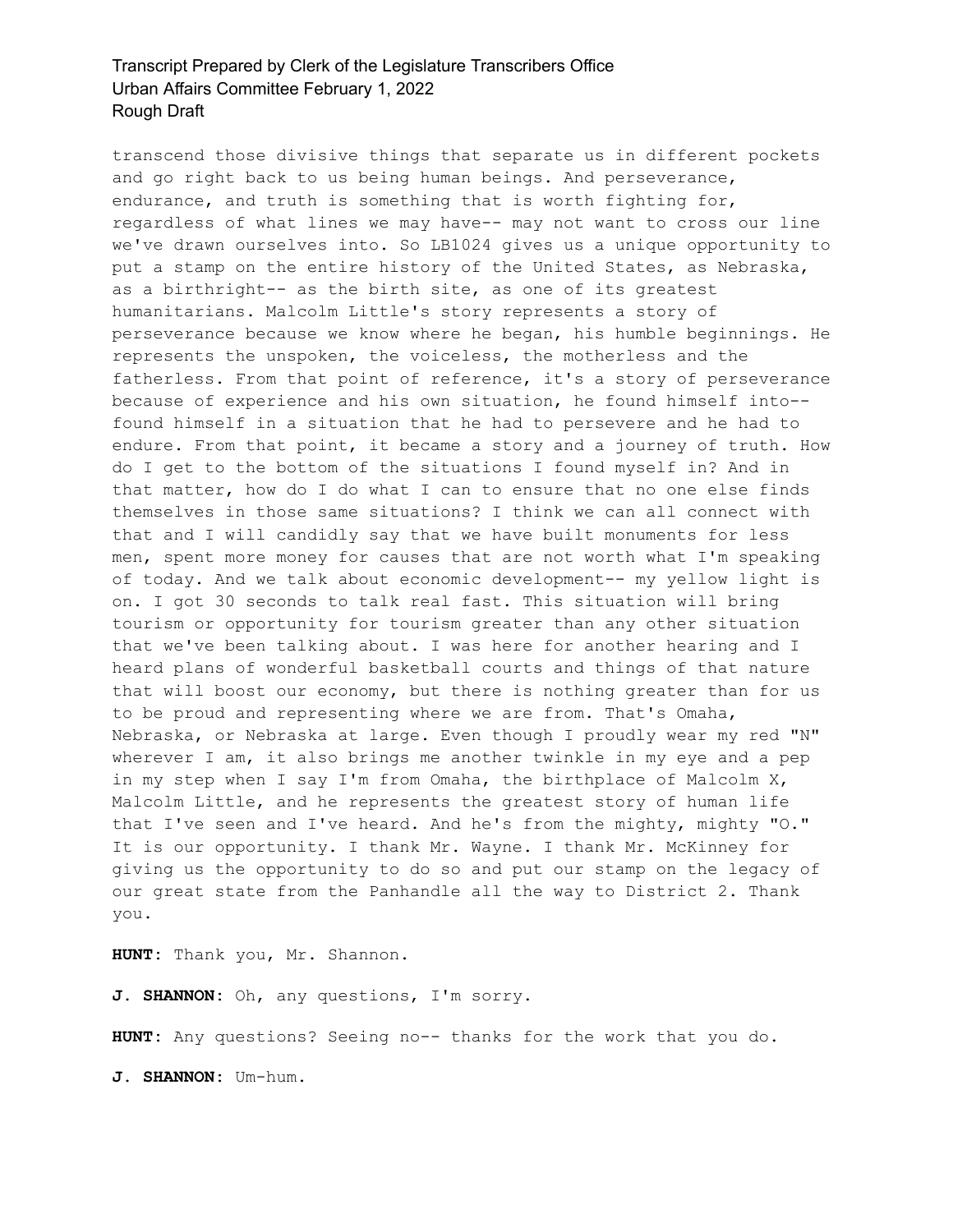transcend those divisive things that separate us in different pockets and go right back to us being human beings. And perseverance, endurance, and truth is something that is worth fighting for, regardless of what lines we may have-- may not want to cross our line we've drawn ourselves into. So LB1024 gives us a unique opportunity to put a stamp on the entire history of the United States, as Nebraska, as a birthright-- as the birth site, as one of its greatest humanitarians. Malcolm Little's story represents a story of perseverance because we know where he began, his humble beginnings. He represents the unspoken, the voiceless, the motherless and the fatherless. From that point of reference, it's a story of perseverance because of experience and his own situation, he found himself into-- found himself in a situation that he had to persevere and he had to endure. From that point, it became a story and a journey of truth. How do I get to the bottom of the situations I found myself in? And in that matter, how do I do what I can to ensure that no one else finds themselves in those same situations? I think we can all connect with that and I will candidly say that we have built monuments for less men, spent more money for causes that are not worth what I'm speaking of today. And we talk about economic development-- my yellow light is on. I got 30 seconds to talk real fast. This situation will bring tourism or opportunity for tourism greater than any other situation that we've been talking about. I was here for another hearing and I heard plans of wonderful basketball courts and things of that nature that will boost our economy, but there is nothing greater than for us to be proud and representing where we are from. That's Omaha, Nebraska, or Nebraska at large. Even though I proudly wear my red "N" wherever I am, it also brings me another twinkle in my eye and a pep in my step when I say I'm from Omaha, the birthplace of Malcolm X, Malcolm Little, and he represents the greatest story of human life that I've seen and I've heard. And he's from the mighty, mighty "O." It is our opportunity. I thank Mr. Wayne. I thank Mr. McKinney for giving us the opportunity to do so and put our stamp on the legacy of our great state from the Panhandle all the way to District 2. Thank you.

**HUNT:** Thank you, Mr. Shannon.

**J. SHANNON:** Oh, any questions, I'm sorry.

**HUNT:** Any questions? Seeing no-- thanks for the work that you do.

**J. SHANNON:** Um-hum.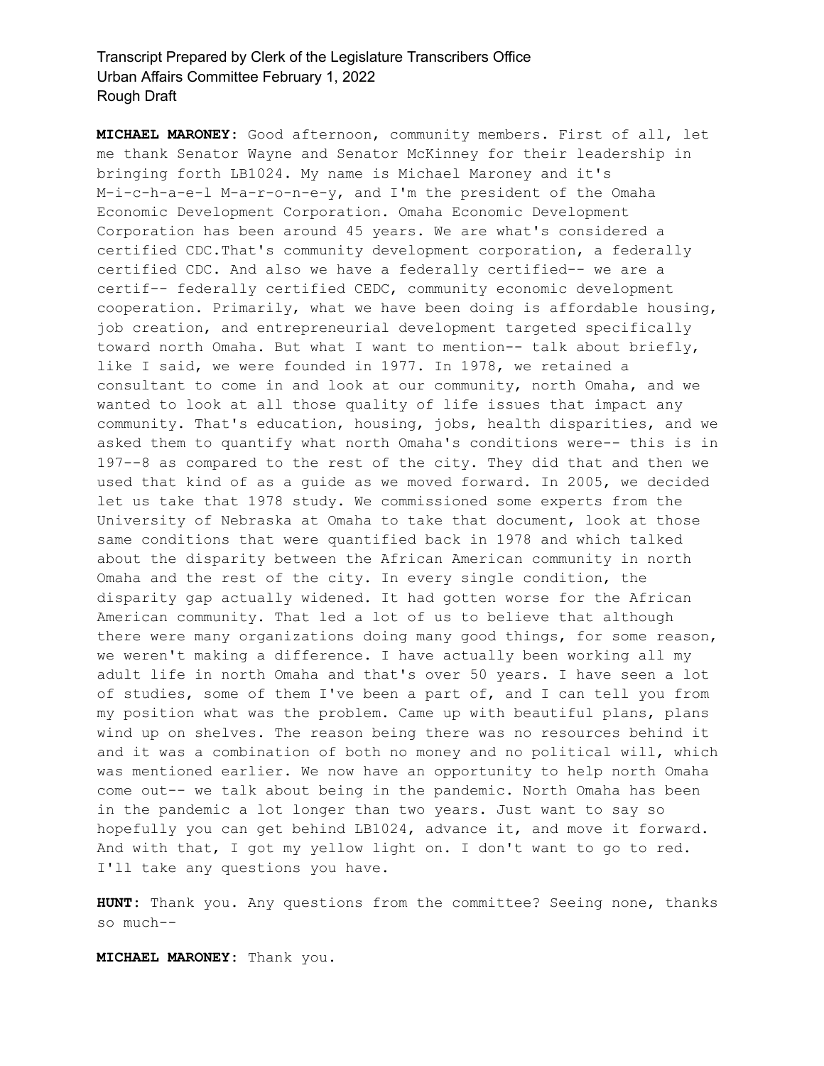**MICHAEL MARONEY:** Good afternoon, community members. First of all, let me thank Senator Wayne and Senator McKinney for their leadership in bringing forth LB1024. My name is Michael Maroney and it's M-i-c-h-a-e-l M-a-r-o-n-e-y, and I'm the president of the Omaha Economic Development Corporation. Omaha Economic Development Corporation has been around 45 years. We are what's considered a certified CDC.That's community development corporation, a federally certified CDC. And also we have a federally certified-- we are a certif-- federally certified CEDC, community economic development cooperation. Primarily, what we have been doing is affordable housing, job creation, and entrepreneurial development targeted specifically toward north Omaha. But what I want to mention-- talk about briefly, like I said, we were founded in 1977. In 1978, we retained a consultant to come in and look at our community, north Omaha, and we wanted to look at all those quality of life issues that impact any community. That's education, housing, jobs, health disparities, and we asked them to quantify what north Omaha's conditions were-- this is in 197--8 as compared to the rest of the city. They did that and then we used that kind of as a guide as we moved forward. In 2005, we decided let us take that 1978 study. We commissioned some experts from the University of Nebraska at Omaha to take that document, look at those same conditions that were quantified back in 1978 and which talked about the disparity between the African American community in north Omaha and the rest of the city. In every single condition, the disparity gap actually widened. It had gotten worse for the African American community. That led a lot of us to believe that although there were many organizations doing many good things, for some reason, we weren't making a difference. I have actually been working all my adult life in north Omaha and that's over 50 years. I have seen a lot of studies, some of them I've been a part of, and I can tell you from my position what was the problem. Came up with beautiful plans, plans wind up on shelves. The reason being there was no resources behind it and it was a combination of both no money and no political will, which was mentioned earlier. We now have an opportunity to help north Omaha come out-- we talk about being in the pandemic. North Omaha has been in the pandemic a lot longer than two years. Just want to say so hopefully you can get behind LB1024, advance it, and move it forward. And with that, I got my yellow light on. I don't want to go to red. I'll take any questions you have.

**HUNT:** Thank you. Any questions from the committee? Seeing none, thanks so much--

**MICHAEL MARONEY:** Thank you.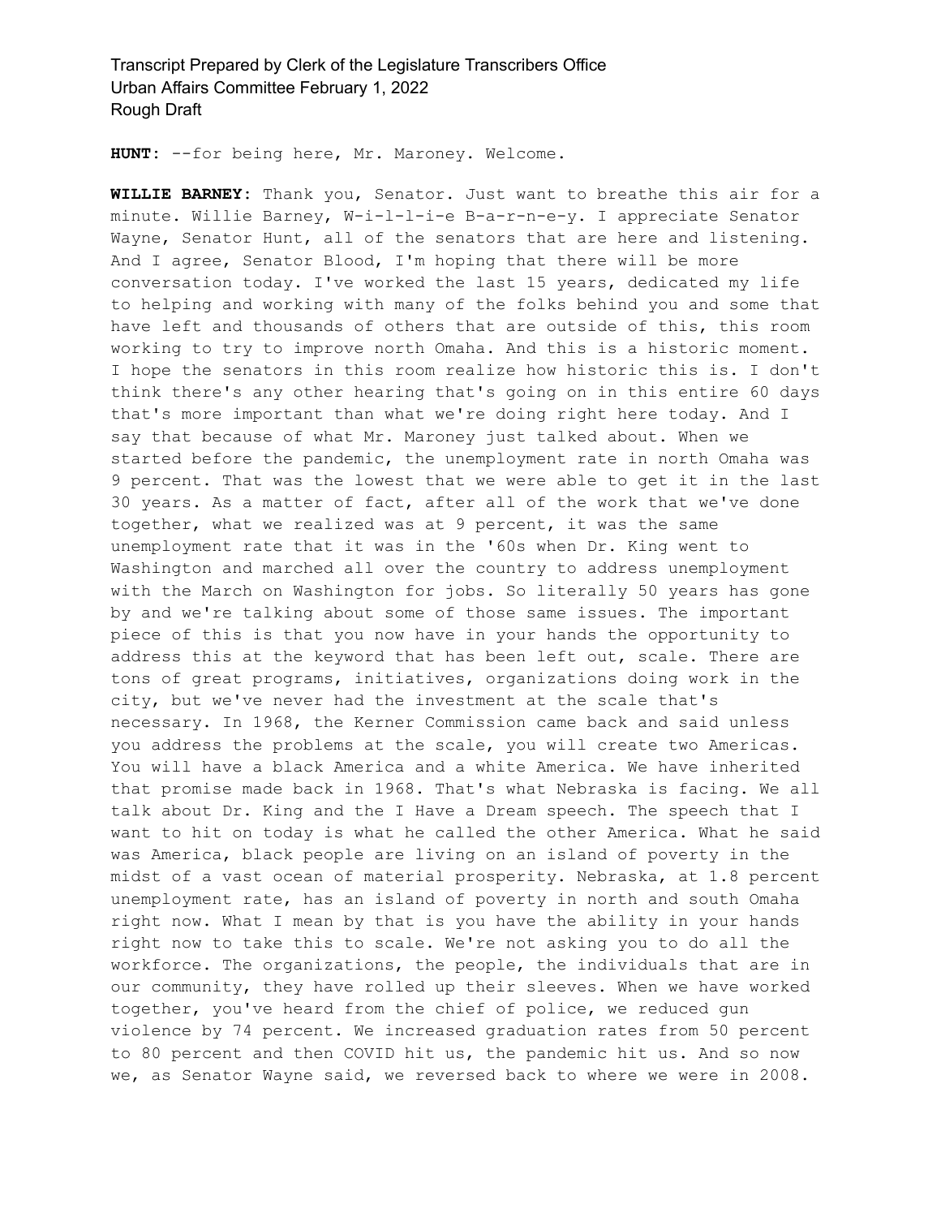**HUNT**: --for being here, Mr. Maroney. Welcome.

**WILLIE BARNEY**: Thank you, Senator. Just want to breathe this air for a minute. Willie Barney, W-i-l-l-i-e B-a-r-n-e-y. I appreciate Senator Wayne, Senator Hunt, all of the senators that are here and listening. And I agree, Senator Blood, I'm hoping that there will be more conversation today. I've worked the last 15 years, dedicated my life to helping and working with many of the folks behind you and some that have left and thousands of others that are outside of this, this room working to try to improve north Omaha. And this is a historic moment. I hope the senators in this room realize how historic this is. I don't think there's any other hearing that's going on in this entire 60 days that's more important than what we're doing right here today. And I say that because of what Mr. Maroney just talked about. When we started before the pandemic, the unemployment rate in north Omaha was 9 percent. That was the lowest that we were able to get it in the last 30 years. As a matter of fact, after all of the work that we've done together, what we realized was at 9 percent, it was the same unemployment rate that it was in the '60s when Dr. King went to Washington and marched all over the country to address unemployment with the March on Washington for jobs. So literally 50 years has gone by and we're talking about some of those same issues. The important piece of this is that you now have in your hands the opportunity to address this at the keyword that has been left out, scale. There are tons of great programs, initiatives, organizations doing work in the city, but we've never had the investment at the scale that's necessary. In 1968, the Kerner Commission came back and said unless you address the problems at the scale, you will create two Americas. You will have a black America and a white America. We have inherited that promise made back in 1968. That's what Nebraska is facing. We all talk about Dr. King and the I Have a Dream speech. The speech that I want to hit on today is what he called the other America. What he said was America, black people are living on an island of poverty in the midst of a vast ocean of material prosperity. Nebraska, at 1.8 percent unemployment rate, has an island of poverty in north and south Omaha right now. What I mean by that is you have the ability in your hands right now to take this to scale. We're not asking you to do all the workforce. The organizations, the people, the individuals that are in our community, they have rolled up their sleeves. When we have worked together, you've heard from the chief of police, we reduced gun violence by 74 percent. We increased graduation rates from 50 percent to 80 percent and then COVID hit us, the pandemic hit us. And so now we, as Senator Wayne said, we reversed back to where we were in 2008.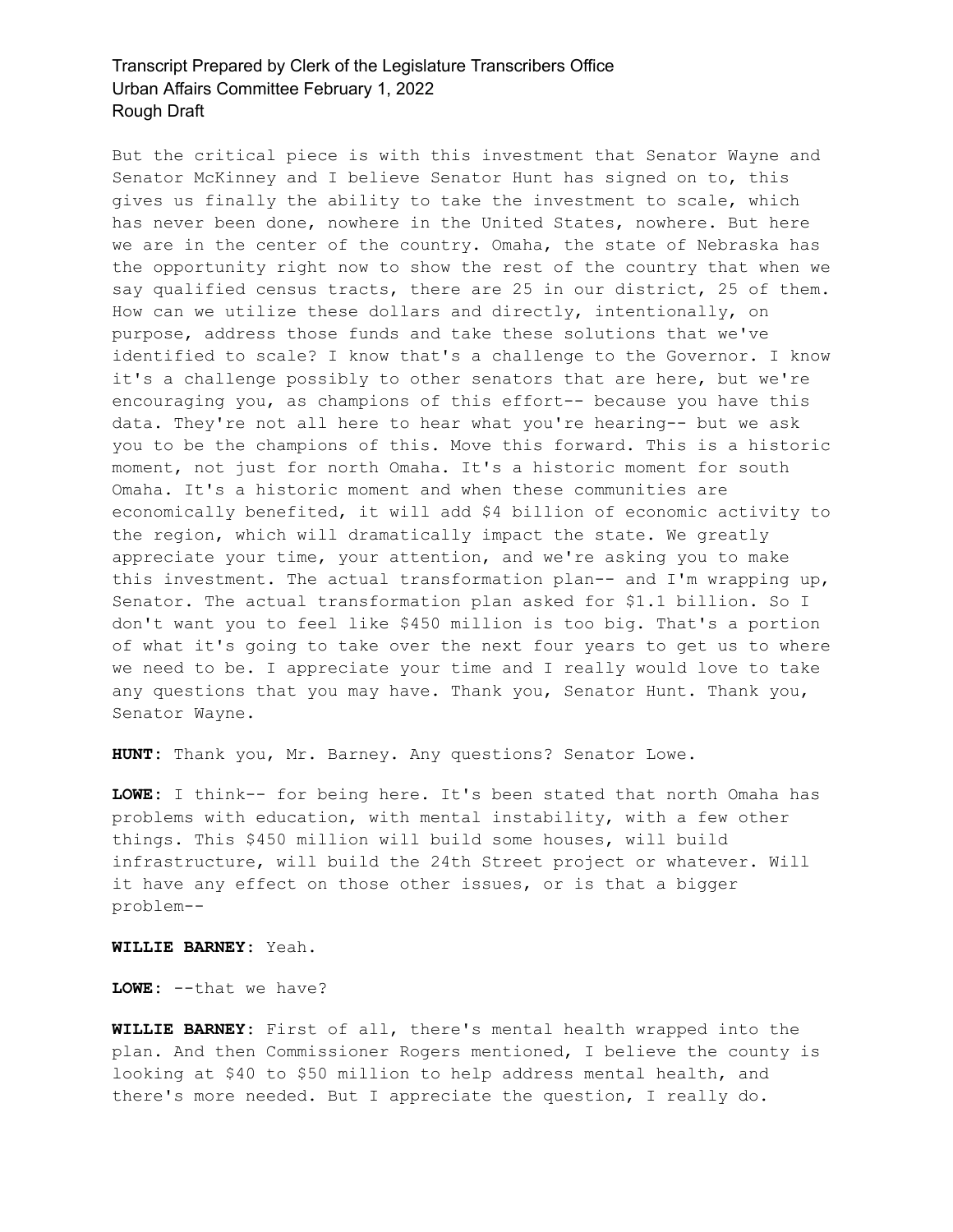But the critical piece is with this investment that Senator Wayne and Senator McKinney and I believe Senator Hunt has signed on to, this gives us finally the ability to take the investment to scale, which has never been done, nowhere in the United States, nowhere. But here we are in the center of the country. Omaha, the state of Nebraska has the opportunity right now to show the rest of the country that when we say qualified census tracts, there are 25 in our district, 25 of them. How can we utilize these dollars and directly, intentionally, on purpose, address those funds and take these solutions that we've identified to scale? I know that's a challenge to the Governor. I know it's a challenge possibly to other senators that are here, but we're encouraging you, as champions of this effort-- because you have this data. They're not all here to hear what you're hearing-- but we ask you to be the champions of this. Move this forward. This is a historic moment, not just for north Omaha. It's a historic moment for south Omaha. It's a historic moment and when these communities are economically benefited, it will add $4 billion of economic activity to the region, which will dramatically impact the state. We greatly appreciate your time, your attention, and we're asking you to make this investment. The actual transformation plan-- and I'm wrapping up, Senator. The actual transformation plan asked for $1.1 billion. So I don't want you to feel like $450 million is too big. That's a portion of what it's going to take over the next four years to get us to where we need to be. I appreciate your time and I really would love to take any questions that you may have. Thank you, Senator Hunt. Thank you, Senator Wayne.

**HUNT:** Thank you, Mr. Barney. Any questions? Senator Lowe.

**LOWE:** I think-- for being here. It's been stated that north Omaha has problems with education, with mental instability, with a few other things. This $450 million will build some houses, will build infrastructure, will build the 24th Street project or whatever. Will it have any effect on those other issues, or is that a bigger problem--

**WILLIE BARNEY:** Yeah.

**LOWE:** --that we have?

**WILLIE BARNEY:** First of all, there's mental health wrapped into the plan. And then Commissioner Rogers mentioned, I believe the county is looking at $40 to $50 million to help address mental health, and there's more needed. But I appreciate the question, I really do.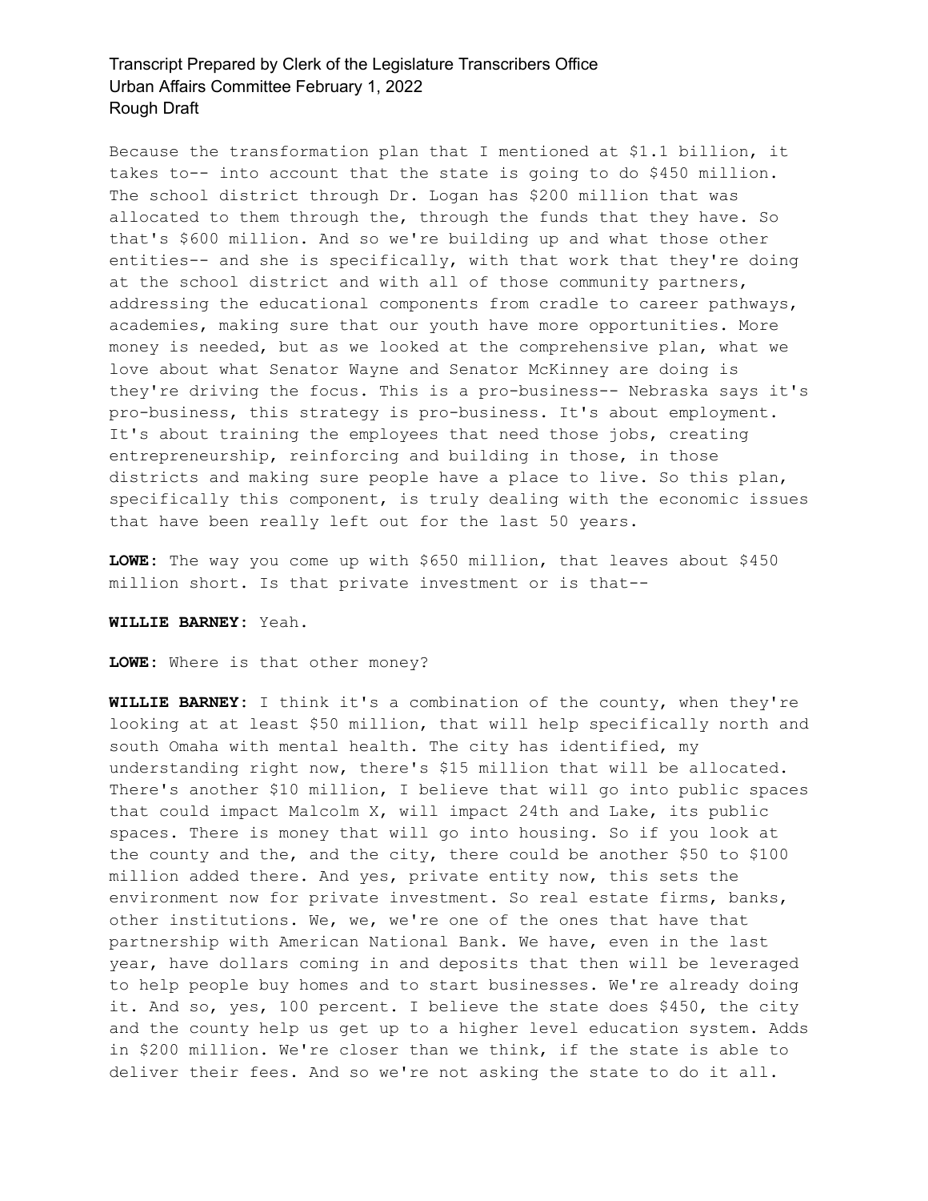Because the transformation plan that I mentioned at $1.1 billion, it takes to-- into account that the state is going to do $450 million. The school district through Dr. Logan has $200 million that was allocated to them through the, through the funds that they have. So that's $600 million. And so we're building up and what those other entities-- and she is specifically, with that work that they're doing at the school district and with all of those community partners, addressing the educational components from cradle to career pathways, academies, making sure that our youth have more opportunities. More money is needed, but as we looked at the comprehensive plan, what we love about what Senator Wayne and Senator McKinney are doing is they're driving the focus. This is a pro-business-- Nebraska says it's pro-business, this strategy is pro-business. It's about employment. It's about training the employees that need those jobs, creating entrepreneurship, reinforcing and building in those, in those districts and making sure people have a place to live. So this plan, specifically this component, is truly dealing with the economic issues that have been really left out for the last 50 years.

**LOWE:** The way you come up with $650 million, that leaves about $450 million short. Is that private investment or is that--

**WILLIE BARNEY:** Yeah.

**LOWE:** Where is that other money?

**WILLIE BARNEY:** I think it's a combination of the county, when they're looking at at least $50 million, that will help specifically north and south Omaha with mental health. The city has identified, my understanding right now, there's $15 million that will be allocated. There's another $10 million, I believe that will go into public spaces that could impact Malcolm X, will impact 24th and Lake, its public spaces. There is money that will go into housing. So if you look at the county and the, and the city, there could be another $50 to $100 million added there. And yes, private entity now, this sets the environment now for private investment. So real estate firms, banks, other institutions. We, we, we're one of the ones that have that partnership with American National Bank. We have, even in the last year, have dollars coming in and deposits that then will be leveraged to help people buy homes and to start businesses. We're already doing it. And so, yes, 100 percent. I believe the state does $450, the city and the county help us get up to a higher level education system. Adds in $200 million. We're closer than we think, if the state is able to deliver their fees. And so we're not asking the state to do it all.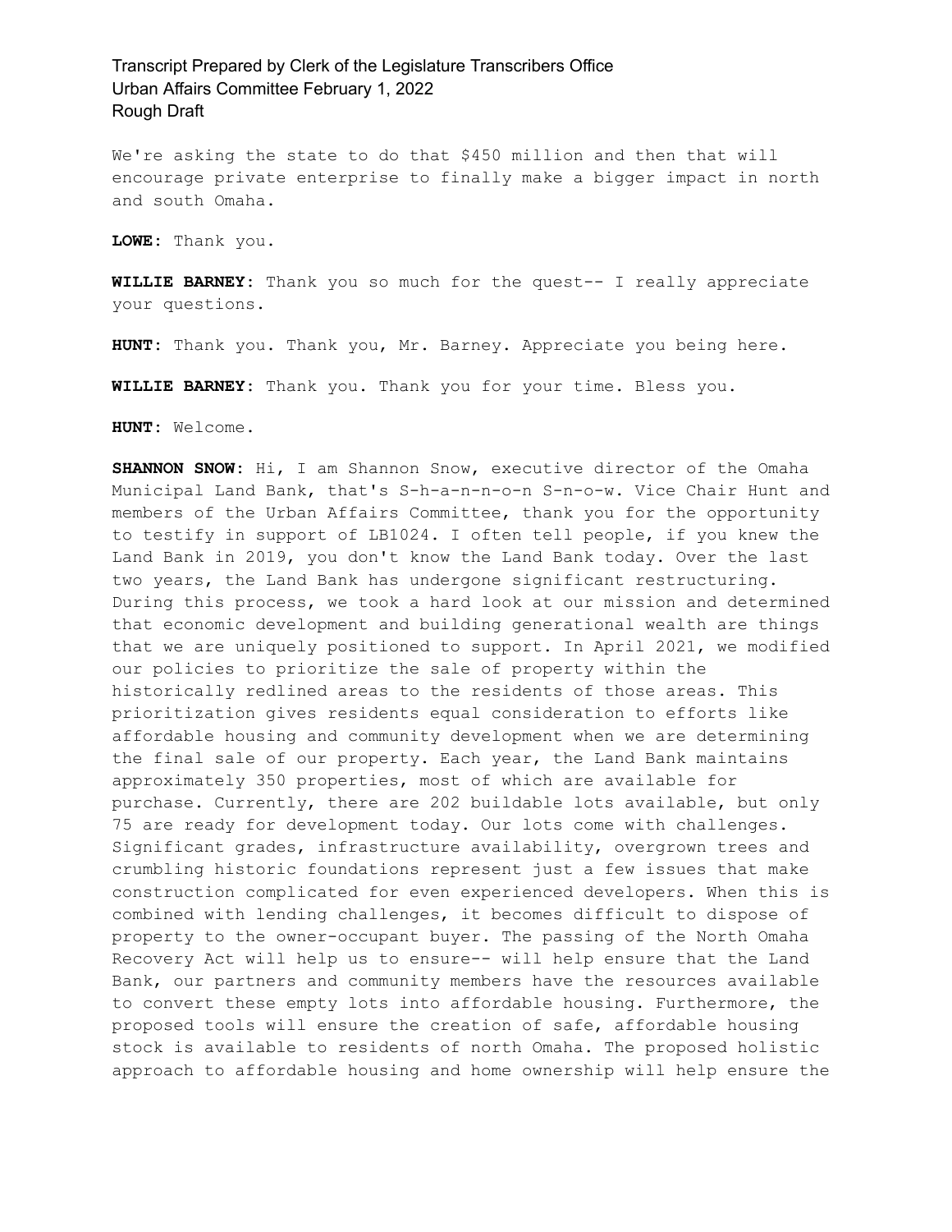We're asking the state to do that $450 million and then that will encourage private enterprise to finally make a bigger impact in north and south Omaha.

**LOWE:** Thank you.

**WILLIE BARNEY:** Thank you so much for the quest-- I really appreciate your questions.

**HUNT:** Thank you. Thank you, Mr. Barney. Appreciate you being here.

**WILLIE BARNEY:** Thank you. Thank you for your time. Bless you.

**HUNT:** Welcome.

**SHANNON SNOW:** Hi, I am Shannon Snow, executive director of the Omaha Municipal Land Bank, that's S-h-a-n-n-o-n S-n-o-w. Vice Chair Hunt and members of the Urban Affairs Committee, thank you for the opportunity to testify in support of LB1024. I often tell people, if you knew the Land Bank in 2019, you don't know the Land Bank today. Over the last two years, the Land Bank has undergone significant restructuring. During this process, we took a hard look at our mission and determined that economic development and building generational wealth are things that we are uniquely positioned to support. In April 2021, we modified our policies to prioritize the sale of property within the historically redlined areas to the residents of those areas. This prioritization gives residents equal consideration to efforts like affordable housing and community development when we are determining the final sale of our property. Each year, the Land Bank maintains approximately 350 properties, most of which are available for purchase. Currently, there are 202 buildable lots available, but only 75 are ready for development today. Our lots come with challenges. Significant grades, infrastructure availability, overgrown trees and crumbling historic foundations represent just a few issues that make construction complicated for even experienced developers. When this is combined with lending challenges, it becomes difficult to dispose of property to the owner-occupant buyer. The passing of the North Omaha Recovery Act will help us to ensure-- will help ensure that the Land Bank, our partners and community members have the resources available to convert these empty lots into affordable housing. Furthermore, the proposed tools will ensure the creation of safe, affordable housing stock is available to residents of north Omaha. The proposed holistic approach to affordable housing and home ownership will help ensure the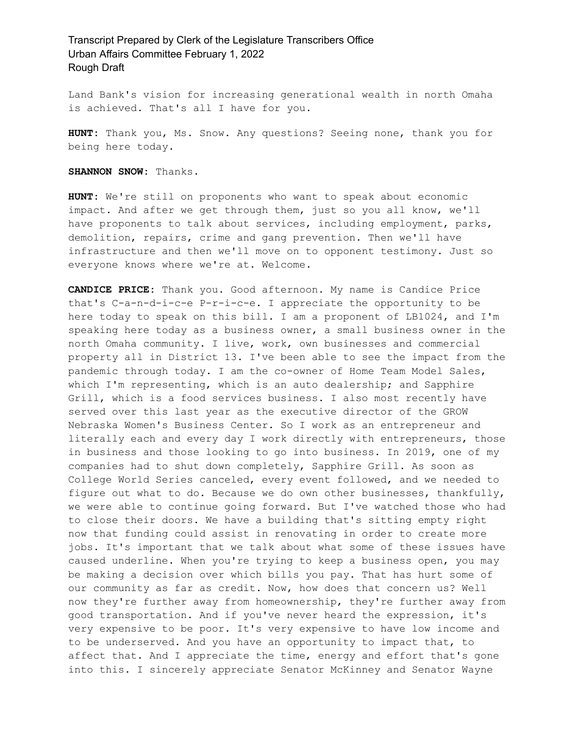Land Bank's vision for increasing generational wealth in north Omaha is achieved. That's all I have for you.

**HUNT:** Thank you, Ms. Snow. Any questions? Seeing none, thank you for being here today.

**SHANNON SNOW:** Thanks.

**HUNT:** We're still on proponents who want to speak about economic impact. And after we get through them, just so you all know, we'll have proponents to talk about services, including employment, parks, demolition, repairs, crime and gang prevention. Then we'll have infrastructure and then we'll move on to opponent testimony. Just so everyone knows where we're at. Welcome.

**CANDICE PRICE:** Thank you. Good afternoon. My name is Candice Price that's C-a-n-d-i-c-e P-r-i-c-e. I appreciate the opportunity to be here today to speak on this bill. I am a proponent of LB1024, and I'm speaking here today as a business owner, a small business owner in the north Omaha community. I live, work, own businesses and commercial property all in District 13. I've been able to see the impact from the pandemic through today. I am the co-owner of Home Team Model Sales, which I'm representing, which is an auto dealership; and Sapphire Grill, which is a food services business. I also most recently have served over this last year as the executive director of the GROW Nebraska Women's Business Center. So I work as an entrepreneur and literally each and every day I work directly with entrepreneurs, those in business and those looking to go into business. In 2019, one of my companies had to shut down completely, Sapphire Grill. As soon as College World Series canceled, every event followed, and we needed to figure out what to do. Because we do own other businesses, thankfully, we were able to continue going forward. But I've watched those who had to close their doors. We have a building that's sitting empty right now that funding could assist in renovating in order to create more jobs. It's important that we talk about what some of these issues have caused underline. When you're trying to keep a business open, you may be making a decision over which bills you pay. That has hurt some of our community as far as credit. Now, how does that concern us? Well now they're further away from homeownership, they're further away from good transportation. And if you've never heard the expression, it's very expensive to be poor. It's very expensive to have low income and to be underserved. And you have an opportunity to impact that, to affect that. And I appreciate the time, energy and effort that's gone into this. I sincerely appreciate Senator McKinney and Senator Wayne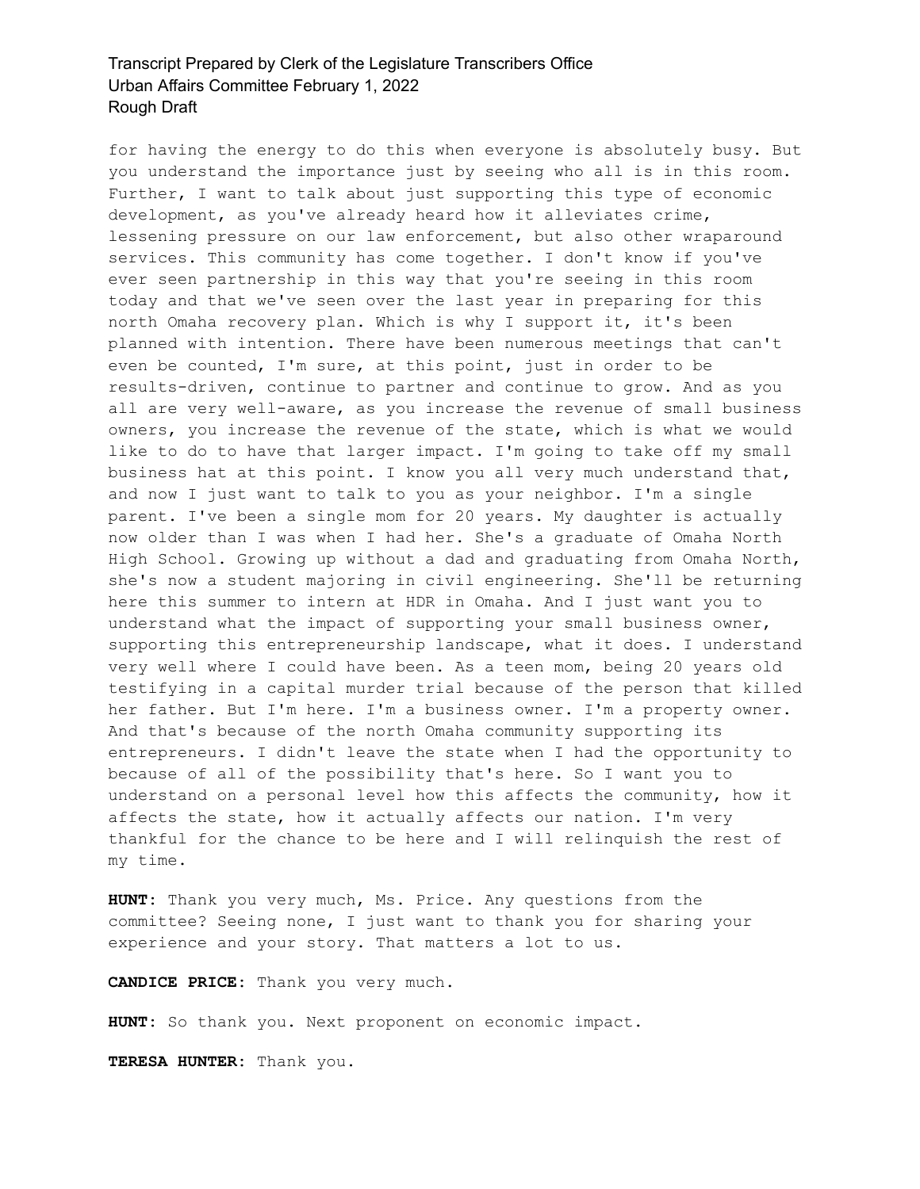for having the energy to do this when everyone is absolutely busy. But you understand the importance just by seeing who all is in this room. Further, I want to talk about just supporting this type of economic development, as you've already heard how it alleviates crime, lessening pressure on our law enforcement, but also other wraparound services. This community has come together. I don't know if you've ever seen partnership in this way that you're seeing in this room today and that we've seen over the last year in preparing for this north Omaha recovery plan. Which is why I support it, it's been planned with intention. There have been numerous meetings that can't even be counted, I'm sure, at this point, just in order to be results-driven, continue to partner and continue to grow. And as you all are very well-aware, as you increase the revenue of small business owners, you increase the revenue of the state, which is what we would like to do to have that larger impact. I'm going to take off my small business hat at this point. I know you all very much understand that, and now I just want to talk to you as your neighbor. I'm a single parent. I've been a single mom for 20 years. My daughter is actually now older than I was when I had her. She's a graduate of Omaha North High School. Growing up without a dad and graduating from Omaha North, she's now a student majoring in civil engineering. She'll be returning here this summer to intern at HDR in Omaha. And I just want you to understand what the impact of supporting your small business owner, supporting this entrepreneurship landscape, what it does. I understand very well where I could have been. As a teen mom, being 20 years old testifying in a capital murder trial because of the person that killed her father. But I'm here. I'm a business owner. I'm a property owner. And that's because of the north Omaha community supporting its entrepreneurs. I didn't leave the state when I had the opportunity to because of all of the possibility that's here. So I want you to understand on a personal level how this affects the community, how it affects the state, how it actually affects our nation. I'm very thankful for the chance to be here and I will relinquish the rest of my time.

**HUNT:** Thank you very much, Ms. Price. Any questions from the committee? Seeing none, I just want to thank you for sharing your experience and your story. That matters a lot to us.

**CANDICE PRICE:** Thank you very much.

**HUNT:** So thank you. Next proponent on economic impact.

**TERESA HUNTER:** Thank you.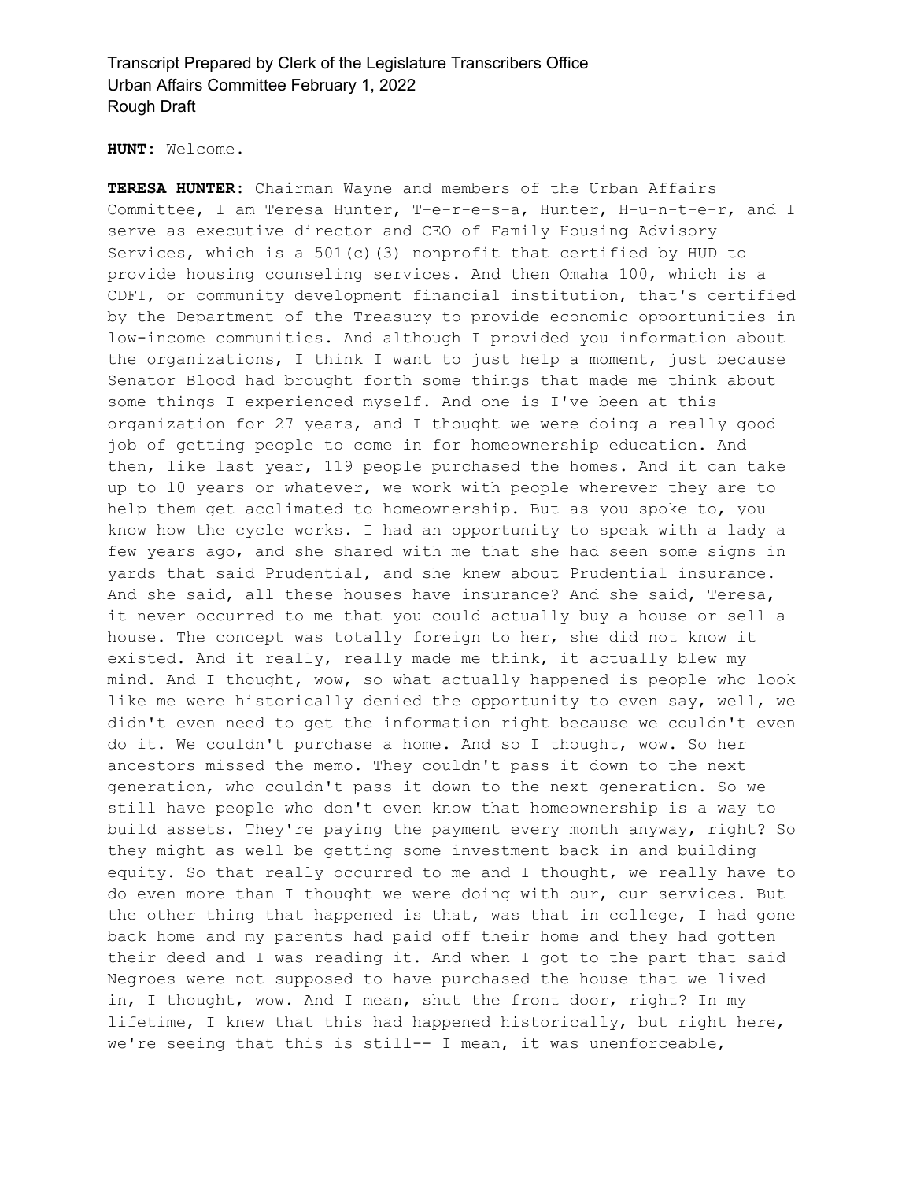**HUNT:** Welcome.

**TERESA HUNTER:** Chairman Wayne and members of the Urban Affairs Committee, I am Teresa Hunter, T-e-r-e-s-a, Hunter, H-u-n-t-e-r, and I serve as executive director and CEO of Family Housing Advisory Services, which is a 501(c)(3) nonprofit that certified by HUD to provide housing counseling services. And then Omaha 100, which is a CDFI, or community development financial institution, that's certified by the Department of the Treasury to provide economic opportunities in low-income communities. And although I provided you information about the organizations, I think I want to just help a moment, just because Senator Blood had brought forth some things that made me think about some things I experienced myself. And one is I've been at this organization for 27 years, and I thought we were doing a really good job of getting people to come in for homeownership education. And then, like last year, 119 people purchased the homes. And it can take up to 10 years or whatever, we work with people wherever they are to help them get acclimated to homeownership. But as you spoke to, you know how the cycle works. I had an opportunity to speak with a lady a few years ago, and she shared with me that she had seen some signs in yards that said Prudential, and she knew about Prudential insurance. And she said, all these houses have insurance? And she said, Teresa, it never occurred to me that you could actually buy a house or sell a house. The concept was totally foreign to her, she did not know it existed. And it really, really made me think, it actually blew my mind. And I thought, wow, so what actually happened is people who look like me were historically denied the opportunity to even say, well, we didn't even need to get the information right because we couldn't even do it. We couldn't purchase a home. And so I thought, wow. So her ancestors missed the memo. They couldn't pass it down to the next generation, who couldn't pass it down to the next generation. So we still have people who don't even know that homeownership is a way to build assets. They're paying the payment every month anyway, right? So they might as well be getting some investment back in and building equity. So that really occurred to me and I thought, we really have to do even more than I thought we were doing with our, our services. But the other thing that happened is that, was that in college, I had gone back home and my parents had paid off their home and they had gotten their deed and I was reading it. And when I got to the part that said Negroes were not supposed to have purchased the house that we lived in, I thought, wow. And I mean, shut the front door, right? In my lifetime, I knew that this had happened historically, but right here, we're seeing that this is still-- I mean, it was unenforceable,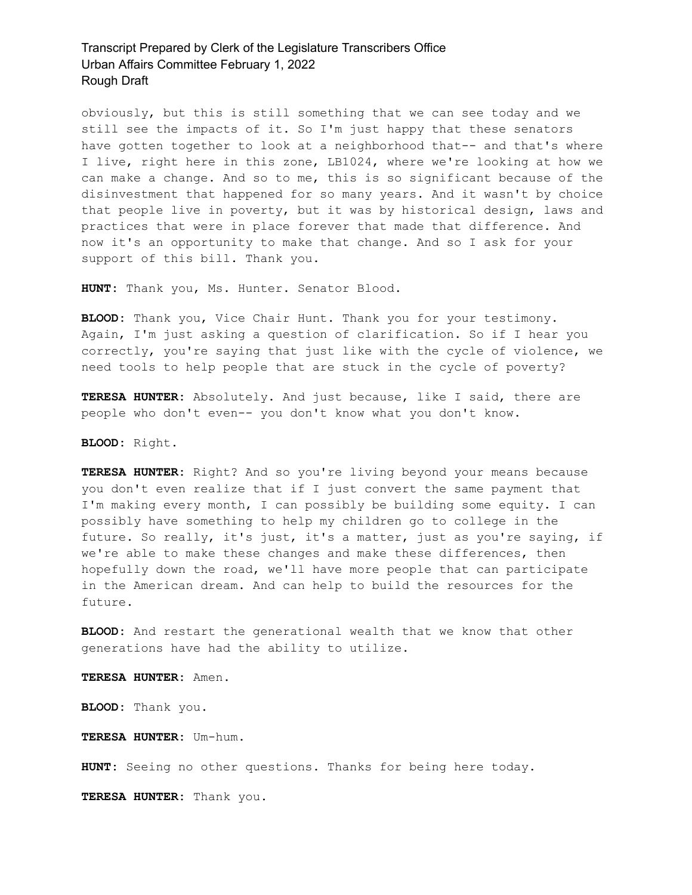obviously, but this is still something that we can see today and we still see the impacts of it. So I'm just happy that these senators have gotten together to look at a neighborhood that-- and that's where I live, right here in this zone, LB1024, where we're looking at how we can make a change. And so to me, this is so significant because of the disinvestment that happened for so many years. And it wasn't by choice that people live in poverty, but it was by historical design, laws and practices that were in place forever that made that difference. And now it's an opportunity to make that change. And so I ask for your support of this bill. Thank you.

**HUNT:** Thank you, Ms. Hunter. Senator Blood.

**BLOOD:** Thank you, Vice Chair Hunt. Thank you for your testimony. Again, I'm just asking a question of clarification. So if I hear you correctly, you're saying that just like with the cycle of violence, we need tools to help people that are stuck in the cycle of poverty?

**TERESA HUNTER:** Absolutely. And just because, like I said, there are people who don't even-- you don't know what you don't know.

**BLOOD:** Right.

**TERESA HUNTER:** Right? And so you're living beyond your means because you don't even realize that if I just convert the same payment that I'm making every month, I can possibly be building some equity. I can possibly have something to help my children go to college in the future. So really, it's just, it's a matter, just as you're saying, if we're able to make these changes and make these differences, then hopefully down the road, we'll have more people that can participate in the American dream. And can help to build the resources for the future.

**BLOOD:** And restart the generational wealth that we know that other generations have had the ability to utilize.

**TERESA HUNTER:** Amen.

**BLOOD:** Thank you.

**TERESA HUNTER:** Um-hum.

**HUNT:** Seeing no other questions. Thanks for being here today.

**TERESA HUNTER:** Thank you.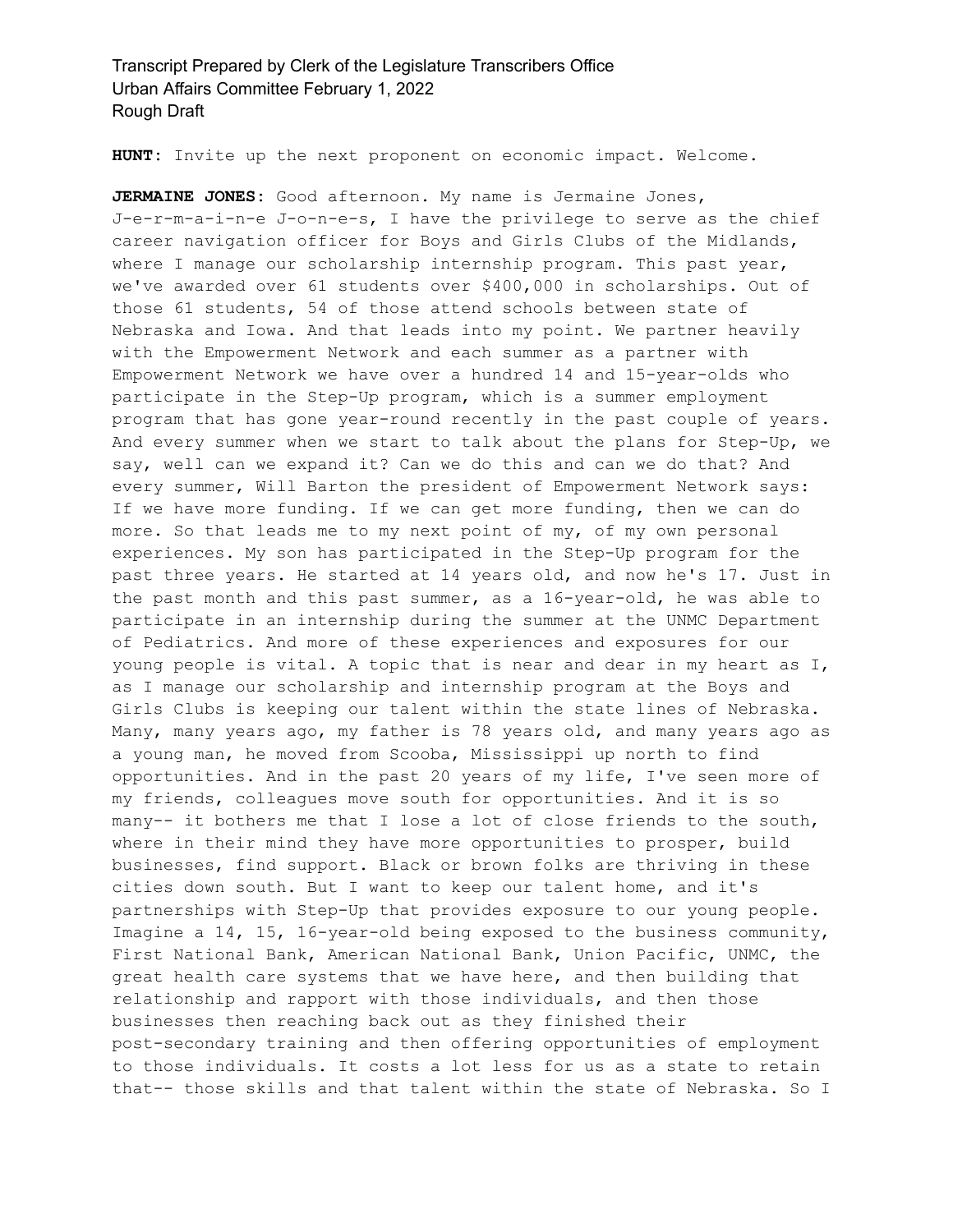**HUNT:** Invite up the next proponent on economic impact. Welcome.

**JERMAINE JONES:** Good afternoon. My name is Jermaine Jones, J-e-r-m-a-i-n-e J-o-n-e-s, I have the privilege to serve as the chief career navigation officer for Boys and Girls Clubs of the Midlands, where I manage our scholarship internship program. This past year, we've awarded over 61 students over $400,000 in scholarships. Out of those 61 students, 54 of those attend schools between state of Nebraska and Iowa. And that leads into my point. We partner heavily with the Empowerment Network and each summer as a partner with Empowerment Network we have over a hundred 14 and 15-year-olds who participate in the Step-Up program, which is a summer employment program that has gone year-round recently in the past couple of years. And every summer when we start to talk about the plans for Step-Up, we say, well can we expand it? Can we do this and can we do that? And every summer, Will Barton the president of Empowerment Network says: If we have more funding. If we can get more funding, then we can do more. So that leads me to my next point of my, of my own personal experiences. My son has participated in the Step-Up program for the past three years. He started at 14 years old, and now he's 17. Just in the past month and this past summer, as a 16-year-old, he was able to participate in an internship during the summer at the UNMC Department of Pediatrics. And more of these experiences and exposures for our young people is vital. A topic that is near and dear in my heart as I, as I manage our scholarship and internship program at the Boys and Girls Clubs is keeping our talent within the state lines of Nebraska. Many, many years ago, my father is 78 years old, and many years ago as a young man, he moved from Scooba, Mississippi up north to find opportunities. And in the past 20 years of my life, I've seen more of my friends, colleagues move south for opportunities. And it is so many-- it bothers me that I lose a lot of close friends to the south, where in their mind they have more opportunities to prosper, build businesses, find support. Black or brown folks are thriving in these cities down south. But I want to keep our talent home, and it's partnerships with Step-Up that provides exposure to our young people. Imagine a 14, 15, 16-year-old being exposed to the business community, First National Bank, American National Bank, Union Pacific, UNMC, the great health care systems that we have here, and then building that relationship and rapport with those individuals, and then those businesses then reaching back out as they finished their post-secondary training and then offering opportunities of employment to those individuals. It costs a lot less for us as a state to retain that-- those skills and that talent within the state of Nebraska. So I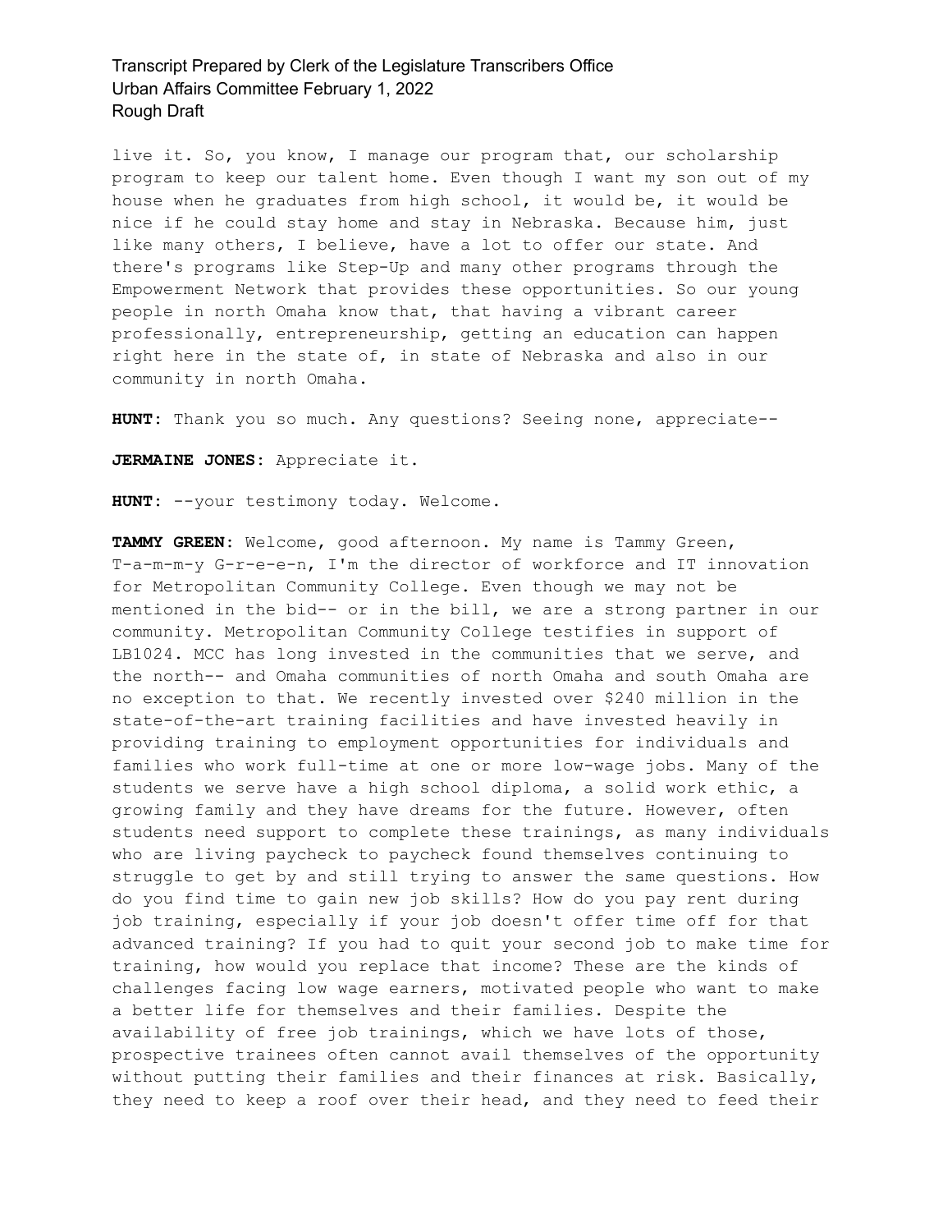live it. So, you know, I manage our program that, our scholarship program to keep our talent home. Even though I want my son out of my house when he graduates from high school, it would be, it would be nice if he could stay home and stay in Nebraska. Because him, just like many others, I believe, have a lot to offer our state. And there's programs like Step-Up and many other programs through the Empowerment Network that provides these opportunities. So our young people in north Omaha know that, that having a vibrant career professionally, entrepreneurship, getting an education can happen right here in the state of, in state of Nebraska and also in our community in north Omaha.

**HUNT:** Thank you so much. Any questions? Seeing none, appreciate--

**JERMAINE JONES:** Appreciate it.

**HUNT:** --your testimony today. Welcome.

**TAMMY GREEN:** Welcome, good afternoon. My name is Tammy Green, T-a-m-m-y G-r-e-e-n, I'm the director of workforce and IT innovation for Metropolitan Community College. Even though we may not be mentioned in the bid-- or in the bill, we are a strong partner in our community. Metropolitan Community College testifies in support of LB1024. MCC has long invested in the communities that we serve, and the north-- and Omaha communities of north Omaha and south Omaha are no exception to that. We recently invested over $240 million in the state-of-the-art training facilities and have invested heavily in providing training to employment opportunities for individuals and families who work full-time at one or more low-wage jobs. Many of the students we serve have a high school diploma, a solid work ethic, a growing family and they have dreams for the future. However, often students need support to complete these trainings, as many individuals who are living paycheck to paycheck found themselves continuing to struggle to get by and still trying to answer the same questions. How do you find time to gain new job skills? How do you pay rent during job training, especially if your job doesn't offer time off for that advanced training? If you had to quit your second job to make time for training, how would you replace that income? These are the kinds of challenges facing low wage earners, motivated people who want to make a better life for themselves and their families. Despite the availability of free job trainings, which we have lots of those, prospective trainees often cannot avail themselves of the opportunity without putting their families and their finances at risk. Basically, they need to keep a roof over their head, and they need to feed their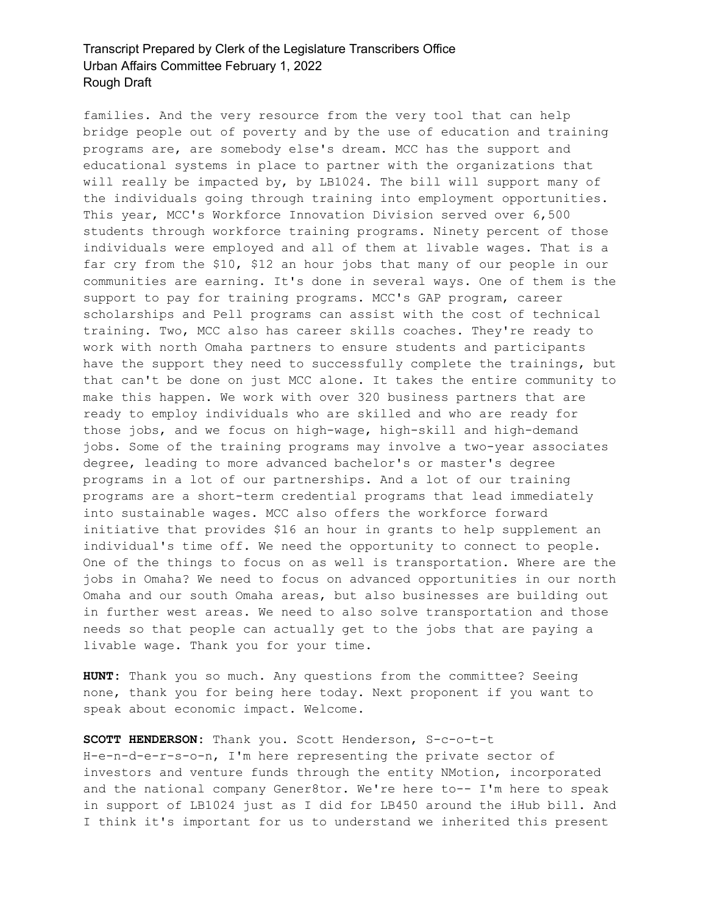families. And the very resource from the very tool that can help bridge people out of poverty and by the use of education and training programs are, are somebody else's dream. MCC has the support and educational systems in place to partner with the organizations that will really be impacted by, by LB1024. The bill will support many of the individuals going through training into employment opportunities. This year, MCC's Workforce Innovation Division served over 6,500 students through workforce training programs. Ninety percent of those individuals were employed and all of them at livable wages. That is a far cry from the $10, $12 an hour jobs that many of our people in our communities are earning. It's done in several ways. One of them is the support to pay for training programs. MCC's GAP program, career scholarships and Pell programs can assist with the cost of technical training. Two, MCC also has career skills coaches. They're ready to work with north Omaha partners to ensure students and participants have the support they need to successfully complete the trainings, but that can't be done on just MCC alone. It takes the entire community to make this happen. We work with over 320 business partners that are ready to employ individuals who are skilled and who are ready for those jobs, and we focus on high-wage, high-skill and high-demand jobs. Some of the training programs may involve a two-year associates degree, leading to more advanced bachelor's or master's degree programs in a lot of our partnerships. And a lot of our training programs are a short-term credential programs that lead immediately into sustainable wages. MCC also offers the workforce forward initiative that provides $16 an hour in grants to help supplement an individual's time off. We need the opportunity to connect to people. One of the things to focus on as well is transportation. Where are the jobs in Omaha? We need to focus on advanced opportunities in our north Omaha and our south Omaha areas, but also businesses are building out in further west areas. We need to also solve transportation and those needs so that people can actually get to the jobs that are paying a livable wage. Thank you for your time.

**HUNT:** Thank you so much. Any questions from the committee? Seeing none, thank you for being here today. Next proponent if you want to speak about economic impact. Welcome.

**SCOTT HENDERSON:** Thank you. Scott Henderson, S-c-o-t-t H-e-n-d-e-r-s-o-n, I'm here representing the private sector of investors and venture funds through the entity NMotion, incorporated and the national company Gener8tor. We're here to-- I'm here to speak in support of LB1024 just as I did for LB450 around the iHub bill. And I think it's important for us to understand we inherited this present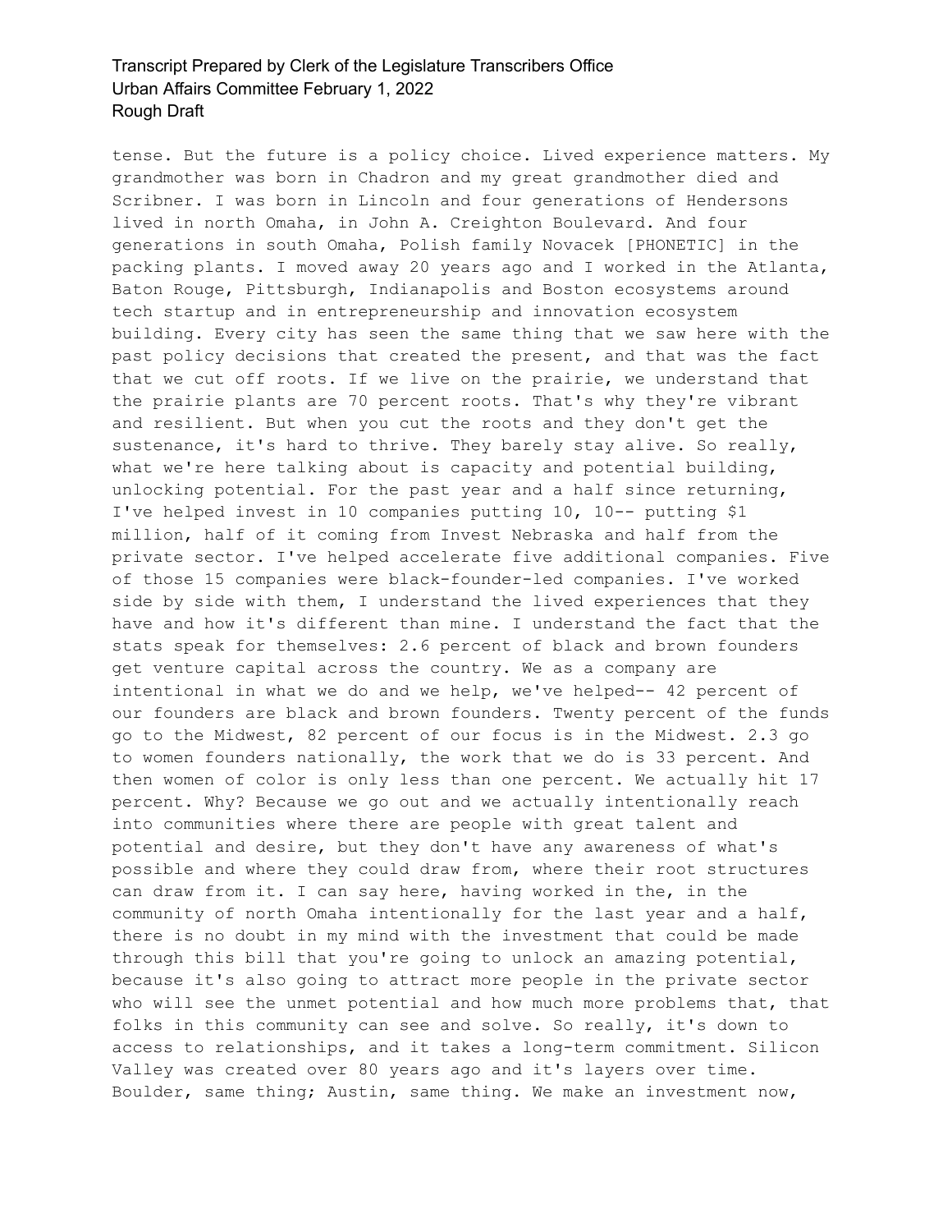tense. But the future is a policy choice. Lived experience matters. My grandmother was born in Chadron and my great grandmother died and Scribner. I was born in Lincoln and four generations of Hendersons lived in north Omaha, in John A. Creighton Boulevard. And four generations in south Omaha, Polish family Novacek [PHONETIC] in the packing plants. I moved away 20 years ago and I worked in the Atlanta, Baton Rouge, Pittsburgh, Indianapolis and Boston ecosystems around tech startup and in entrepreneurship and innovation ecosystem building. Every city has seen the same thing that we saw here with the past policy decisions that created the present, and that was the fact that we cut off roots. If we live on the prairie, we understand that the prairie plants are 70 percent roots. That's why they're vibrant and resilient. But when you cut the roots and they don't get the sustenance, it's hard to thrive. They barely stay alive. So really, what we're here talking about is capacity and potential building, unlocking potential. For the past year and a half since returning, I've helped invest in 10 companies putting 10, 10-- putting $1 million, half of it coming from Invest Nebraska and half from the private sector. I've helped accelerate five additional companies. Five of those 15 companies were black-founder-led companies. I've worked side by side with them, I understand the lived experiences that they have and how it's different than mine. I understand the fact that the stats speak for themselves: 2.6 percent of black and brown founders get venture capital across the country. We as a company are intentional in what we do and we help, we've helped-- 42 percent of our founders are black and brown founders. Twenty percent of the funds go to the Midwest, 82 percent of our focus is in the Midwest. 2.3 go to women founders nationally, the work that we do is 33 percent. And then women of color is only less than one percent. We actually hit 17 percent. Why? Because we go out and we actually intentionally reach into communities where there are people with great talent and potential and desire, but they don't have any awareness of what's possible and where they could draw from, where their root structures can draw from it. I can say here, having worked in the, in the community of north Omaha intentionally for the last year and a half, there is no doubt in my mind with the investment that could be made through this bill that you're going to unlock an amazing potential, because it's also going to attract more people in the private sector who will see the unmet potential and how much more problems that, that folks in this community can see and solve. So really, it's down to access to relationships, and it takes a long-term commitment. Silicon Valley was created over 80 years ago and it's layers over time. Boulder, same thing; Austin, same thing. We make an investment now,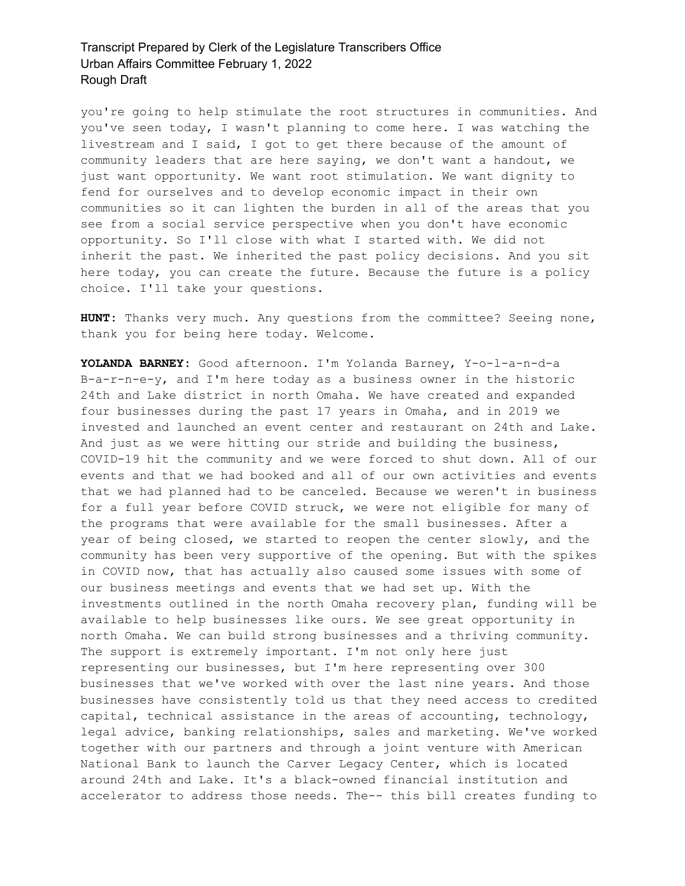you're going to help stimulate the root structures in communities. And you've seen today, I wasn't planning to come here. I was watching the livestream and I said, I got to get there because of the amount of community leaders that are here saying, we don't want a handout, we just want opportunity. We want root stimulation. We want dignity to fend for ourselves and to develop economic impact in their own communities so it can lighten the burden in all of the areas that you see from a social service perspective when you don't have economic opportunity. So I'll close with what I started with. We did not inherit the past. We inherited the past policy decisions. And you sit here today, you can create the future. Because the future is a policy choice. I'll take your questions.

**HUNT:** Thanks very much. Any questions from the committee? Seeing none, thank you for being here today. Welcome.

**YOLANDA BARNEY:** Good afternoon. I'm Yolanda Barney, Y-o-l-a-n-d-a B-a-r-n-e-y, and I'm here today as a business owner in the historic 24th and Lake district in north Omaha. We have created and expanded four businesses during the past 17 years in Omaha, and in 2019 we invested and launched an event center and restaurant on 24th and Lake. And just as we were hitting our stride and building the business, COVID-19 hit the community and we were forced to shut down. All of our events and that we had booked and all of our own activities and events that we had planned had to be canceled. Because we weren't in business for a full year before COVID struck, we were not eligible for many of the programs that were available for the small businesses. After a year of being closed, we started to reopen the center slowly, and the community has been very supportive of the opening. But with the spikes in COVID now, that has actually also caused some issues with some of our business meetings and events that we had set up. With the investments outlined in the north Omaha recovery plan, funding will be available to help businesses like ours. We see great opportunity in north Omaha. We can build strong businesses and a thriving community. The support is extremely important. I'm not only here just representing our businesses, but I'm here representing over 300 businesses that we've worked with over the last nine years. And those businesses have consistently told us that they need access to credited capital, technical assistance in the areas of accounting, technology, legal advice, banking relationships, sales and marketing. We've worked together with our partners and through a joint venture with American National Bank to launch the Carver Legacy Center, which is located around 24th and Lake. It's a black-owned financial institution and accelerator to address those needs. The-- this bill creates funding to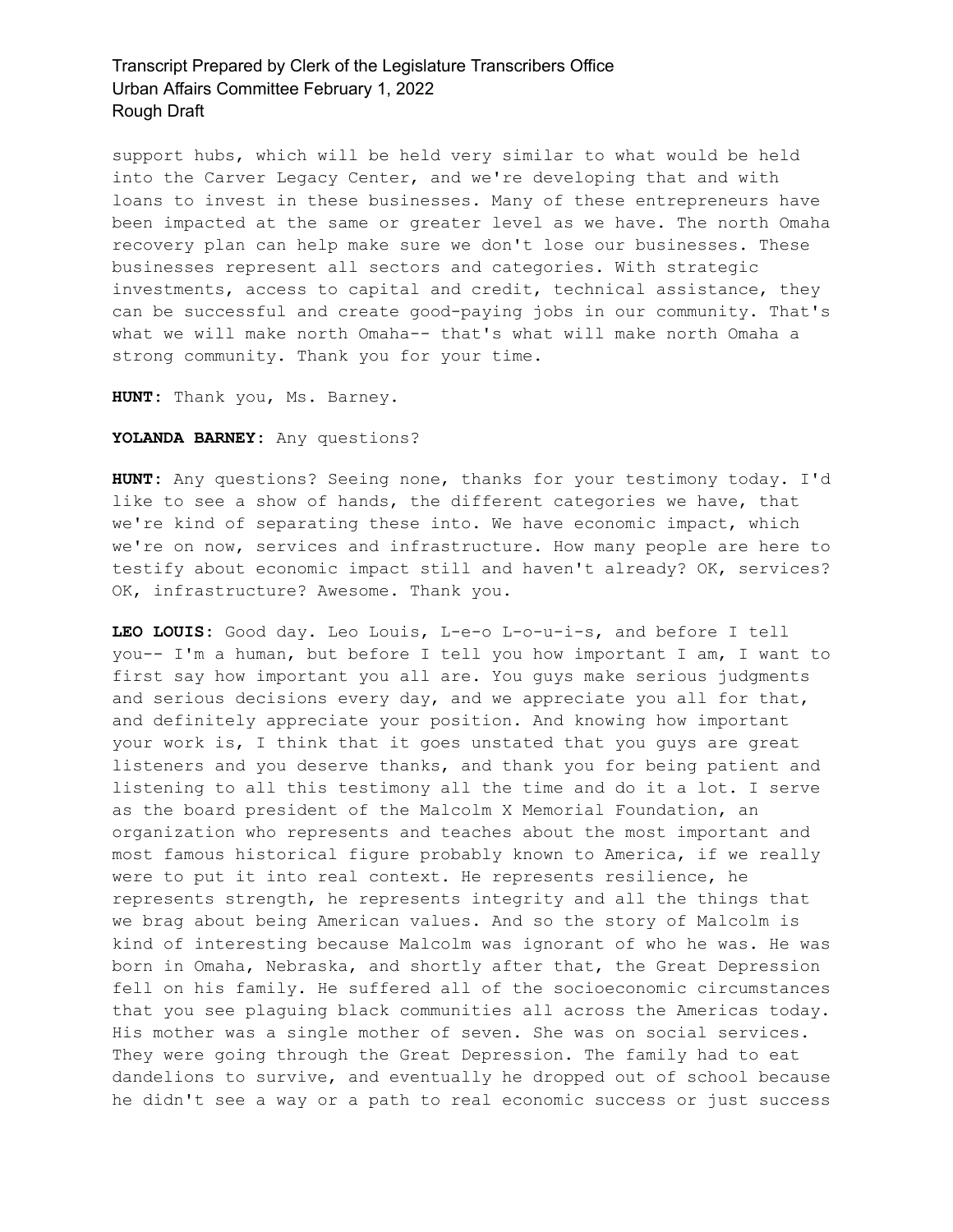support hubs, which will be held very similar to what would be held into the Carver Legacy Center, and we're developing that and with loans to invest in these businesses. Many of these entrepreneurs have been impacted at the same or greater level as we have. The north Omaha recovery plan can help make sure we don't lose our businesses. These businesses represent all sectors and categories. With strategic investments, access to capital and credit, technical assistance, they can be successful and create good-paying jobs in our community. That's what we will make north Omaha-- that's what will make north Omaha a strong community. Thank you for your time.

**HUNT:** Thank you, Ms. Barney.

**YOLANDA BARNEY:** Any questions?

**HUNT:** Any questions? Seeing none, thanks for your testimony today. I'd like to see a show of hands, the different categories we have, that we're kind of separating these into. We have economic impact, which we're on now, services and infrastructure. How many people are here to testify about economic impact still and haven't already? OK, services? OK, infrastructure? Awesome. Thank you.

**LEO LOUIS:** Good day. Leo Louis, L-e-o L-o-u-i-s, and before I tell you-- I'm a human, but before I tell you how important I am, I want to first say how important you all are. You guys make serious judgments and serious decisions every day, and we appreciate you all for that, and definitely appreciate your position. And knowing how important your work is, I think that it goes unstated that you guys are great listeners and you deserve thanks, and thank you for being patient and listening to all this testimony all the time and do it a lot. I serve as the board president of the Malcolm X Memorial Foundation, an organization who represents and teaches about the most important and most famous historical figure probably known to America, if we really were to put it into real context. He represents resilience, he represents strength, he represents integrity and all the things that we brag about being American values. And so the story of Malcolm is kind of interesting because Malcolm was ignorant of who he was. He was born in Omaha, Nebraska, and shortly after that, the Great Depression fell on his family. He suffered all of the socioeconomic circumstances that you see plaguing black communities all across the Americas today. His mother was a single mother of seven. She was on social services. They were going through the Great Depression. The family had to eat dandelions to survive, and eventually he dropped out of school because he didn't see a way or a path to real economic success or just success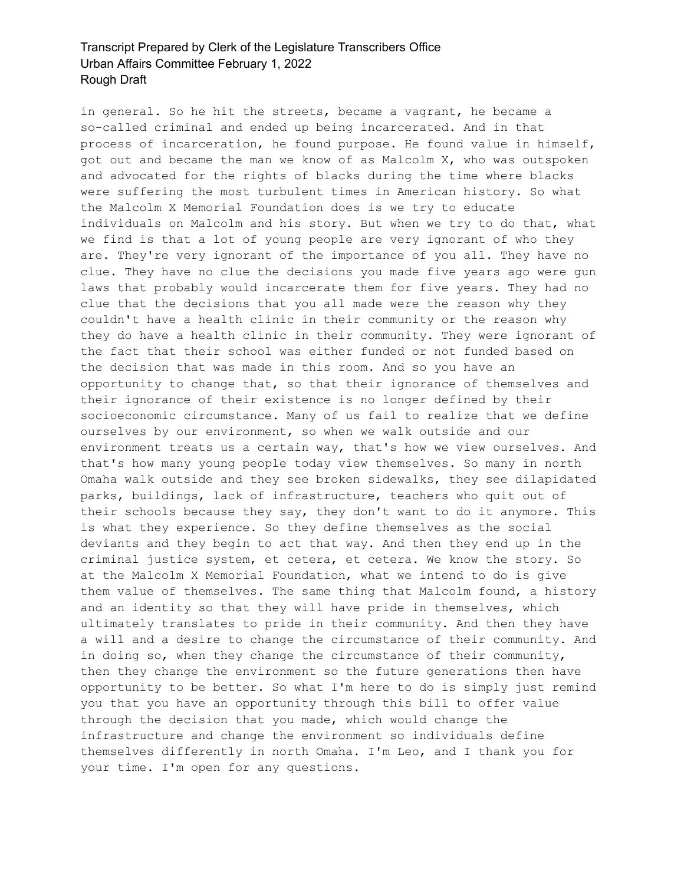in general. So he hit the streets, became a vagrant, he became a so-called criminal and ended up being incarcerated. And in that process of incarceration, he found purpose. He found value in himself, got out and became the man we know of as Malcolm X, who was outspoken and advocated for the rights of blacks during the time where blacks were suffering the most turbulent times in American history. So what the Malcolm X Memorial Foundation does is we try to educate individuals on Malcolm and his story. But when we try to do that, what we find is that a lot of young people are very ignorant of who they are. They're very ignorant of the importance of you all. They have no clue. They have no clue the decisions you made five years ago were gun laws that probably would incarcerate them for five years. They had no clue that the decisions that you all made were the reason why they couldn't have a health clinic in their community or the reason why they do have a health clinic in their community. They were ignorant of the fact that their school was either funded or not funded based on the decision that was made in this room. And so you have an opportunity to change that, so that their ignorance of themselves and their ignorance of their existence is no longer defined by their socioeconomic circumstance. Many of us fail to realize that we define ourselves by our environment, so when we walk outside and our environment treats us a certain way, that's how we view ourselves. And that's how many young people today view themselves. So many in north Omaha walk outside and they see broken sidewalks, they see dilapidated parks, buildings, lack of infrastructure, teachers who quit out of their schools because they say, they don't want to do it anymore. This is what they experience. So they define themselves as the social deviants and they begin to act that way. And then they end up in the criminal justice system, et cetera, et cetera. We know the story. So at the Malcolm X Memorial Foundation, what we intend to do is give them value of themselves. The same thing that Malcolm found, a history and an identity so that they will have pride in themselves, which ultimately translates to pride in their community. And then they have a will and a desire to change the circumstance of their community. And in doing so, when they change the circumstance of their community, then they change the environment so the future generations then have opportunity to be better. So what I'm here to do is simply just remind you that you have an opportunity through this bill to offer value through the decision that you made, which would change the infrastructure and change the environment so individuals define themselves differently in north Omaha. I'm Leo, and I thank you for your time. I'm open for any questions.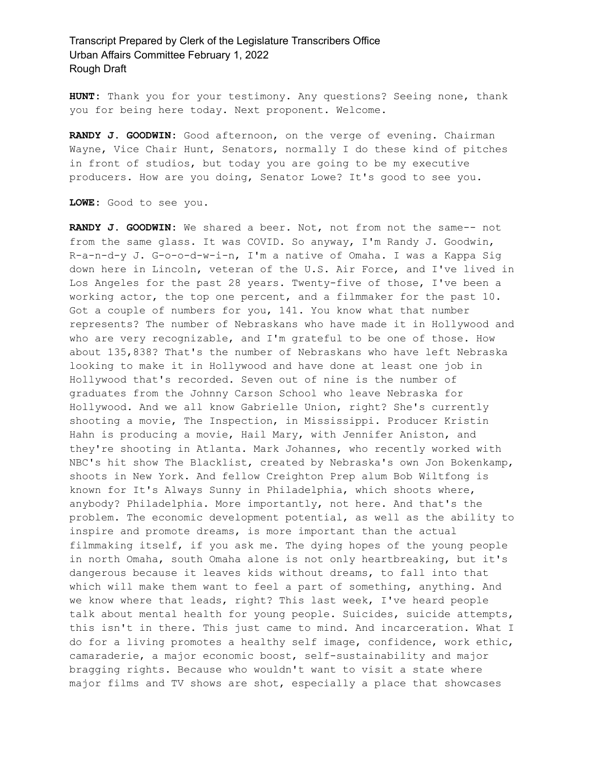**HUNT:** Thank you for your testimony. Any questions? Seeing none, thank you for being here today. Next proponent. Welcome.

**RANDY J. GOODWIN:** Good afternoon, on the verge of evening. Chairman Wayne, Vice Chair Hunt, Senators, normally I do these kind of pitches in front of studios, but today you are going to be my executive producers. How are you doing, Senator Lowe? It's good to see you.

**LOWE:** Good to see you.

**RANDY J. GOODWIN:** We shared a beer. Not, not from not the same-- not from the same glass. It was COVID. So anyway, I'm Randy J. Goodwin, R-a-n-d-y J. G-o-o-d-w-i-n, I'm a native of Omaha. I was a Kappa Sig down here in Lincoln, veteran of the U.S. Air Force, and I've lived in Los Angeles for the past 28 years. Twenty-five of those, I've been a working actor, the top one percent, and a filmmaker for the past 10. Got a couple of numbers for you, 141. You know what that number represents? The number of Nebraskans who have made it in Hollywood and who are very recognizable, and I'm grateful to be one of those. How about 135,838? That's the number of Nebraskans who have left Nebraska looking to make it in Hollywood and have done at least one job in Hollywood that's recorded. Seven out of nine is the number of graduates from the Johnny Carson School who leave Nebraska for Hollywood. And we all know Gabrielle Union, right? She's currently shooting a movie, The Inspection, in Mississippi. Producer Kristin Hahn is producing a movie, Hail Mary, with Jennifer Aniston, and they're shooting in Atlanta. Mark Johannes, who recently worked with NBC's hit show The Blacklist, created by Nebraska's own Jon Bokenkamp, shoots in New York. And fellow Creighton Prep alum Bob Wiltfong is known for It's Always Sunny in Philadelphia, which shoots where, anybody? Philadelphia. More importantly, not here. And that's the problem. The economic development potential, as well as the ability to inspire and promote dreams, is more important than the actual filmmaking itself, if you ask me. The dying hopes of the young people in north Omaha, south Omaha alone is not only heartbreaking, but it's dangerous because it leaves kids without dreams, to fall into that which will make them want to feel a part of something, anything. And we know where that leads, right? This last week, I've heard people talk about mental health for young people. Suicides, suicide attempts, this isn't in there. This just came to mind. And incarceration. What I do for a living promotes a healthy self image, confidence, work ethic, camaraderie, a major economic boost, self-sustainability and major bragging rights. Because who wouldn't want to visit a state where major films and TV shows are shot, especially a place that showcases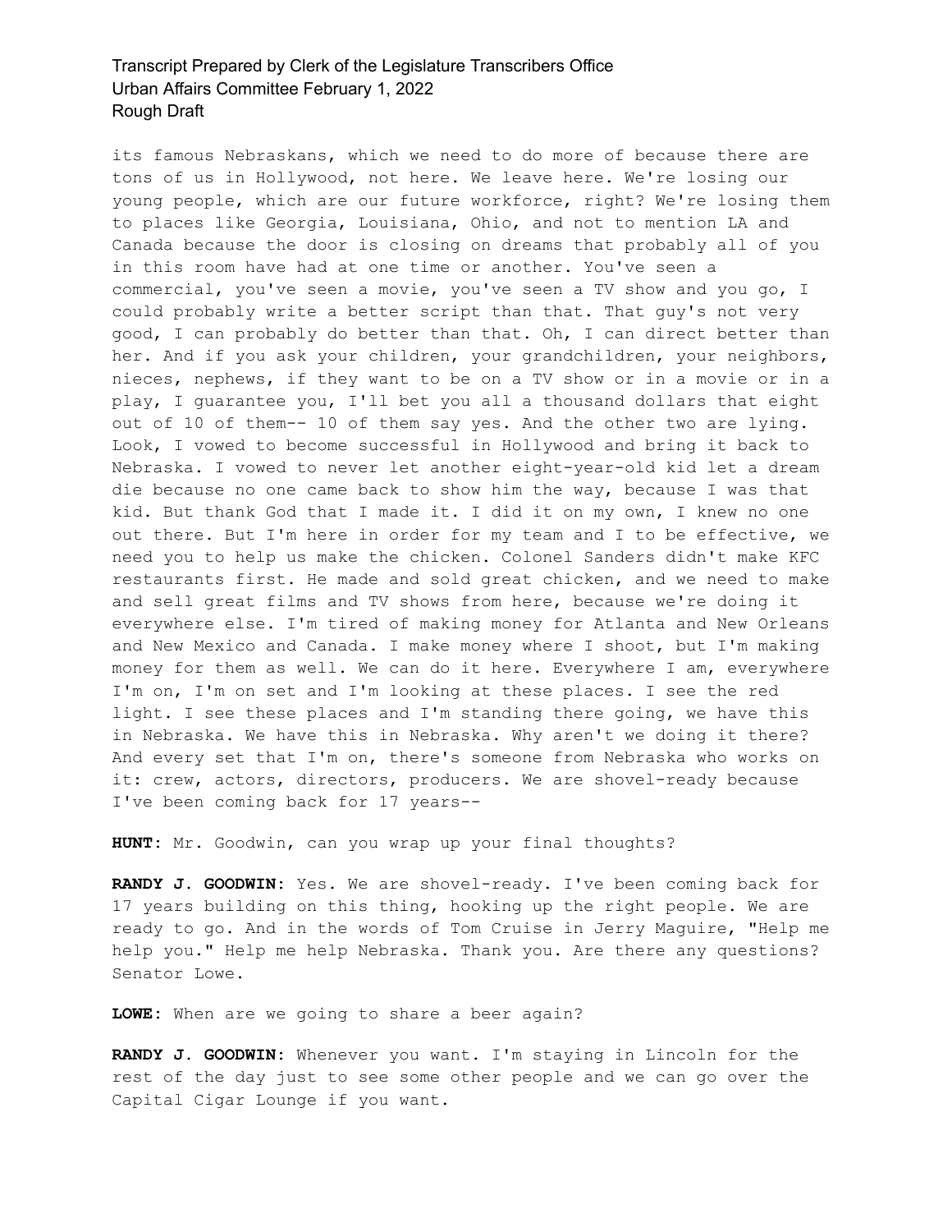its famous Nebraskans, which we need to do more of because there are tons of us in Hollywood, not here. We leave here. We're losing our young people, which are our future workforce, right? We're losing them to places like Georgia, Louisiana, Ohio, and not to mention LA and Canada because the door is closing on dreams that probably all of you in this room have had at one time or another. You've seen a commercial, you've seen a movie, you've seen a TV show and you go, I could probably write a better script than that. That guy's not very good, I can probably do better than that. Oh, I can direct better than her. And if you ask your children, your grandchildren, your neighbors, nieces, nephews, if they want to be on a TV show or in a movie or in a play, I guarantee you, I'll bet you all a thousand dollars that eight out of 10 of them-- 10 of them say yes. And the other two are lying. Look, I vowed to become successful in Hollywood and bring it back to Nebraska. I vowed to never let another eight-year-old kid let a dream die because no one came back to show him the way, because I was that kid. But thank God that I made it. I did it on my own, I knew no one out there. But I'm here in order for my team and I to be effective, we need you to help us make the chicken. Colonel Sanders didn't make KFC restaurants first. He made and sold great chicken, and we need to make and sell great films and TV shows from here, because we're doing it everywhere else. I'm tired of making money for Atlanta and New Orleans and New Mexico and Canada. I make money where I shoot, but I'm making money for them as well. We can do it here. Everywhere I am, everywhere I'm on, I'm on set and I'm looking at these places. I see the red light. I see these places and I'm standing there going, we have this in Nebraska. We have this in Nebraska. Why aren't we doing it there? And every set that I'm on, there's someone from Nebraska who works on it: crew, actors, directors, producers. We are shovel-ready because I've been coming back for 17 years--

**HUNT:** Mr. Goodwin, can you wrap up your final thoughts?

**RANDY J. GOODWIN:** Yes. We are shovel-ready. I've been coming back for 17 years building on this thing, hooking up the right people. We are ready to go. And in the words of Tom Cruise in Jerry Maguire, "Help me help you." Help me help Nebraska. Thank you. Are there any questions? Senator Lowe.

**LOWE:** When are we going to share a beer again?

**RANDY J. GOODWIN:** Whenever you want. I'm staying in Lincoln for the rest of the day just to see some other people and we can go over the Capital Cigar Lounge if you want.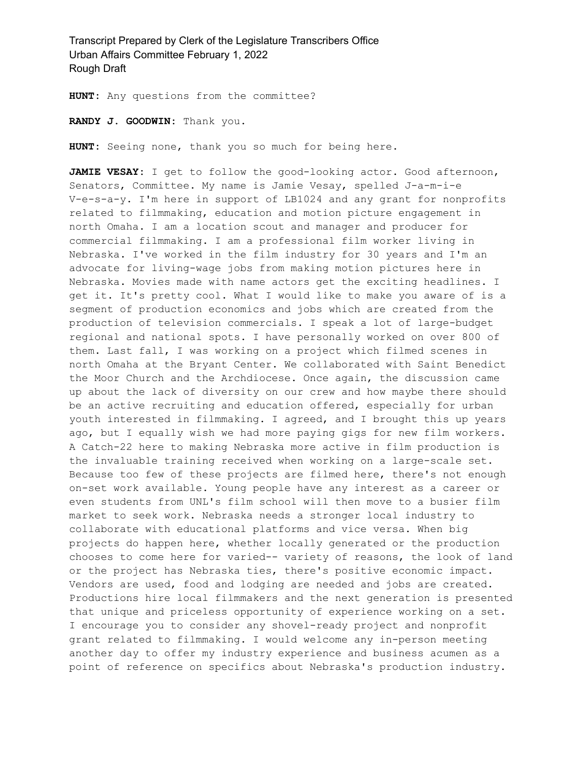**HUNT:** Any questions from the committee?

**RANDY J. GOODWIN:** Thank you.

**HUNT:** Seeing none, thank you so much for being here.

**JAMIE VESAY:** I get to follow the good-looking actor. Good afternoon, Senators, Committee. My name is Jamie Vesay, spelled J-a-m-i-e V-e-s-a-y. I'm here in support of LB1024 and any grant for nonprofits related to filmmaking, education and motion picture engagement in north Omaha. I am a location scout and manager and producer for commercial filmmaking. I am a professional film worker living in Nebraska. I've worked in the film industry for 30 years and I'm an advocate for living-wage jobs from making motion pictures here in Nebraska. Movies made with name actors get the exciting headlines. I get it. It's pretty cool. What I would like to make you aware of is a segment of production economics and jobs which are created from the production of television commercials. I speak a lot of large-budget regional and national spots. I have personally worked on over 800 of them. Last fall, I was working on a project which filmed scenes in north Omaha at the Bryant Center. We collaborated with Saint Benedict the Moor Church and the Archdiocese. Once again, the discussion came up about the lack of diversity on our crew and how maybe there should be an active recruiting and education offered, especially for urban youth interested in filmmaking. I agreed, and I brought this up years ago, but I equally wish we had more paying gigs for new film workers. A Catch-22 here to making Nebraska more active in film production is the invaluable training received when working on a large-scale set. Because too few of these projects are filmed here, there's not enough on-set work available. Young people have any interest as a career or even students from UNL's film school will then move to a busier film market to seek work. Nebraska needs a stronger local industry to collaborate with educational platforms and vice versa. When big projects do happen here, whether locally generated or the production chooses to come here for varied-- variety of reasons, the look of land or the project has Nebraska ties, there's positive economic impact. Vendors are used, food and lodging are needed and jobs are created. Productions hire local filmmakers and the next generation is presented that unique and priceless opportunity of experience working on a set. I encourage you to consider any shovel-ready project and nonprofit grant related to filmmaking. I would welcome any in-person meeting another day to offer my industry experience and business acumen as a point of reference on specifics about Nebraska's production industry.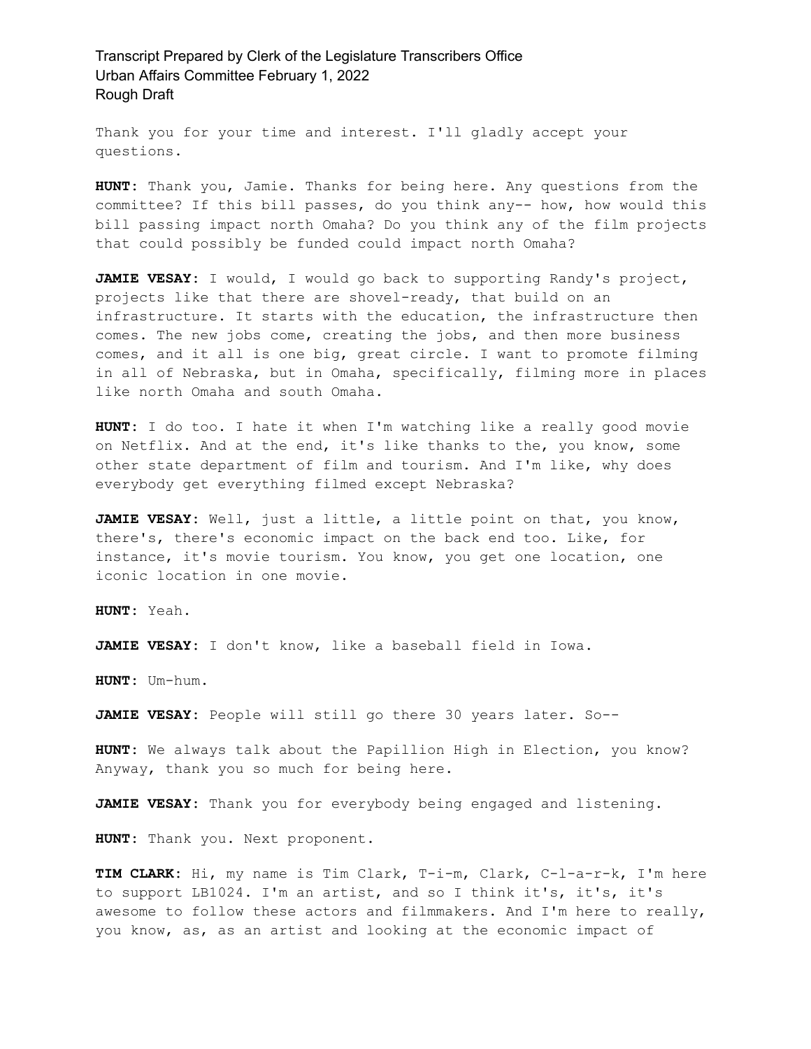Thank you for your time and interest. I'll gladly accept your questions.

**HUNT:** Thank you, Jamie. Thanks for being here. Any questions from the committee? If this bill passes, do you think any-- how, how would this bill passing impact north Omaha? Do you think any of the film projects that could possibly be funded could impact north Omaha?

**JAMIE VESAY:** I would, I would go back to supporting Randy's project, projects like that there are shovel-ready, that build on an infrastructure. It starts with the education, the infrastructure then comes. The new jobs come, creating the jobs, and then more business comes, and it all is one big, great circle. I want to promote filming in all of Nebraska, but in Omaha, specifically, filming more in places like north Omaha and south Omaha.

**HUNT:** I do too. I hate it when I'm watching like a really good movie on Netflix. And at the end, it's like thanks to the, you know, some other state department of film and tourism. And I'm like, why does everybody get everything filmed except Nebraska?

**JAMIE VESAY:** Well, just a little, a little point on that, you know, there's, there's economic impact on the back end too. Like, for instance, it's movie tourism. You know, you get one location, one iconic location in one movie.

**HUNT:** Yeah.

**JAMIE VESAY:** I don't know, like a baseball field in Iowa.

**HUNT:** Um-hum.

**JAMIE VESAY:** People will still go there 30 years later. So--

**HUNT:** We always talk about the Papillion High in Election, you know? Anyway, thank you so much for being here.

**JAMIE VESAY:** Thank you for everybody being engaged and listening.

**HUNT:** Thank you. Next proponent.

**TIM CLARK:** Hi, my name is Tim Clark, T-i-m, Clark, C-l-a-r-k, I'm here to support LB1024. I'm an artist, and so I think it's, it's, it's awesome to follow these actors and filmmakers. And I'm here to really, you know, as, as an artist and looking at the economic impact of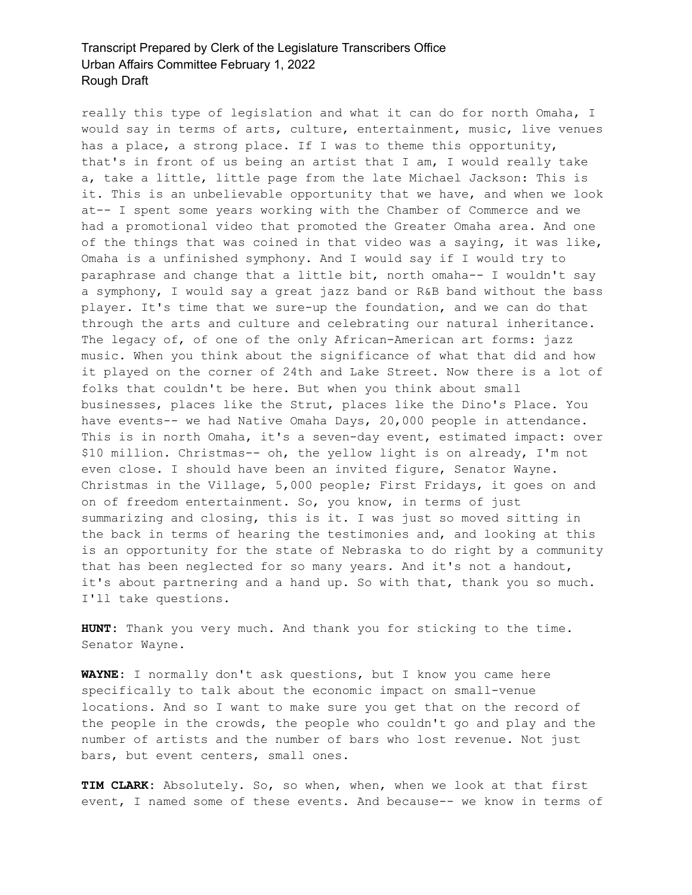really this type of legislation and what it can do for north Omaha, I would say in terms of arts, culture, entertainment, music, live venues has a place, a strong place. If I was to theme this opportunity, that's in front of us being an artist that I am, I would really take a, take a little, little page from the late Michael Jackson: This is it. This is an unbelievable opportunity that we have, and when we look at-- I spent some years working with the Chamber of Commerce and we had a promotional video that promoted the Greater Omaha area. And one of the things that was coined in that video was a saying, it was like, Omaha is a unfinished symphony. And I would say if I would try to paraphrase and change that a little bit, north omaha-- I wouldn't say a symphony, I would say a great jazz band or R&B band without the bass player. It's time that we sure-up the foundation, and we can do that through the arts and culture and celebrating our natural inheritance. The legacy of, of one of the only African-American art forms: jazz music. When you think about the significance of what that did and how it played on the corner of 24th and Lake Street. Now there is a lot of folks that couldn't be here. But when you think about small businesses, places like the Strut, places like the Dino's Place. You have events-- we had Native Omaha Days, 20,000 people in attendance. This is in north Omaha, it's a seven-day event, estimated impact: over $10 million. Christmas-- oh, the yellow light is on already, I'm not even close. I should have been an invited figure, Senator Wayne. Christmas in the Village, 5,000 people; First Fridays, it goes on and on of freedom entertainment. So, you know, in terms of just summarizing and closing, this is it. I was just so moved sitting in the back in terms of hearing the testimonies and, and looking at this is an opportunity for the state of Nebraska to do right by a community that has been neglected for so many years. And it's not a handout, it's about partnering and a hand up. So with that, thank you so much. I'll take questions.

**HUNT:** Thank you very much. And thank you for sticking to the time. Senator Wayne.

**WAYNE:** I normally don't ask questions, but I know you came here specifically to talk about the economic impact on small-venue locations. And so I want to make sure you get that on the record of the people in the crowds, the people who couldn't go and play and the number of artists and the number of bars who lost revenue. Not just bars, but event centers, small ones.

**TIM CLARK:** Absolutely. So, so when, when, when we look at that first event, I named some of these events. And because-- we know in terms of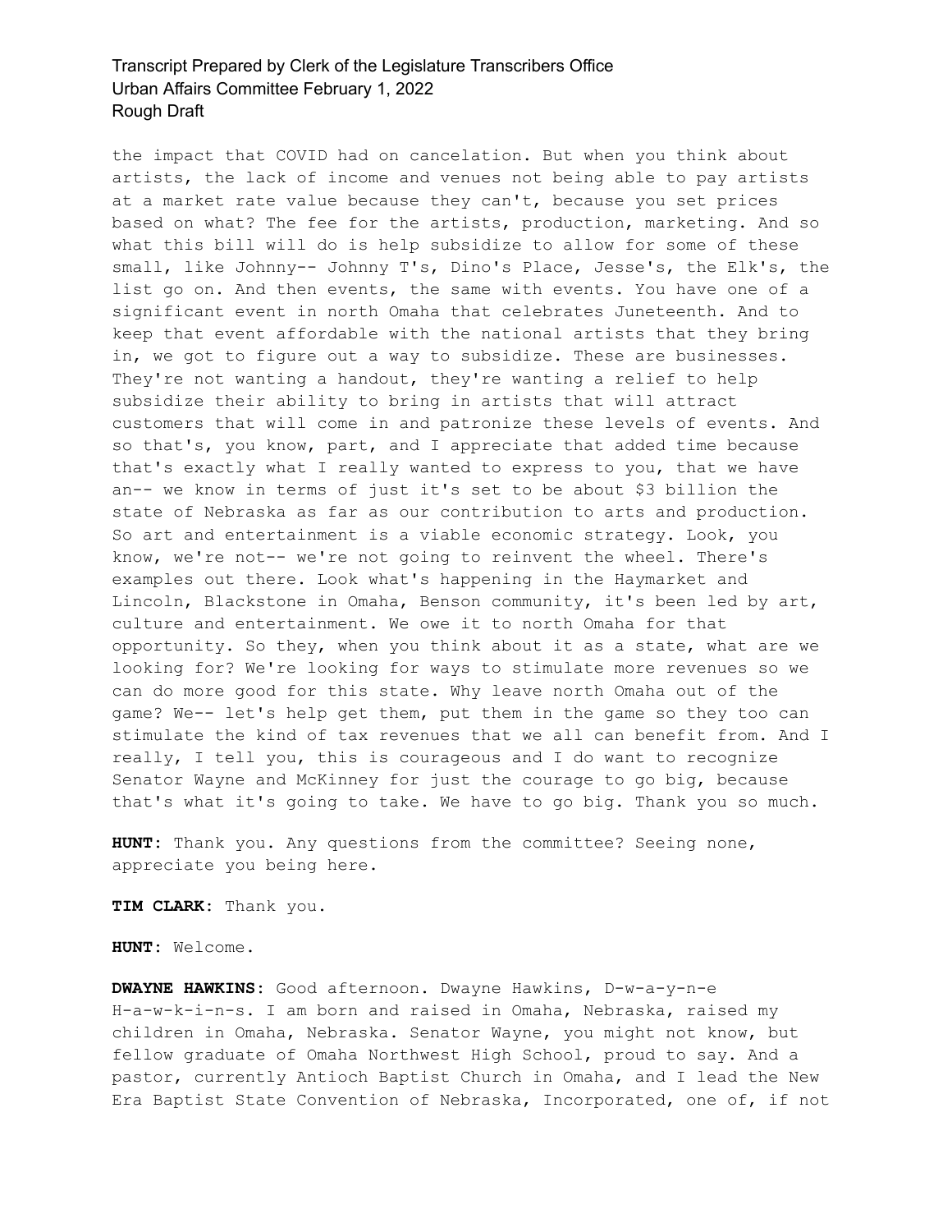the impact that COVID had on cancelation. But when you think about artists, the lack of income and venues not being able to pay artists at a market rate value because they can't, because you set prices based on what? The fee for the artists, production, marketing. And so what this bill will do is help subsidize to allow for some of these small, like Johnny-- Johnny T's, Dino's Place, Jesse's, the Elk's, the list go on. And then events, the same with events. You have one of a significant event in north Omaha that celebrates Juneteenth. And to keep that event affordable with the national artists that they bring in, we got to figure out a way to subsidize. These are businesses. They're not wanting a handout, they're wanting a relief to help subsidize their ability to bring in artists that will attract customers that will come in and patronize these levels of events. And so that's, you know, part, and I appreciate that added time because that's exactly what I really wanted to express to you, that we have an-- we know in terms of just it's set to be about $3 billion the state of Nebraska as far as our contribution to arts and production. So art and entertainment is a viable economic strategy. Look, you know, we're not-- we're not going to reinvent the wheel. There's examples out there. Look what's happening in the Haymarket and Lincoln, Blackstone in Omaha, Benson community, it's been led by art, culture and entertainment. We owe it to north Omaha for that opportunity. So they, when you think about it as a state, what are we looking for? We're looking for ways to stimulate more revenues so we can do more good for this state. Why leave north Omaha out of the game? We-- let's help get them, put them in the game so they too can stimulate the kind of tax revenues that we all can benefit from. And I really, I tell you, this is courageous and I do want to recognize Senator Wayne and McKinney for just the courage to go big, because that's what it's going to take. We have to go big. Thank you so much.

**HUNT:** Thank you. Any questions from the committee? Seeing none, appreciate you being here.

**TIM CLARK:** Thank you.

**HUNT:** Welcome.

**DWAYNE HAWKINS:** Good afternoon. Dwayne Hawkins, D-w-a-y-n-e H-a-w-k-i-n-s. I am born and raised in Omaha, Nebraska, raised my children in Omaha, Nebraska. Senator Wayne, you might not know, but fellow graduate of Omaha Northwest High School, proud to say. And a pastor, currently Antioch Baptist Church in Omaha, and I lead the New Era Baptist State Convention of Nebraska, Incorporated, one of, if not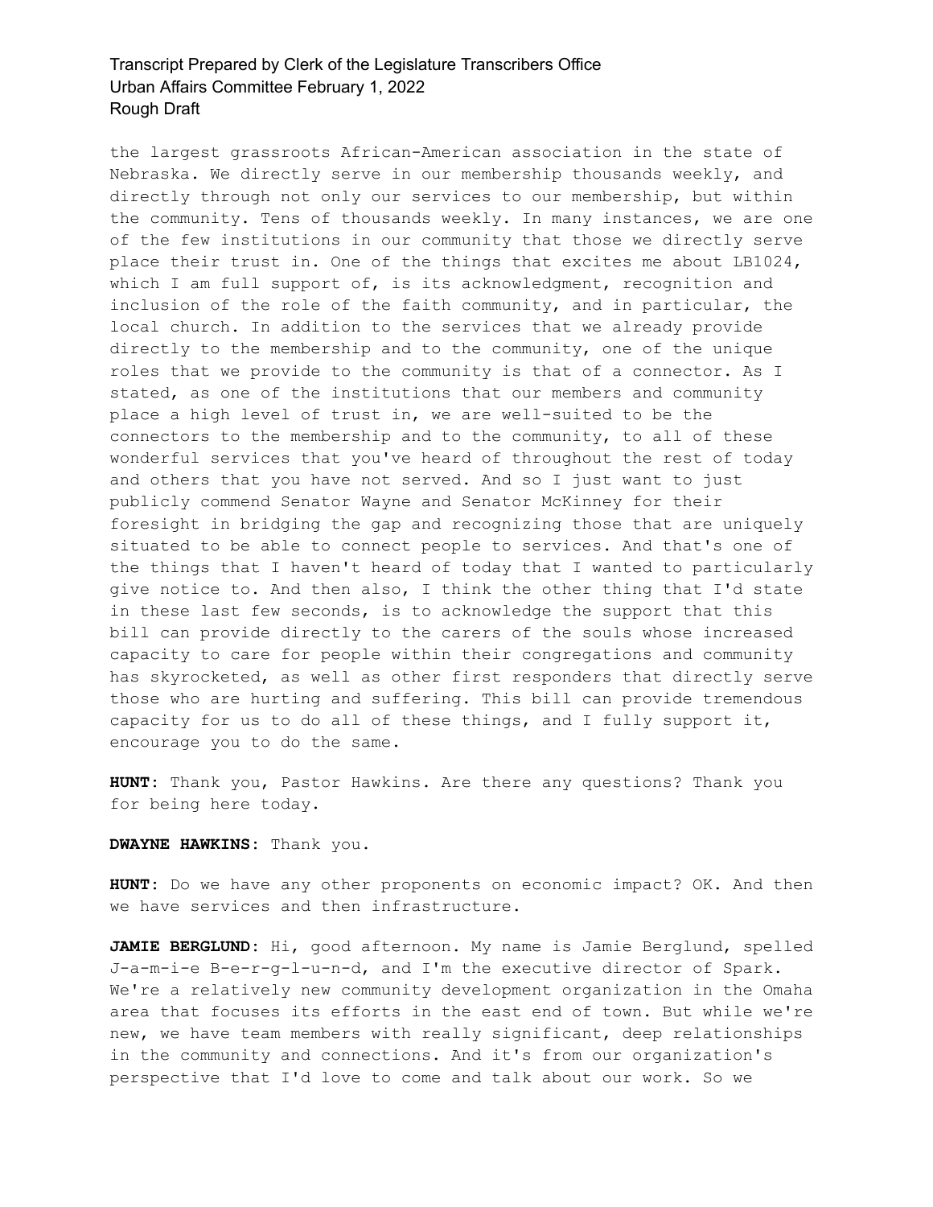the largest grassroots African-American association in the state of Nebraska. We directly serve in our membership thousands weekly, and directly through not only our services to our membership, but within the community. Tens of thousands weekly. In many instances, we are one of the few institutions in our community that those we directly serve place their trust in. One of the things that excites me about LB1024, which I am full support of, is its acknowledgment, recognition and inclusion of the role of the faith community, and in particular, the local church. In addition to the services that we already provide directly to the membership and to the community, one of the unique roles that we provide to the community is that of a connector. As I stated, as one of the institutions that our members and community place a high level of trust in, we are well-suited to be the connectors to the membership and to the community, to all of these wonderful services that you've heard of throughout the rest of today and others that you have not served. And so I just want to just publicly commend Senator Wayne and Senator McKinney for their foresight in bridging the gap and recognizing those that are uniquely situated to be able to connect people to services. And that's one of the things that I haven't heard of today that I wanted to particularly give notice to. And then also, I think the other thing that I'd state in these last few seconds, is to acknowledge the support that this bill can provide directly to the carers of the souls whose increased capacity to care for people within their congregations and community has skyrocketed, as well as other first responders that directly serve those who are hurting and suffering. This bill can provide tremendous capacity for us to do all of these things, and I fully support it, encourage you to do the same.

**HUNT:** Thank you, Pastor Hawkins. Are there any questions? Thank you for being here today.

**DWAYNE HAWKINS:** Thank you.

**HUNT:** Do we have any other proponents on economic impact? OK. And then we have services and then infrastructure.

**JAMIE BERGLUND:** Hi, good afternoon. My name is Jamie Berglund, spelled J-a-m-i-e B-e-r-g-l-u-n-d, and I'm the executive director of Spark. We're a relatively new community development organization in the Omaha area that focuses its efforts in the east end of town. But while we're new, we have team members with really significant, deep relationships in the community and connections. And it's from our organization's perspective that I'd love to come and talk about our work. So we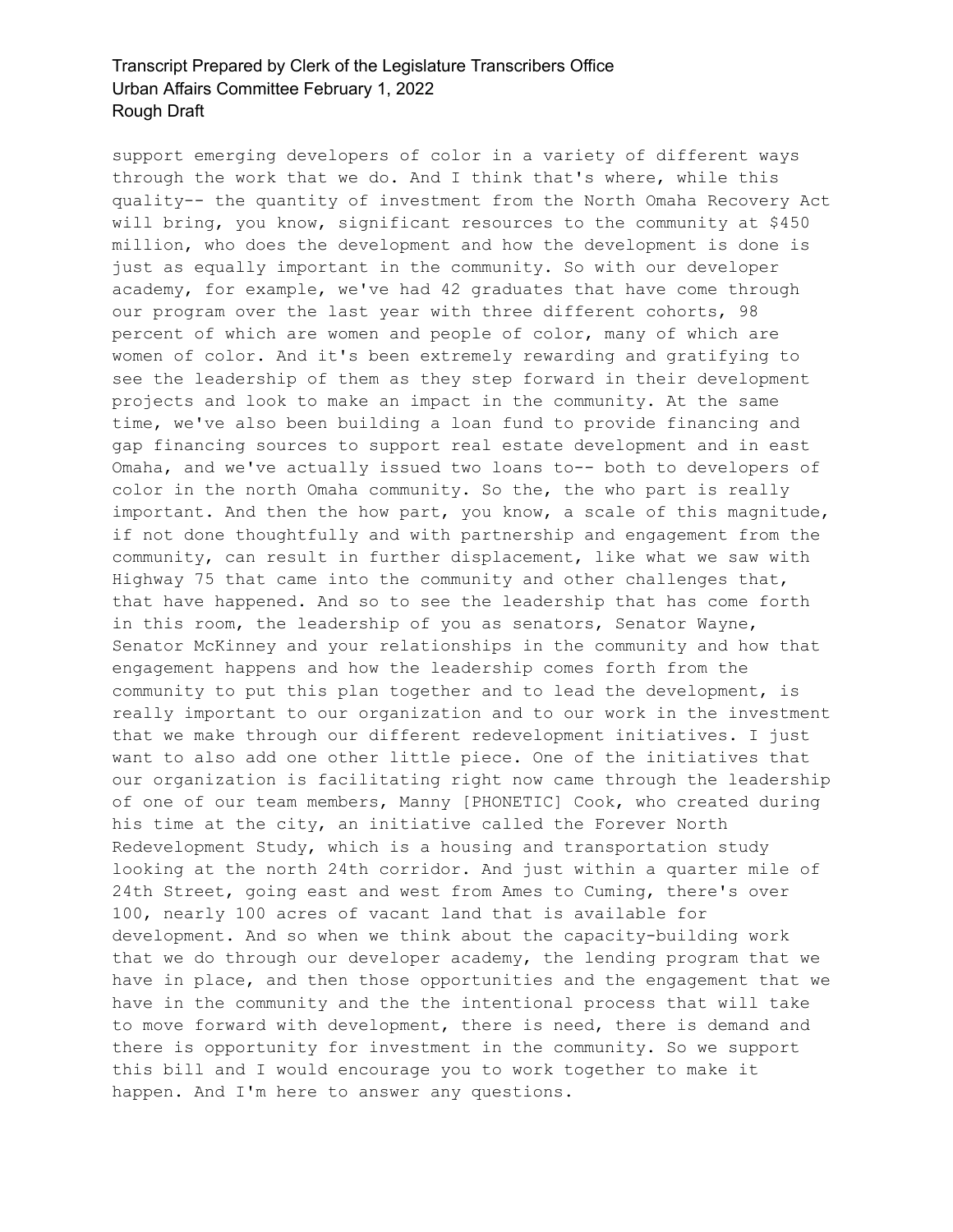support emerging developers of color in a variety of different ways through the work that we do. And I think that's where, while this quality-- the quantity of investment from the North Omaha Recovery Act will bring, you know, significant resources to the community at $450 million, who does the development and how the development is done is just as equally important in the community. So with our developer academy, for example, we've had 42 graduates that have come through our program over the last year with three different cohorts, 98 percent of which are women and people of color, many of which are women of color. And it's been extremely rewarding and gratifying to see the leadership of them as they step forward in their development projects and look to make an impact in the community. At the same time, we've also been building a loan fund to provide financing and gap financing sources to support real estate development and in east Omaha, and we've actually issued two loans to-- both to developers of color in the north Omaha community. So the, the who part is really important. And then the how part, you know, a scale of this magnitude, if not done thoughtfully and with partnership and engagement from the community, can result in further displacement, like what we saw with Highway 75 that came into the community and other challenges that, that have happened. And so to see the leadership that has come forth in this room, the leadership of you as senators, Senator Wayne, Senator McKinney and your relationships in the community and how that engagement happens and how the leadership comes forth from the community to put this plan together and to lead the development, is really important to our organization and to our work in the investment that we make through our different redevelopment initiatives. I just want to also add one other little piece. One of the initiatives that our organization is facilitating right now came through the leadership of one of our team members, Manny [PHONETIC] Cook, who created during his time at the city, an initiative called the Forever North Redevelopment Study, which is a housing and transportation study looking at the north 24th corridor. And just within a quarter mile of 24th Street, going east and west from Ames to Cuming, there's over 100, nearly 100 acres of vacant land that is available for development. And so when we think about the capacity-building work that we do through our developer academy, the lending program that we have in place, and then those opportunities and the engagement that we have in the community and the the intentional process that will take to move forward with development, there is need, there is demand and there is opportunity for investment in the community. So we support this bill and I would encourage you to work together to make it happen. And I'm here to answer any questions.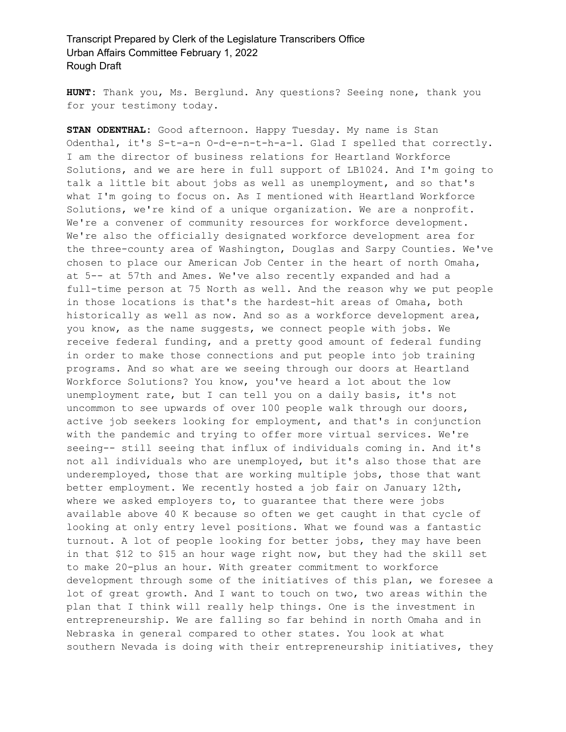**HUNT:** Thank you, Ms. Berglund. Any questions? Seeing none, thank you for your testimony today.

**STAN ODENTHAL:** Good afternoon. Happy Tuesday. My name is Stan Odenthal, it's S-t-a-n O-d-e-n-t-h-a-l. Glad I spelled that correctly. I am the director of business relations for Heartland Workforce Solutions, and we are here in full support of LB1024. And I'm going to talk a little bit about jobs as well as unemployment, and so that's what I'm going to focus on. As I mentioned with Heartland Workforce Solutions, we're kind of a unique organization. We are a nonprofit. We're a convener of community resources for workforce development. We're also the officially designated workforce development area for the three-county area of Washington, Douglas and Sarpy Counties. We've chosen to place our American Job Center in the heart of north Omaha, at 5-- at 57th and Ames. We've also recently expanded and had a full-time person at 75 North as well. And the reason why we put people in those locations is that's the hardest-hit areas of Omaha, both historically as well as now. And so as a workforce development area, you know, as the name suggests, we connect people with jobs. We receive federal funding, and a pretty good amount of federal funding in order to make those connections and put people into job training programs. And so what are we seeing through our doors at Heartland Workforce Solutions? You know, you've heard a lot about the low unemployment rate, but I can tell you on a daily basis, it's not uncommon to see upwards of over 100 people walk through our doors, active job seekers looking for employment, and that's in conjunction with the pandemic and trying to offer more virtual services. We're seeing-- still seeing that influx of individuals coming in. And it's not all individuals who are unemployed, but it's also those that are underemployed, those that are working multiple jobs, those that want better employment. We recently hosted a job fair on January 12th, where we asked employers to, to guarantee that there were jobs available above 40 K because so often we get caught in that cycle of looking at only entry level positions. What we found was a fantastic turnout. A lot of people looking for better jobs, they may have been in that $12 to $15 an hour wage right now, but they had the skill set to make 20-plus an hour. With greater commitment to workforce development through some of the initiatives of this plan, we foresee a lot of great growth. And I want to touch on two, two areas within the plan that I think will really help things. One is the investment in entrepreneurship. We are falling so far behind in north Omaha and in Nebraska in general compared to other states. You look at what southern Nevada is doing with their entrepreneurship initiatives, they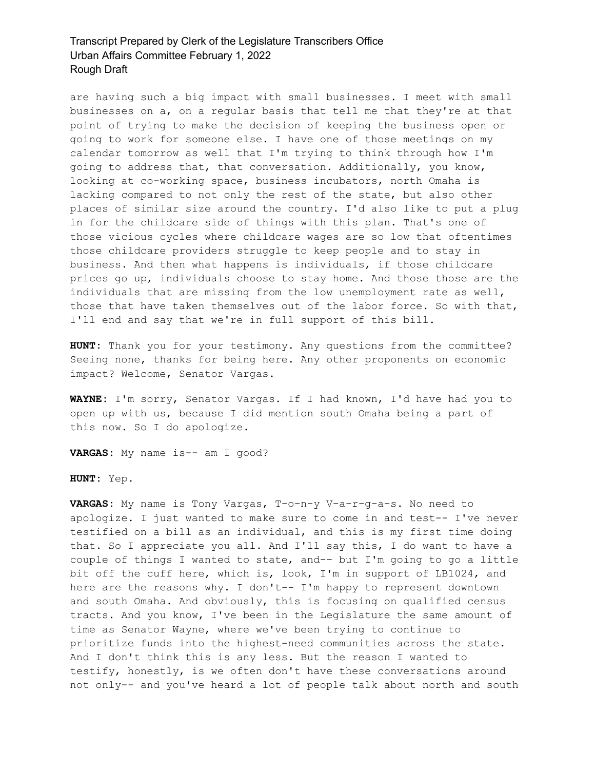are having such a big impact with small businesses. I meet with small businesses on a, on a regular basis that tell me that they're at that point of trying to make the decision of keeping the business open or going to work for someone else. I have one of those meetings on my calendar tomorrow as well that I'm trying to think through how I'm going to address that, that conversation. Additionally, you know, looking at co-working space, business incubators, north Omaha is lacking compared to not only the rest of the state, but also other places of similar size around the country. I'd also like to put a plug in for the childcare side of things with this plan. That's one of those vicious cycles where childcare wages are so low that oftentimes those childcare providers struggle to keep people and to stay in business. And then what happens is individuals, if those childcare prices go up, individuals choose to stay home. And those those are the individuals that are missing from the low unemployment rate as well, those that have taken themselves out of the labor force. So with that, I'll end and say that we're in full support of this bill.

**HUNT:** Thank you for your testimony. Any questions from the committee? Seeing none, thanks for being here. Any other proponents on economic impact? Welcome, Senator Vargas.

**WAYNE:** I'm sorry, Senator Vargas. If I had known, I'd have had you to open up with us, because I did mention south Omaha being a part of this now. So I do apologize.

**VARGAS:** My name is-- am I good?

**HUNT:** Yep.

**VARGAS:** My name is Tony Vargas, T-o-n-y V-a-r-g-a-s. No need to apologize. I just wanted to make sure to come in and test-- I've never testified on a bill as an individual, and this is my first time doing that. So I appreciate you all. And I'll say this, I do want to have a couple of things I wanted to state, and-- but I'm going to go a little bit off the cuff here, which is, look, I'm in support of LB1024, and here are the reasons why. I don't-- I'm happy to represent downtown and south Omaha. And obviously, this is focusing on qualified census tracts. And you know, I've been in the Legislature the same amount of time as Senator Wayne, where we've been trying to continue to prioritize funds into the highest-need communities across the state. And I don't think this is any less. But the reason I wanted to testify, honestly, is we often don't have these conversations around not only-- and you've heard a lot of people talk about north and south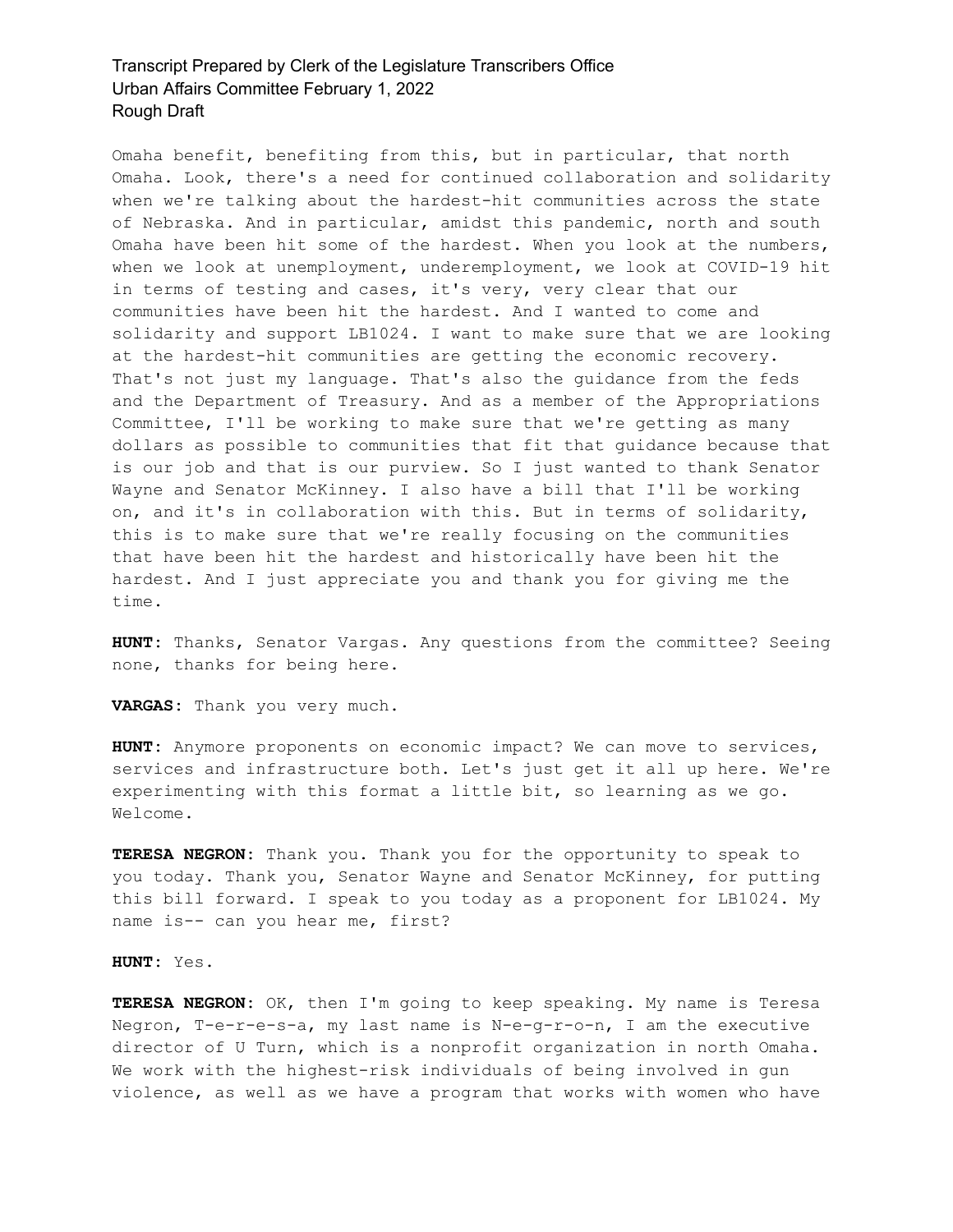Omaha benefit, benefiting from this, but in particular, that north Omaha. Look, there's a need for continued collaboration and solidarity when we're talking about the hardest-hit communities across the state of Nebraska. And in particular, amidst this pandemic, north and south Omaha have been hit some of the hardest. When you look at the numbers, when we look at unemployment, underemployment, we look at COVID-19 hit in terms of testing and cases, it's very, very clear that our communities have been hit the hardest. And I wanted to come and solidarity and support LB1024. I want to make sure that we are looking at the hardest-hit communities are getting the economic recovery. That's not just my language. That's also the guidance from the feds and the Department of Treasury. And as a member of the Appropriations Committee, I'll be working to make sure that we're getting as many dollars as possible to communities that fit that guidance because that is our job and that is our purview. So I just wanted to thank Senator Wayne and Senator McKinney. I also have a bill that I'll be working on, and it's in collaboration with this. But in terms of solidarity, this is to make sure that we're really focusing on the communities that have been hit the hardest and historically have been hit the hardest. And I just appreciate you and thank you for giving me the time.

**HUNT:** Thanks, Senator Vargas. Any questions from the committee? Seeing none, thanks for being here.

**VARGAS:** Thank you very much.

**HUNT:** Anymore proponents on economic impact? We can move to services, services and infrastructure both. Let's just get it all up here. We're experimenting with this format a little bit, so learning as we go. Welcome.

**TERESA NEGRON:** Thank you. Thank you for the opportunity to speak to you today. Thank you, Senator Wayne and Senator McKinney, for putting this bill forward. I speak to you today as a proponent for LB1024. My name is-- can you hear me, first?

**HUNT:** Yes.

**TERESA NEGRON:** OK, then I'm going to keep speaking. My name is Teresa Negron, T-e-r-e-s-a, my last name is N-e-g-r-o-n, I am the executive director of U Turn, which is a nonprofit organization in north Omaha. We work with the highest-risk individuals of being involved in gun violence, as well as we have a program that works with women who have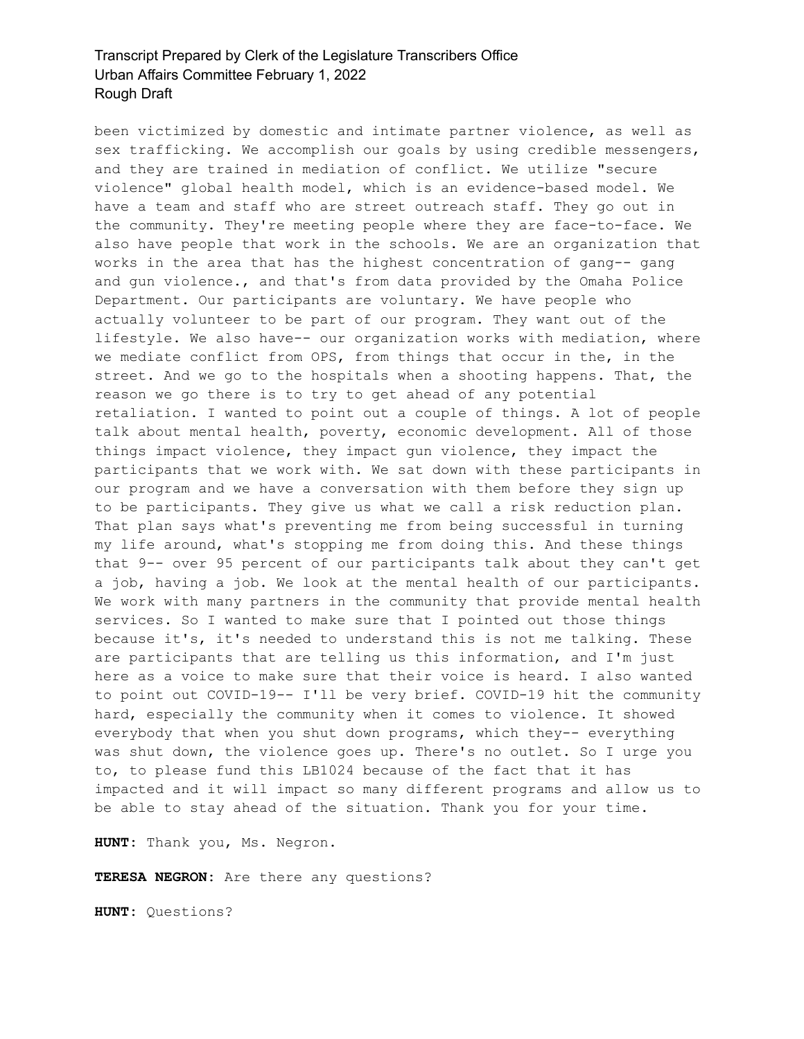been victimized by domestic and intimate partner violence, as well as sex trafficking. We accomplish our goals by using credible messengers, and they are trained in mediation of conflict. We utilize "secure violence" global health model, which is an evidence-based model. We have a team and staff who are street outreach staff. They go out in the community. They're meeting people where they are face-to-face. We also have people that work in the schools. We are an organization that works in the area that has the highest concentration of gang-- gang and gun violence., and that's from data provided by the Omaha Police Department. Our participants are voluntary. We have people who actually volunteer to be part of our program. They want out of the lifestyle. We also have-- our organization works with mediation, where we mediate conflict from OPS, from things that occur in the, in the street. And we go to the hospitals when a shooting happens. That, the reason we go there is to try to get ahead of any potential retaliation. I wanted to point out a couple of things. A lot of people talk about mental health, poverty, economic development. All of those things impact violence, they impact gun violence, they impact the participants that we work with. We sat down with these participants in our program and we have a conversation with them before they sign up to be participants. They give us what we call a risk reduction plan. That plan says what's preventing me from being successful in turning my life around, what's stopping me from doing this. And these things that 9-- over 95 percent of our participants talk about they can't get a job, having a job. We look at the mental health of our participants. We work with many partners in the community that provide mental health services. So I wanted to make sure that I pointed out those things because it's, it's needed to understand this is not me talking. These are participants that are telling us this information, and I'm just here as a voice to make sure that their voice is heard. I also wanted to point out COVID-19-- I'll be very brief. COVID-19 hit the community hard, especially the community when it comes to violence. It showed everybody that when you shut down programs, which they-- everything was shut down, the violence goes up. There's no outlet. So I urge you to, to please fund this LB1024 because of the fact that it has impacted and it will impact so many different programs and allow us to be able to stay ahead of the situation. Thank you for your time.

**HUNT:** Thank you, Ms. Negron.

**TERESA NEGRON:** Are there any questions?

**HUNT:** Questions?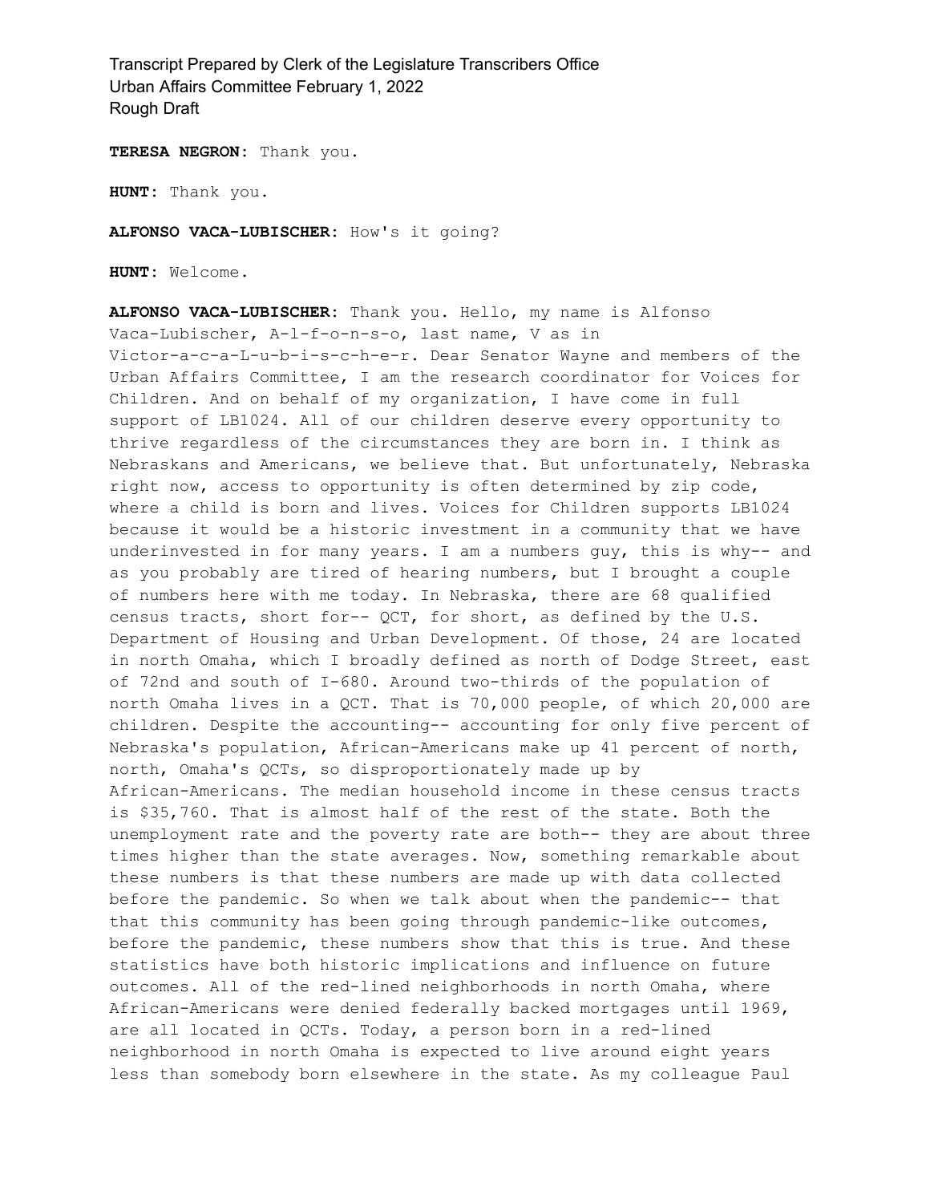**TERESA NEGRON:** Thank you.

**HUNT:** Thank you.

**ALFONSO VACA-LUBISCHER:** How's it going?

**HUNT:** Welcome.

**ALFONSO VACA-LUBISCHER:** Thank you. Hello, my name is Alfonso Vaca-Lubischer, A-l-f-o-n-s-o, last name, V as in Victor-a-c-a-L-u-b-i-s-c-h-e-r. Dear Senator Wayne and members of the Urban Affairs Committee, I am the research coordinator for Voices for Children. And on behalf of my organization, I have come in full support of LB1024. All of our children deserve every opportunity to thrive regardless of the circumstances they are born in. I think as Nebraskans and Americans, we believe that. But unfortunately, Nebraska right now, access to opportunity is often determined by zip code, where a child is born and lives. Voices for Children supports LB1024 because it would be a historic investment in a community that we have underinvested in for many years. I am a numbers guy, this is why-- and as you probably are tired of hearing numbers, but I brought a couple of numbers here with me today. In Nebraska, there are 68 qualified census tracts, short for-- QCT, for short, as defined by the U.S. Department of Housing and Urban Development. Of those, 24 are located in north Omaha, which I broadly defined as north of Dodge Street, east of 72nd and south of I-680. Around two-thirds of the population of north Omaha lives in a QCT. That is 70,000 people, of which 20,000 are children. Despite the accounting-- accounting for only five percent of Nebraska's population, African-Americans make up 41 percent of north, north, Omaha's QCTs, so disproportionately made up by African-Americans. The median household income in these census tracts is $35,760. That is almost half of the rest of the state. Both the unemployment rate and the poverty rate are both-- they are about three times higher than the state averages. Now, something remarkable about these numbers is that these numbers are made up with data collected before the pandemic. So when we talk about when the pandemic-- that that this community has been going through pandemic-like outcomes, before the pandemic, these numbers show that this is true. And these statistics have both historic implications and influence on future outcomes. All of the red-lined neighborhoods in north Omaha, where African-Americans were denied federally backed mortgages until 1969, are all located in QCTs. Today, a person born in a red-lined neighborhood in north Omaha is expected to live around eight years less than somebody born elsewhere in the state. As my colleague Paul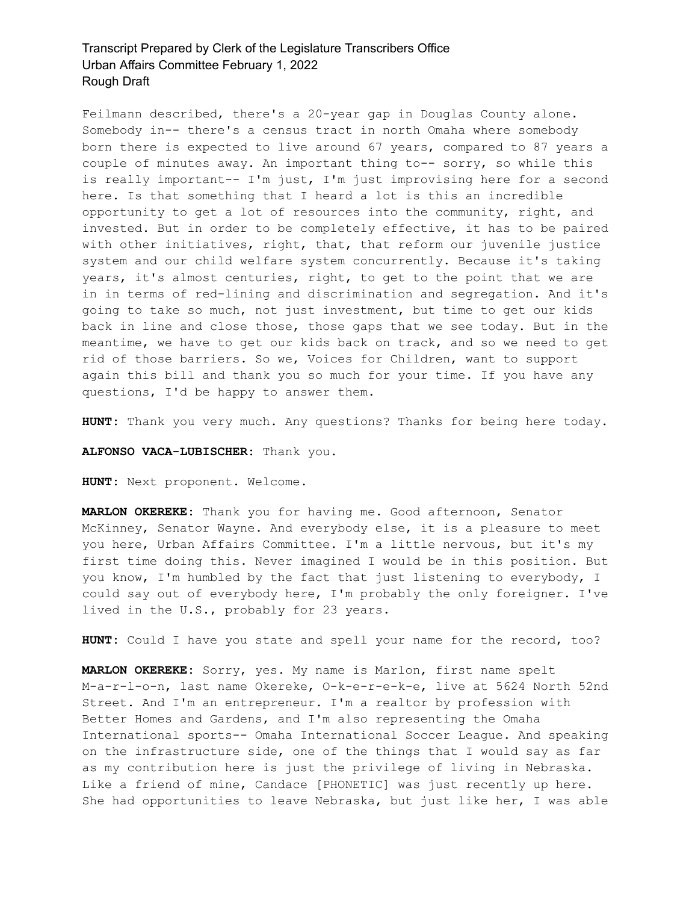Feilmann described, there's a 20-year gap in Douglas County alone. Somebody in-- there's a census tract in north Omaha where somebody born there is expected to live around 67 years, compared to 87 years a couple of minutes away. An important thing to-- sorry, so while this is really important-- I'm just, I'm just improvising here for a second here. Is that something that I heard a lot is this an incredible opportunity to get a lot of resources into the community, right, and invested. But in order to be completely effective, it has to be paired with other initiatives, right, that, that reform our juvenile justice system and our child welfare system concurrently. Because it's taking years, it's almost centuries, right, to get to the point that we are in in terms of red-lining and discrimination and segregation. And it's going to take so much, not just investment, but time to get our kids back in line and close those, those gaps that we see today. But in the meantime, we have to get our kids back on track, and so we need to get rid of those barriers. So we, Voices for Children, want to support again this bill and thank you so much for your time. If you have any questions, I'd be happy to answer them.

**HUNT:** Thank you very much. Any questions? Thanks for being here today.

**ALFONSO VACA-LUBISCHER:** Thank you.

**HUNT:** Next proponent. Welcome.

**MARLON OKEREKE:** Thank you for having me. Good afternoon, Senator McKinney, Senator Wayne. And everybody else, it is a pleasure to meet you here, Urban Affairs Committee. I'm a little nervous, but it's my first time doing this. Never imagined I would be in this position. But you know, I'm humbled by the fact that just listening to everybody, I could say out of everybody here, I'm probably the only foreigner. I've lived in the U.S., probably for 23 years.

**HUNT:** Could I have you state and spell your name for the record, too?

**MARLON OKEREKE:** Sorry, yes. My name is Marlon, first name spelt M-a-r-l-o-n, last name Okereke, O-k-e-r-e-k-e, live at 5624 North 52nd Street. And I'm an entrepreneur. I'm a realtor by profession with Better Homes and Gardens, and I'm also representing the Omaha International sports-- Omaha International Soccer League. And speaking on the infrastructure side, one of the things that I would say as far as my contribution here is just the privilege of living in Nebraska. Like a friend of mine, Candace [PHONETIC] was just recently up here. She had opportunities to leave Nebraska, but just like her, I was able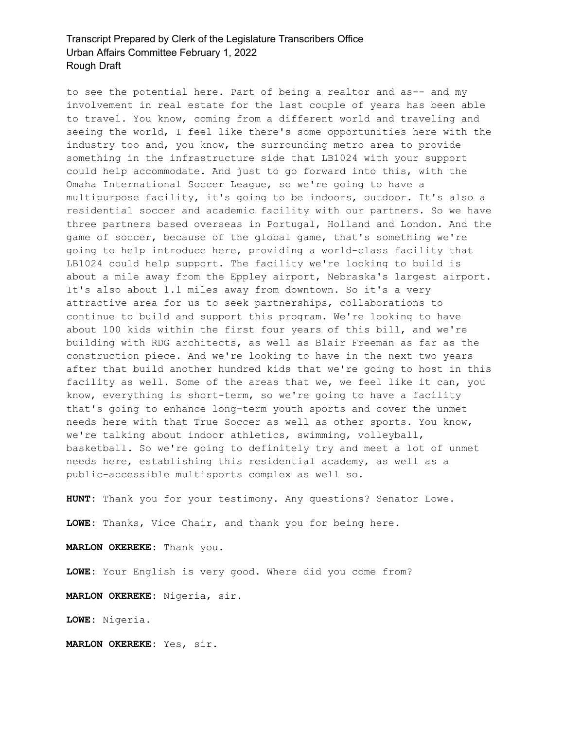to see the potential here. Part of being a realtor and as-- and my involvement in real estate for the last couple of years has been able to travel. You know, coming from a different world and traveling and seeing the world, I feel like there's some opportunities here with the industry too and, you know, the surrounding metro area to provide something in the infrastructure side that LB1024 with your support could help accommodate. And just to go forward into this, with the Omaha International Soccer League, so we're going to have a multipurpose facility, it's going to be indoors, outdoor. It's also a residential soccer and academic facility with our partners. So we have three partners based overseas in Portugal, Holland and London. And the game of soccer, because of the global game, that's something we're going to help introduce here, providing a world-class facility that LB1024 could help support. The facility we're looking to build is about a mile away from the Eppley airport, Nebraska's largest airport. It's also about 1.1 miles away from downtown. So it's a very attractive area for us to seek partnerships, collaborations to continue to build and support this program. We're looking to have about 100 kids within the first four years of this bill, and we're building with RDG architects, as well as Blair Freeman as far as the construction piece. And we're looking to have in the next two years after that build another hundred kids that we're going to host in this facility as well. Some of the areas that we, we feel like it can, you know, everything is short-term, so we're going to have a facility that's going to enhance long-term youth sports and cover the unmet needs here with that True Soccer as well as other sports. You know, we're talking about indoor athletics, swimming, volleyball, basketball. So we're going to definitely try and meet a lot of unmet needs here, establishing this residential academy, as well as a public-accessible multisports complex as well so.

**HUNT:** Thank you for your testimony. Any questions? Senator Lowe.

**LOWE:** Thanks, Vice Chair, and thank you for being here.

**MARLON OKEREKE:** Thank you.

**LOWE:** Your English is very good. Where did you come from?

**MARLON OKEREKE:** Nigeria, sir.

**LOWE:** Nigeria.

**MARLON OKEREKE:** Yes, sir.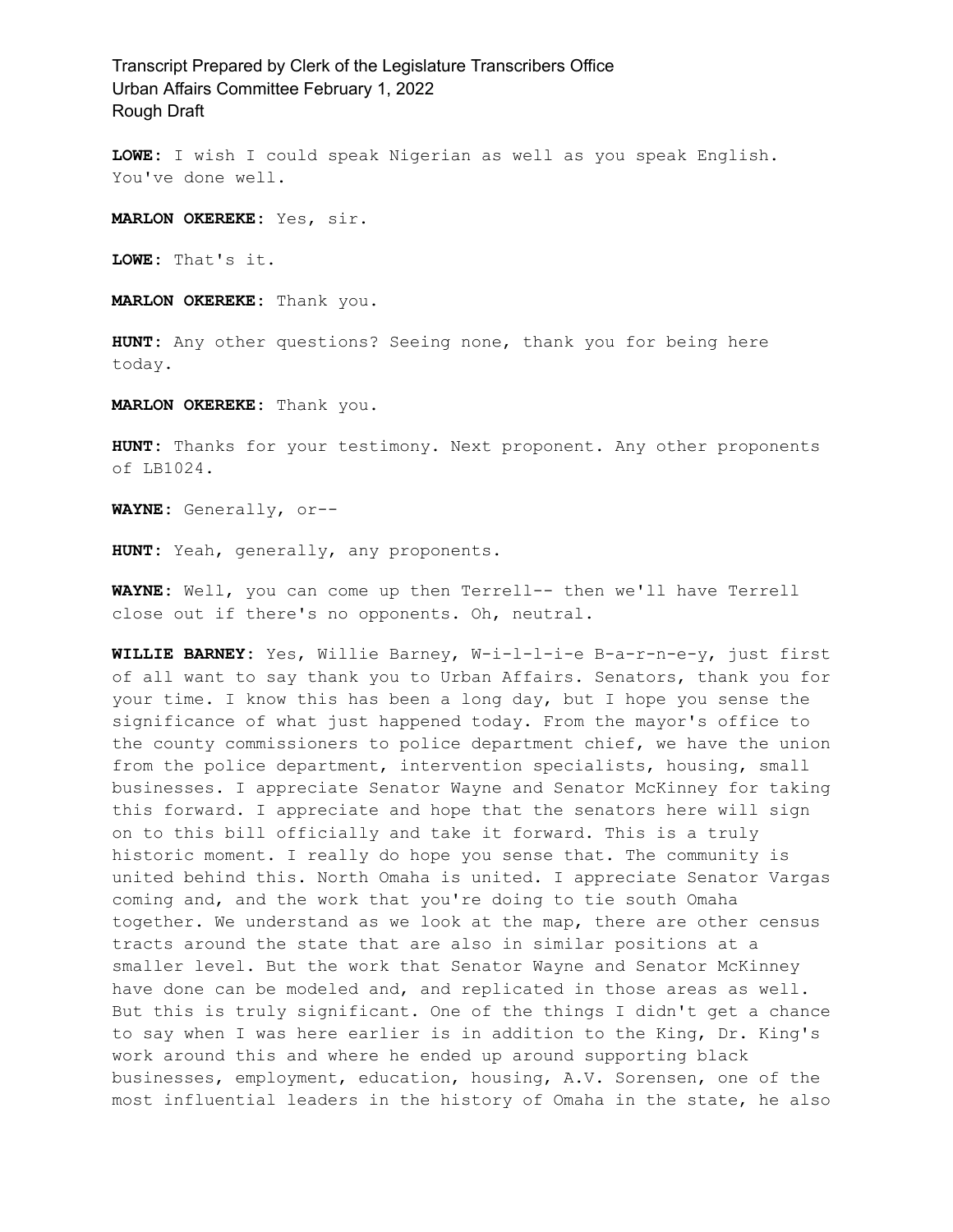**LOWE:** I wish I could speak Nigerian as well as you speak English. You've done well.

**MARLON OKEREKE:** Yes, sir.

**LOWE:** That's it.

**MARLON OKEREKE:** Thank you.

**HUNT:** Any other questions? Seeing none, thank you for being here today.

**MARLON OKEREKE:** Thank you.

**HUNT:** Thanks for your testimony. Next proponent. Any other proponents of LB1024.

**WAYNE:** Generally, or--

**HUNT:** Yeah, generally, any proponents.

**WAYNE:** Well, you can come up then Terrell-- then we'll have Terrell close out if there's no opponents. Oh, neutral.

**WILLIE BARNEY:** Yes, Willie Barney, W-i-l-l-i-e B-a-r-n-e-y, just first of all want to say thank you to Urban Affairs. Senators, thank you for your time. I know this has been a long day, but I hope you sense the significance of what just happened today. From the mayor's office to the county commissioners to police department chief, we have the union from the police department, intervention specialists, housing, small businesses. I appreciate Senator Wayne and Senator McKinney for taking this forward. I appreciate and hope that the senators here will sign on to this bill officially and take it forward. This is a truly historic moment. I really do hope you sense that. The community is united behind this. North Omaha is united. I appreciate Senator Vargas coming and, and the work that you're doing to tie south Omaha together. We understand as we look at the map, there are other census tracts around the state that are also in similar positions at a smaller level. But the work that Senator Wayne and Senator McKinney have done can be modeled and, and replicated in those areas as well. But this is truly significant. One of the things I didn't get a chance to say when I was here earlier is in addition to the King, Dr. King's work around this and where he ended up around supporting black businesses, employment, education, housing, A.V. Sorensen, one of the most influential leaders in the history of Omaha in the state, he also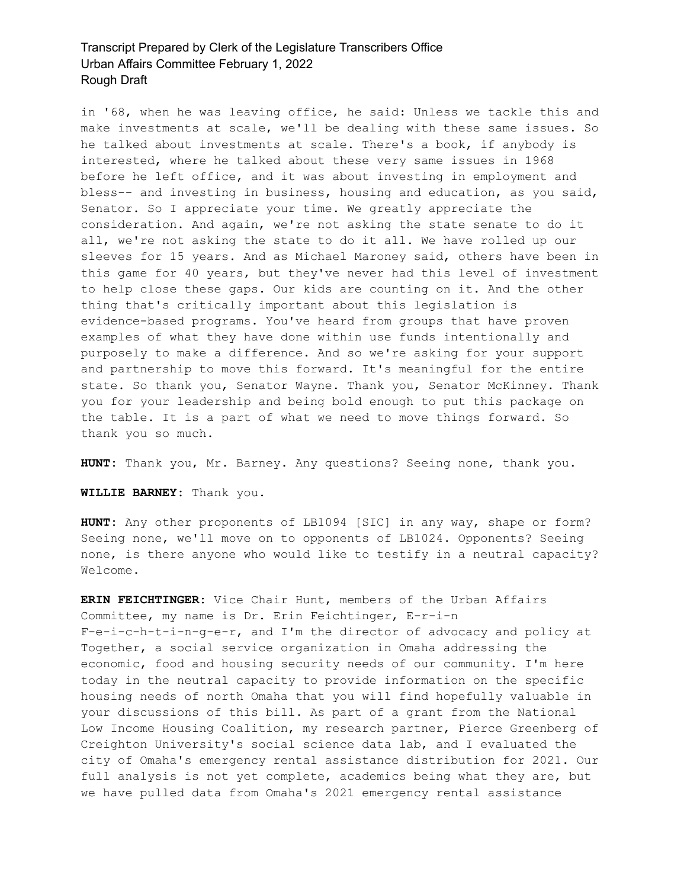in '68, when he was leaving office, he said: Unless we tackle this and make investments at scale, we'll be dealing with these same issues. So he talked about investments at scale. There's a book, if anybody is interested, where he talked about these very same issues in 1968 before he left office, and it was about investing in employment and bless-- and investing in business, housing and education, as you said, Senator. So I appreciate your time. We greatly appreciate the consideration. And again, we're not asking the state senate to do it all, we're not asking the state to do it all. We have rolled up our sleeves for 15 years. And as Michael Maroney said, others have been in this game for 40 years, but they've never had this level of investment to help close these gaps. Our kids are counting on it. And the other thing that's critically important about this legislation is evidence-based programs. You've heard from groups that have proven examples of what they have done within use funds intentionally and purposely to make a difference. And so we're asking for your support and partnership to move this forward. It's meaningful for the entire state. So thank you, Senator Wayne. Thank you, Senator McKinney. Thank you for your leadership and being bold enough to put this package on the table. It is a part of what we need to move things forward. So thank you so much.

**HUNT:** Thank you, Mr. Barney. Any questions? Seeing none, thank you.

**WILLIE BARNEY:** Thank you.

**HUNT:** Any other proponents of LB1094 [SIC] in any way, shape or form? Seeing none, we'll move on to opponents of LB1024. Opponents? Seeing none, is there anyone who would like to testify in a neutral capacity? Welcome.

**ERIN FEICHTINGER:** Vice Chair Hunt, members of the Urban Affairs Committee, my name is Dr. Erin Feichtinger, E-r-i-n F-e-i-c-h-t-i-n-g-e-r, and I'm the director of advocacy and policy at Together, a social service organization in Omaha addressing the economic, food and housing security needs of our community. I'm here today in the neutral capacity to provide information on the specific housing needs of north Omaha that you will find hopefully valuable in your discussions of this bill. As part of a grant from the National Low Income Housing Coalition, my research partner, Pierce Greenberg of Creighton University's social science data lab, and I evaluated the city of Omaha's emergency rental assistance distribution for 2021. Our full analysis is not yet complete, academics being what they are, but we have pulled data from Omaha's 2021 emergency rental assistance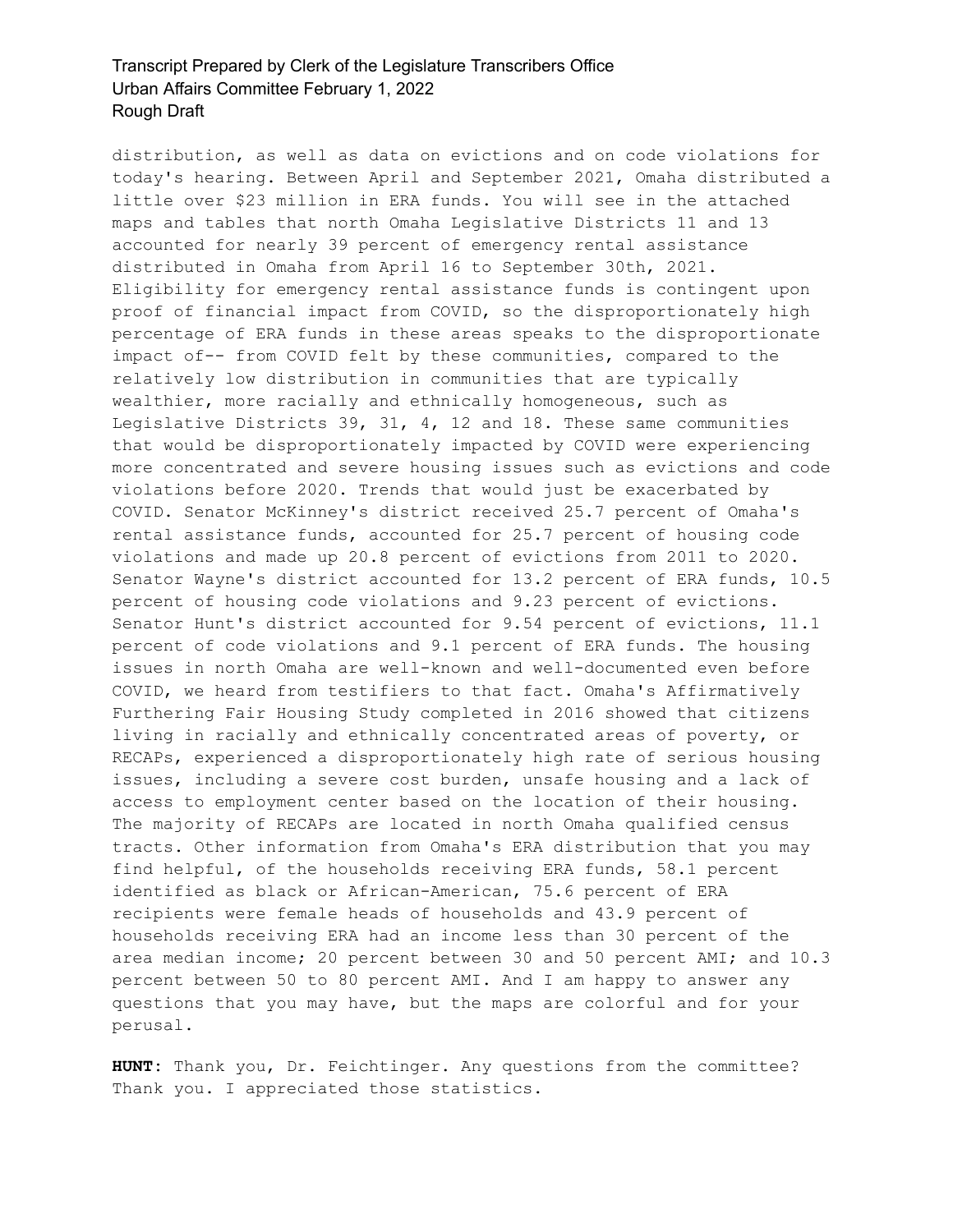distribution, as well as data on evictions and on code violations for today's hearing. Between April and September 2021, Omaha distributed a little over $23 million in ERA funds. You will see in the attached maps and tables that north Omaha Legislative Districts 11 and 13 accounted for nearly 39 percent of emergency rental assistance distributed in Omaha from April 16 to September 30th, 2021. Eligibility for emergency rental assistance funds is contingent upon proof of financial impact from COVID, so the disproportionately high percentage of ERA funds in these areas speaks to the disproportionate impact of-- from COVID felt by these communities, compared to the relatively low distribution in communities that are typically wealthier, more racially and ethnically homogeneous, such as Legislative Districts 39, 31, 4, 12 and 18. These same communities that would be disproportionately impacted by COVID were experiencing more concentrated and severe housing issues such as evictions and code violations before 2020. Trends that would just be exacerbated by COVID. Senator McKinney's district received 25.7 percent of Omaha's rental assistance funds, accounted for 25.7 percent of housing code violations and made up 20.8 percent of evictions from 2011 to 2020. Senator Wayne's district accounted for 13.2 percent of ERA funds, 10.5 percent of housing code violations and 9.23 percent of evictions. Senator Hunt's district accounted for 9.54 percent of evictions, 11.1 percent of code violations and 9.1 percent of ERA funds. The housing issues in north Omaha are well-known and well-documented even before COVID, we heard from testifiers to that fact. Omaha's Affirmatively Furthering Fair Housing Study completed in 2016 showed that citizens living in racially and ethnically concentrated areas of poverty, or RECAPs, experienced a disproportionately high rate of serious housing issues, including a severe cost burden, unsafe housing and a lack of access to employment center based on the location of their housing. The majority of RECAPs are located in north Omaha qualified census tracts. Other information from Omaha's ERA distribution that you may find helpful, of the households receiving ERA funds, 58.1 percent identified as black or African-American, 75.6 percent of ERA recipients were female heads of households and 43.9 percent of households receiving ERA had an income less than 30 percent of the area median income; 20 percent between 30 and 50 percent AMI; and 10.3 percent between 50 to 80 percent AMI. And I am happy to answer any questions that you may have, but the maps are colorful and for your perusal.

**HUNT**: Thank you, Dr. Feichtinger. Any questions from the committee? Thank you. I appreciated those statistics.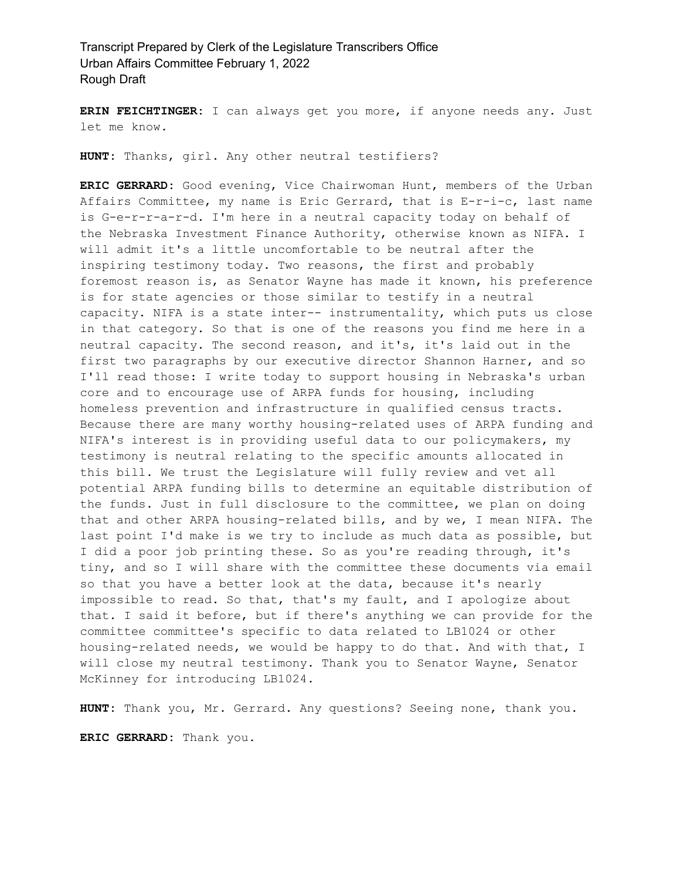**ERIN FEICHTINGER:** I can always get you more, if anyone needs any. Just let me know.

**HUNT:** Thanks, girl. Any other neutral testifiers?

**ERIC GERRARD:** Good evening, Vice Chairwoman Hunt, members of the Urban Affairs Committee, my name is Eric Gerrard, that is E-r-i-c, last name is G-e-r-r-a-r-d. I'm here in a neutral capacity today on behalf of the Nebraska Investment Finance Authority, otherwise known as NIFA. I will admit it's a little uncomfortable to be neutral after the inspiring testimony today. Two reasons, the first and probably foremost reason is, as Senator Wayne has made it known, his preference is for state agencies or those similar to testify in a neutral capacity. NIFA is a state inter-- instrumentality, which puts us close in that category. So that is one of the reasons you find me here in a neutral capacity. The second reason, and it's, it's laid out in the first two paragraphs by our executive director Shannon Harner, and so I'll read those: I write today to support housing in Nebraska's urban core and to encourage use of ARPA funds for housing, including homeless prevention and infrastructure in qualified census tracts. Because there are many worthy housing-related uses of ARPA funding and NIFA's interest is in providing useful data to our policymakers, my testimony is neutral relating to the specific amounts allocated in this bill. We trust the Legislature will fully review and vet all potential ARPA funding bills to determine an equitable distribution of the funds. Just in full disclosure to the committee, we plan on doing that and other ARPA housing-related bills, and by we, I mean NIFA. The last point I'd make is we try to include as much data as possible, but I did a poor job printing these. So as you're reading through, it's tiny, and so I will share with the committee these documents via email so that you have a better look at the data, because it's nearly impossible to read. So that, that's my fault, and I apologize about that. I said it before, but if there's anything we can provide for the committee committee's specific to data related to LB1024 or other housing-related needs, we would be happy to do that. And with that, I will close my neutral testimony. Thank you to Senator Wayne, Senator McKinney for introducing LB1024.

**HUNT:** Thank you, Mr. Gerrard. Any questions? Seeing none, thank you.

**ERIC GERRARD:** Thank you.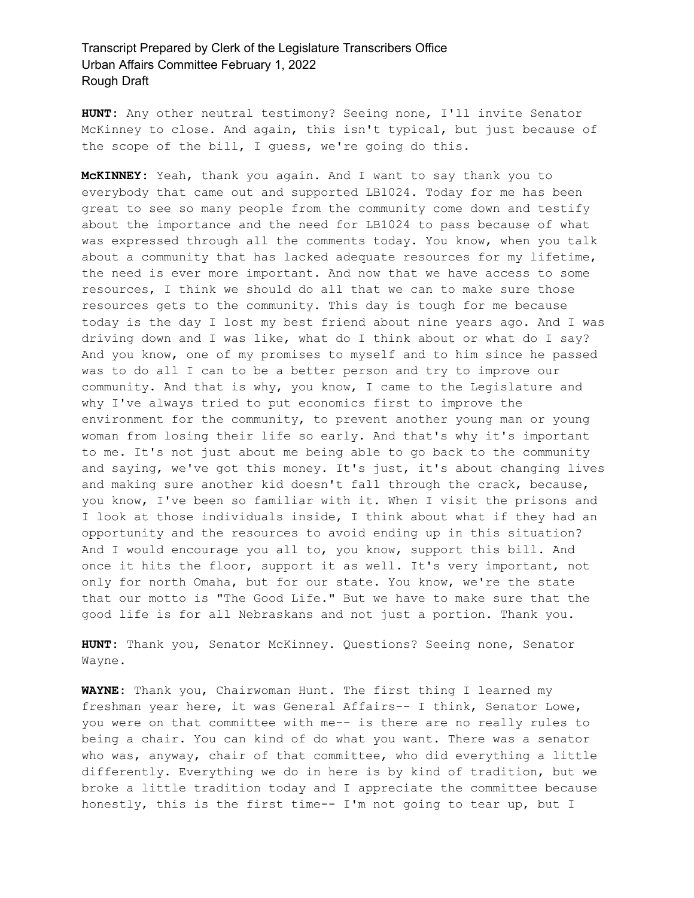**HUNT:** Any other neutral testimony? Seeing none, I'll invite Senator McKinney to close. And again, this isn't typical, but just because of the scope of the bill, I guess, we're going do this.

**McKINNEY:** Yeah, thank you again. And I want to say thank you to everybody that came out and supported LB1024. Today for me has been great to see so many people from the community come down and testify about the importance and the need for LB1024 to pass because of what was expressed through all the comments today. You know, when you talk about a community that has lacked adequate resources for my lifetime, the need is ever more important. And now that we have access to some resources, I think we should do all that we can to make sure those resources gets to the community. This day is tough for me because today is the day I lost my best friend about nine years ago. And I was driving down and I was like, what do I think about or what do I say? And you know, one of my promises to myself and to him since he passed was to do all I can to be a better person and try to improve our community. And that is why, you know, I came to the Legislature and why I've always tried to put economics first to improve the environment for the community, to prevent another young man or young woman from losing their life so early. And that's why it's important to me. It's not just about me being able to go back to the community and saying, we've got this money. It's just, it's about changing lives and making sure another kid doesn't fall through the crack, because, you know, I've been so familiar with it. When I visit the prisons and I look at those individuals inside, I think about what if they had an opportunity and the resources to avoid ending up in this situation? And I would encourage you all to, you know, support this bill. And once it hits the floor, support it as well. It's very important, not only for north Omaha, but for our state. You know, we're the state that our motto is "The Good Life." But we have to make sure that the good life is for all Nebraskans and not just a portion. Thank you.

**HUNT:** Thank you, Senator McKinney. Questions? Seeing none, Senator Wayne.

**WAYNE:** Thank you, Chairwoman Hunt. The first thing I learned my freshman year here, it was General Affairs-- I think, Senator Lowe, you were on that committee with me-- is there are no really rules to being a chair. You can kind of do what you want. There was a senator who was, anyway, chair of that committee, who did everything a little differently. Everything we do in here is by kind of tradition, but we broke a little tradition today and I appreciate the committee because honestly, this is the first time-- I'm not going to tear up, but I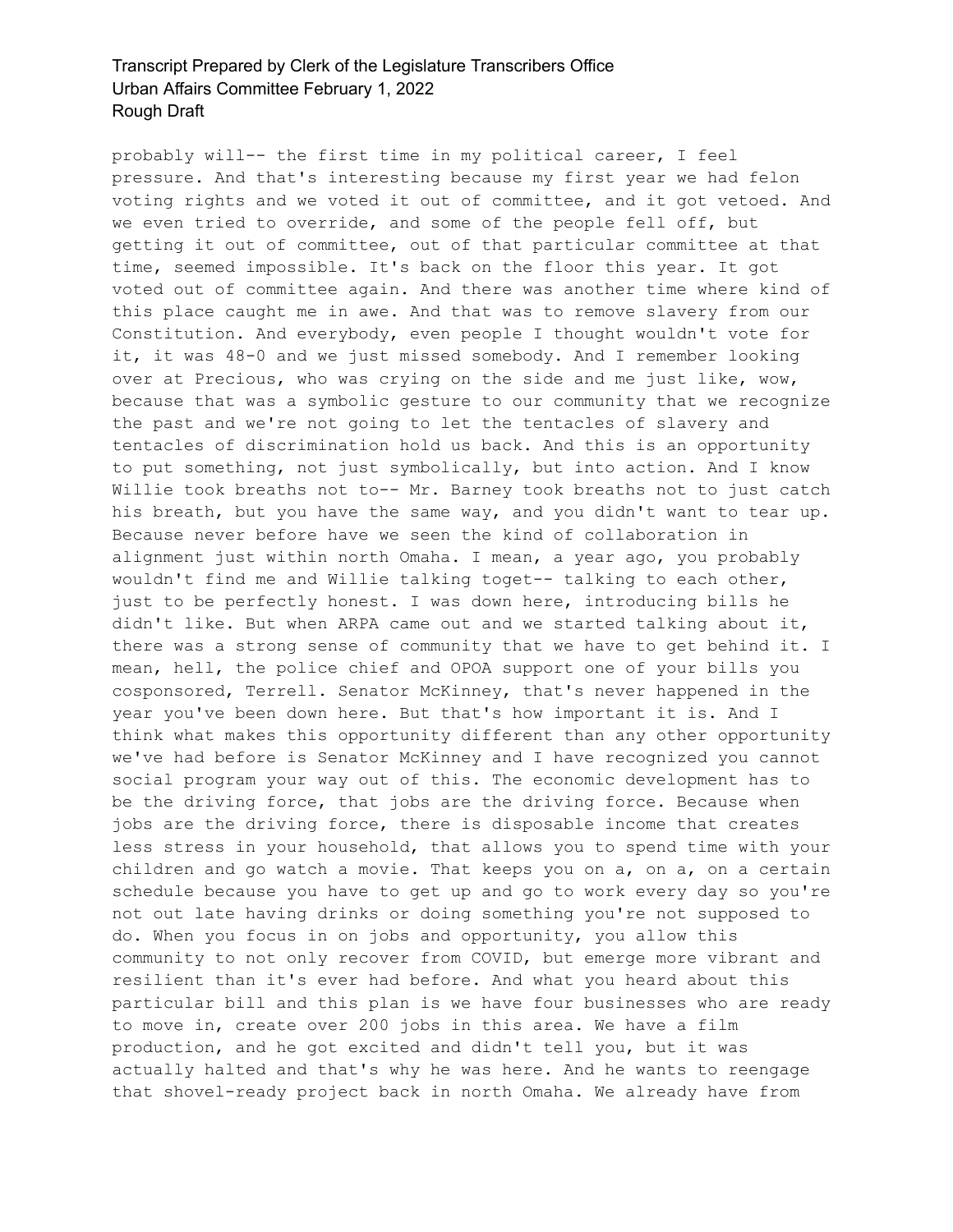probably will-- the first time in my political career, I feel pressure. And that's interesting because my first year we had felon voting rights and we voted it out of committee, and it got vetoed. And we even tried to override, and some of the people fell off, but getting it out of committee, out of that particular committee at that time, seemed impossible. It's back on the floor this year. It got voted out of committee again. And there was another time where kind of this place caught me in awe. And that was to remove slavery from our Constitution. And everybody, even people I thought wouldn't vote for it, it was 48-0 and we just missed somebody. And I remember looking over at Precious, who was crying on the side and me just like, wow, because that was a symbolic gesture to our community that we recognize the past and we're not going to let the tentacles of slavery and tentacles of discrimination hold us back. And this is an opportunity to put something, not just symbolically, but into action. And I know Willie took breaths not to-- Mr. Barney took breaths not to just catch his breath, but you have the same way, and you didn't want to tear up. Because never before have we seen the kind of collaboration in alignment just within north Omaha. I mean, a year ago, you probably wouldn't find me and Willie talking toget-- talking to each other, just to be perfectly honest. I was down here, introducing bills he didn't like. But when ARPA came out and we started talking about it, there was a strong sense of community that we have to get behind it. I mean, hell, the police chief and OPOA support one of your bills you cosponsored, Terrell. Senator McKinney, that's never happened in the year you've been down here. But that's how important it is. And I think what makes this opportunity different than any other opportunity we've had before is Senator McKinney and I have recognized you cannot social program your way out of this. The economic development has to be the driving force, that jobs are the driving force. Because when jobs are the driving force, there is disposable income that creates less stress in your household, that allows you to spend time with your children and go watch a movie. That keeps you on a, on a, on a certain schedule because you have to get up and go to work every day so you're not out late having drinks or doing something you're not supposed to do. When you focus in on jobs and opportunity, you allow this community to not only recover from COVID, but emerge more vibrant and resilient than it's ever had before. And what you heard about this particular bill and this plan is we have four businesses who are ready to move in, create over 200 jobs in this area. We have a film production, and he got excited and didn't tell you, but it was actually halted and that's why he was here. And he wants to reengage that shovel-ready project back in north Omaha. We already have from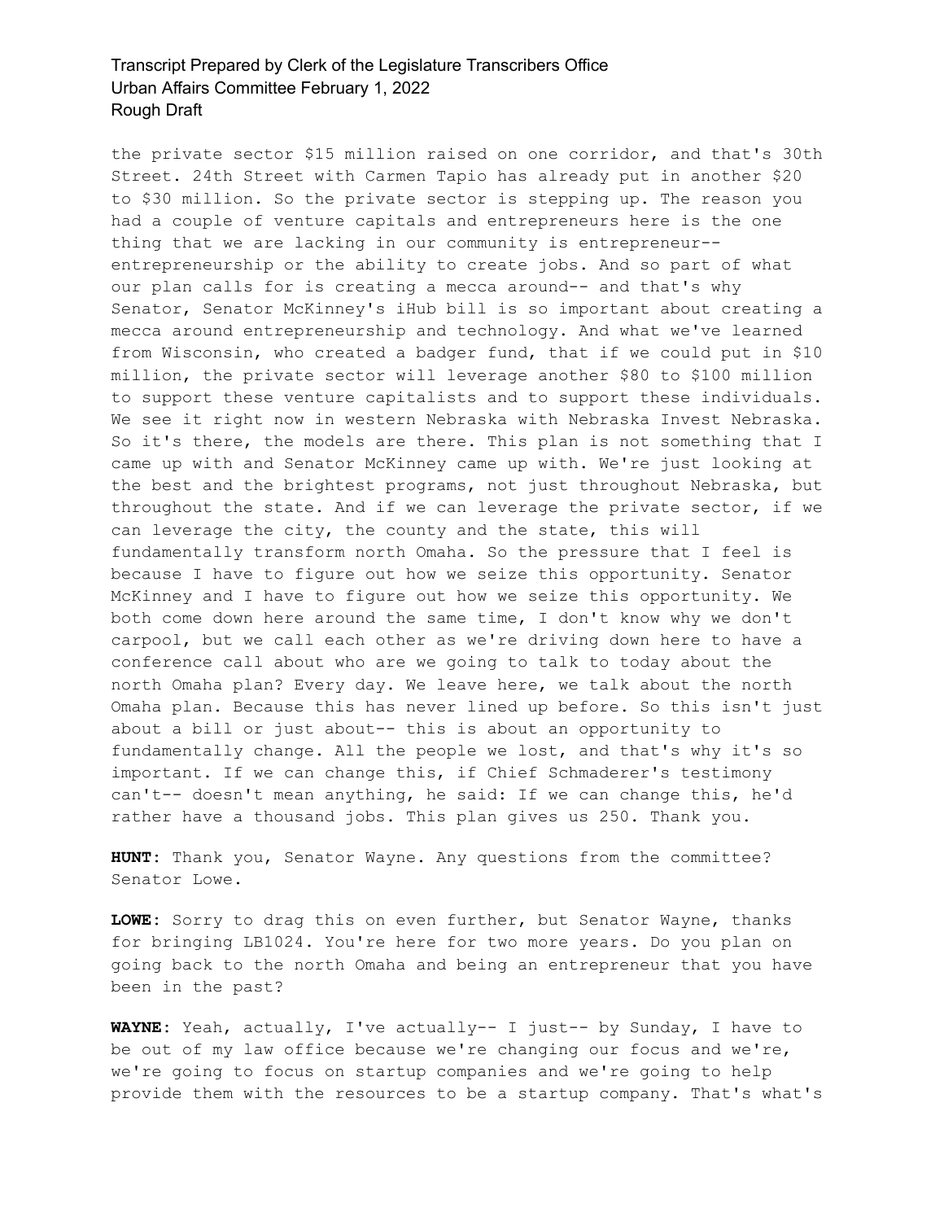the private sector $15 million raised on one corridor, and that's 30th Street. 24th Street with Carmen Tapio has already put in another $20 to $30 million. So the private sector is stepping up. The reason you had a couple of venture capitals and entrepreneurs here is the one thing that we are lacking in our community is entrepreneur-- entrepreneurship or the ability to create jobs. And so part of what our plan calls for is creating a mecca around-- and that's why Senator, Senator McKinney's iHub bill is so important about creating a mecca around entrepreneurship and technology. And what we've learned from Wisconsin, who created a badger fund, that if we could put in $10 million, the private sector will leverage another $80 to $100 million to support these venture capitalists and to support these individuals. We see it right now in western Nebraska with Nebraska Invest Nebraska. So it's there, the models are there. This plan is not something that I came up with and Senator McKinney came up with. We're just looking at the best and the brightest programs, not just throughout Nebraska, but throughout the state. And if we can leverage the private sector, if we can leverage the city, the county and the state, this will fundamentally transform north Omaha. So the pressure that I feel is because I have to figure out how we seize this opportunity. Senator McKinney and I have to figure out how we seize this opportunity. We both come down here around the same time, I don't know why we don't carpool, but we call each other as we're driving down here to have a conference call about who are we going to talk to today about the north Omaha plan? Every day. We leave here, we talk about the north Omaha plan. Because this has never lined up before. So this isn't just about a bill or just about-- this is about an opportunity to fundamentally change. All the people we lost, and that's why it's so important. If we can change this, if Chief Schmaderer's testimony can't-- doesn't mean anything, he said: If we can change this, he'd rather have a thousand jobs. This plan gives us 250. Thank you.

**HUNT:** Thank you, Senator Wayne. Any questions from the committee? Senator Lowe.

**LOWE:** Sorry to drag this on even further, but Senator Wayne, thanks for bringing LB1024. You're here for two more years. Do you plan on going back to the north Omaha and being an entrepreneur that you have been in the past?

**WAYNE:** Yeah, actually, I've actually-- I just-- by Sunday, I have to be out of my law office because we're changing our focus and we're, we're going to focus on startup companies and we're going to help provide them with the resources to be a startup company. That's what's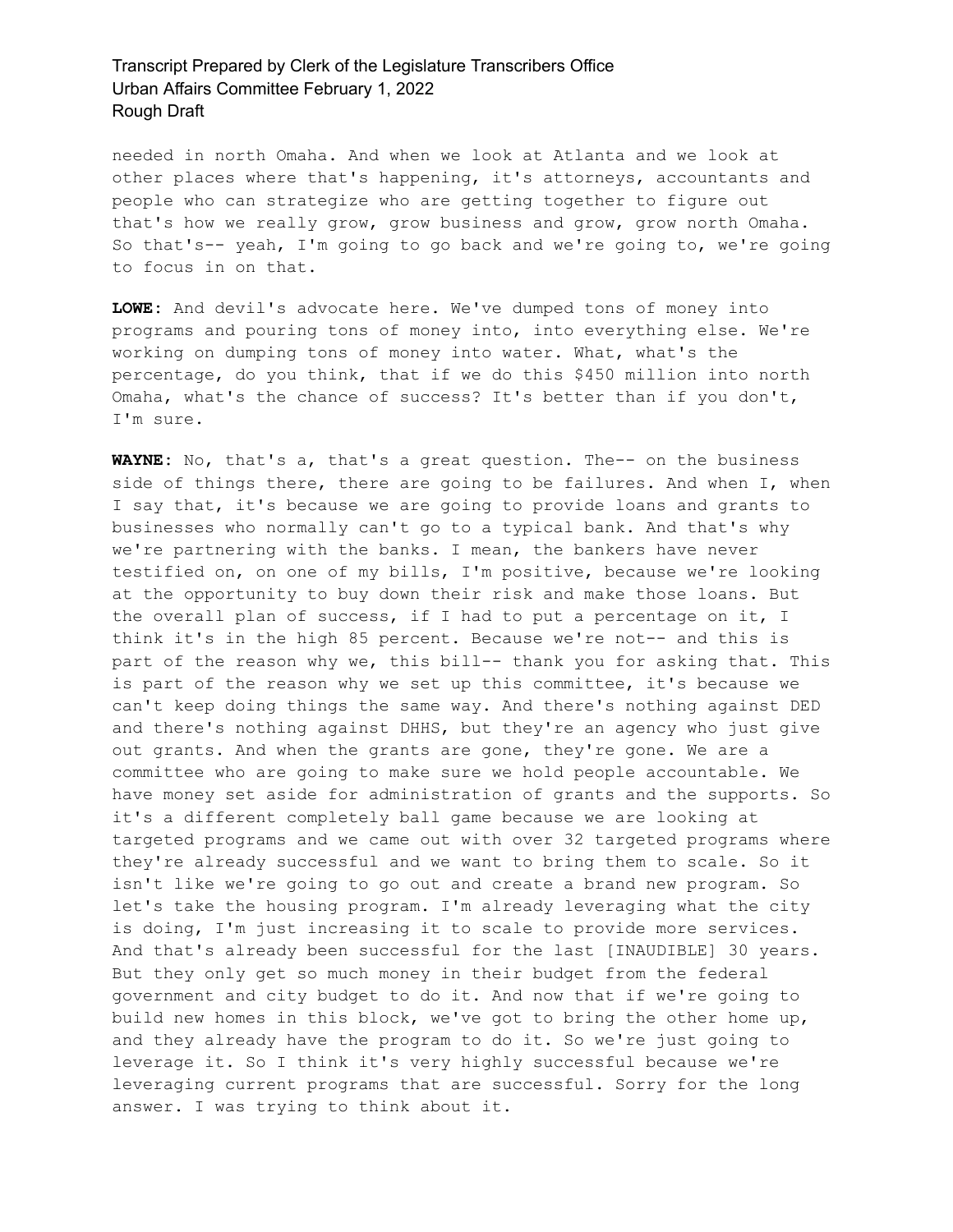needed in north Omaha. And when we look at Atlanta and we look at other places where that's happening, it's attorneys, accountants and people who can strategize who are getting together to figure out that's how we really grow, grow business and grow, grow north Omaha. So that's-- yeah, I'm going to go back and we're going to, we're going to focus in on that.

**LOWE:** And devil's advocate here. We've dumped tons of money into programs and pouring tons of money into, into everything else. We're working on dumping tons of money into water. What, what's the percentage, do you think, that if we do this $450 million into north Omaha, what's the chance of success? It's better than if you don't, I'm sure.

**WAYNE:** No, that's a, that's a great question. The-- on the business side of things there, there are going to be failures. And when I, when I say that, it's because we are going to provide loans and grants to businesses who normally can't go to a typical bank. And that's why we're partnering with the banks. I mean, the bankers have never testified on, on one of my bills, I'm positive, because we're looking at the opportunity to buy down their risk and make those loans. But the overall plan of success, if I had to put a percentage on it, I think it's in the high 85 percent. Because we're not-- and this is part of the reason why we, this bill-- thank you for asking that. This is part of the reason why we set up this committee, it's because we can't keep doing things the same way. And there's nothing against DED and there's nothing against DHHS, but they're an agency who just give out grants. And when the grants are gone, they're gone. We are a committee who are going to make sure we hold people accountable. We have money set aside for administration of grants and the supports. So it's a different completely ball game because we are looking at targeted programs and we came out with over 32 targeted programs where they're already successful and we want to bring them to scale. So it isn't like we're going to go out and create a brand new program. So let's take the housing program. I'm already leveraging what the city is doing, I'm just increasing it to scale to provide more services. And that's already been successful for the last [INAUDIBLE] 30 years. But they only get so much money in their budget from the federal government and city budget to do it. And now that if we're going to build new homes in this block, we've got to bring the other home up, and they already have the program to do it. So we're just going to leverage it. So I think it's very highly successful because we're leveraging current programs that are successful. Sorry for the long answer. I was trying to think about it.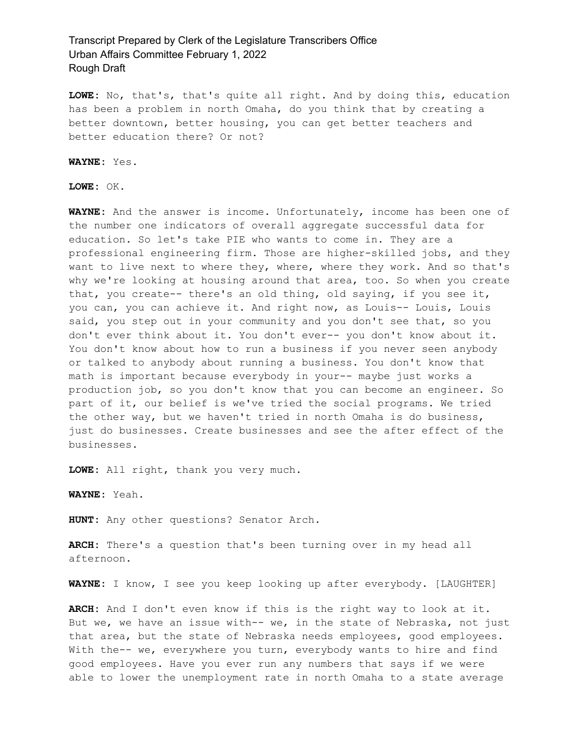**LOWE:** No, that's, that's quite all right. And by doing this, education has been a problem in north Omaha, do you think that by creating a better downtown, better housing, you can get better teachers and better education there? Or not?

**WAYNE:** Yes.

**LOWE:** OK.

**WAYNE:** And the answer is income. Unfortunately, income has been one of the number one indicators of overall aggregate successful data for education. So let's take PIE who wants to come in. They are a professional engineering firm. Those are higher-skilled jobs, and they want to live next to where they, where, where they work. And so that's why we're looking at housing around that area, too. So when you create that, you create-- there's an old thing, old saying, if you see it, you can, you can achieve it. And right now, as Louis-- Louis, Louis said, you step out in your community and you don't see that, so you don't ever think about it. You don't ever-- you don't know about it. You don't know about how to run a business if you never seen anybody or talked to anybody about running a business. You don't know that math is important because everybody in your-- maybe just works a production job, so you don't know that you can become an engineer. So part of it, our belief is we've tried the social programs. We tried the other way, but we haven't tried in north Omaha is do business, just do businesses. Create businesses and see the after effect of the businesses.

**LOWE:** All right, thank you very much.

**WAYNE:** Yeah.

**HUNT:** Any other questions? Senator Arch.

**ARCH:** There's a question that's been turning over in my head all afternoon.

**WAYNE:** I know, I see you keep looking up after everybody. [LAUGHTER]

**ARCH:** And I don't even know if this is the right way to look at it. But we, we have an issue with-- we, in the state of Nebraska, not just that area, but the state of Nebraska needs employees, good employees. With the-- we, everywhere you turn, everybody wants to hire and find good employees. Have you ever run any numbers that says if we were able to lower the unemployment rate in north Omaha to a state average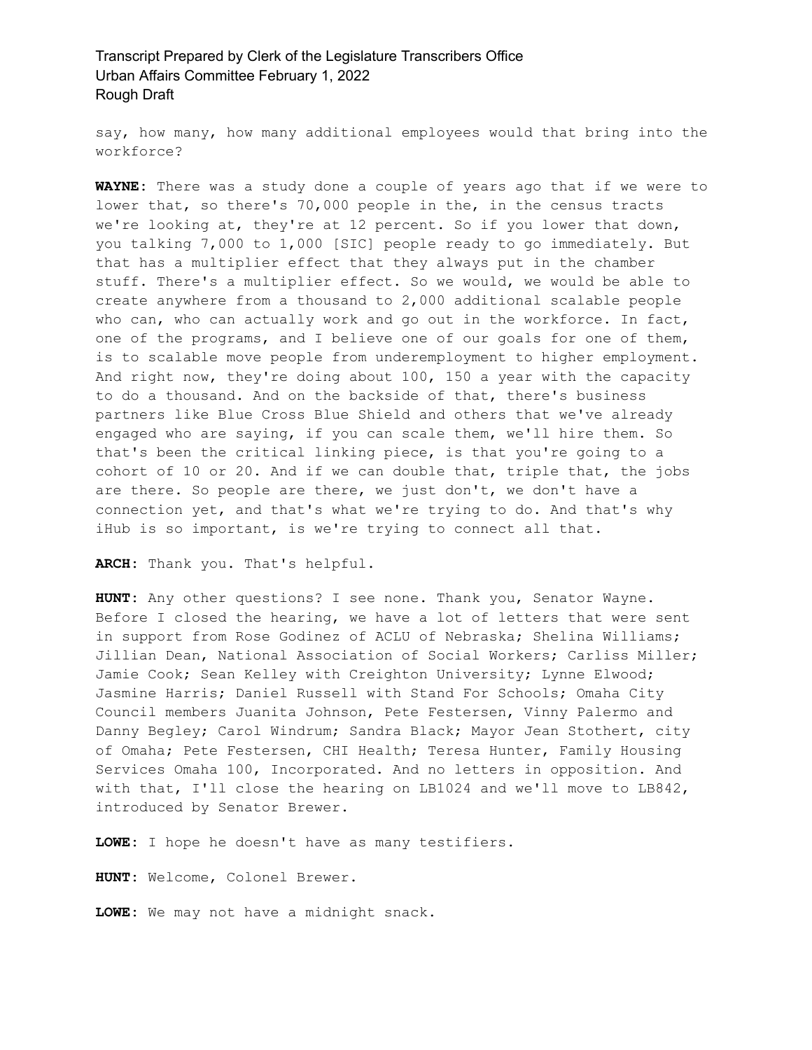say, how many, how many additional employees would that bring into the workforce?

**WAYNE:** There was a study done a couple of years ago that if we were to lower that, so there's 70,000 people in the, in the census tracts we're looking at, they're at 12 percent. So if you lower that down, you talking 7,000 to 1,000 [SIC] people ready to go immediately. But that has a multiplier effect that they always put in the chamber stuff. There's a multiplier effect. So we would, we would be able to create anywhere from a thousand to 2,000 additional scalable people who can, who can actually work and go out in the workforce. In fact, one of the programs, and I believe one of our goals for one of them, is to scalable move people from underemployment to higher employment. And right now, they're doing about 100, 150 a year with the capacity to do a thousand. And on the backside of that, there's business partners like Blue Cross Blue Shield and others that we've already engaged who are saying, if you can scale them, we'll hire them. So that's been the critical linking piece, is that you're going to a cohort of 10 or 20. And if we can double that, triple that, the jobs are there. So people are there, we just don't, we don't have a connection yet, and that's what we're trying to do. And that's why iHub is so important, is we're trying to connect all that.

**ARCH:** Thank you. That's helpful.

**HUNT:** Any other questions? I see none. Thank you, Senator Wayne. Before I closed the hearing, we have a lot of letters that were sent in support from Rose Godinez of ACLU of Nebraska; Shelina Williams; Jillian Dean, National Association of Social Workers; Carliss Miller; Jamie Cook; Sean Kelley with Creighton University; Lynne Elwood; Jasmine Harris; Daniel Russell with Stand For Schools; Omaha City Council members Juanita Johnson, Pete Festersen, Vinny Palermo and Danny Begley; Carol Windrum; Sandra Black; Mayor Jean Stothert, city of Omaha; Pete Festersen, CHI Health; Teresa Hunter, Family Housing Services Omaha 100, Incorporated. And no letters in opposition. And with that, I'll close the hearing on LB1024 and we'll move to LB842, introduced by Senator Brewer.

**LOWE:** I hope he doesn't have as many testifiers.

**HUNT:** Welcome, Colonel Brewer.

**LOWE:** We may not have a midnight snack.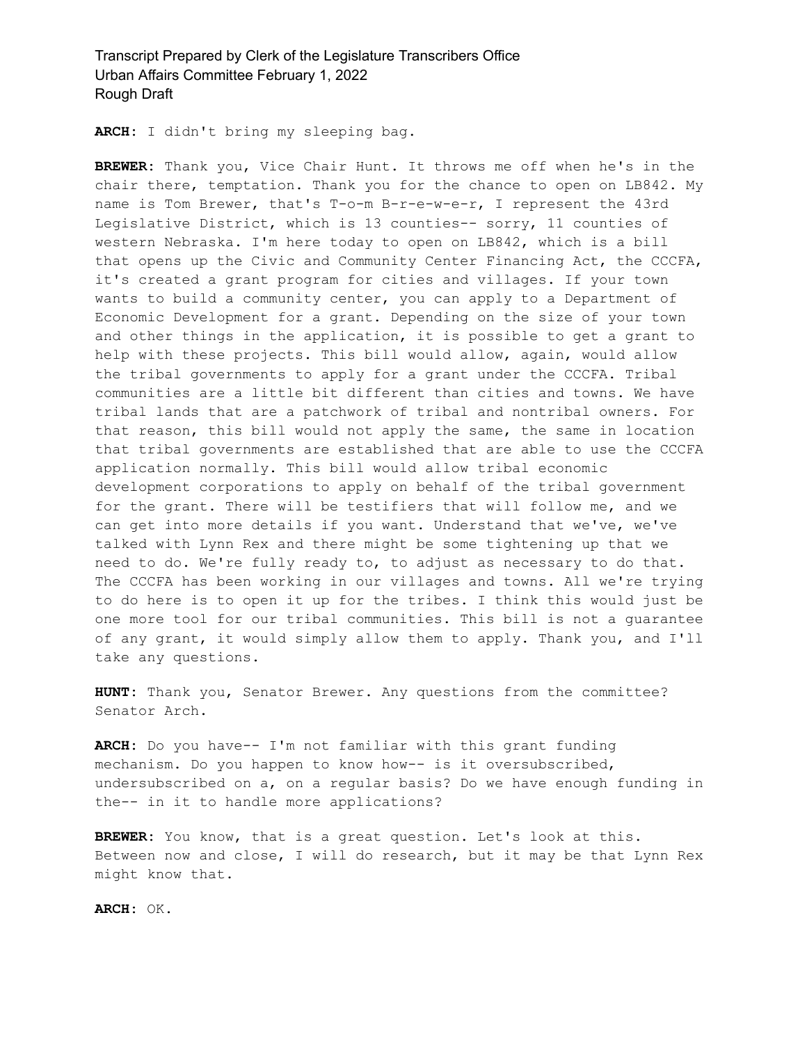**ARCH:** I didn't bring my sleeping bag.

**BREWER:** Thank you, Vice Chair Hunt. It throws me off when he's in the chair there, temptation. Thank you for the chance to open on LB842. My name is Tom Brewer, that's T-o-m B-r-e-w-e-r, I represent the 43rd Legislative District, which is 13 counties-- sorry, 11 counties of western Nebraska. I'm here today to open on LB842, which is a bill that opens up the Civic and Community Center Financing Act, the CCCFA, it's created a grant program for cities and villages. If your town wants to build a community center, you can apply to a Department of Economic Development for a grant. Depending on the size of your town and other things in the application, it is possible to get a grant to help with these projects. This bill would allow, again, would allow the tribal governments to apply for a grant under the CCCFA. Tribal communities are a little bit different than cities and towns. We have tribal lands that are a patchwork of tribal and nontribal owners. For that reason, this bill would not apply the same, the same in location that tribal governments are established that are able to use the CCCFA application normally. This bill would allow tribal economic development corporations to apply on behalf of the tribal government for the grant. There will be testifiers that will follow me, and we can get into more details if you want. Understand that we've, we've talked with Lynn Rex and there might be some tightening up that we need to do. We're fully ready to, to adjust as necessary to do that. The CCCFA has been working in our villages and towns. All we're trying to do here is to open it up for the tribes. I think this would just be one more tool for our tribal communities. This bill is not a guarantee of any grant, it would simply allow them to apply. Thank you, and I'll take any questions.

**HUNT:** Thank you, Senator Brewer. Any questions from the committee? Senator Arch.

**ARCH:** Do you have-- I'm not familiar with this grant funding mechanism. Do you happen to know how-- is it oversubscribed, undersubscribed on a, on a regular basis? Do we have enough funding in the-- in it to handle more applications?

**BREWER:** You know, that is a great question. Let's look at this. Between now and close, I will do research, but it may be that Lynn Rex might know that.

**ARCH:** OK.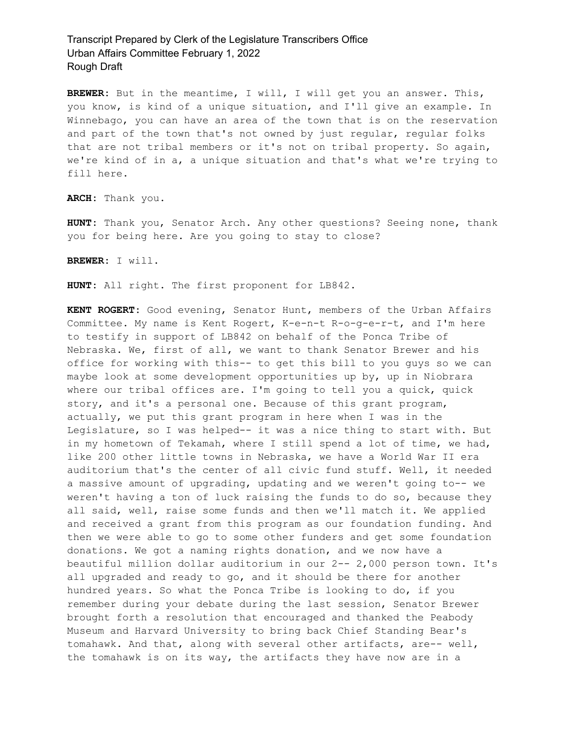**BREWER:** But in the meantime, I will, I will get you an answer. This, you know, is kind of a unique situation, and I'll give an example. In Winnebago, you can have an area of the town that is on the reservation and part of the town that's not owned by just regular, regular folks that are not tribal members or it's not on tribal property. So again, we're kind of in a, a unique situation and that's what we're trying to fill here.

**ARCH:** Thank you.

**HUNT:** Thank you, Senator Arch. Any other questions? Seeing none, thank you for being here. Are you going to stay to close?

**BREWER:** I will.

**HUNT:** All right. The first proponent for LB842.

**KENT ROGERT:** Good evening, Senator Hunt, members of the Urban Affairs Committee. My name is Kent Rogert, K-e-n-t R-o-g-e-r-t, and I'm here to testify in support of LB842 on behalf of the Ponca Tribe of Nebraska. We, first of all, we want to thank Senator Brewer and his office for working with this-- to get this bill to you guys so we can maybe look at some development opportunities up by, up in Niobrara where our tribal offices are. I'm going to tell you a quick, quick story, and it's a personal one. Because of this grant program, actually, we put this grant program in here when I was in the Legislature, so I was helped-- it was a nice thing to start with. But in my hometown of Tekamah, where I still spend a lot of time, we had, like 200 other little towns in Nebraska, we have a World War II era auditorium that's the center of all civic fund stuff. Well, it needed a massive amount of upgrading, updating and we weren't going to-- we weren't having a ton of luck raising the funds to do so, because they all said, well, raise some funds and then we'll match it. We applied and received a grant from this program as our foundation funding. And then we were able to go to some other funders and get some foundation donations. We got a naming rights donation, and we now have a beautiful million dollar auditorium in our 2-- 2,000 person town. It's all upgraded and ready to go, and it should be there for another hundred years. So what the Ponca Tribe is looking to do, if you remember during your debate during the last session, Senator Brewer brought forth a resolution that encouraged and thanked the Peabody Museum and Harvard University to bring back Chief Standing Bear's tomahawk. And that, along with several other artifacts, are-- well, the tomahawk is on its way, the artifacts they have now are in a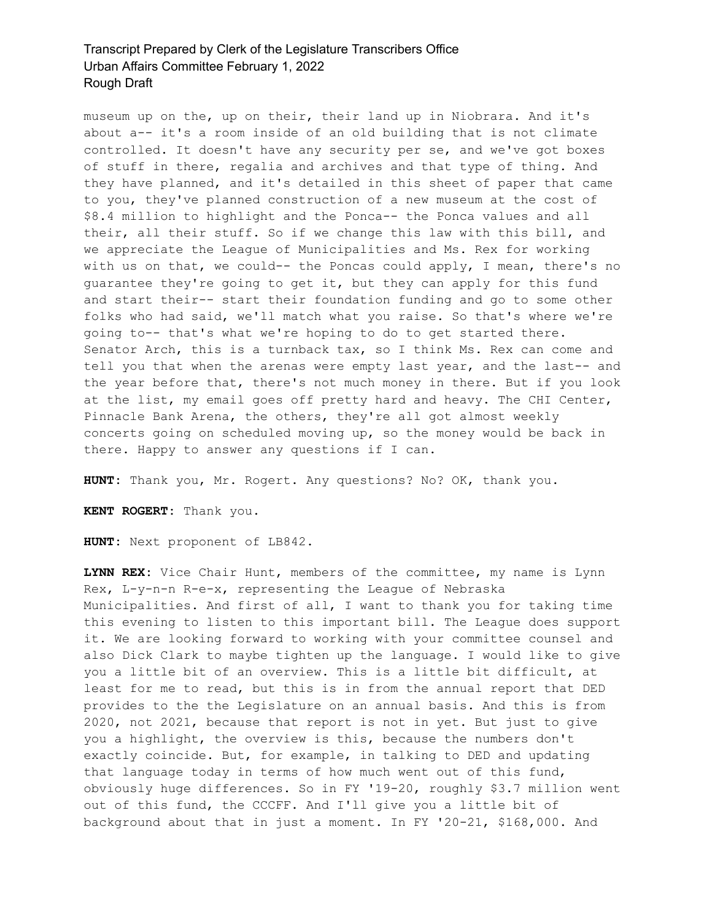museum up on the, up on their, their land up in Niobrara. And it's about a-- it's a room inside of an old building that is not climate controlled. It doesn't have any security per se, and we've got boxes of stuff in there, regalia and archives and that type of thing. And they have planned, and it's detailed in this sheet of paper that came to you, they've planned construction of a new museum at the cost of $8.4 million to highlight and the Ponca-- the Ponca values and all their, all their stuff. So if we change this law with this bill, and we appreciate the League of Municipalities and Ms. Rex for working with us on that, we could-- the Poncas could apply, I mean, there's no guarantee they're going to get it, but they can apply for this fund and start their-- start their foundation funding and go to some other folks who had said, we'll match what you raise. So that's where we're going to-- that's what we're hoping to do to get started there. Senator Arch, this is a turnback tax, so I think Ms. Rex can come and tell you that when the arenas were empty last year, and the last-- and the year before that, there's not much money in there. But if you look at the list, my email goes off pretty hard and heavy. The CHI Center, Pinnacle Bank Arena, the others, they're all got almost weekly concerts going on scheduled moving up, so the money would be back in there. Happy to answer any questions if I can.

**HUNT:** Thank you, Mr. Rogert. Any questions? No? OK, thank you.

**KENT ROGERT:** Thank you.

**HUNT:** Next proponent of LB842.

**LYNN REX:** Vice Chair Hunt, members of the committee, my name is Lynn Rex, L-y-n-n R-e-x, representing the League of Nebraska Municipalities. And first of all, I want to thank you for taking time this evening to listen to this important bill. The League does support it. We are looking forward to working with your committee counsel and also Dick Clark to maybe tighten up the language. I would like to give you a little bit of an overview. This is a little bit difficult, at least for me to read, but this is in from the annual report that DED provides to the the Legislature on an annual basis. And this is from 2020, not 2021, because that report is not in yet. But just to give you a highlight, the overview is this, because the numbers don't exactly coincide. But, for example, in talking to DED and updating that language today in terms of how much went out of this fund, obviously huge differences. So in FY '19-20, roughly $3.7 million went out of this fund, the CCCFF. And I'll give you a little bit of background about that in just a moment. In FY '20-21, $168,000. And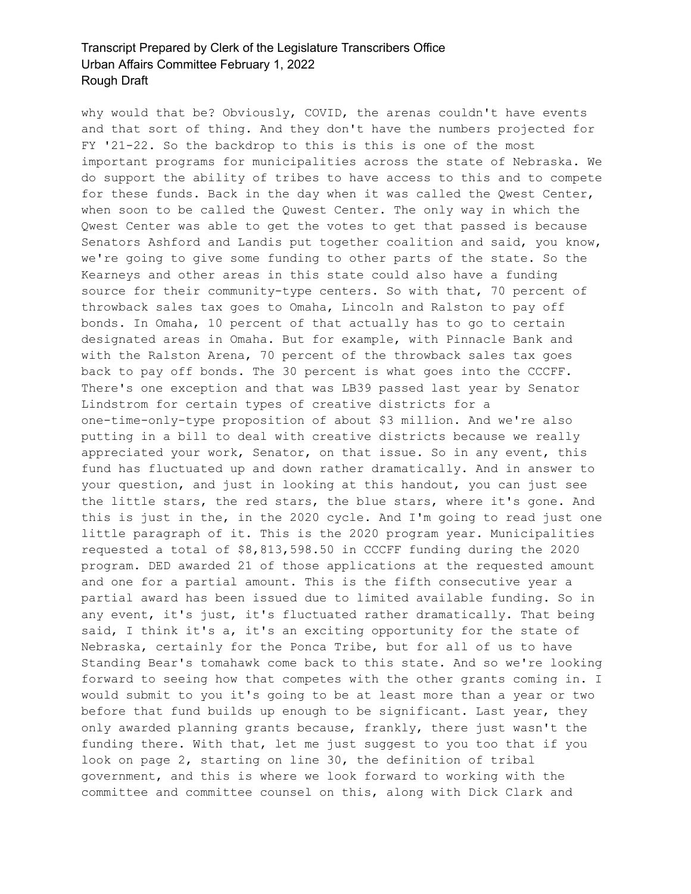why would that be? Obviously, COVID, the arenas couldn't have events and that sort of thing. And they don't have the numbers projected for FY '21-22. So the backdrop to this is this is one of the most important programs for municipalities across the state of Nebraska. We do support the ability of tribes to have access to this and to compete for these funds. Back in the day when it was called the Qwest Center, when soon to be called the Quwest Center. The only way in which the Qwest Center was able to get the votes to get that passed is because Senators Ashford and Landis put together coalition and said, you know, we're going to give some funding to other parts of the state. So the Kearneys and other areas in this state could also have a funding source for their community-type centers. So with that, 70 percent of throwback sales tax goes to Omaha, Lincoln and Ralston to pay off bonds. In Omaha, 10 percent of that actually has to go to certain designated areas in Omaha. But for example, with Pinnacle Bank and with the Ralston Arena, 70 percent of the throwback sales tax goes back to pay off bonds. The 30 percent is what goes into the CCCFF. There's one exception and that was LB39 passed last year by Senator Lindstrom for certain types of creative districts for a one-time-only-type proposition of about $3 million. And we're also putting in a bill to deal with creative districts because we really appreciated your work, Senator, on that issue. So in any event, this fund has fluctuated up and down rather dramatically. And in answer to your question, and just in looking at this handout, you can just see the little stars, the red stars, the blue stars, where it's gone. And this is just in the, in the 2020 cycle. And I'm going to read just one little paragraph of it. This is the 2020 program year. Municipalities requested a total of $8,813,598.50 in CCCFF funding during the 2020 program. DED awarded 21 of those applications at the requested amount and one for a partial amount. This is the fifth consecutive year a partial award has been issued due to limited available funding. So in any event, it's just, it's fluctuated rather dramatically. That being said, I think it's a, it's an exciting opportunity for the state of Nebraska, certainly for the Ponca Tribe, but for all of us to have Standing Bear's tomahawk come back to this state. And so we're looking forward to seeing how that competes with the other grants coming in. I would submit to you it's going to be at least more than a year or two before that fund builds up enough to be significant. Last year, they only awarded planning grants because, frankly, there just wasn't the funding there. With that, let me just suggest to you too that if you look on page 2, starting on line 30, the definition of tribal government, and this is where we look forward to working with the committee and committee counsel on this, along with Dick Clark and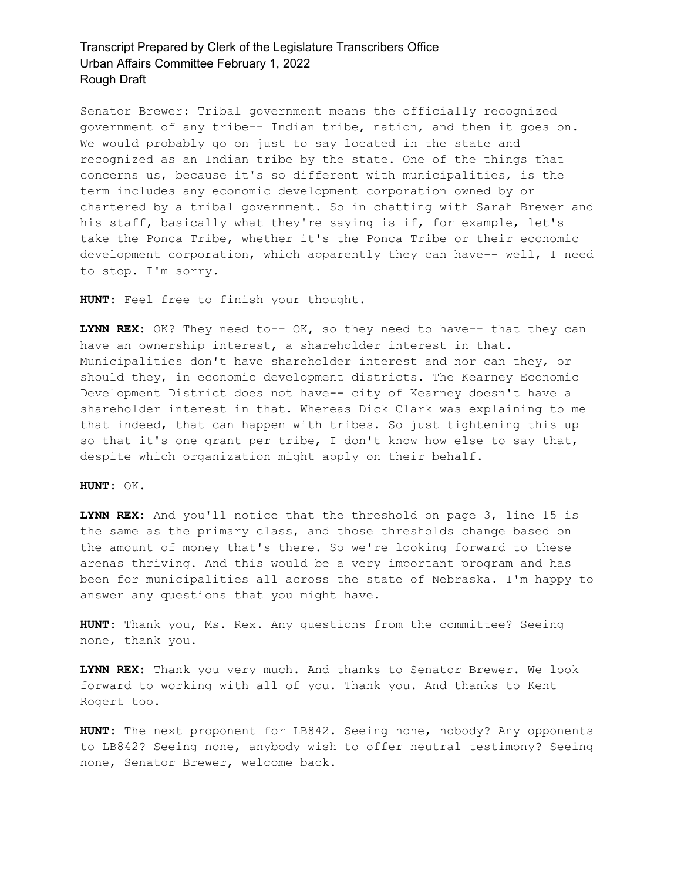Senator Brewer: Tribal government means the officially recognized government of any tribe-- Indian tribe, nation, and then it goes on. We would probably go on just to say located in the state and recognized as an Indian tribe by the state. One of the things that concerns us, because it's so different with municipalities, is the term includes any economic development corporation owned by or chartered by a tribal government. So in chatting with Sarah Brewer and his staff, basically what they're saying is if, for example, let's take the Ponca Tribe, whether it's the Ponca Tribe or their economic development corporation, which apparently they can have-- well, I need to stop. I'm sorry.

**HUNT:** Feel free to finish your thought.

**LYNN REX:** OK? They need to-- OK, so they need to have-- that they can have an ownership interest, a shareholder interest in that. Municipalities don't have shareholder interest and nor can they, or should they, in economic development districts. The Kearney Economic Development District does not have-- city of Kearney doesn't have a shareholder interest in that. Whereas Dick Clark was explaining to me that indeed, that can happen with tribes. So just tightening this up so that it's one grant per tribe, I don't know how else to say that, despite which organization might apply on their behalf.

**HUNT:** OK.

**LYNN REX:** And you'll notice that the threshold on page 3, line 15 is the same as the primary class, and those thresholds change based on the amount of money that's there. So we're looking forward to these arenas thriving. And this would be a very important program and has been for municipalities all across the state of Nebraska. I'm happy to answer any questions that you might have.

**HUNT:** Thank you, Ms. Rex. Any questions from the committee? Seeing none, thank you.

**LYNN REX:** Thank you very much. And thanks to Senator Brewer. We look forward to working with all of you. Thank you. And thanks to Kent Rogert too.

**HUNT:** The next proponent for LB842. Seeing none, nobody? Any opponents to LB842? Seeing none, anybody wish to offer neutral testimony? Seeing none, Senator Brewer, welcome back.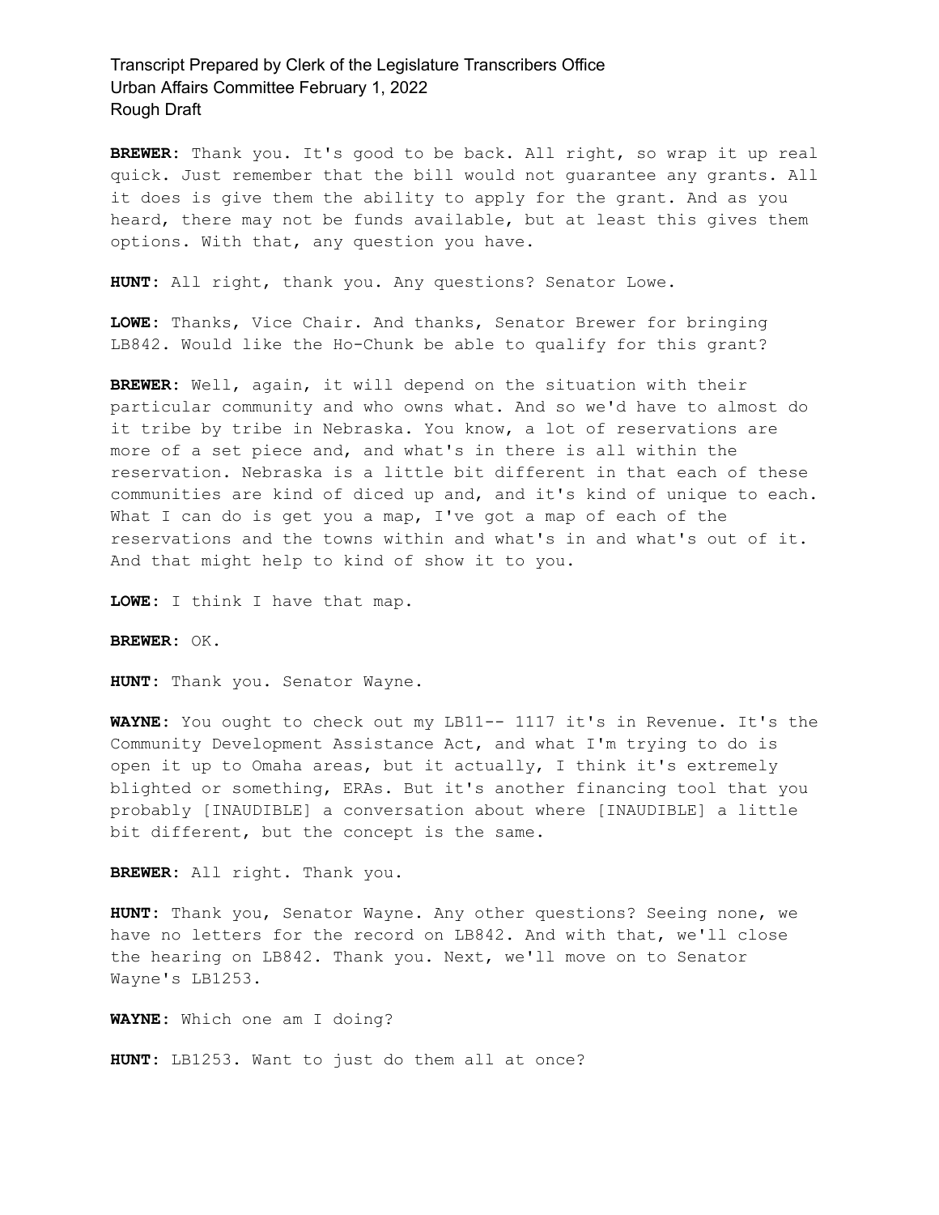**BREWER:** Thank you. It's good to be back. All right, so wrap it up real quick. Just remember that the bill would not guarantee any grants. All it does is give them the ability to apply for the grant. And as you heard, there may not be funds available, but at least this gives them options. With that, any question you have.

**HUNT:** All right, thank you. Any questions? Senator Lowe.

**LOWE:** Thanks, Vice Chair. And thanks, Senator Brewer for bringing LB842. Would like the Ho-Chunk be able to qualify for this grant?

**BREWER:** Well, again, it will depend on the situation with their particular community and who owns what. And so we'd have to almost do it tribe by tribe in Nebraska. You know, a lot of reservations are more of a set piece and, and what's in there is all within the reservation. Nebraska is a little bit different in that each of these communities are kind of diced up and, and it's kind of unique to each. What I can do is get you a map, I've got a map of each of the reservations and the towns within and what's in and what's out of it. And that might help to kind of show it to you.

**LOWE:** I think I have that map.

**BREWER:** OK.

**HUNT:** Thank you. Senator Wayne.

**WAYNE:** You ought to check out my LB11-- 1117 it's in Revenue. It's the Community Development Assistance Act, and what I'm trying to do is open it up to Omaha areas, but it actually, I think it's extremely blighted or something, ERAs. But it's another financing tool that you probably [INAUDIBLE] a conversation about where [INAUDIBLE] a little bit different, but the concept is the same.

**BREWER:** All right. Thank you.

**HUNT:** Thank you, Senator Wayne. Any other questions? Seeing none, we have no letters for the record on LB842. And with that, we'll close the hearing on LB842. Thank you. Next, we'll move on to Senator Wayne's LB1253.

**WAYNE:** Which one am I doing?

**HUNT:** LB1253. Want to just do them all at once?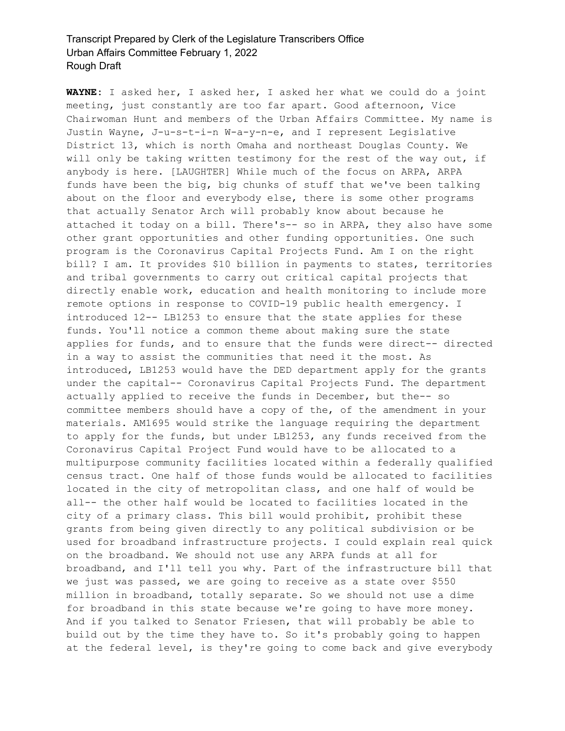**WAYNE:** I asked her, I asked her, I asked her what we could do a joint meeting, just constantly are too far apart. Good afternoon, Vice Chairwoman Hunt and members of the Urban Affairs Committee. My name is Justin Wayne, J-u-s-t-i-n W-a-y-n-e, and I represent Legislative District 13, which is north Omaha and northeast Douglas County. We will only be taking written testimony for the rest of the way out, if anybody is here. [LAUGHTER] While much of the focus on ARPA, ARPA funds have been the big, big chunks of stuff that we've been talking about on the floor and everybody else, there is some other programs that actually Senator Arch will probably know about because he attached it today on a bill. There's-- so in ARPA, they also have some other grant opportunities and other funding opportunities. One such program is the Coronavirus Capital Projects Fund. Am I on the right bill? I am. It provides $10 billion in payments to states, territories and tribal governments to carry out critical capital projects that directly enable work, education and health monitoring to include more remote options in response to COVID-19 public health emergency. I introduced 12-- LB1253 to ensure that the state applies for these funds. You'll notice a common theme about making sure the state applies for funds, and to ensure that the funds were direct-- directed in a way to assist the communities that need it the most. As introduced, LB1253 would have the DED department apply for the grants under the capital-- Coronavirus Capital Projects Fund. The department actually applied to receive the funds in December, but the-- so committee members should have a copy of the, of the amendment in your materials. AM1695 would strike the language requiring the department to apply for the funds, but under LB1253, any funds received from the Coronavirus Capital Project Fund would have to be allocated to a multipurpose community facilities located within a federally qualified census tract. One half of those funds would be allocated to facilities located in the city of metropolitan class, and one half of would be all-- the other half would be located to facilities located in the city of a primary class. This bill would prohibit, prohibit these grants from being given directly to any political subdivision or be used for broadband infrastructure projects. I could explain real quick on the broadband. We should not use any ARPA funds at all for broadband, and I'll tell you why. Part of the infrastructure bill that we just was passed, we are going to receive as a state over $550 million in broadband, totally separate. So we should not use a dime for broadband in this state because we're going to have more money. And if you talked to Senator Friesen, that will probably be able to build out by the time they have to. So it's probably going to happen at the federal level, is they're going to come back and give everybody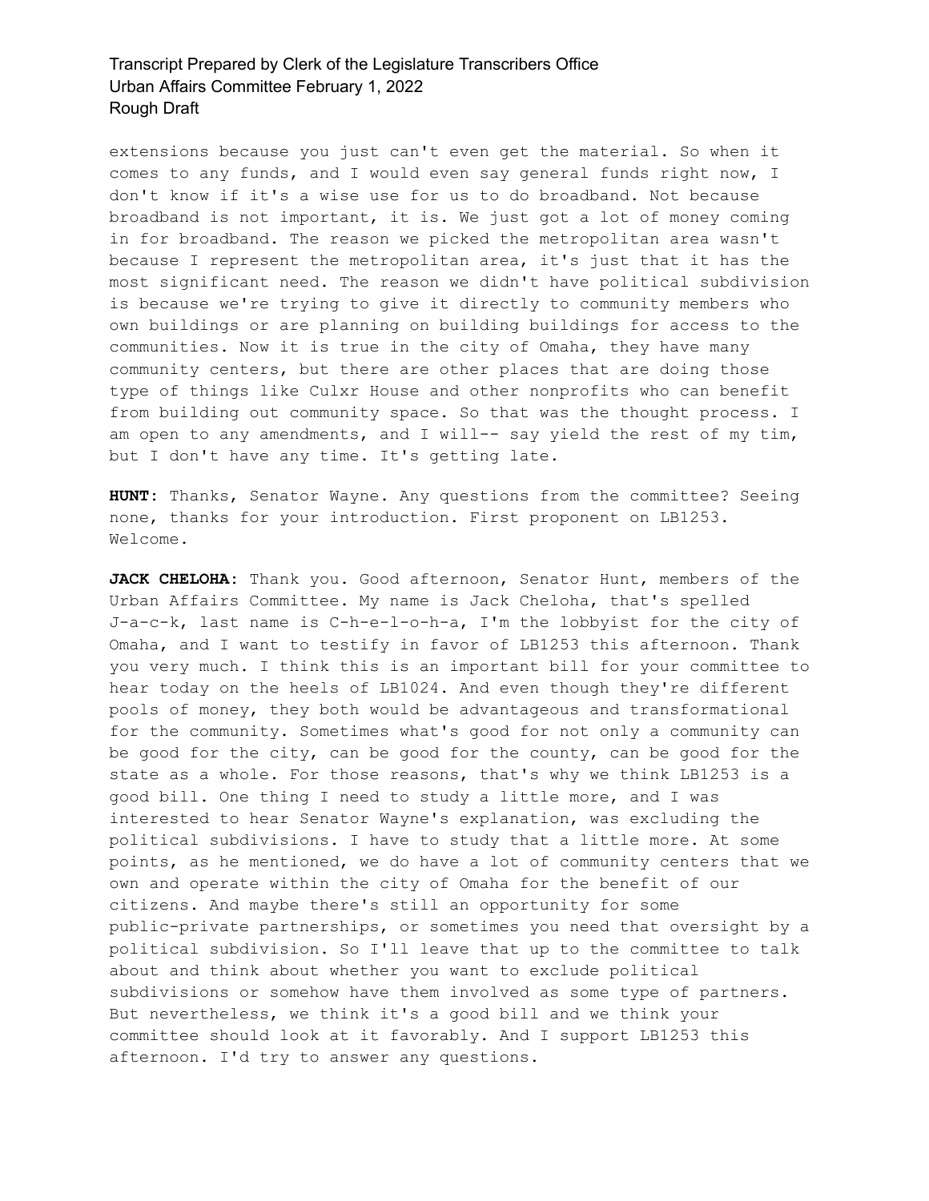extensions because you just can't even get the material. So when it comes to any funds, and I would even say general funds right now, I don't know if it's a wise use for us to do broadband. Not because broadband is not important, it is. We just got a lot of money coming in for broadband. The reason we picked the metropolitan area wasn't because I represent the metropolitan area, it's just that it has the most significant need. The reason we didn't have political subdivision is because we're trying to give it directly to community members who own buildings or are planning on building buildings for access to the communities. Now it is true in the city of Omaha, they have many community centers, but there are other places that are doing those type of things like Culxr House and other nonprofits who can benefit from building out community space. So that was the thought process. I am open to any amendments, and I will-- say yield the rest of my tim, but I don't have any time. It's getting late.

**HUNT:** Thanks, Senator Wayne. Any questions from the committee? Seeing none, thanks for your introduction. First proponent on LB1253. Welcome.

**JACK CHELOHA:** Thank you. Good afternoon, Senator Hunt, members of the Urban Affairs Committee. My name is Jack Cheloha, that's spelled J-a-c-k, last name is C-h-e-l-o-h-a, I'm the lobbyist for the city of Omaha, and I want to testify in favor of LB1253 this afternoon. Thank you very much. I think this is an important bill for your committee to hear today on the heels of LB1024. And even though they're different pools of money, they both would be advantageous and transformational for the community. Sometimes what's good for not only a community can be good for the city, can be good for the county, can be good for the state as a whole. For those reasons, that's why we think LB1253 is a good bill. One thing I need to study a little more, and I was interested to hear Senator Wayne's explanation, was excluding the political subdivisions. I have to study that a little more. At some points, as he mentioned, we do have a lot of community centers that we own and operate within the city of Omaha for the benefit of our citizens. And maybe there's still an opportunity for some public-private partnerships, or sometimes you need that oversight by a political subdivision. So I'll leave that up to the committee to talk about and think about whether you want to exclude political subdivisions or somehow have them involved as some type of partners. But nevertheless, we think it's a good bill and we think your committee should look at it favorably. And I support LB1253 this afternoon. I'd try to answer any questions.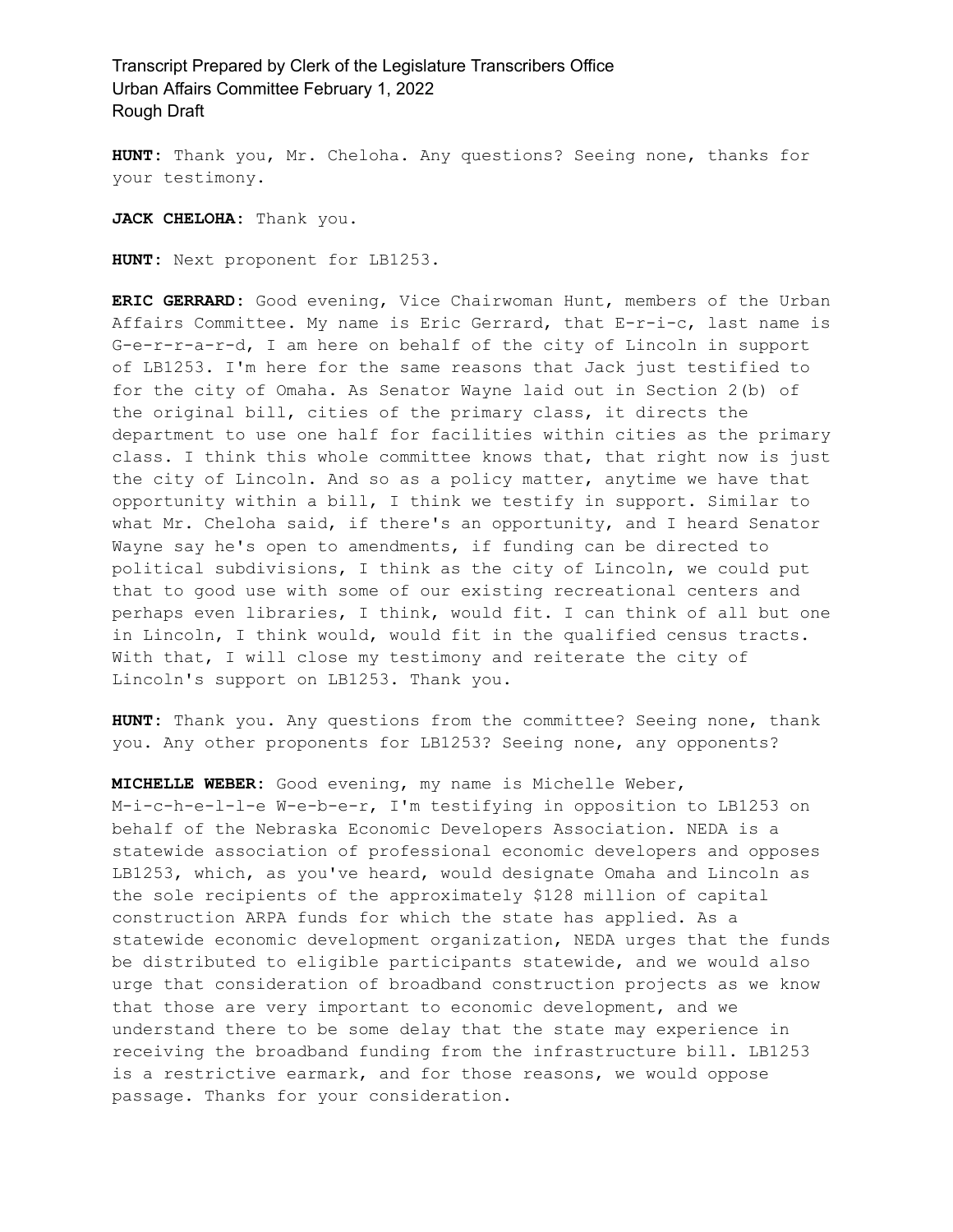**HUNT:** Thank you, Mr. Cheloha. Any questions? Seeing none, thanks for your testimony.

**JACK CHELOHA:** Thank you.

**HUNT:** Next proponent for LB1253.

**ERIC GERRARD:** Good evening, Vice Chairwoman Hunt, members of the Urban Affairs Committee. My name is Eric Gerrard, that E-r-i-c, last name is G-e-r-r-a-r-d, I am here on behalf of the city of Lincoln in support of LB1253. I'm here for the same reasons that Jack just testified to for the city of Omaha. As Senator Wayne laid out in Section 2(b) of the original bill, cities of the primary class, it directs the department to use one half for facilities within cities as the primary class. I think this whole committee knows that, that right now is just the city of Lincoln. And so as a policy matter, anytime we have that opportunity within a bill, I think we testify in support. Similar to what Mr. Cheloha said, if there's an opportunity, and I heard Senator Wayne say he's open to amendments, if funding can be directed to political subdivisions, I think as the city of Lincoln, we could put that to good use with some of our existing recreational centers and perhaps even libraries, I think, would fit. I can think of all but one in Lincoln, I think would, would fit in the qualified census tracts. With that, I will close my testimony and reiterate the city of Lincoln's support on LB1253. Thank you.

**HUNT:** Thank you. Any questions from the committee? Seeing none, thank you. Any other proponents for LB1253? Seeing none, any opponents?

**MICHELLE WEBER:** Good evening, my name is Michelle Weber, M-i-c-h-e-l-l-e W-e-b-e-r, I'm testifying in opposition to LB1253 on behalf of the Nebraska Economic Developers Association. NEDA is a statewide association of professional economic developers and opposes LB1253, which, as you've heard, would designate Omaha and Lincoln as the sole recipients of the approximately $128 million of capital construction ARPA funds for which the state has applied. As a statewide economic development organization, NEDA urges that the funds be distributed to eligible participants statewide, and we would also urge that consideration of broadband construction projects as we know that those are very important to economic development, and we understand there to be some delay that the state may experience in receiving the broadband funding from the infrastructure bill. LB1253 is a restrictive earmark, and for those reasons, we would oppose passage. Thanks for your consideration.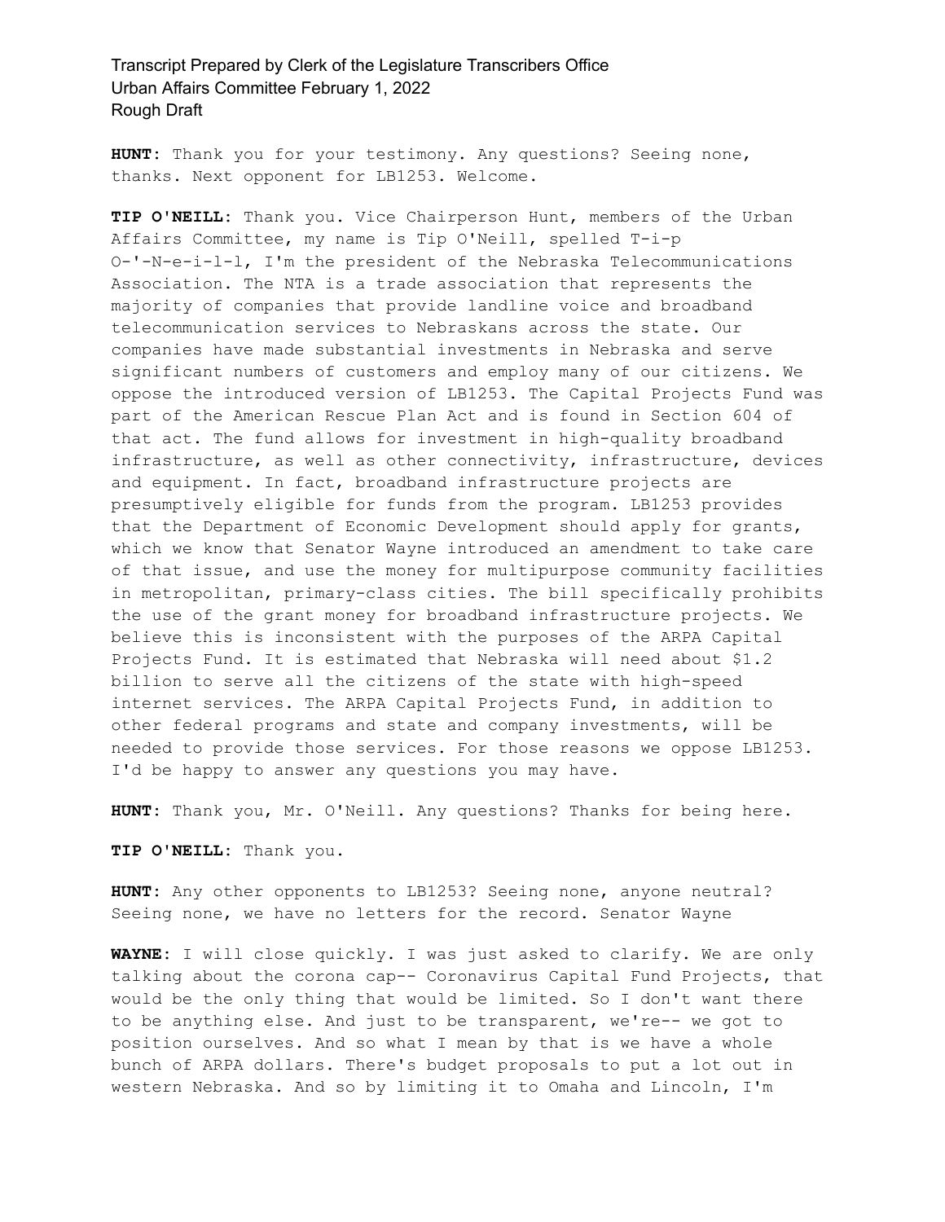**HUNT:** Thank you for your testimony. Any questions? Seeing none, thanks. Next opponent for LB1253. Welcome.

**TIP O'NEILL:** Thank you. Vice Chairperson Hunt, members of the Urban Affairs Committee, my name is Tip O'Neill, spelled T-i-p O-'-N-e-i-l-l, I'm the president of the Nebraska Telecommunications Association. The NTA is a trade association that represents the majority of companies that provide landline voice and broadband telecommunication services to Nebraskans across the state. Our companies have made substantial investments in Nebraska and serve significant numbers of customers and employ many of our citizens. We oppose the introduced version of LB1253. The Capital Projects Fund was part of the American Rescue Plan Act and is found in Section 604 of that act. The fund allows for investment in high-quality broadband infrastructure, as well as other connectivity, infrastructure, devices and equipment. In fact, broadband infrastructure projects are presumptively eligible for funds from the program. LB1253 provides that the Department of Economic Development should apply for grants, which we know that Senator Wayne introduced an amendment to take care of that issue, and use the money for multipurpose community facilities in metropolitan, primary-class cities. The bill specifically prohibits the use of the grant money for broadband infrastructure projects. We believe this is inconsistent with the purposes of the ARPA Capital Projects Fund. It is estimated that Nebraska will need about $1.2 billion to serve all the citizens of the state with high-speed internet services. The ARPA Capital Projects Fund, in addition to other federal programs and state and company investments, will be needed to provide those services. For those reasons we oppose LB1253. I'd be happy to answer any questions you may have.

**HUNT:** Thank you, Mr. O'Neill. Any questions? Thanks for being here.

**TIP O'NEILL:** Thank you.

**HUNT:** Any other opponents to LB1253? Seeing none, anyone neutral? Seeing none, we have no letters for the record. Senator Wayne

**WAYNE:** I will close quickly. I was just asked to clarify. We are only talking about the corona cap-- Coronavirus Capital Fund Projects, that would be the only thing that would be limited. So I don't want there to be anything else. And just to be transparent, we're-- we got to position ourselves. And so what I mean by that is we have a whole bunch of ARPA dollars. There's budget proposals to put a lot out in western Nebraska. And so by limiting it to Omaha and Lincoln, I'm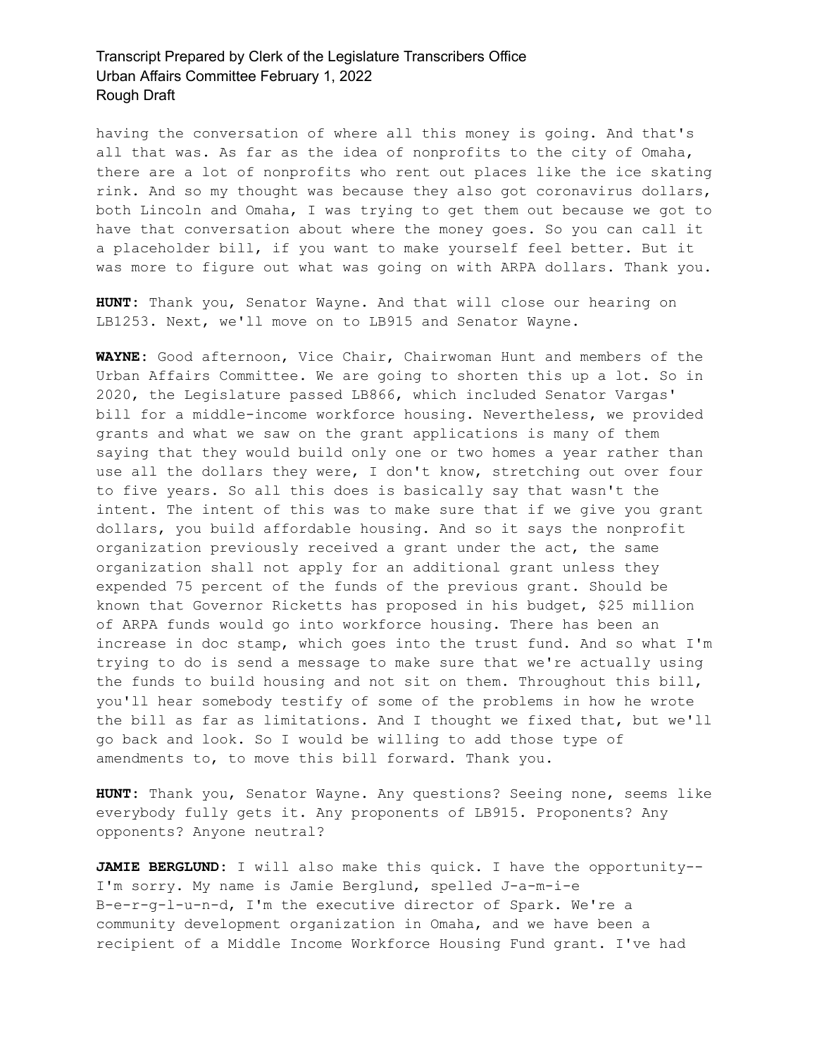having the conversation of where all this money is going. And that's all that was. As far as the idea of nonprofits to the city of Omaha, there are a lot of nonprofits who rent out places like the ice skating rink. And so my thought was because they also got coronavirus dollars, both Lincoln and Omaha, I was trying to get them out because we got to have that conversation about where the money goes. So you can call it a placeholder bill, if you want to make yourself feel better. But it was more to figure out what was going on with ARPA dollars. Thank you.

**HUNT:** Thank you, Senator Wayne. And that will close our hearing on LB1253. Next, we'll move on to LB915 and Senator Wayne.

**WAYNE:** Good afternoon, Vice Chair, Chairwoman Hunt and members of the Urban Affairs Committee. We are going to shorten this up a lot. So in 2020, the Legislature passed LB866, which included Senator Vargas' bill for a middle-income workforce housing. Nevertheless, we provided grants and what we saw on the grant applications is many of them saying that they would build only one or two homes a year rather than use all the dollars they were, I don't know, stretching out over four to five years. So all this does is basically say that wasn't the intent. The intent of this was to make sure that if we give you grant dollars, you build affordable housing. And so it says the nonprofit organization previously received a grant under the act, the same organization shall not apply for an additional grant unless they expended 75 percent of the funds of the previous grant. Should be known that Governor Ricketts has proposed in his budget, $25 million of ARPA funds would go into workforce housing. There has been an increase in doc stamp, which goes into the trust fund. And so what I'm trying to do is send a message to make sure that we're actually using the funds to build housing and not sit on them. Throughout this bill, you'll hear somebody testify of some of the problems in how he wrote the bill as far as limitations. And I thought we fixed that, but we'll go back and look. So I would be willing to add those type of amendments to, to move this bill forward. Thank you.

**HUNT:** Thank you, Senator Wayne. Any questions? Seeing none, seems like everybody fully gets it. Any proponents of LB915. Proponents? Any opponents? Anyone neutral?

**JAMIE BERGLUND:** I will also make this quick. I have the opportunity-- I'm sorry. My name is Jamie Berglund, spelled J-a-m-i-e B-e-r-g-l-u-n-d, I'm the executive director of Spark. We're a community development organization in Omaha, and we have been a recipient of a Middle Income Workforce Housing Fund grant. I've had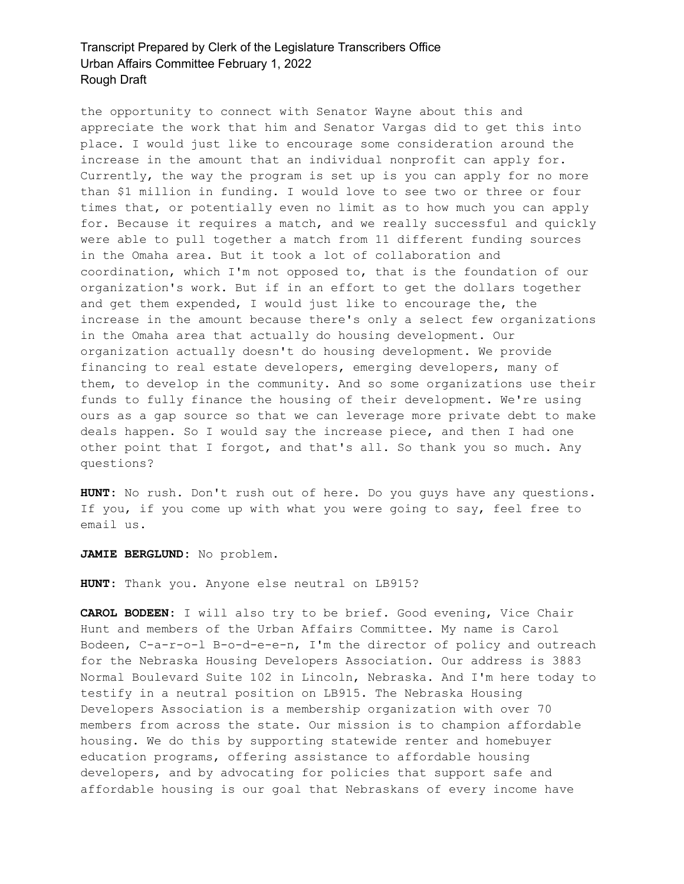the opportunity to connect with Senator Wayne about this and appreciate the work that him and Senator Vargas did to get this into place. I would just like to encourage some consideration around the increase in the amount that an individual nonprofit can apply for. Currently, the way the program is set up is you can apply for no more than $1 million in funding. I would love to see two or three or four times that, or potentially even no limit as to how much you can apply for. Because it requires a match, and we really successful and quickly were able to pull together a match from 11 different funding sources in the Omaha area. But it took a lot of collaboration and coordination, which I'm not opposed to, that is the foundation of our organization's work. But if in an effort to get the dollars together and get them expended, I would just like to encourage the, the increase in the amount because there's only a select few organizations in the Omaha area that actually do housing development. Our organization actually doesn't do housing development. We provide financing to real estate developers, emerging developers, many of them, to develop in the community. And so some organizations use their funds to fully finance the housing of their development. We're using ours as a gap source so that we can leverage more private debt to make deals happen. So I would say the increase piece, and then I had one other point that I forgot, and that's all. So thank you so much. Any questions?

**HUNT:** No rush. Don't rush out of here. Do you guys have any questions. If you, if you come up with what you were going to say, feel free to email us.

**JAMIE BERGLUND:** No problem.

**HUNT:** Thank you. Anyone else neutral on LB915?

**CAROL BODEEN:** I will also try to be brief. Good evening, Vice Chair Hunt and members of the Urban Affairs Committee. My name is Carol Bodeen, C-a-r-o-l B-o-d-e-e-n, I'm the director of policy and outreach for the Nebraska Housing Developers Association. Our address is 3883 Normal Boulevard Suite 102 in Lincoln, Nebraska. And I'm here today to testify in a neutral position on LB915. The Nebraska Housing Developers Association is a membership organization with over 70 members from across the state. Our mission is to champion affordable housing. We do this by supporting statewide renter and homebuyer education programs, offering assistance to affordable housing developers, and by advocating for policies that support safe and affordable housing is our goal that Nebraskans of every income have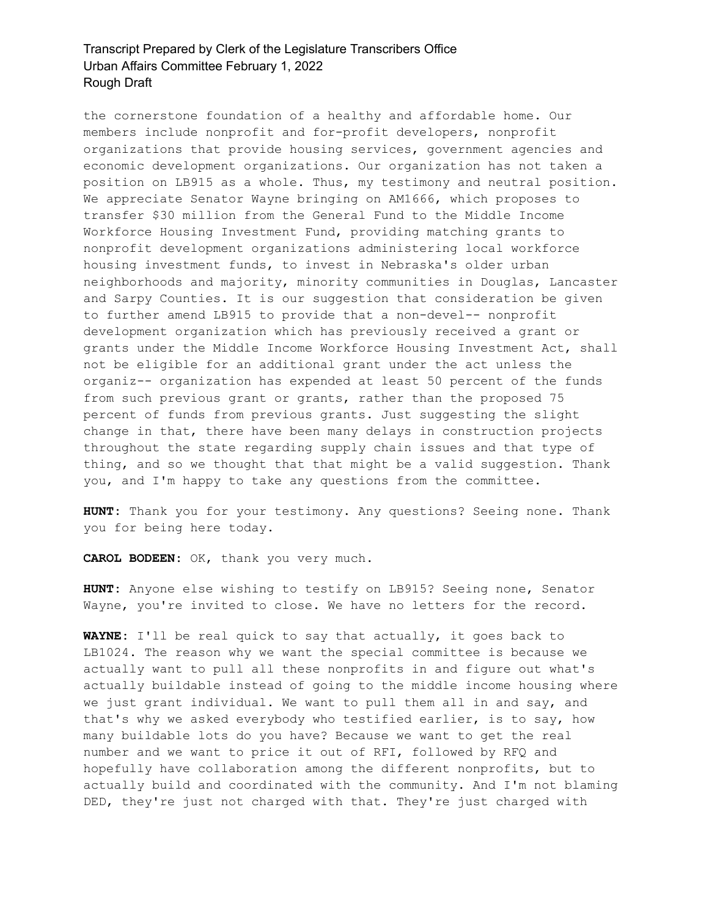the cornerstone foundation of a healthy and affordable home. Our members include nonprofit and for-profit developers, nonprofit organizations that provide housing services, government agencies and economic development organizations. Our organization has not taken a position on LB915 as a whole. Thus, my testimony and neutral position. We appreciate Senator Wayne bringing on AM1666, which proposes to transfer $30 million from the General Fund to the Middle Income Workforce Housing Investment Fund, providing matching grants to nonprofit development organizations administering local workforce housing investment funds, to invest in Nebraska's older urban neighborhoods and majority, minority communities in Douglas, Lancaster and Sarpy Counties. It is our suggestion that consideration be given to further amend LB915 to provide that a non-devel-- nonprofit development organization which has previously received a grant or grants under the Middle Income Workforce Housing Investment Act, shall not be eligible for an additional grant under the act unless the organiz-- organization has expended at least 50 percent of the funds from such previous grant or grants, rather than the proposed 75 percent of funds from previous grants. Just suggesting the slight change in that, there have been many delays in construction projects throughout the state regarding supply chain issues and that type of thing, and so we thought that that might be a valid suggestion. Thank you, and I'm happy to take any questions from the committee.

**HUNT:** Thank you for your testimony. Any questions? Seeing none. Thank you for being here today.

**CAROL BODEEN:** OK, thank you very much.

**HUNT:** Anyone else wishing to testify on LB915? Seeing none, Senator Wayne, you're invited to close. We have no letters for the record.

**WAYNE:** I'll be real quick to say that actually, it goes back to LB1024. The reason why we want the special committee is because we actually want to pull all these nonprofits in and figure out what's actually buildable instead of going to the middle income housing where we just grant individual. We want to pull them all in and say, and that's why we asked everybody who testified earlier, is to say, how many buildable lots do you have? Because we want to get the real number and we want to price it out of RFI, followed by RFQ and hopefully have collaboration among the different nonprofits, but to actually build and coordinated with the community. And I'm not blaming DED, they're just not charged with that. They're just charged with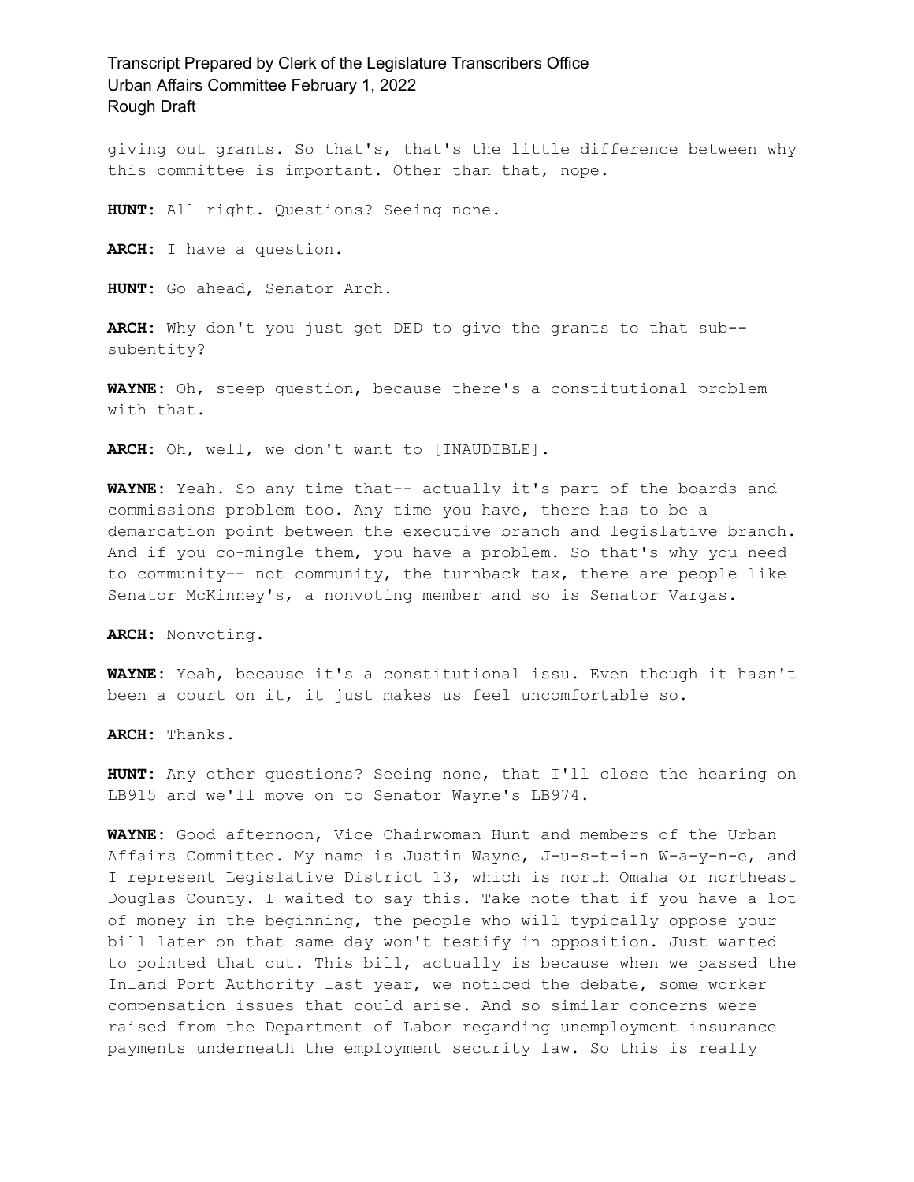giving out grants. So that's, that's the little difference between why this committee is important. Other than that, nope.

**HUNT:** All right. Questions? Seeing none.

**ARCH:** I have a question.

**HUNT:** Go ahead, Senator Arch.

**ARCH:** Why don't you just get DED to give the grants to that sub-- subentity?

**WAYNE:** Oh, steep question, because there's a constitutional problem with that.

**ARCH:** Oh, well, we don't want to [INAUDIBLE].

**WAYNE:** Yeah. So any time that-- actually it's part of the boards and commissions problem too. Any time you have, there has to be a demarcation point between the executive branch and legislative branch. And if you co-mingle them, you have a problem. So that's why you need to community-- not community, the turnback tax, there are people like Senator McKinney's, a nonvoting member and so is Senator Vargas.

**ARCH:** Nonvoting.

**WAYNE:** Yeah, because it's a constitutional issu. Even though it hasn't been a court on it, it just makes us feel uncomfortable so.

**ARCH:** Thanks.

**HUNT:** Any other questions? Seeing none, that I'll close the hearing on LB915 and we'll move on to Senator Wayne's LB974.

**WAYNE:** Good afternoon, Vice Chairwoman Hunt and members of the Urban Affairs Committee. My name is Justin Wayne, J-u-s-t-i-n W-a-y-n-e, and I represent Legislative District 13, which is north Omaha or northeast Douglas County. I waited to say this. Take note that if you have a lot of money in the beginning, the people who will typically oppose your bill later on that same day won't testify in opposition. Just wanted to pointed that out. This bill, actually is because when we passed the Inland Port Authority last year, we noticed the debate, some worker compensation issues that could arise. And so similar concerns were raised from the Department of Labor regarding unemployment insurance payments underneath the employment security law. So this is really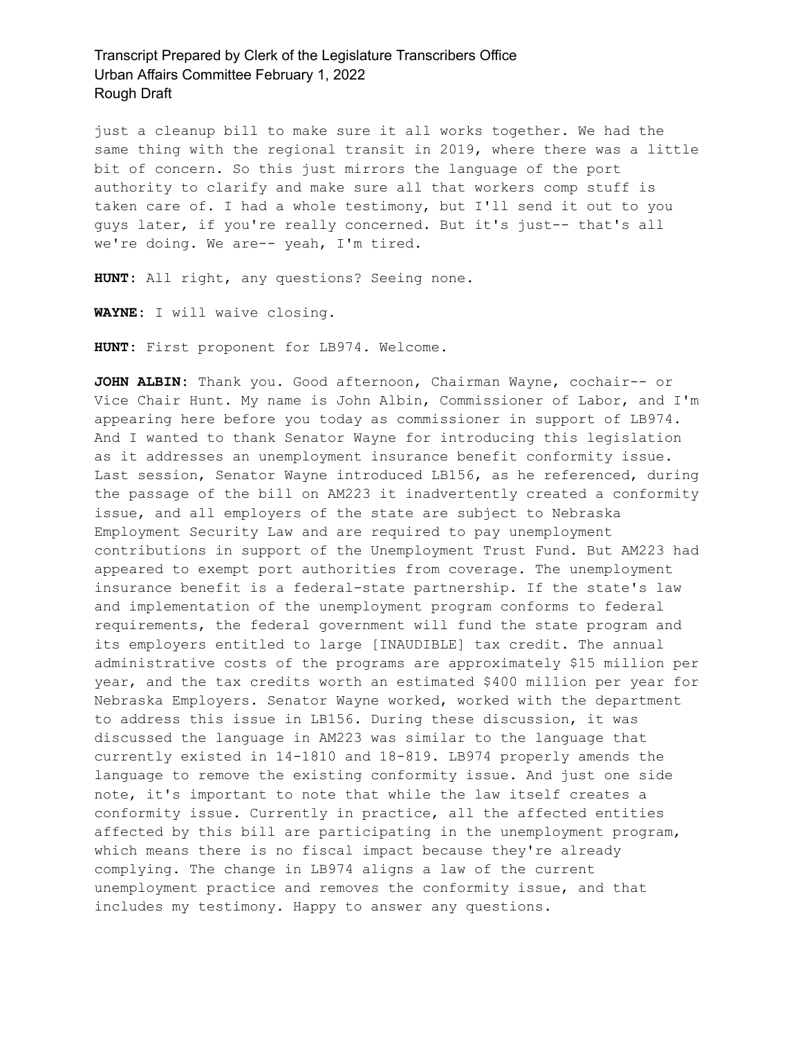just a cleanup bill to make sure it all works together. We had the same thing with the regional transit in 2019, where there was a little bit of concern. So this just mirrors the language of the port authority to clarify and make sure all that workers comp stuff is taken care of. I had a whole testimony, but I'll send it out to you guys later, if you're really concerned. But it's just-- that's all we're doing. We are-- yeah, I'm tired.

**HUNT:** All right, any questions? Seeing none.

**WAYNE:** I will waive closing.

**HUNT:** First proponent for LB974. Welcome.

**JOHN ALBIN:** Thank you. Good afternoon, Chairman Wayne, cochair-- or Vice Chair Hunt. My name is John Albin, Commissioner of Labor, and I'm appearing here before you today as commissioner in support of LB974. And I wanted to thank Senator Wayne for introducing this legislation as it addresses an unemployment insurance benefit conformity issue. Last session, Senator Wayne introduced LB156, as he referenced, during the passage of the bill on AM223 it inadvertently created a conformity issue, and all employers of the state are subject to Nebraska Employment Security Law and are required to pay unemployment contributions in support of the Unemployment Trust Fund. But AM223 had appeared to exempt port authorities from coverage. The unemployment insurance benefit is a federal-state partnership. If the state's law and implementation of the unemployment program conforms to federal requirements, the federal government will fund the state program and its employers entitled to large [INAUDIBLE] tax credit. The annual administrative costs of the programs are approximately $15 million per year, and the tax credits worth an estimated $400 million per year for Nebraska Employers. Senator Wayne worked, worked with the department to address this issue in LB156. During these discussion, it was discussed the language in AM223 was similar to the language that currently existed in 14-1810 and 18-819. LB974 properly amends the language to remove the existing conformity issue. And just one side note, it's important to note that while the law itself creates a conformity issue. Currently in practice, all the affected entities affected by this bill are participating in the unemployment program, which means there is no fiscal impact because they're already complying. The change in LB974 aligns a law of the current unemployment practice and removes the conformity issue, and that includes my testimony. Happy to answer any questions.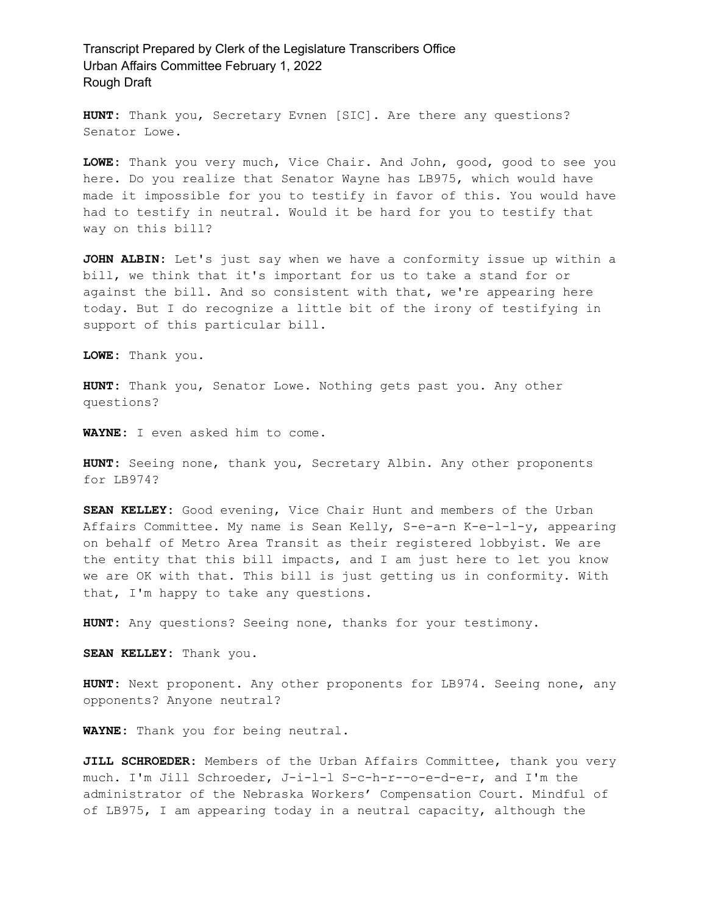**HUNT:** Thank you, Secretary Evnen [SIC]. Are there any questions? Senator Lowe.

**LOWE:** Thank you very much, Vice Chair. And John, good, good to see you here. Do you realize that Senator Wayne has LB975, which would have made it impossible for you to testify in favor of this. You would have had to testify in neutral. Would it be hard for you to testify that way on this bill?

**JOHN ALBIN:** Let's just say when we have a conformity issue up within a bill, we think that it's important for us to take a stand for or against the bill. And so consistent with that, we're appearing here today. But I do recognize a little bit of the irony of testifying in support of this particular bill.

**LOWE:** Thank you.

**HUNT:** Thank you, Senator Lowe. Nothing gets past you. Any other questions?

**WAYNE:** I even asked him to come.

**HUNT:** Seeing none, thank you, Secretary Albin. Any other proponents for LB974?

**SEAN KELLEY:** Good evening, Vice Chair Hunt and members of the Urban Affairs Committee. My name is Sean Kelly, S-e-a-n K-e-l-l-y, appearing on behalf of Metro Area Transit as their registered lobbyist. We are the entity that this bill impacts, and I am just here to let you know we are OK with that. This bill is just getting us in conformity. With that, I'm happy to take any questions.

**HUNT:** Any questions? Seeing none, thanks for your testimony.

**SEAN KELLEY:** Thank you.

**HUNT:** Next proponent. Any other proponents for LB974. Seeing none, any opponents? Anyone neutral?

**WAYNE:** Thank you for being neutral.

**JILL SCHROEDER:** Members of the Urban Affairs Committee, thank you very much. I'm Jill Schroeder, J-i-l-l S-c-h-r--o-e-d-e-r, and I'm the administrator of the Nebraska Workers' Compensation Court. Mindful of of LB975, I am appearing today in a neutral capacity, although the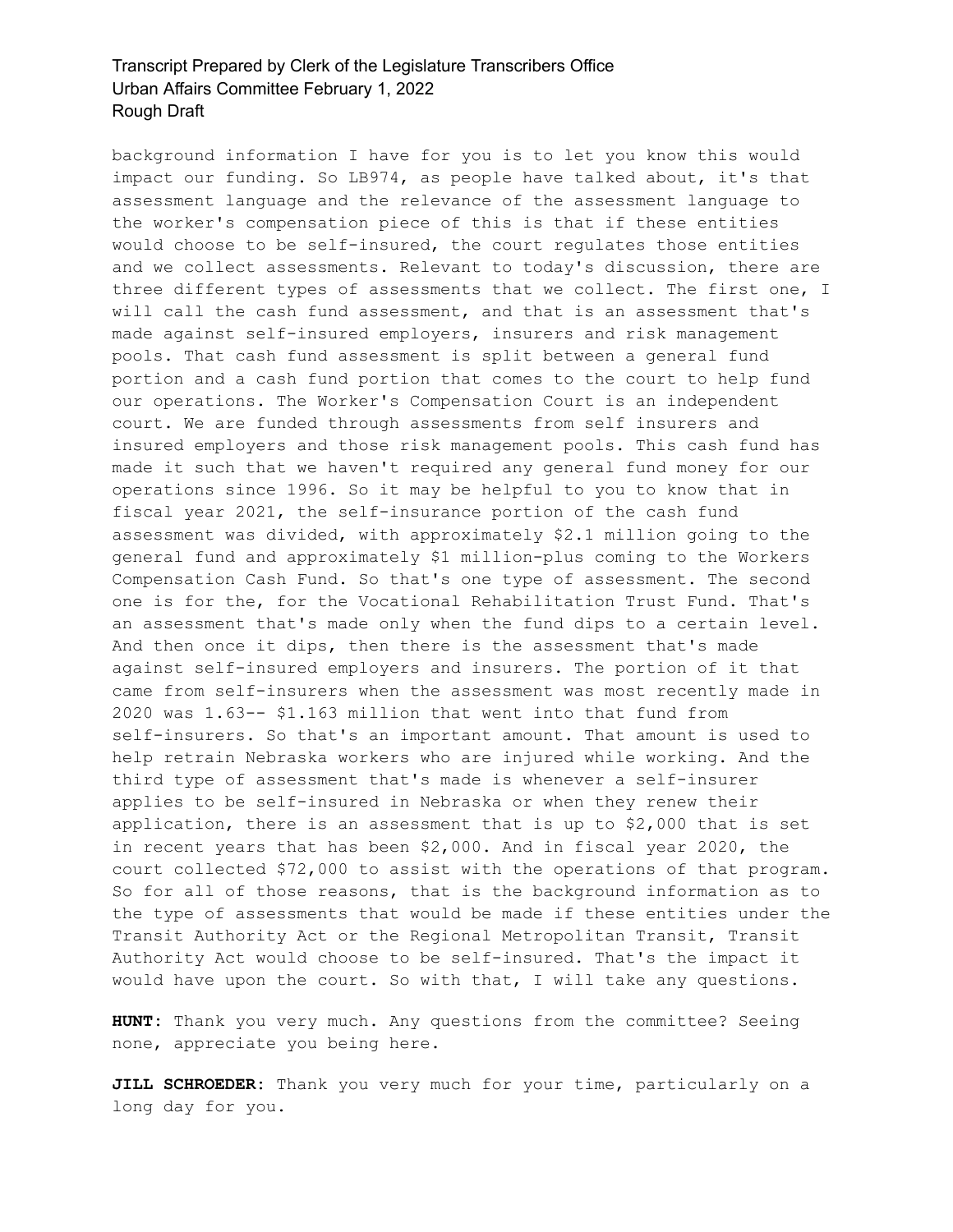background information I have for you is to let you know this would impact our funding. So LB974, as people have talked about, it's that assessment language and the relevance of the assessment language to the worker's compensation piece of this is that if these entities would choose to be self-insured, the court regulates those entities and we collect assessments. Relevant to today's discussion, there are three different types of assessments that we collect. The first one, I will call the cash fund assessment, and that is an assessment that's made against self-insured employers, insurers and risk management pools. That cash fund assessment is split between a general fund portion and a cash fund portion that comes to the court to help fund our operations. The Worker's Compensation Court is an independent court. We are funded through assessments from self insurers and insured employers and those risk management pools. This cash fund has made it such that we haven't required any general fund money for our operations since 1996. So it may be helpful to you to know that in fiscal year 2021, the self-insurance portion of the cash fund assessment was divided, with approximately $2.1 million going to the general fund and approximately $1 million-plus coming to the Workers Compensation Cash Fund. So that's one type of assessment. The second one is for the, for the Vocational Rehabilitation Trust Fund. That's an assessment that's made only when the fund dips to a certain level. And then once it dips, then there is the assessment that's made against self-insured employers and insurers. The portion of it that came from self-insurers when the assessment was most recently made in 2020 was 1.63-- $1.163 million that went into that fund from self-insurers. So that's an important amount. That amount is used to help retrain Nebraska workers who are injured while working. And the third type of assessment that's made is whenever a self-insurer applies to be self-insured in Nebraska or when they renew their application, there is an assessment that is up to $2,000 that is set in recent years that has been $2,000. And in fiscal year 2020, the court collected $72,000 to assist with the operations of that program. So for all of those reasons, that is the background information as to the type of assessments that would be made if these entities under the Transit Authority Act or the Regional Metropolitan Transit, Transit Authority Act would choose to be self-insured. That's the impact it would have upon the court. So with that, I will take any questions.

**HUNT:** Thank you very much. Any questions from the committee? Seeing none, appreciate you being here.

**JILL SCHROEDER:** Thank you very much for your time, particularly on a long day for you.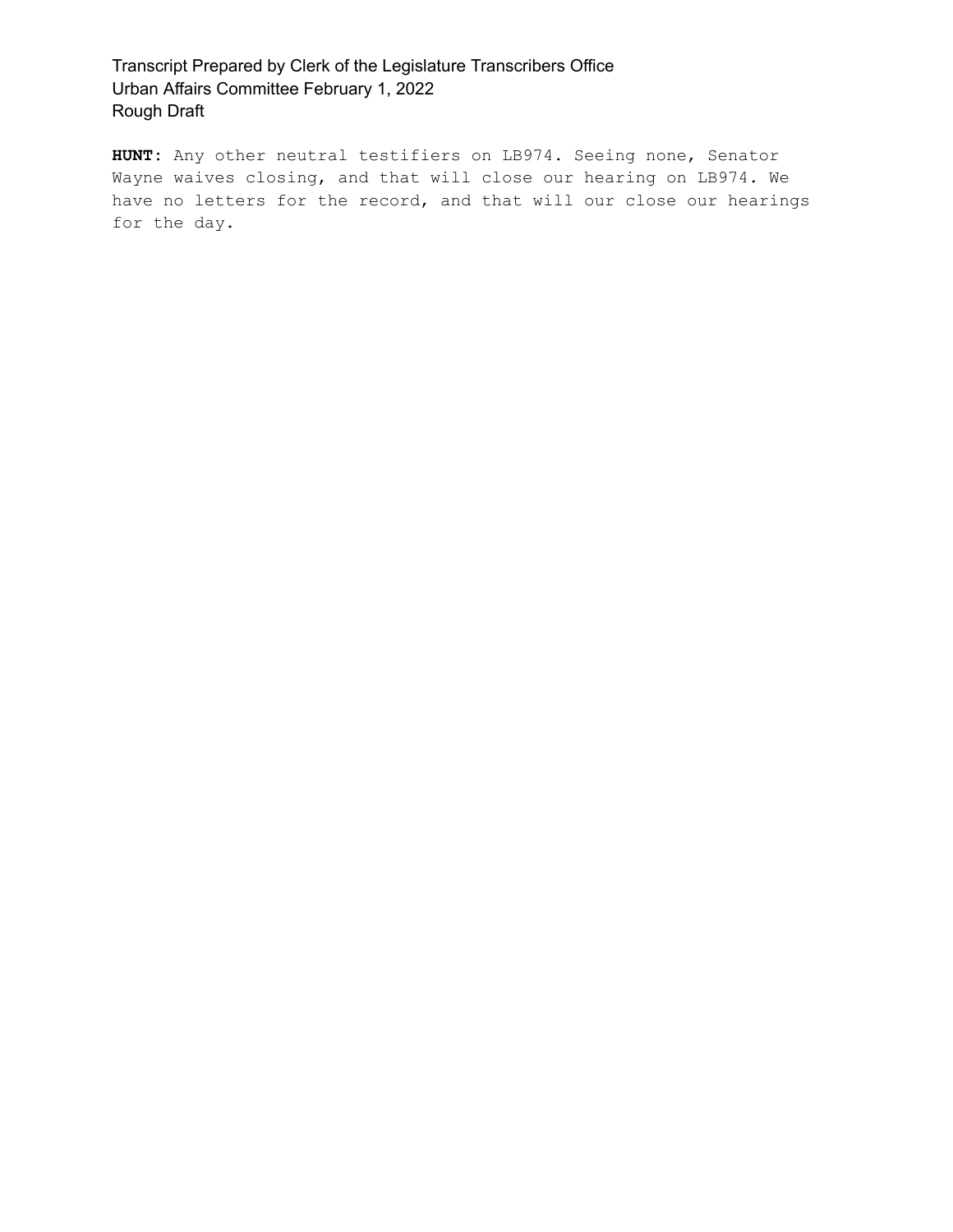**HUNT:** Any other neutral testifiers on LB974. Seeing none, Senator Wayne waives closing, and that will close our hearing on LB974. We have no letters for the record, and that will our close our hearings for the day.